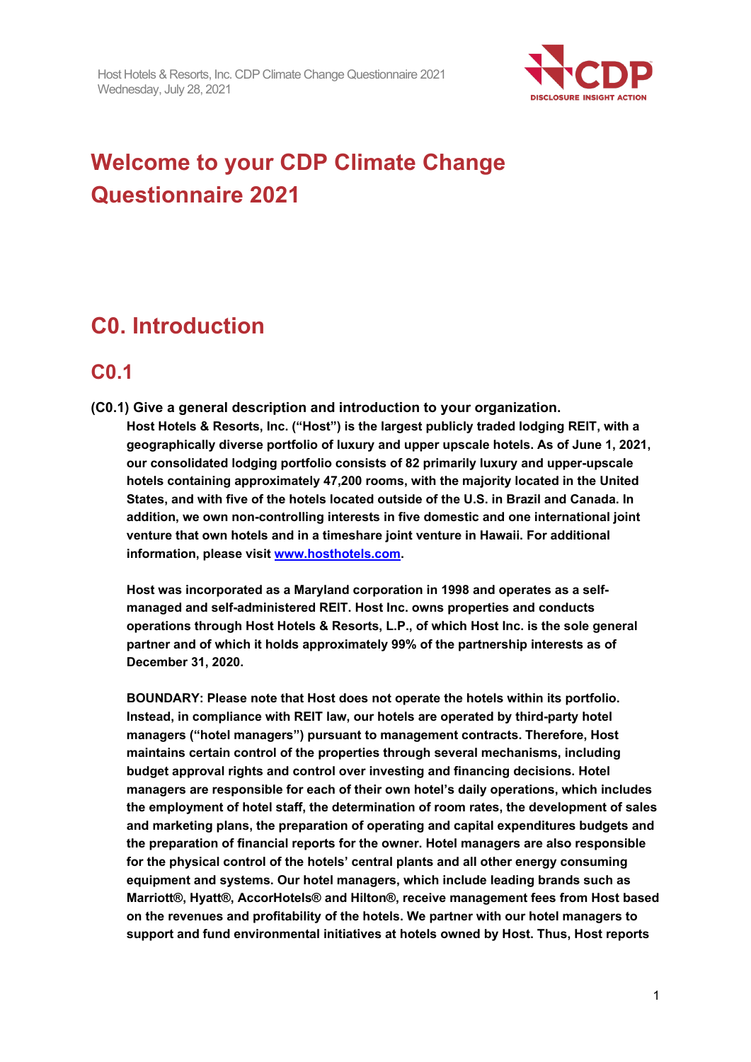# Welcome to your CDP Climate Change Questionnaire 2021

## C0. Introduction

### C0.1

**(C0.1) Give a general description and introduction to your organization.**

**Host Hotels & Resorts, Inc. ("Host") is the largest publicly traded lodging REIT, with a geographically diverse portfolio of luxury and upper upscale hotels. As of June 1, 2021, our consolidated lodging portfolio consists of 82 primarily luxury and upper-upscale hotels containing approximately 47,200 rooms, with the majority located in the United States, and with five of the hotels located outside of the U.S. in Brazil and Canada. In addition, we own non-controlling interests in five domestic and one international joint venture that own hotels and in a timeshare joint venture in Hawaii. For additional information, please visit [www.hosthotels.com](http://www.hosthotels.com).**

**Host was incorporated as a Maryland corporation in 1998 and operates as a self-managed and self-administered REIT. Host Inc. owns properties and conducts operations through Host Hotels & Resorts, L.P., of which Host Inc. is the sole general partner and of which it holds approximately 99% of the partnership interests as of December 31, 2020.**

**BOUNDARY: Please note that Host does not operate the hotels within its portfolio. Instead, in compliance with REIT law, our hotels are operated by third-party hotel managers ("hotel managers") pursuant to management contracts. Therefore, Host maintains certain control of the properties through several mechanisms, including budget approval rights and control over investing and financing decisions. Hotel managers are responsible for each of their own hotel's daily operations, which includes the employment of hotel staff, the determination of room rates, the development of sales and marketing plans, the preparation of operating and capital expenditures budgets and the preparation of financial reports for the owner. Hotel managers are also responsible for the physical control of the hotels' central plants and all other energy consuming equipment and systems. Our hotel managers, which include leading brands such as Marriott®, Hyatt®, AccorHotels® and Hilton®, receive management fees from Host based on the revenues and profitability of the hotels. We partner with our hotel managers to support and fund environmental initiatives at hotels owned by Host. Thus, Host reports**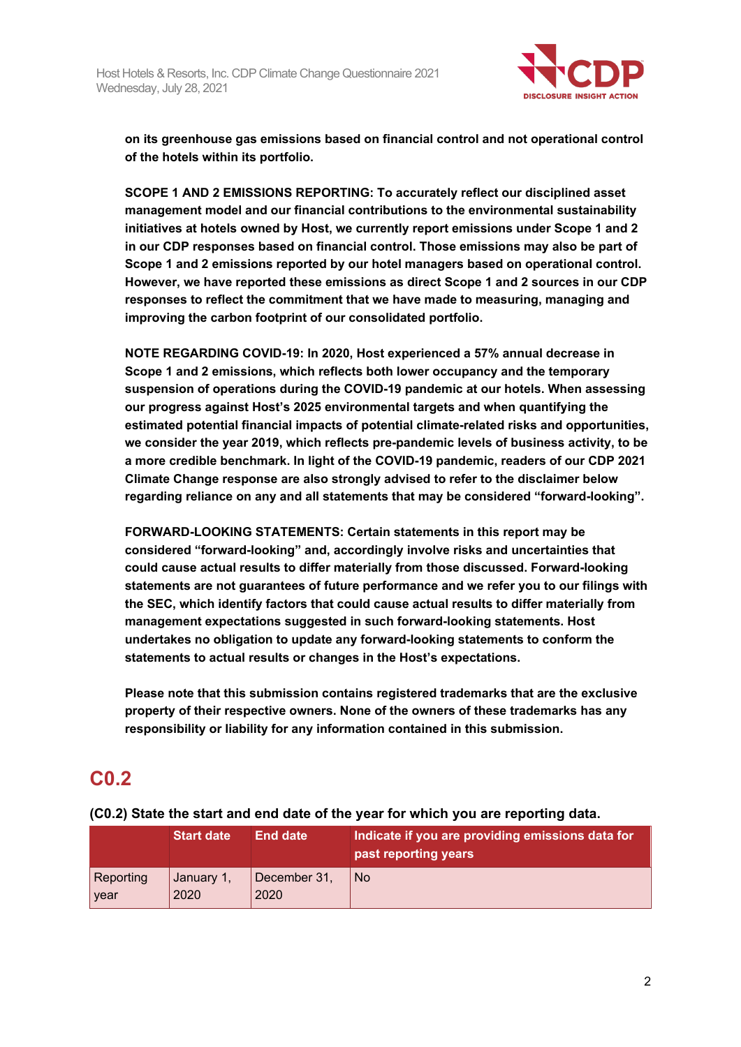**on its greenhouse gas emissions based on financial control and not operational control of the hotels within its portfolio.**

**SCOPE 1 AND 2 EMISSIONS REPORTING: To accurately reflect our disciplined asset management model and our financial contributions to the environmental sustainability initiatives at hotels owned by Host, we currently report emissions under Scope 1 and 2 in our CDP responses based on financial control. Those emissions may also be part of Scope 1 and 2 emissions reported by our hotel managers based on operational control. However, we have reported these emissions as direct Scope 1 and 2 sources in our CDP responses to reflect the commitment that we have made to measuring, managing and improving the carbon footprint of our consolidated portfolio.**

**NOTE REGARDING COVID-19: In 2020, Host experienced a 57% annual decrease in Scope 1 and 2 emissions, which reflects both lower occupancy and the temporary suspension of operations during the COVID-19 pandemic at our hotels. When assessing our progress against Host's 2025 environmental targets and when quantifying the estimated potential financial impacts of potential climate-related risks and opportunities, we consider the year 2019, which reflects pre-pandemic levels of business activity, to be a more credible benchmark. In light of the COVID-19 pandemic, readers of our CDP 2021 Climate Change response are also strongly advised to refer to the disclaimer below regarding reliance on any and all statements that may be considered "forward-looking".**

**FORWARD-LOOKING STATEMENTS: Certain statements in this report may be considered "forward-looking" and, accordingly involve risks and uncertainties that could cause actual results to differ materially from those discussed. Forward-looking statements are not guarantees of future performance and we refer you to our filings with the SEC, which identify factors that could cause actual results to differ materially from management expectations suggested in such forward-looking statements. Host undertakes no obligation to update any forward-looking statements to conform the statements to actual results or changes in the Host's expectations.**

**Please note that this submission contains registered trademarks that are the exclusive property of their respective owners. None of the owners of these trademarks has any responsibility or liability for any information contained in this submission.**

## C0.2

**(C0.2) State the start and end date of the year for which you are reporting data.**

| | Start date | End date | Indicate if you are providing emissions data for past reporting years |
|---|---|---|---|
| Reporting year | January 1, 2020 | December 31, 2020 | No |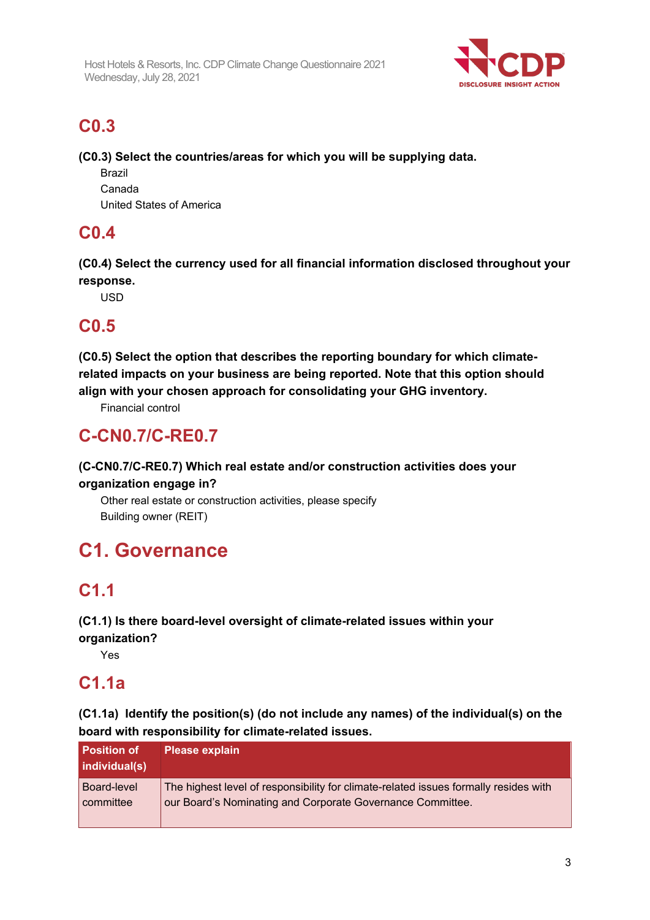## C0.3

**(C0.3) Select the countries/areas for which you will be supplying data.**

Brazil
Canada
United States of America

## C0.4

**(C0.4) Select the currency used for all financial information disclosed throughout your response.**

USD

## C0.5

**(C0.5) Select the option that describes the reporting boundary for which climate-related impacts on your business are being reported. Note that this option should align with your chosen approach for consolidating your GHG inventory.**

Financial control

## C-CN0.7/C-RE0.7

**(C-CN0.7/C-RE0.7) Which real estate and/or construction activities does your organization engage in?**

Other real estate or construction activities, please specify
Building owner (REIT)

# C1. Governance

## C1.1

**(C1.1) Is there board-level oversight of climate-related issues within your organization?**

Yes

## C1.1a

**(C1.1a) Identify the position(s) (do not include any names) of the individual(s) on the board with responsibility for climate-related issues.**

| Position of individual(s) | Please explain |
|---|---|
| Board-level committee | The highest level of responsibility for climate-related issues formally resides with our Board's Nominating and Corporate Governance Committee. |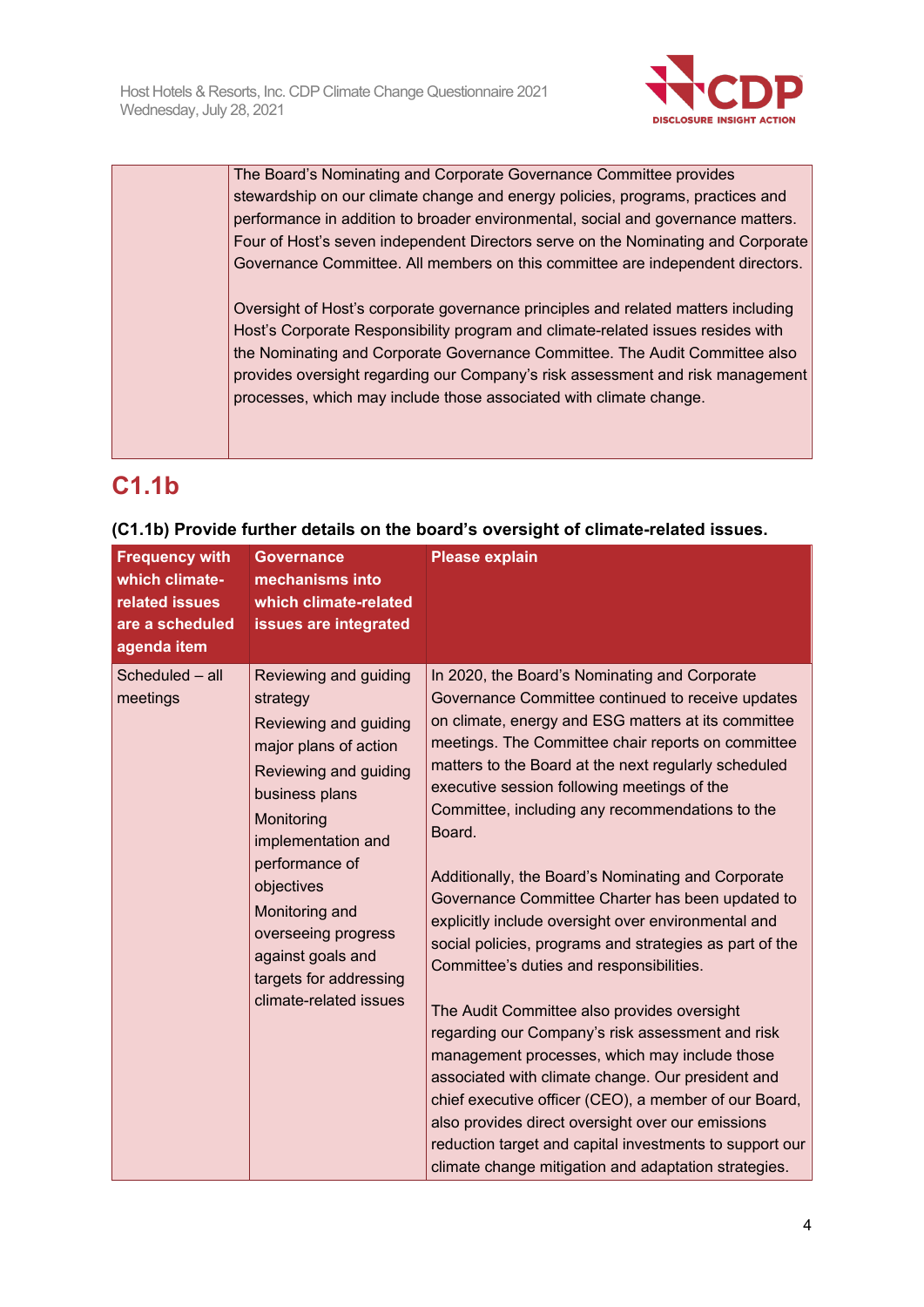| | |
|---|---|
| | The Board's Nominating and Corporate Governance Committee provides stewardship on our climate change and energy policies, programs, practices and performance in addition to broader environmental, social and governance matters. Four of Host's seven independent Directors serve on the Nominating and Corporate Governance Committee. All members on this committee are independent directors.<br><br>Oversight of Host's corporate governance principles and related matters including Host's Corporate Responsibility program and climate-related issues resides with the Nominating and Corporate Governance Committee. The Audit Committee also provides oversight regarding our Company's risk assessment and risk management processes, which may include those associated with climate change. |

## C1.1b

**(C1.1b) Provide further details on the board's oversight of climate-related issues.**

| Frequency with which climate-related issues are a scheduled agenda item | Governance mechanisms into which climate-related issues are integrated | Please explain |
|---|---|---|
| Scheduled – all meetings | Reviewing and guiding strategy<br>Reviewing and guiding major plans of action<br>Reviewing and guiding business plans<br>Monitoring implementation and performance of objectives<br>Monitoring and overseeing progress against goals and targets for addressing climate-related issues | In 2020, the Board's Nominating and Corporate Governance Committee continued to receive updates on climate, energy and ESG matters at its committee meetings. The Committee chair reports on committee matters to the Board at the next regularly scheduled executive session following meetings of the Committee, including any recommendations to the Board.<br><br>Additionally, the Board's Nominating and Corporate Governance Committee Charter has been updated to explicitly include oversight over environmental and social policies, programs and strategies as part of the Committee's duties and responsibilities.<br><br>The Audit Committee also provides oversight regarding our Company's risk assessment and risk management processes, which may include those associated with climate change. Our president and chief executive officer (CEO), a member of our Board, also provides direct oversight over our emissions reduction target and capital investments to support our climate change mitigation and adaptation strategies. |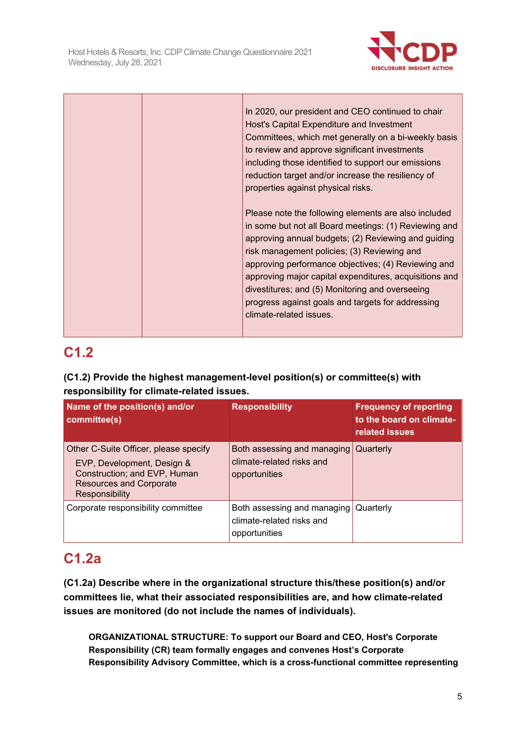|  |  | In 2020, our president and CEO continued to chair Host's Capital Expenditure and Investment Committees, which met generally on a bi-weekly basis to review and approve significant investments including those identified to support our emissions reduction target and/or increase the resiliency of properties against physical risks.<br><br>Please note the following elements are also included in some but not all Board meetings: (1) Reviewing and approving annual budgets; (2) Reviewing and guiding risk management policies; (3) Reviewing and approving performance objectives; (4) Reviewing and approving major capital expenditures, acquisitions and divestitures; and (5) Monitoring and overseeing progress against goals and targets for addressing climate-related issues. |
|---|---|---|

## C1.2

**(C1.2) Provide the highest management-level position(s) or committee(s) with responsibility for climate-related issues.**

| Name of the position(s) and/or committee(s) | Responsibility | Frequency of reporting to the board on climate-related issues |
|---|---|---|
| Other C-Suite Officer, please specify<br>EVP, Development, Design & Construction; and EVP, Human Resources and Corporate Responsibility | Both assessing and managing climate-related risks and opportunities | Quarterly |
| Corporate responsibility committee | Both assessing and managing climate-related risks and opportunities | Quarterly |

## C1.2a

**(C1.2a) Describe where in the organizational structure this/these position(s) and/or committees lie, what their associated responsibilities are, and how climate-related issues are monitored (do not include the names of individuals).**

**ORGANIZATIONAL STRUCTURE: To support our Board and CEO, Host's Corporate Responsibility (CR) team formally engages and convenes Host's Corporate Responsibility Advisory Committee, which is a cross-functional committee representing**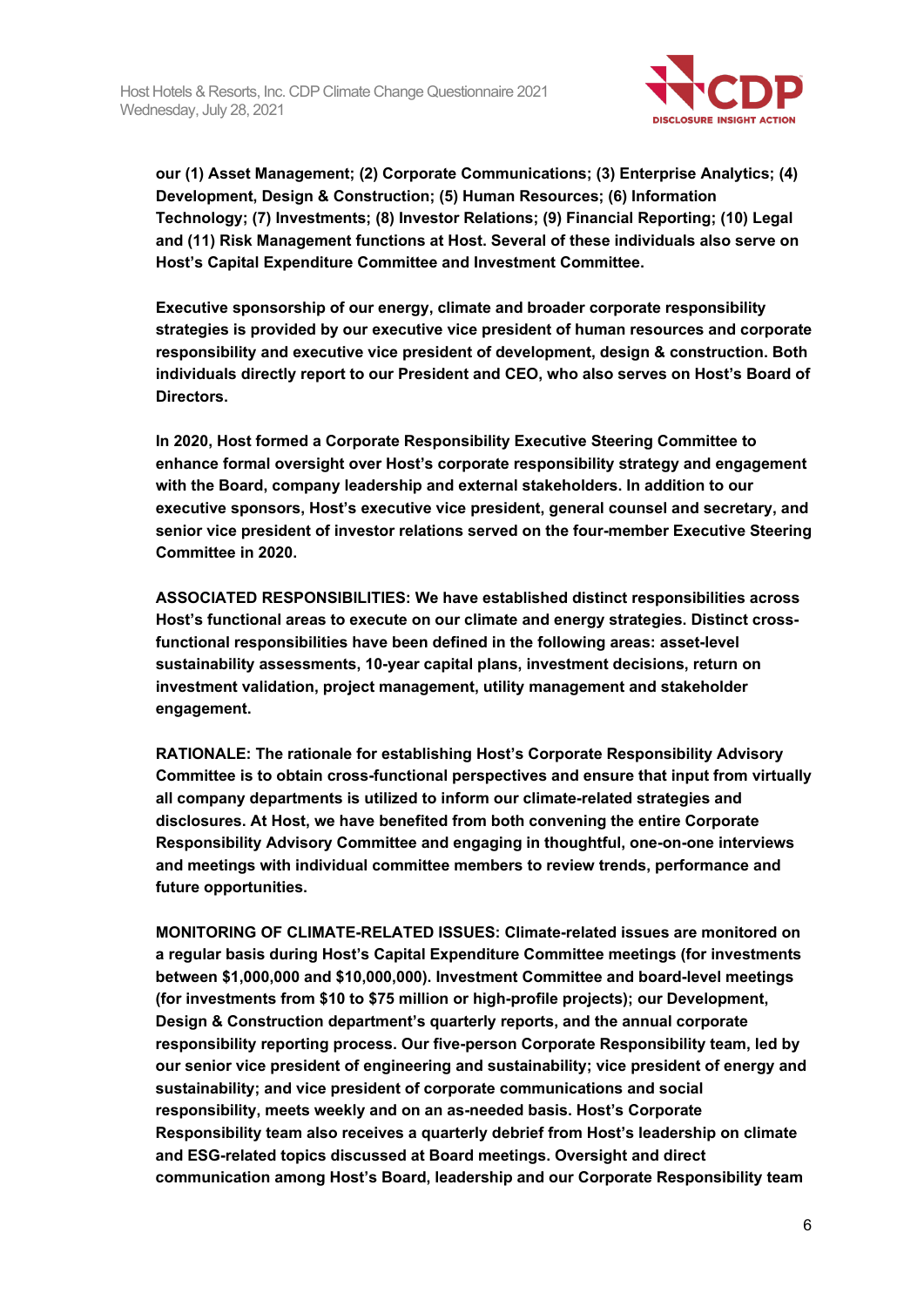**our (1) Asset Management; (2) Corporate Communications; (3) Enterprise Analytics; (4) Development, Design & Construction; (5) Human Resources; (6) Information Technology; (7) Investments; (8) Investor Relations; (9) Financial Reporting; (10) Legal and (11) Risk Management functions at Host. Several of these individuals also serve on Host's Capital Expenditure Committee and Investment Committee.**

**Executive sponsorship of our energy, climate and broader corporate responsibility strategies is provided by our executive vice president of human resources and corporate responsibility and executive vice president of development, design & construction. Both individuals directly report to our President and CEO, who also serves on Host's Board of Directors.**

**In 2020, Host formed a Corporate Responsibility Executive Steering Committee to enhance formal oversight over Host's corporate responsibility strategy and engagement with the Board, company leadership and external stakeholders. In addition to our executive sponsors, Host's executive vice president, general counsel and secretary, and senior vice president of investor relations served on the four-member Executive Steering Committee in 2020.**

**ASSOCIATED RESPONSIBILITIES: We have established distinct responsibilities across Host's functional areas to execute on our climate and energy strategies. Distinct cross-functional responsibilities have been defined in the following areas: asset-level sustainability assessments, 10-year capital plans, investment decisions, return on investment validation, project management, utility management and stakeholder engagement.**

**RATIONALE: The rationale for establishing Host's Corporate Responsibility Advisory Committee is to obtain cross-functional perspectives and ensure that input from virtually all company departments is utilized to inform our climate-related strategies and disclosures. At Host, we have benefited from both convening the entire Corporate Responsibility Advisory Committee and engaging in thoughtful, one-on-one interviews and meetings with individual committee members to review trends, performance and future opportunities.**

**MONITORING OF CLIMATE-RELATED ISSUES: Climate-related issues are monitored on a regular basis during Host's Capital Expenditure Committee meetings (for investments between $1,000,000 and $10,000,000). Investment Committee and board-level meetings (for investments from $10 to $75 million or high-profile projects); our Development, Design & Construction department's quarterly reports, and the annual corporate responsibility reporting process. Our five-person Corporate Responsibility team, led by our senior vice president of engineering and sustainability; vice president of energy and sustainability; and vice president of corporate communications and social responsibility, meets weekly and on an as-needed basis. Host's Corporate Responsibility team also receives a quarterly debrief from Host's leadership on climate and ESG-related topics discussed at Board meetings. Oversight and direct communication among Host's Board, leadership and our Corporate Responsibility team**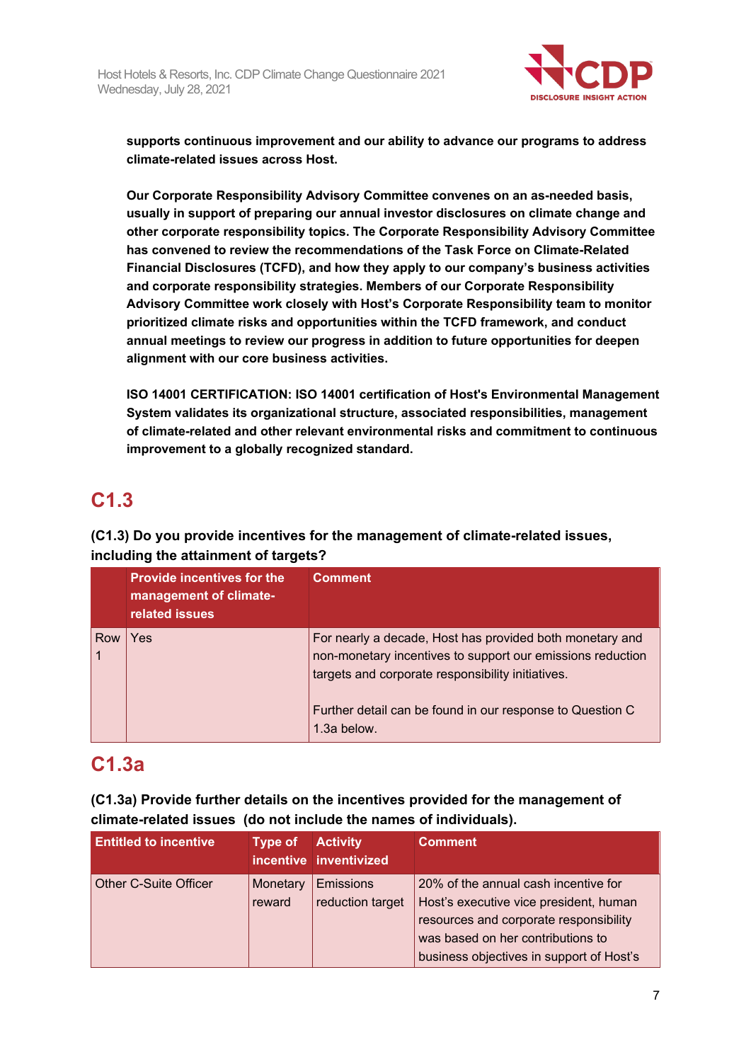**supports continuous improvement and our ability to advance our programs to address climate-related issues across Host.**

**Our Corporate Responsibility Advisory Committee convenes on an as-needed basis, usually in support of preparing our annual investor disclosures on climate change and other corporate responsibility topics. The Corporate Responsibility Advisory Committee has convened to review the recommendations of the Task Force on Climate-Related Financial Disclosures (TCFD), and how they apply to our company's business activities and corporate responsibility strategies. Members of our Corporate Responsibility Advisory Committee work closely with Host's Corporate Responsibility team to monitor prioritized climate risks and opportunities within the TCFD framework, and conduct annual meetings to review our progress in addition to future opportunities for deepen alignment with our core business activities.**

**ISO 14001 CERTIFICATION: ISO 14001 certification of Host's Environmental Management System validates its organizational structure, associated responsibilities, management of climate-related and other relevant environmental risks and commitment to continuous improvement to a globally recognized standard.**

## C1.3

**(C1.3) Do you provide incentives for the management of climate-related issues, including the attainment of targets?**

| | Provide incentives for the management of climate-related issues | Comment |
|---|---|---|
| Row 1 | Yes | For nearly a decade, Host has provided both monetary and non-monetary incentives to support our emissions reduction targets and corporate responsibility initiatives.<br><br>Further detail can be found in our response to Question C 1.3a below. |

## C1.3a

**(C1.3a) Provide further details on the incentives provided for the management of climate-related issues (do not include the names of individuals).**

| Entitled to incentive | Type of incentive | Activity inventivized | Comment |
|---|---|---|---|
| Other C-Suite Officer | Monetary reward | Emissions reduction target | 20% of the annual cash incentive for Host's executive vice president, human resources and corporate responsibility was based on her contributions to business objectives in support of Host's |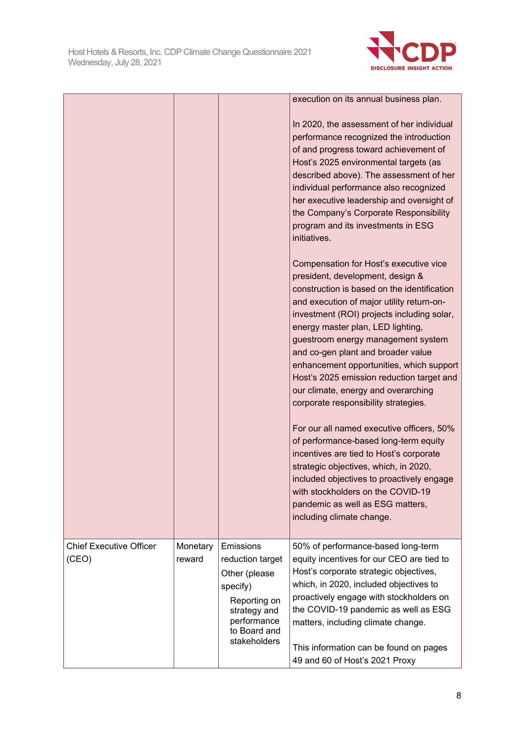| | | | |
|---|---|---|---|
| | | | execution on its annual business plan.<br><br>In 2020, the assessment of her individual performance recognized the introduction of and progress toward achievement of Host's 2025 environmental targets (as described above). The assessment of her individual performance also recognized her executive leadership and oversight of the Company's Corporate Responsibility program and its investments in ESG initiatives.<br><br>Compensation for Host's executive vice president, development, design & construction is based on the identification and execution of major utility return-on-investment (ROI) projects including solar, energy master plan, LED lighting, guestroom energy management system and co-gen plant and broader value enhancement opportunities, which support Host's 2025 emission reduction target and our climate, energy and overarching corporate responsibility strategies.<br><br>For our all named executive officers, 50% of performance-based long-term equity incentives are tied to Host's corporate strategic objectives, which, in 2020, included objectives to proactively engage with stockholders on the COVID-19 pandemic as well as ESG matters, including climate change. |
| Chief Executive Officer (CEO) | Monetary reward | Emissions reduction target<br>Other (please specify)<br>Reporting on strategy and performance to Board and stakeholders | 50% of performance-based long-term equity incentives for our CEO are tied to Host's corporate strategic objectives, which, in 2020, included objectives to proactively engage with stockholders on the COVID-19 pandemic as well as ESG matters, including climate change.<br><br>This information can be found on pages 49 and 60 of Host's 2021 Proxy |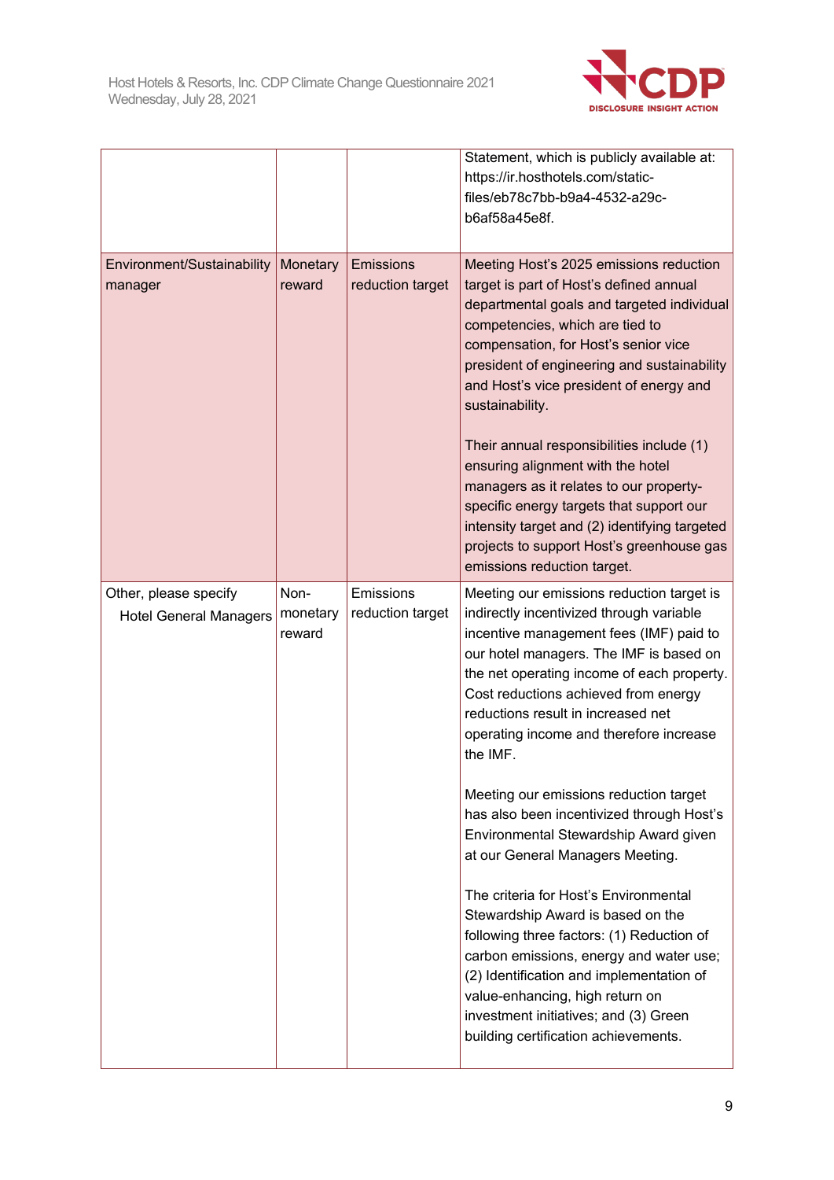| | | | |
|---|---|---|---|
| | | | Statement, which is publicly available at: https://ir.hosthotels.com/static-files/eb78c7bb-b9a4-4532-a29c-b6af58a45e8f. |
| Environment/Sustainability manager | Monetary reward | Emissions reduction target | Meeting Host's 2025 emissions reduction target is part of Host's defined annual departmental goals and targeted individual competencies, which are tied to compensation, for Host's senior vice president of engineering and sustainability and Host's vice president of energy and sustainability.<br><br>Their annual responsibilities include (1) ensuring alignment with the hotel managers as it relates to our property-specific energy targets that support our intensity target and (2) identifying targeted projects to support Host's greenhouse gas emissions reduction target. |
| Other, please specify<br>Hotel General Managers | Non-monetary reward | Emissions reduction target | Meeting our emissions reduction target is indirectly incentivized through variable incentive management fees (IMF) paid to our hotel managers. The IMF is based on the net operating income of each property. Cost reductions achieved from energy reductions result in increased net operating income and therefore increase the IMF.<br><br>Meeting our emissions reduction target has also been incentivized through Host's Environmental Stewardship Award given at our General Managers Meeting.<br><br>The criteria for Host's Environmental Stewardship Award is based on the following three factors: (1) Reduction of carbon emissions, energy and water use; (2) Identification and implementation of value-enhancing, high return on investment initiatives; and (3) Green building certification achievements. |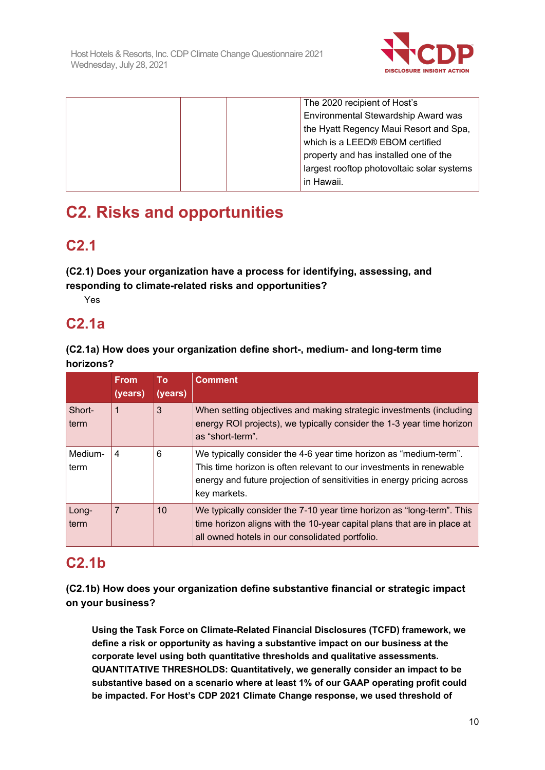| | | | The 2020 recipient of Host's Environmental Stewardship Award was the Hyatt Regency Maui Resort and Spa, which is a LEED® EBOM certified property and has installed one of the largest rooftop photovoltaic solar systems in Hawaii. |
|---|---|---|---|

# C2. Risks and opportunities

## C2.1

**(C2.1) Does your organization have a process for identifying, assessing, and responding to climate-related risks and opportunities?**

Yes

## C2.1a

**(C2.1a) How does your organization define short-, medium- and long-term time horizons?**

| | From (years) | To (years) | Comment |
|---|---|---|---|
| Short-term | 1 | 3 | When setting objectives and making strategic investments (including energy ROI projects), we typically consider the 1-3 year time horizon as "short-term". |
| Medium-term | 4 | 6 | We typically consider the 4-6 year time horizon as "medium-term". This time horizon is often relevant to our investments in renewable energy and future projection of sensitivities in energy pricing across key markets. |
| Long-term | 7 | 10 | We typically consider the 7-10 year time horizon as "long-term". This time horizon aligns with the 10-year capital plans that are in place at all owned hotels in our consolidated portfolio. |

## C2.1b

**(C2.1b) How does your organization define substantive financial or strategic impact on your business?**

**Using the Task Force on Climate-Related Financial Disclosures (TCFD) framework, we define a risk or opportunity as having a substantive impact on our business at the corporate level using both quantitative thresholds and qualitative assessments. QUANTITATIVE THRESHOLDS: Quantitatively, we generally consider an impact to be substantive based on a scenario where at least 1% of our GAAP operating profit could be impacted. For Host's CDP 2021 Climate Change response, we used threshold of**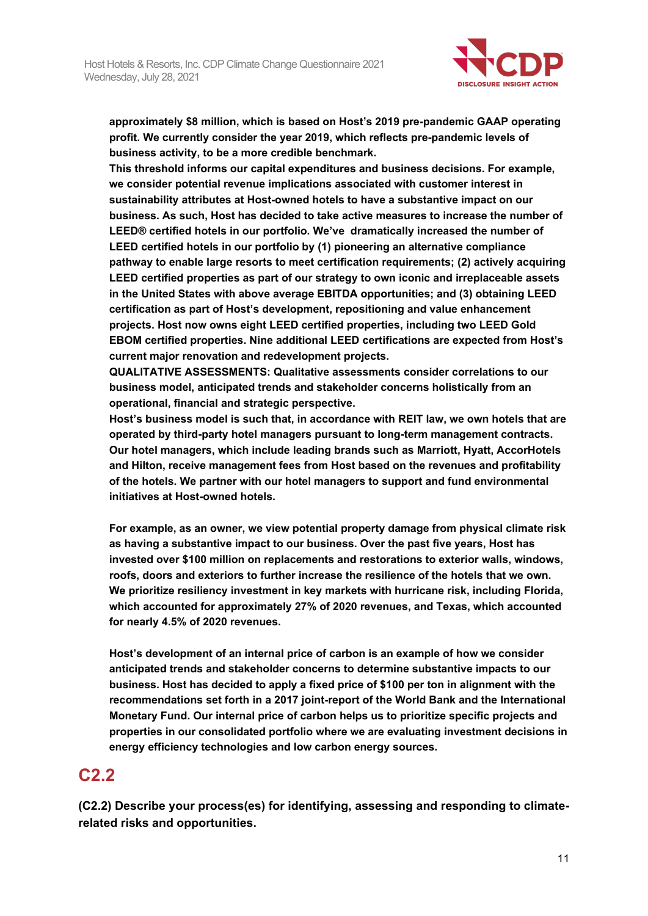**approximately $8 million, which is based on Host's 2019 pre-pandemic GAAP operating profit. We currently consider the year 2019, which reflects pre-pandemic levels of business activity, to be a more credible benchmark.**

**This threshold informs our capital expenditures and business decisions. For example, we consider potential revenue implications associated with customer interest in sustainability attributes at Host-owned hotels to have a substantive impact on our business. As such, Host has decided to take active measures to increase the number of LEED® certified hotels in our portfolio. We've dramatically increased the number of LEED certified hotels in our portfolio by (1) pioneering an alternative compliance pathway to enable large resorts to meet certification requirements; (2) actively acquiring LEED certified properties as part of our strategy to own iconic and irreplaceable assets in the United States with above average EBITDA opportunities; and (3) obtaining LEED certification as part of Host's development, repositioning and value enhancement projects. Host now owns eight LEED certified properties, including two LEED Gold EBOM certified properties. Nine additional LEED certifications are expected from Host's current major renovation and redevelopment projects.**

**QUALITATIVE ASSESSMENTS: Qualitative assessments consider correlations to our business model, anticipated trends and stakeholder concerns holistically from an operational, financial and strategic perspective.**

**Host's business model is such that, in accordance with REIT law, we own hotels that are operated by third-party hotel managers pursuant to long-term management contracts. Our hotel managers, which include leading brands such as Marriott, Hyatt, AccorHotels and Hilton, receive management fees from Host based on the revenues and profitability of the hotels. We partner with our hotel managers to support and fund environmental initiatives at Host-owned hotels.**

**For example, as an owner, we view potential property damage from physical climate risk as having a substantive impact to our business. Over the past five years, Host has invested over $100 million on replacements and restorations to exterior walls, windows, roofs, doors and exteriors to further increase the resilience of the hotels that we own. We prioritize resiliency investment in key markets with hurricane risk, including Florida, which accounted for approximately 27% of 2020 revenues, and Texas, which accounted for nearly 4.5% of 2020 revenues.**

**Host's development of an internal price of carbon is an example of how we consider anticipated trends and stakeholder concerns to determine substantive impacts to our business. Host has decided to apply a fixed price of $100 per ton in alignment with the recommendations set forth in a 2017 joint-report of the World Bank and the International Monetary Fund. Our internal price of carbon helps us to prioritize specific projects and properties in our consolidated portfolio where we are evaluating investment decisions in energy efficiency technologies and low carbon energy sources.**

## C2.2

**(C2.2) Describe your process(es) for identifying, assessing and responding to climate-related risks and opportunities.**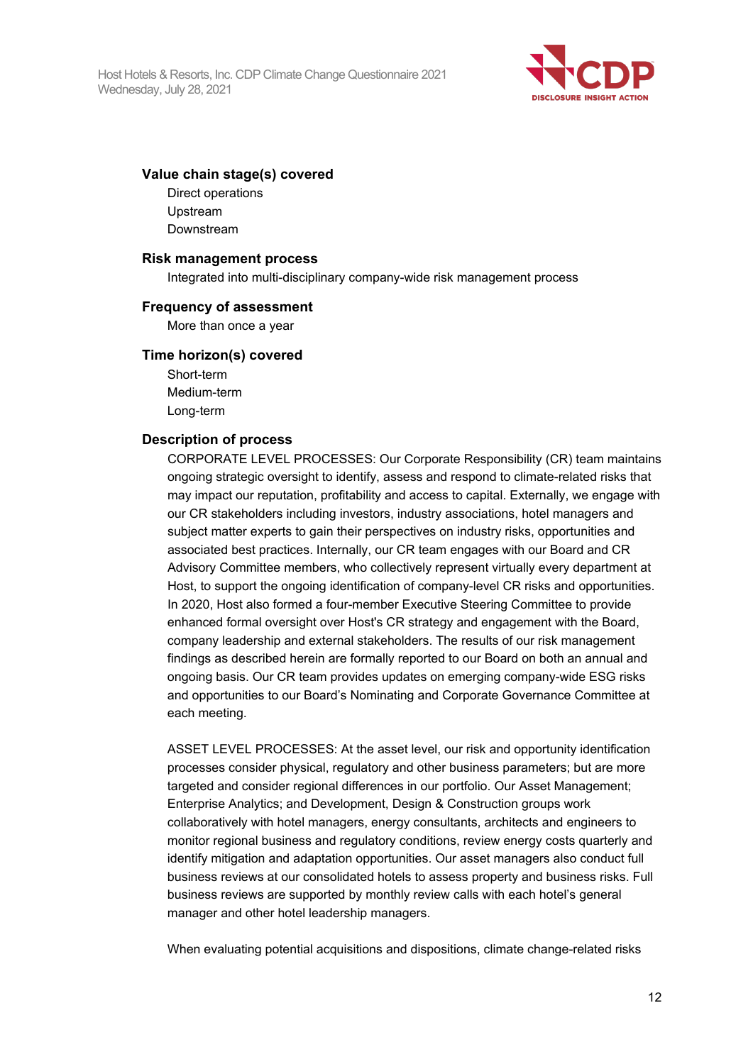**Value chain stage(s) covered**

Direct operations
Upstream
Downstream

**Risk management process**

Integrated into multi-disciplinary company-wide risk management process

**Frequency of assessment**

More than once a year

**Time horizon(s) covered**

Short-term
Medium-term
Long-term

**Description of process**

CORPORATE LEVEL PROCESSES: Our Corporate Responsibility (CR) team maintains ongoing strategic oversight to identify, assess and respond to climate-related risks that may impact our reputation, profitability and access to capital. Externally, we engage with our CR stakeholders including investors, industry associations, hotel managers and subject matter experts to gain their perspectives on industry risks, opportunities and associated best practices. Internally, our CR team engages with our Board and CR Advisory Committee members, who collectively represent virtually every department at Host, to support the ongoing identification of company-level CR risks and opportunities. In 2020, Host also formed a four-member Executive Steering Committee to provide enhanced formal oversight over Host's CR strategy and engagement with the Board, company leadership and external stakeholders. The results of our risk management findings as described herein are formally reported to our Board on both an annual and ongoing basis. Our CR team provides updates on emerging company-wide ESG risks and opportunities to our Board's Nominating and Corporate Governance Committee at each meeting.

ASSET LEVEL PROCESSES: At the asset level, our risk and opportunity identification processes consider physical, regulatory and other business parameters; but are more targeted and consider regional differences in our portfolio. Our Asset Management; Enterprise Analytics; and Development, Design & Construction groups work collaboratively with hotel managers, energy consultants, architects and engineers to monitor regional business and regulatory conditions, review energy costs quarterly and identify mitigation and adaptation opportunities. Our asset managers also conduct full business reviews at our consolidated hotels to assess property and business risks. Full business reviews are supported by monthly review calls with each hotel's general manager and other hotel leadership managers.

When evaluating potential acquisitions and dispositions, climate change-related risks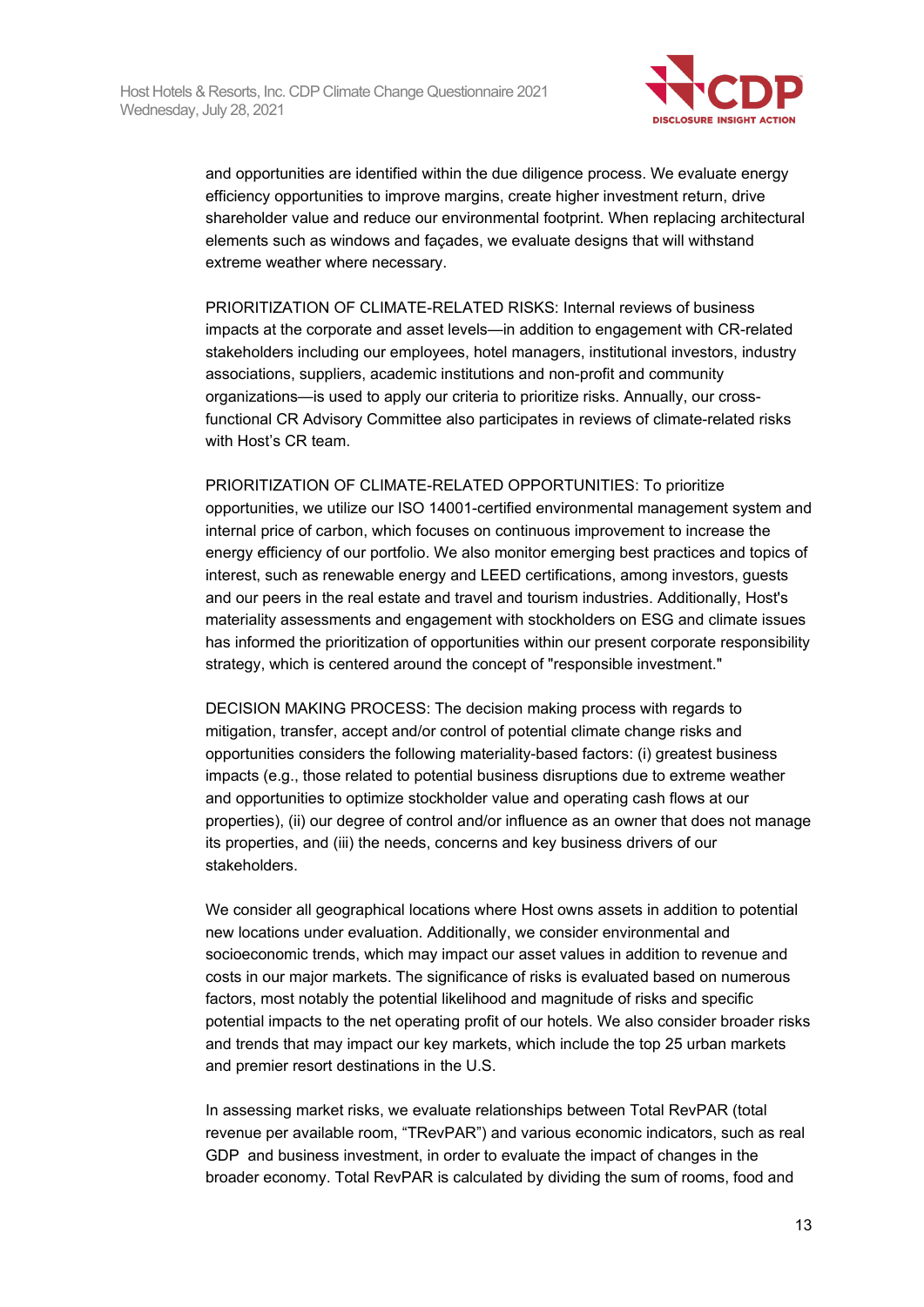and opportunities are identified within the due diligence process. We evaluate energy efficiency opportunities to improve margins, create higher investment return, drive shareholder value and reduce our environmental footprint. When replacing architectural elements such as windows and façades, we evaluate designs that will withstand extreme weather where necessary.

PRIORITIZATION OF CLIMATE-RELATED RISKS: Internal reviews of business impacts at the corporate and asset levels—in addition to engagement with CR-related stakeholders including our employees, hotel managers, institutional investors, industry associations, suppliers, academic institutions and non-profit and community organizations—is used to apply our criteria to prioritize risks. Annually, our cross-functional CR Advisory Committee also participates in reviews of climate-related risks with Host's CR team.

PRIORITIZATION OF CLIMATE-RELATED OPPORTUNITIES: To prioritize opportunities, we utilize our ISO 14001-certified environmental management system and internal price of carbon, which focuses on continuous improvement to increase the energy efficiency of our portfolio. We also monitor emerging best practices and topics of interest, such as renewable energy and LEED certifications, among investors, guests and our peers in the real estate and travel and tourism industries. Additionally, Host's materiality assessments and engagement with stockholders on ESG and climate issues has informed the prioritization of opportunities within our present corporate responsibility strategy, which is centered around the concept of "responsible investment."

DECISION MAKING PROCESS: The decision making process with regards to mitigation, transfer, accept and/or control of potential climate change risks and opportunities considers the following materiality-based factors: (i) greatest business impacts (e.g., those related to potential business disruptions due to extreme weather and opportunities to optimize stockholder value and operating cash flows at our properties), (ii) our degree of control and/or influence as an owner that does not manage its properties, and (iii) the needs, concerns and key business drivers of our stakeholders.

We consider all geographical locations where Host owns assets in addition to potential new locations under evaluation. Additionally, we consider environmental and socioeconomic trends, which may impact our asset values in addition to revenue and costs in our major markets. The significance of risks is evaluated based on numerous factors, most notably the potential likelihood and magnitude of risks and specific potential impacts to the net operating profit of our hotels. We also consider broader risks and trends that may impact our key markets, which include the top 25 urban markets and premier resort destinations in the U.S.

In assessing market risks, we evaluate relationships between Total RevPAR (total revenue per available room, "TRevPAR") and various economic indicators, such as real GDP and business investment, in order to evaluate the impact of changes in the broader economy. Total RevPAR is calculated by dividing the sum of rooms, food and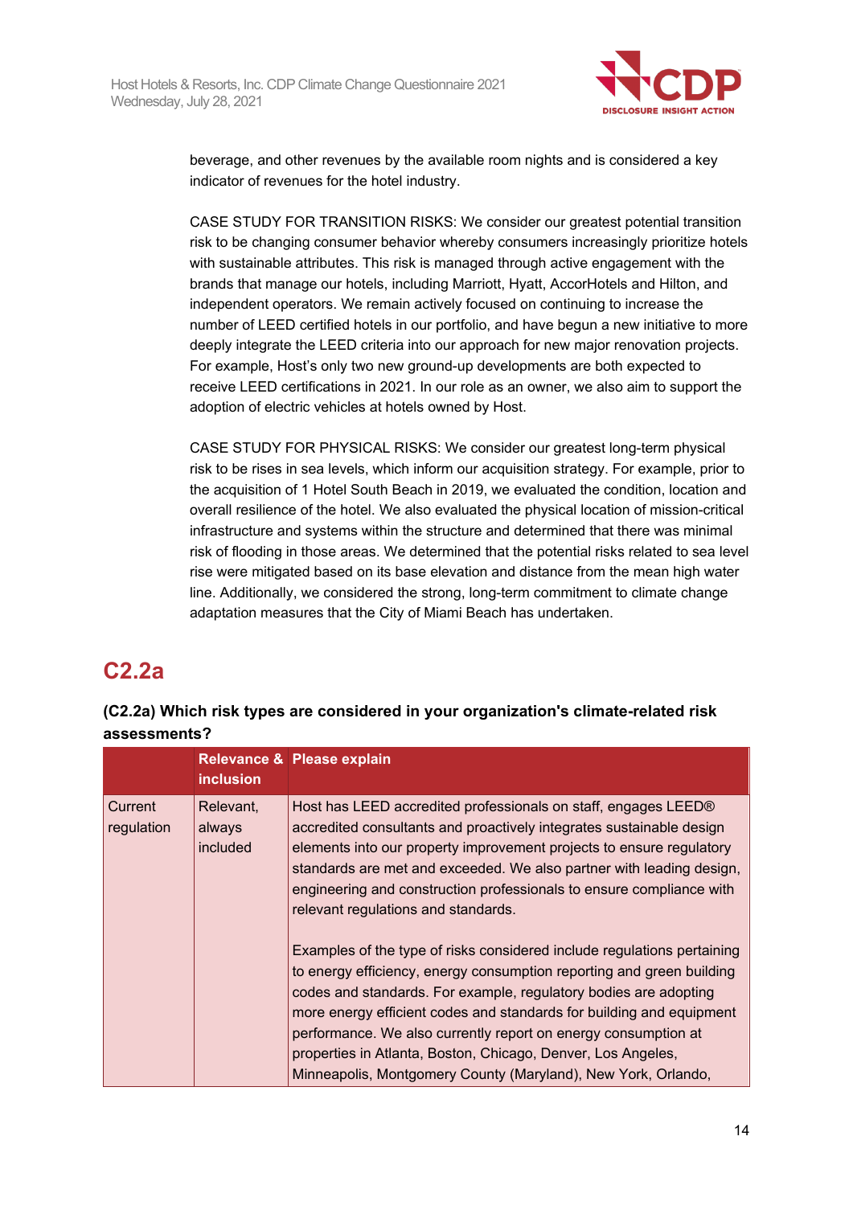beverage, and other revenues by the available room nights and is considered a key indicator of revenues for the hotel industry.

CASE STUDY FOR TRANSITION RISKS: We consider our greatest potential transition risk to be changing consumer behavior whereby consumers increasingly prioritize hotels with sustainable attributes. This risk is managed through active engagement with the brands that manage our hotels, including Marriott, Hyatt, AccorHotels and Hilton, and independent operators. We remain actively focused on continuing to increase the number of LEED certified hotels in our portfolio, and have begun a new initiative to more deeply integrate the LEED criteria into our approach for new major renovation projects. For example, Host's only two new ground-up developments are both expected to receive LEED certifications in 2021. In our role as an owner, we also aim to support the adoption of electric vehicles at hotels owned by Host.

CASE STUDY FOR PHYSICAL RISKS: We consider our greatest long-term physical risk to be rises in sea levels, which inform our acquisition strategy. For example, prior to the acquisition of 1 Hotel South Beach in 2019, we evaluated the condition, location and overall resilience of the hotel. We also evaluated the physical location of mission-critical infrastructure and systems within the structure and determined that there was minimal risk of flooding in those areas. We determined that the potential risks related to sea level rise were mitigated based on its base elevation and distance from the mean high water line. Additionally, we considered the strong, long-term commitment to climate change adaptation measures that the City of Miami Beach has undertaken.

## C2.2a

**(C2.2a) Which risk types are considered in your organization's climate-related risk assessments?**

| | Relevance & inclusion | Please explain |
|---|---|---|
| Current regulation | Relevant, always included | Host has LEED accredited professionals on staff, engages LEED® accredited consultants and proactively integrates sustainable design elements into our property improvement projects to ensure regulatory standards are met and exceeded. We also partner with leading design, engineering and construction professionals to ensure compliance with relevant regulations and standards.<br><br>Examples of the type of risks considered include regulations pertaining to energy efficiency, energy consumption reporting and green building codes and standards. For example, regulatory bodies are adopting more energy efficient codes and standards for building and equipment performance. We also currently report on energy consumption at properties in Atlanta, Boston, Chicago, Denver, Los Angeles, Minneapolis, Montgomery County (Maryland), New York, Orlando, |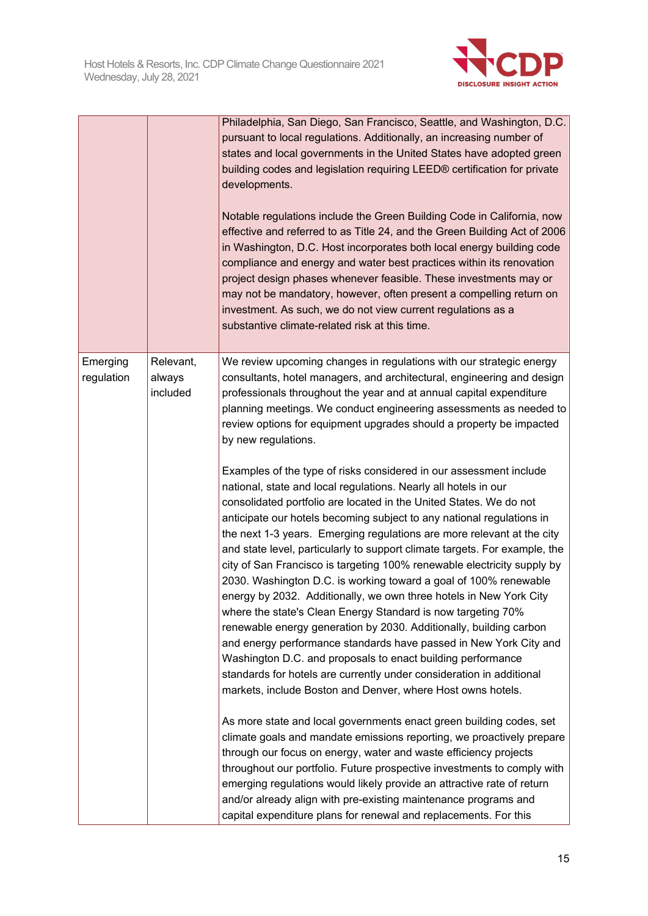| | | |
|---|---|---|
| | | Philadelphia, San Diego, San Francisco, Seattle, and Washington, D.C. pursuant to local regulations. Additionally, an increasing number of states and local governments in the United States have adopted green building codes and legislation requiring LEED® certification for private developments.<br><br>Notable regulations include the Green Building Code in California, now effective and referred to as Title 24, and the Green Building Act of 2006 in Washington, D.C. Host incorporates both local energy building code compliance and energy and water best practices within its renovation project design phases whenever feasible. These investments may or may not be mandatory, however, often present a compelling return on investment. As such, we do not view current regulations as a substantive climate-related risk at this time. |
| Emerging regulation | Relevant, always included | We review upcoming changes in regulations with our strategic energy consultants, hotel managers, and architectural, engineering and design professionals throughout the year and at annual capital expenditure planning meetings. We conduct engineering assessments as needed to review options for equipment upgrades should a property be impacted by new regulations.<br><br>Examples of the type of risks considered in our assessment include national, state and local regulations. Nearly all hotels in our consolidated portfolio are located in the United States. We do not anticipate our hotels becoming subject to any national regulations in the next 1-3 years. Emerging regulations are more relevant at the city and state level, particularly to support climate targets. For example, the city of San Francisco is targeting 100% renewable electricity supply by 2030. Washington D.C. is working toward a goal of 100% renewable energy by 2032. Additionally, we own three hotels in New York City where the state's Clean Energy Standard is now targeting 70% renewable energy generation by 2030. Additionally, building carbon and energy performance standards have passed in New York City and Washington D.C. and proposals to enact building performance standards for hotels are currently under consideration in additional markets, include Boston and Denver, where Host owns hotels.<br><br>As more state and local governments enact green building codes, set climate goals and mandate emissions reporting, we proactively prepare through our focus on energy, water and waste efficiency projects throughout our portfolio. Future prospective investments to comply with emerging regulations would likely provide an attractive rate of return and/or already align with pre-existing maintenance programs and capital expenditure plans for renewal and replacements. For this |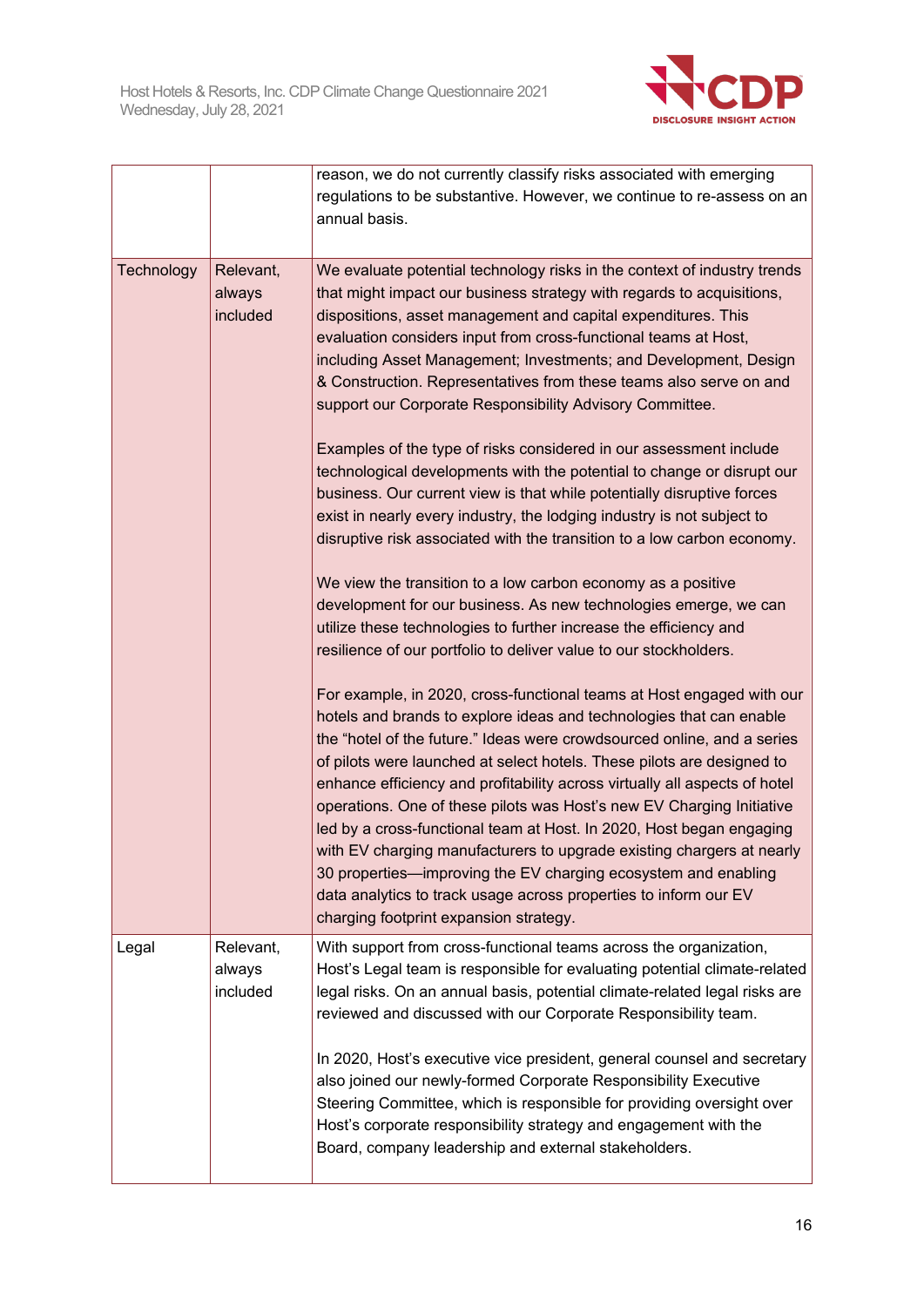| | | |
|---|---|---|
| | | reason, we do not currently classify risks associated with emerging regulations to be substantive. However, we continue to re-assess on an annual basis. |
| Technology | Relevant, always included | We evaluate potential technology risks in the context of industry trends that might impact our business strategy with regards to acquisitions, dispositions, asset management and capital expenditures. This evaluation considers input from cross-functional teams at Host, including Asset Management; Investments; and Development, Design & Construction. Representatives from these teams also serve on and support our Corporate Responsibility Advisory Committee.<br><br>Examples of the type of risks considered in our assessment include technological developments with the potential to change or disrupt our business. Our current view is that while potentially disruptive forces exist in nearly every industry, the lodging industry is not subject to disruptive risk associated with the transition to a low carbon economy.<br><br>We view the transition to a low carbon economy as a positive development for our business. As new technologies emerge, we can utilize these technologies to further increase the efficiency and resilience of our portfolio to deliver value to our stockholders.<br><br>For example, in 2020, cross-functional teams at Host engaged with our hotels and brands to explore ideas and technologies that can enable the "hotel of the future." Ideas were crowdsourced online, and a series of pilots were launched at select hotels. These pilots are designed to enhance efficiency and profitability across virtually all aspects of hotel operations. One of these pilots was Host's new EV Charging Initiative led by a cross-functional team at Host. In 2020, Host began engaging with EV charging manufacturers to upgrade existing chargers at nearly 30 properties—improving the EV charging ecosystem and enabling data analytics to track usage across properties to inform our EV charging footprint expansion strategy. |
| Legal | Relevant, always included | With support from cross-functional teams across the organization, Host's Legal team is responsible for evaluating potential climate-related legal risks. On an annual basis, potential climate-related legal risks are reviewed and discussed with our Corporate Responsibility team.<br><br>In 2020, Host's executive vice president, general counsel and secretary also joined our newly-formed Corporate Responsibility Executive Steering Committee, which is responsible for providing oversight over Host's corporate responsibility strategy and engagement with the Board, company leadership and external stakeholders. |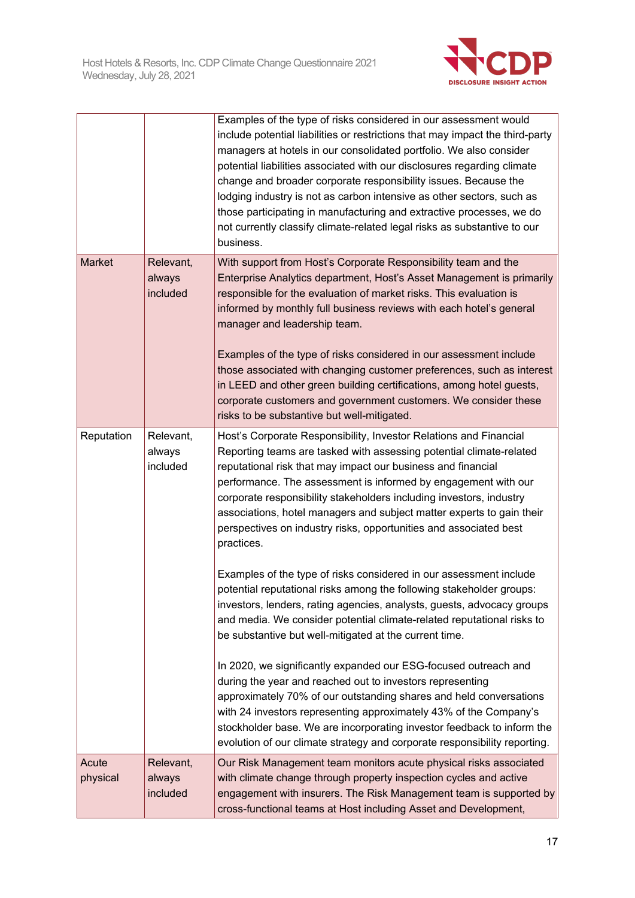| | | |
|---|---|---|
| | | Examples of the type of risks considered in our assessment would include potential liabilities or restrictions that may impact the third-party managers at hotels in our consolidated portfolio. We also consider potential liabilities associated with our disclosures regarding climate change and broader corporate responsibility issues. Because the lodging industry is not as carbon intensive as other sectors, such as those participating in manufacturing and extractive processes, we do not currently classify climate-related legal risks as substantive to our business. |
| Market | Relevant, always included | With support from Host's Corporate Responsibility team and the Enterprise Analytics department, Host's Asset Management is primarily responsible for the evaluation of market risks. This evaluation is informed by monthly full business reviews with each hotel's general manager and leadership team.<br><br>Examples of the type of risks considered in our assessment include those associated with changing customer preferences, such as interest in LEED and other green building certifications, among hotel guests, corporate customers and government customers. We consider these risks to be substantive but well-mitigated. |
| Reputation | Relevant, always included | Host's Corporate Responsibility, Investor Relations and Financial Reporting teams are tasked with assessing potential climate-related reputational risk that may impact our business and financial performance. The assessment is informed by engagement with our corporate responsibility stakeholders including investors, industry associations, hotel managers and subject matter experts to gain their perspectives on industry risks, opportunities and associated best practices.<br><br>Examples of the type of risks considered in our assessment include potential reputational risks among the following stakeholder groups: investors, lenders, rating agencies, analysts, guests, advocacy groups and media. We consider potential climate-related reputational risks to be substantive but well-mitigated at the current time.<br><br>In 2020, we significantly expanded our ESG-focused outreach and during the year and reached out to investors representing approximately 70% of our outstanding shares and held conversations with 24 investors representing approximately 43% of the Company's stockholder base. We are incorporating investor feedback to inform the evolution of our climate strategy and corporate responsibility reporting. |
| Acute physical | Relevant, always included | Our Risk Management team monitors acute physical risks associated with climate change through property inspection cycles and active engagement with insurers. The Risk Management team is supported by cross-functional teams at Host including Asset and Development, |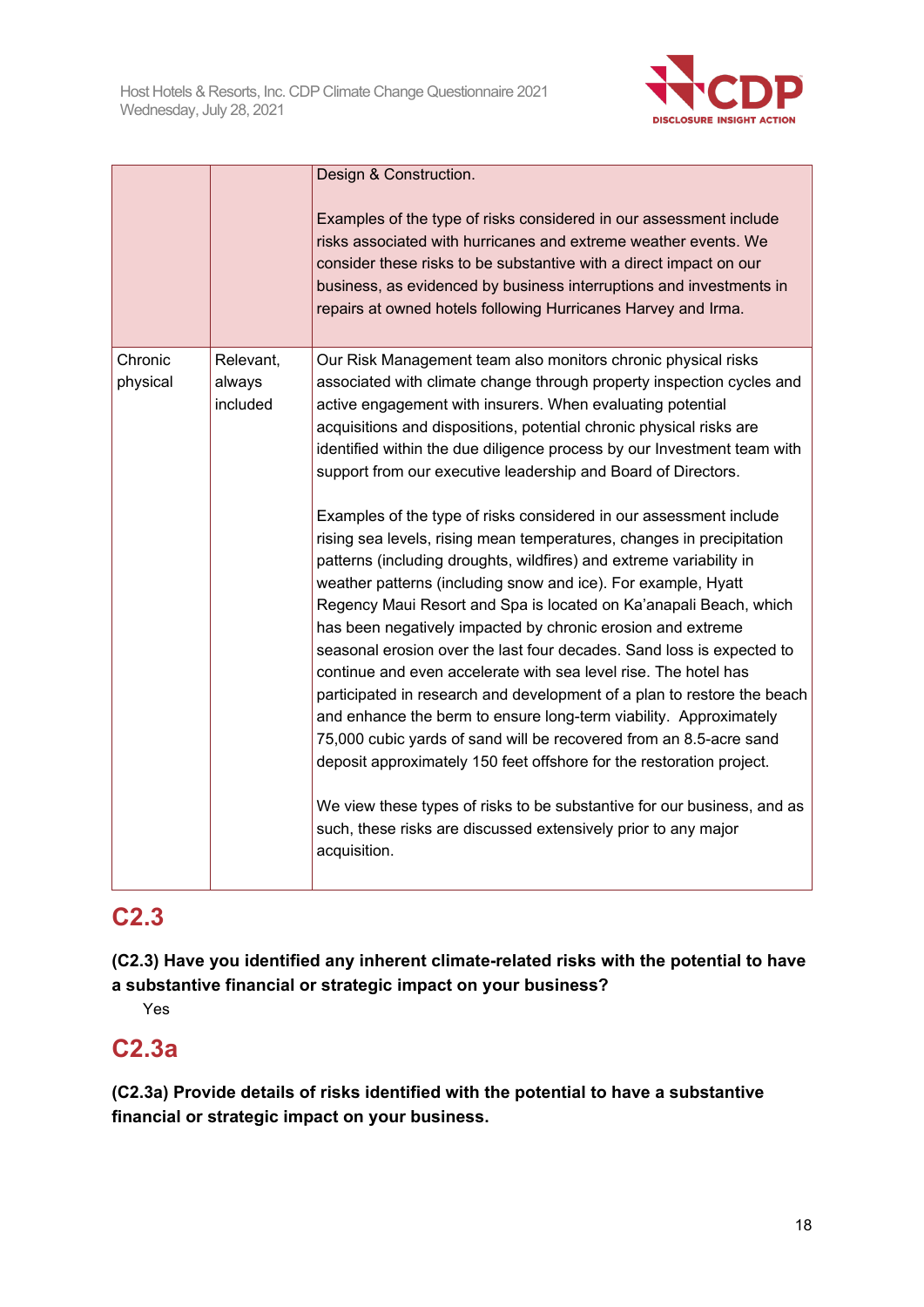|  |  | Design & Construction.<br><br>Examples of the type of risks considered in our assessment include risks associated with hurricanes and extreme weather events. We consider these risks to be substantive with a direct impact on our business, as evidenced by business interruptions and investments in repairs at owned hotels following Hurricanes Harvey and Irma. |
|---|---|---|
| Chronic physical | Relevant, always included | Our Risk Management team also monitors chronic physical risks associated with climate change through property inspection cycles and active engagement with insurers. When evaluating potential acquisitions and dispositions, potential chronic physical risks are identified within the due diligence process by our Investment team with support from our executive leadership and Board of Directors.<br><br>Examples of the type of risks considered in our assessment include rising sea levels, rising mean temperatures, changes in precipitation patterns (including droughts, wildfires) and extreme variability in weather patterns (including snow and ice). For example, Hyatt Regency Maui Resort and Spa is located on Ka'anapali Beach, which has been negatively impacted by chronic erosion and extreme seasonal erosion over the last four decades. Sand loss is expected to continue and even accelerate with sea level rise. The hotel has participated in research and development of a plan to restore the beach and enhance the berm to ensure long-term viability. Approximately 75,000 cubic yards of sand will be recovered from an 8.5-acre sand deposit approximately 150 feet offshore for the restoration project.<br><br>We view these types of risks to be substantive for our business, and as such, these risks are discussed extensively prior to any major acquisition. |

## C2.3

**(C2.3) Have you identified any inherent climate-related risks with the potential to have a substantive financial or strategic impact on your business?**

Yes

## C2.3a

**(C2.3a) Provide details of risks identified with the potential to have a substantive financial or strategic impact on your business.**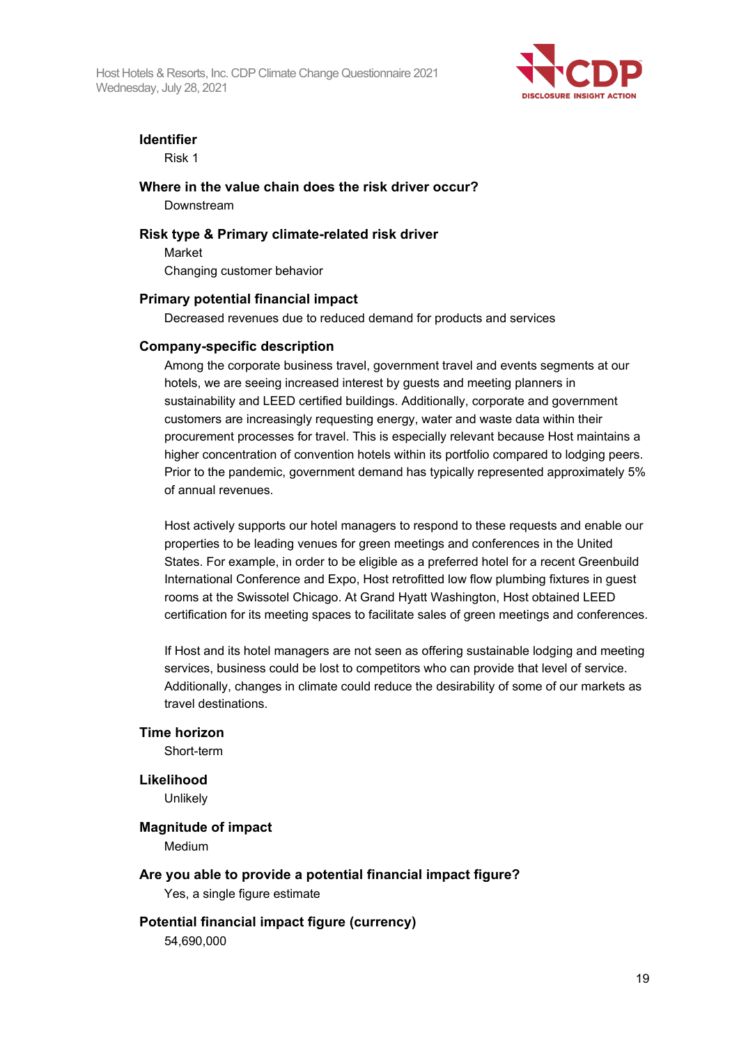**Identifier**

Risk 1

**Where in the value chain does the risk driver occur?**

Downstream

**Risk type & Primary climate-related risk driver**

Market

Changing customer behavior

**Primary potential financial impact**

Decreased revenues due to reduced demand for products and services

**Company-specific description**

Among the corporate business travel, government travel and events segments at our hotels, we are seeing increased interest by guests and meeting planners in sustainability and LEED certified buildings. Additionally, corporate and government customers are increasingly requesting energy, water and waste data within their procurement processes for travel. This is especially relevant because Host maintains a higher concentration of convention hotels within its portfolio compared to lodging peers. Prior to the pandemic, government demand has typically represented approximately 5% of annual revenues.

Host actively supports our hotel managers to respond to these requests and enable our properties to be leading venues for green meetings and conferences in the United States. For example, in order to be eligible as a preferred hotel for a recent Greenbuild International Conference and Expo, Host retrofitted low flow plumbing fixtures in guest rooms at the Swissotel Chicago. At Grand Hyatt Washington, Host obtained LEED certification for its meeting spaces to facilitate sales of green meetings and conferences.

If Host and its hotel managers are not seen as offering sustainable lodging and meeting services, business could be lost to competitors who can provide that level of service. Additionally, changes in climate could reduce the desirability of some of our markets as travel destinations.

**Time horizon**

Short-term

**Likelihood**

Unlikely

**Magnitude of impact**

Medium

**Are you able to provide a potential financial impact figure?**

Yes, a single figure estimate

**Potential financial impact figure (currency)**

54,690,000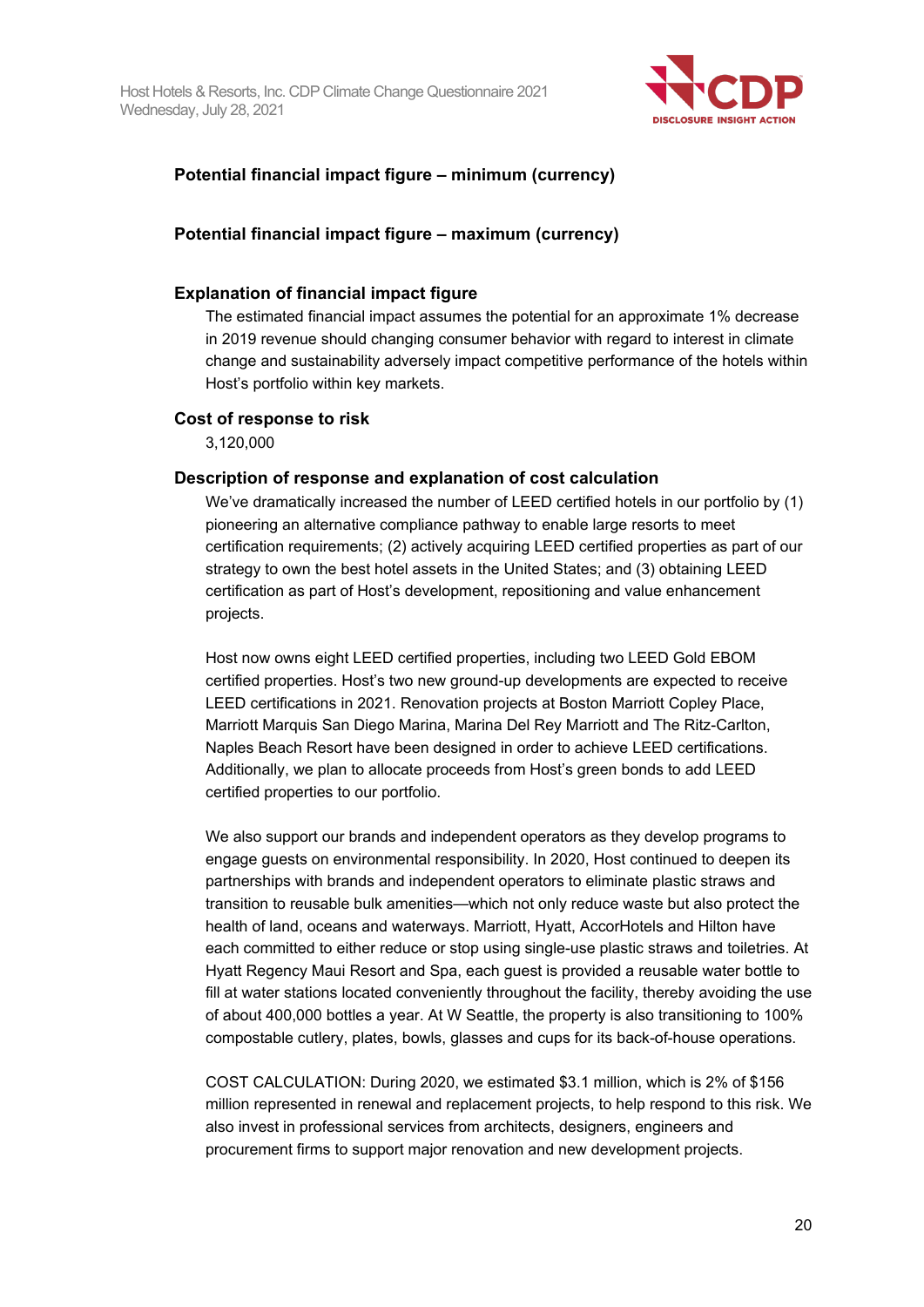**Potential financial impact figure – minimum (currency)**

**Potential financial impact figure – maximum (currency)**

**Explanation of financial impact figure**

The estimated financial impact assumes the potential for an approximate 1% decrease in 2019 revenue should changing consumer behavior with regard to interest in climate change and sustainability adversely impact competitive performance of the hotels within Host's portfolio within key markets.

**Cost of response to risk**

3,120,000

**Description of response and explanation of cost calculation**

We've dramatically increased the number of LEED certified hotels in our portfolio by (1) pioneering an alternative compliance pathway to enable large resorts to meet certification requirements; (2) actively acquiring LEED certified properties as part of our strategy to own the best hotel assets in the United States; and (3) obtaining LEED certification as part of Host's development, repositioning and value enhancement projects.

Host now owns eight LEED certified properties, including two LEED Gold EBOM certified properties. Host's two new ground-up developments are expected to receive LEED certifications in 2021. Renovation projects at Boston Marriott Copley Place, Marriott Marquis San Diego Marina, Marina Del Rey Marriott and The Ritz-Carlton, Naples Beach Resort have been designed in order to achieve LEED certifications. Additionally, we plan to allocate proceeds from Host's green bonds to add LEED certified properties to our portfolio.

We also support our brands and independent operators as they develop programs to engage guests on environmental responsibility. In 2020, Host continued to deepen its partnerships with brands and independent operators to eliminate plastic straws and transition to reusable bulk amenities—which not only reduce waste but also protect the health of land, oceans and waterways. Marriott, Hyatt, AccorHotels and Hilton have each committed to either reduce or stop using single-use plastic straws and toiletries. At Hyatt Regency Maui Resort and Spa, each guest is provided a reusable water bottle to fill at water stations located conveniently throughout the facility, thereby avoiding the use of about 400,000 bottles a year. At W Seattle, the property is also transitioning to 100% compostable cutlery, plates, bowls, glasses and cups for its back-of-house operations.

COST CALCULATION: During 2020, we estimated $3.1 million, which is 2% of $156 million represented in renewal and replacement projects, to help respond to this risk. We also invest in professional services from architects, designers, engineers and procurement firms to support major renovation and new development projects.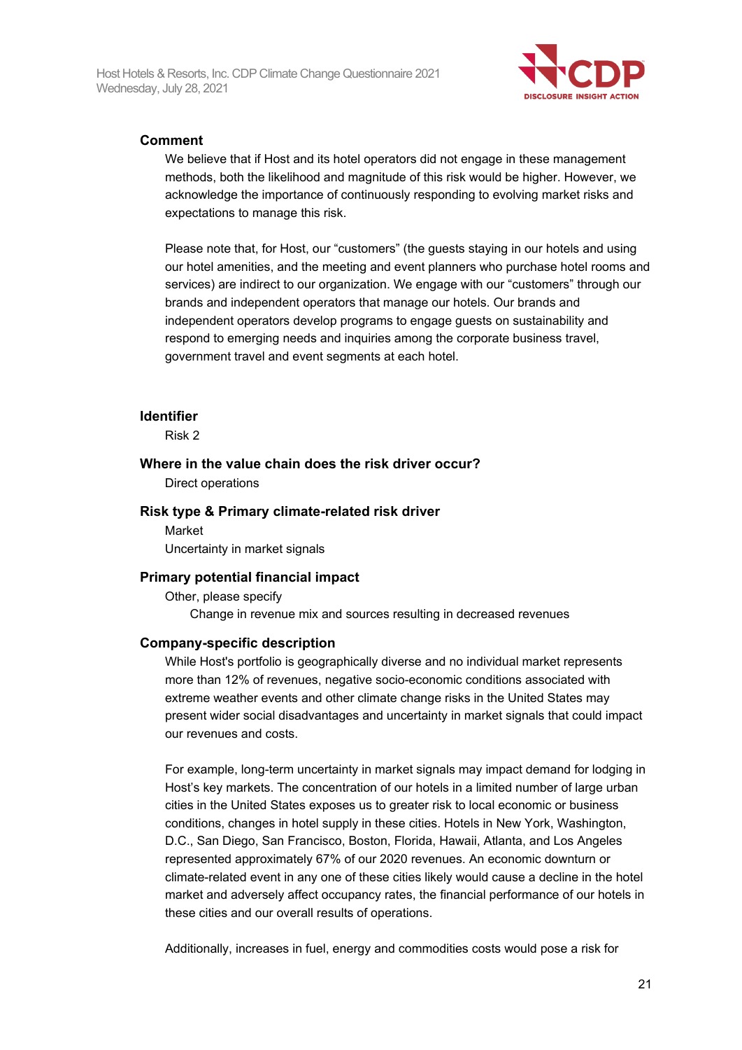### Comment

We believe that if Host and its hotel operators did not engage in these management methods, both the likelihood and magnitude of this risk would be higher. However, we acknowledge the importance of continuously responding to evolving market risks and expectations to manage this risk.

Please note that, for Host, our "customers" (the guests staying in our hotels and using our hotel amenities, and the meeting and event planners who purchase hotel rooms and services) are indirect to our organization. We engage with our "customers" through our brands and independent operators that manage our hotels. Our brands and independent operators develop programs to engage guests on sustainability and respond to emerging needs and inquiries among the corporate business travel, government travel and event segments at each hotel.

### Identifier

Risk 2

### Where in the value chain does the risk driver occur?

Direct operations

### Risk type & Primary climate-related risk driver

Market

Uncertainty in market signals

### Primary potential financial impact

Other, please specify

Change in revenue mix and sources resulting in decreased revenues

### Company-specific description

While Host's portfolio is geographically diverse and no individual market represents more than 12% of revenues, negative socio-economic conditions associated with extreme weather events and other climate change risks in the United States may present wider social disadvantages and uncertainty in market signals that could impact our revenues and costs.

For example, long-term uncertainty in market signals may impact demand for lodging in Host's key markets. The concentration of our hotels in a limited number of large urban cities in the United States exposes us to greater risk to local economic or business conditions, changes in hotel supply in these cities. Hotels in New York, Washington, D.C., San Diego, San Francisco, Boston, Florida, Hawaii, Atlanta, and Los Angeles represented approximately 67% of our 2020 revenues. An economic downturn or climate-related event in any one of these cities likely would cause a decline in the hotel market and adversely affect occupancy rates, the financial performance of our hotels in these cities and our overall results of operations.

Additionally, increases in fuel, energy and commodities costs would pose a risk for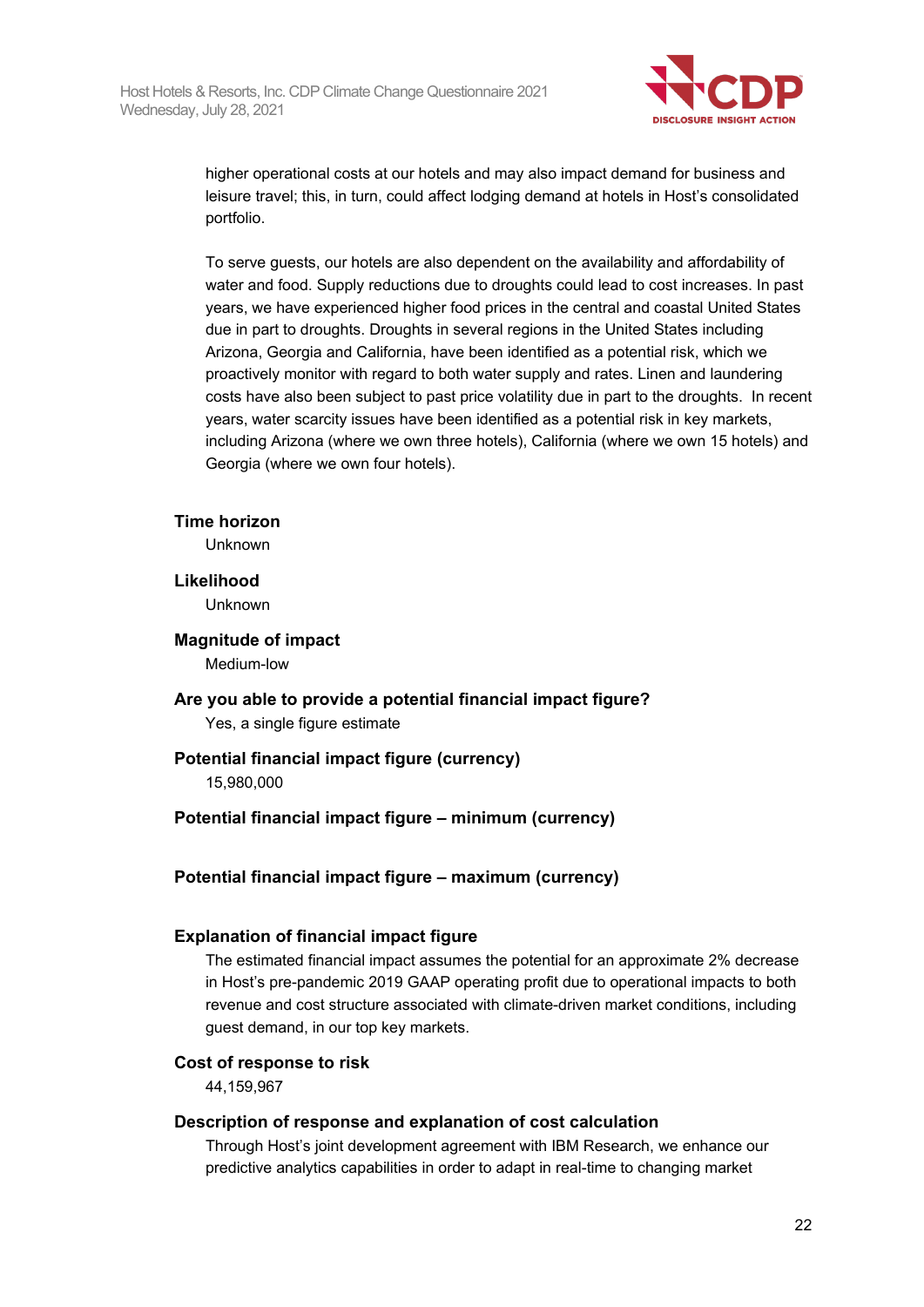higher operational costs at our hotels and may also impact demand for business and leisure travel; this, in turn, could affect lodging demand at hotels in Host's consolidated portfolio.

To serve guests, our hotels are also dependent on the availability and affordability of water and food. Supply reductions due to droughts could lead to cost increases. In past years, we have experienced higher food prices in the central and coastal United States due in part to droughts. Droughts in several regions in the United States including Arizona, Georgia and California, have been identified as a potential risk, which we proactively monitor with regard to both water supply and rates. Linen and laundering costs have also been subject to past price volatility due in part to the droughts. In recent years, water scarcity issues have been identified as a potential risk in key markets, including Arizona (where we own three hotels), California (where we own 15 hotels) and Georgia (where we own four hotels).

**Time horizon**

Unknown

**Likelihood**

Unknown

**Magnitude of impact**

Medium-low

**Are you able to provide a potential financial impact figure?**

Yes, a single figure estimate

**Potential financial impact figure (currency)**

15,980,000

**Potential financial impact figure – minimum (currency)**

**Potential financial impact figure – maximum (currency)**

**Explanation of financial impact figure**

The estimated financial impact assumes the potential for an approximate 2% decrease in Host's pre-pandemic 2019 GAAP operating profit due to operational impacts to both revenue and cost structure associated with climate-driven market conditions, including guest demand, in our top key markets.

**Cost of response to risk**

44,159,967

**Description of response and explanation of cost calculation**

Through Host's joint development agreement with IBM Research, we enhance our predictive analytics capabilities in order to adapt in real-time to changing market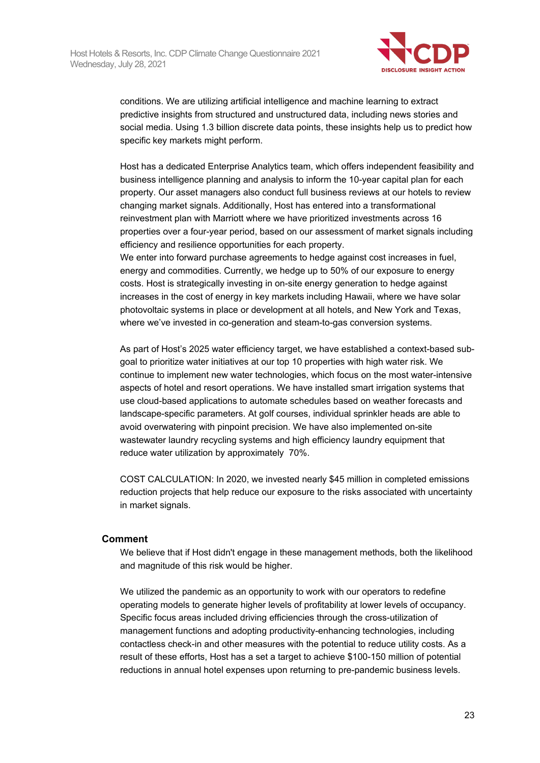conditions. We are utilizing artificial intelligence and machine learning to extract predictive insights from structured and unstructured data, including news stories and social media. Using 1.3 billion discrete data points, these insights help us to predict how specific key markets might perform.

Host has a dedicated Enterprise Analytics team, which offers independent feasibility and business intelligence planning and analysis to inform the 10-year capital plan for each property. Our asset managers also conduct full business reviews at our hotels to review changing market signals. Additionally, Host has entered into a transformational reinvestment plan with Marriott where we have prioritized investments across 16 properties over a four-year period, based on our assessment of market signals including efficiency and resilience opportunities for each property.
We enter into forward purchase agreements to hedge against cost increases in fuel, energy and commodities. Currently, we hedge up to 50% of our exposure to energy costs. Host is strategically investing in on-site energy generation to hedge against increases in the cost of energy in key markets including Hawaii, where we have solar photovoltaic systems in place or development at all hotels, and New York and Texas, where we've invested in co-generation and steam-to-gas conversion systems.

As part of Host's 2025 water efficiency target, we have established a context-based sub-goal to prioritize water initiatives at our top 10 properties with high water risk. We continue to implement new water technologies, which focus on the most water-intensive aspects of hotel and resort operations. We have installed smart irrigation systems that use cloud-based applications to automate schedules based on weather forecasts and landscape-specific parameters. At golf courses, individual sprinkler heads are able to avoid overwatering with pinpoint precision. We have also implemented on-site wastewater laundry recycling systems and high efficiency laundry equipment that reduce water utilization by approximately 70%.

COST CALCULATION: In 2020, we invested nearly $45 million in completed emissions reduction projects that help reduce our exposure to the risks associated with uncertainty in market signals.

### Comment

We believe that if Host didn't engage in these management methods, both the likelihood and magnitude of this risk would be higher.

We utilized the pandemic as an opportunity to work with our operators to redefine operating models to generate higher levels of profitability at lower levels of occupancy. Specific focus areas included driving efficiencies through the cross-utilization of management functions and adopting productivity-enhancing technologies, including contactless check-in and other measures with the potential to reduce utility costs. As a result of these efforts, Host has a set a target to achieve $100-150 million of potential reductions in annual hotel expenses upon returning to pre-pandemic business levels.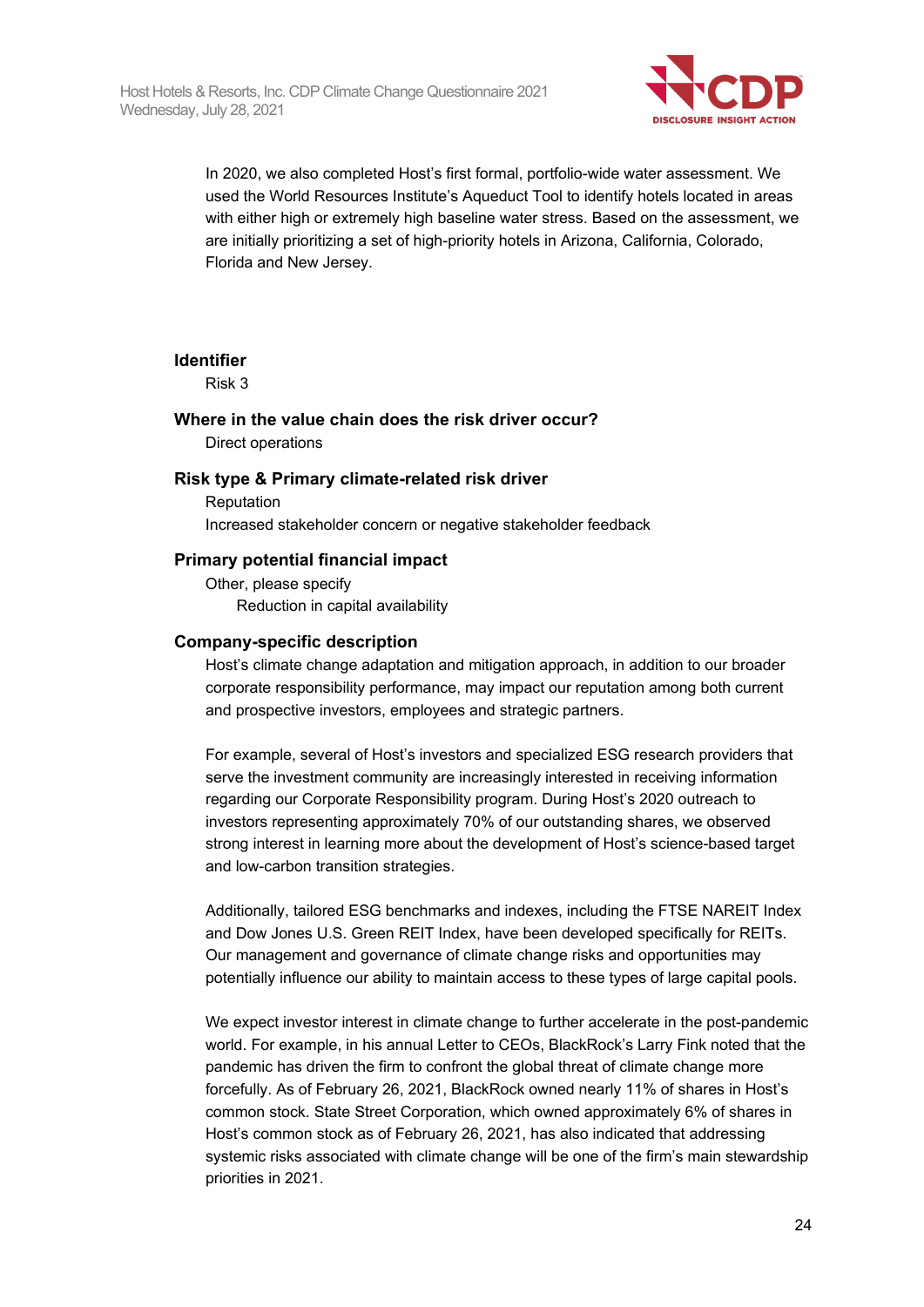In 2020, we also completed Host's first formal, portfolio-wide water assessment. We used the World Resources Institute's Aqueduct Tool to identify hotels located in areas with either high or extremely high baseline water stress. Based on the assessment, we are initially prioritizing a set of high-priority hotels in Arizona, California, Colorado, Florida and New Jersey.

**Identifier**

Risk 3

**Where in the value chain does the risk driver occur?**

Direct operations

**Risk type & Primary climate-related risk driver**

Reputation

Increased stakeholder concern or negative stakeholder feedback

**Primary potential financial impact**

Other, please specify

Reduction in capital availability

**Company-specific description**

Host's climate change adaptation and mitigation approach, in addition to our broader corporate responsibility performance, may impact our reputation among both current and prospective investors, employees and strategic partners.

For example, several of Host's investors and specialized ESG research providers that serve the investment community are increasingly interested in receiving information regarding our Corporate Responsibility program. During Host's 2020 outreach to investors representing approximately 70% of our outstanding shares, we observed strong interest in learning more about the development of Host's science-based target and low-carbon transition strategies.

Additionally, tailored ESG benchmarks and indexes, including the FTSE NAREIT Index and Dow Jones U.S. Green REIT Index, have been developed specifically for REITs. Our management and governance of climate change risks and opportunities may potentially influence our ability to maintain access to these types of large capital pools.

We expect investor interest in climate change to further accelerate in the post-pandemic world. For example, in his annual Letter to CEOs, BlackRock's Larry Fink noted that the pandemic has driven the firm to confront the global threat of climate change more forcefully. As of February 26, 2021, BlackRock owned nearly 11% of shares in Host's common stock. State Street Corporation, which owned approximately 6% of shares in Host's common stock as of February 26, 2021, has also indicated that addressing systemic risks associated with climate change will be one of the firm's main stewardship priorities in 2021.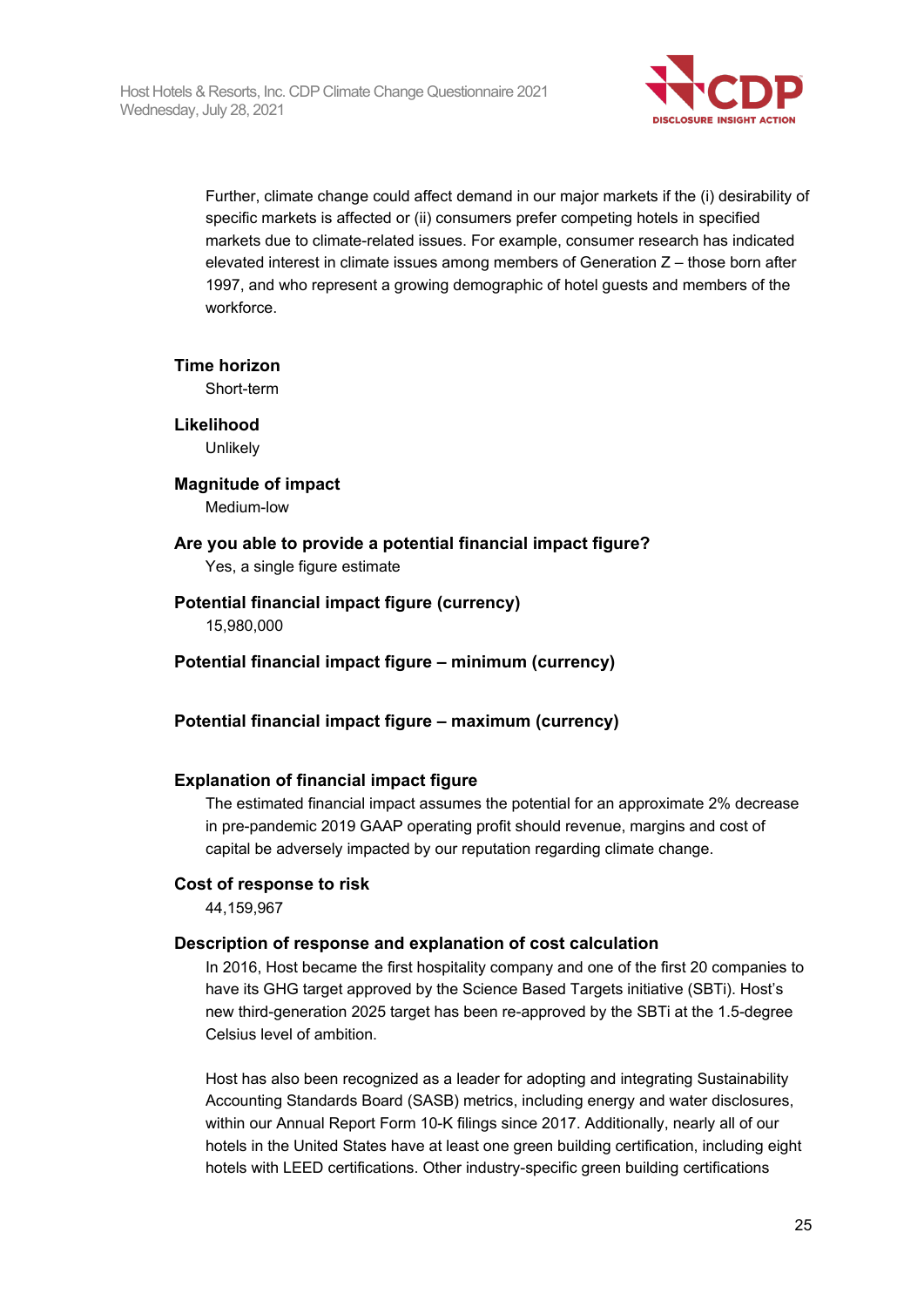Further, climate change could affect demand in our major markets if the (i) desirability of specific markets is affected or (ii) consumers prefer competing hotels in specified markets due to climate-related issues. For example, consumer research has indicated elevated interest in climate issues among members of Generation Z – those born after 1997, and who represent a growing demographic of hotel guests and members of the workforce.

**Time horizon**

Short-term

**Likelihood**

Unlikely

**Magnitude of impact**

Medium-low

**Are you able to provide a potential financial impact figure?**

Yes, a single figure estimate

**Potential financial impact figure (currency)**

15,980,000

**Potential financial impact figure – minimum (currency)**

**Potential financial impact figure – maximum (currency)**

**Explanation of financial impact figure**

The estimated financial impact assumes the potential for an approximate 2% decrease in pre-pandemic 2019 GAAP operating profit should revenue, margins and cost of capital be adversely impacted by our reputation regarding climate change.

**Cost of response to risk**

44,159,967

**Description of response and explanation of cost calculation**

In 2016, Host became the first hospitality company and one of the first 20 companies to have its GHG target approved by the Science Based Targets initiative (SBTi). Host's new third-generation 2025 target has been re-approved by the SBTi at the 1.5-degree Celsius level of ambition.

Host has also been recognized as a leader for adopting and integrating Sustainability Accounting Standards Board (SASB) metrics, including energy and water disclosures, within our Annual Report Form 10-K filings since 2017. Additionally, nearly all of our hotels in the United States have at least one green building certification, including eight hotels with LEED certifications. Other industry-specific green building certifications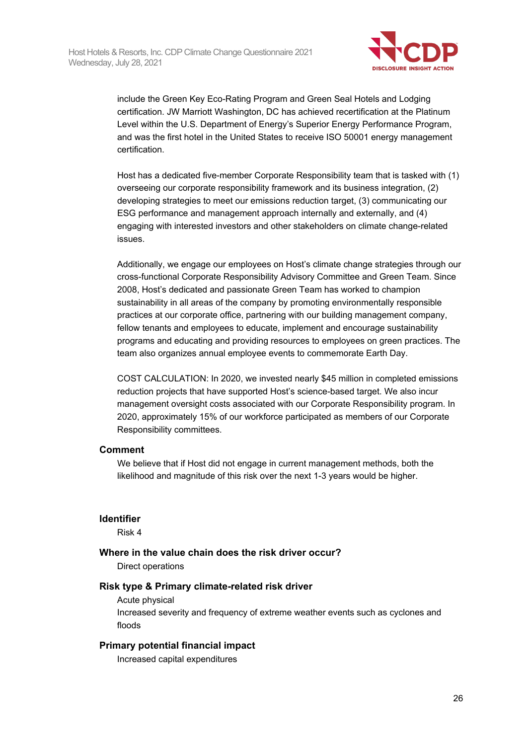include the Green Key Eco-Rating Program and Green Seal Hotels and Lodging certification. JW Marriott Washington, DC has achieved recertification at the Platinum Level within the U.S. Department of Energy's Superior Energy Performance Program, and was the first hotel in the United States to receive ISO 50001 energy management certification.

Host has a dedicated five-member Corporate Responsibility team that is tasked with (1) overseeing our corporate responsibility framework and its business integration, (2) developing strategies to meet our emissions reduction target, (3) communicating our ESG performance and management approach internally and externally, and (4) engaging with interested investors and other stakeholders on climate change-related issues.

Additionally, we engage our employees on Host's climate change strategies through our cross-functional Corporate Responsibility Advisory Committee and Green Team. Since 2008, Host's dedicated and passionate Green Team has worked to champion sustainability in all areas of the company by promoting environmentally responsible practices at our corporate office, partnering with our building management company, fellow tenants and employees to educate, implement and encourage sustainability programs and educating and providing resources to employees on green practices. The team also organizes annual employee events to commemorate Earth Day.

COST CALCULATION: In 2020, we invested nearly $45 million in completed emissions reduction projects that have supported Host's science-based target. We also incur management oversight costs associated with our Corporate Responsibility program. In 2020, approximately 15% of our workforce participated as members of our Corporate Responsibility committees.

**Comment**

We believe that if Host did not engage in current management methods, both the likelihood and magnitude of this risk over the next 1-3 years would be higher.

**Identifier**

Risk 4

**Where in the value chain does the risk driver occur?**

Direct operations

**Risk type & Primary climate-related risk driver**

Acute physical

Increased severity and frequency of extreme weather events such as cyclones and floods

**Primary potential financial impact**

Increased capital expenditures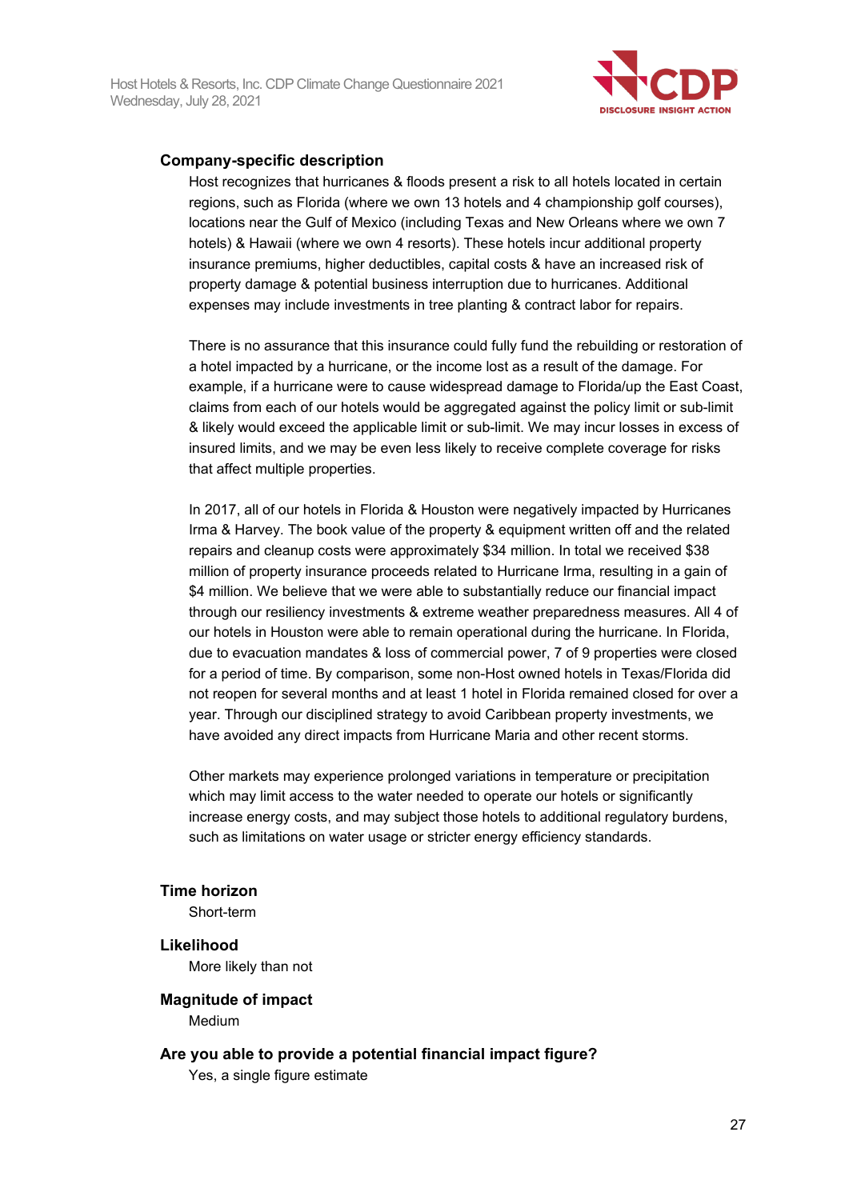**Company-specific description**

Host recognizes that hurricanes & floods present a risk to all hotels located in certain regions, such as Florida (where we own 13 hotels and 4 championship golf courses), locations near the Gulf of Mexico (including Texas and New Orleans where we own 7 hotels) & Hawaii (where we own 4 resorts). These hotels incur additional property insurance premiums, higher deductibles, capital costs & have an increased risk of property damage & potential business interruption due to hurricanes. Additional expenses may include investments in tree planting & contract labor for repairs.

There is no assurance that this insurance could fully fund the rebuilding or restoration of a hotel impacted by a hurricane, or the income lost as a result of the damage. For example, if a hurricane were to cause widespread damage to Florida/up the East Coast, claims from each of our hotels would be aggregated against the policy limit or sub-limit & likely would exceed the applicable limit or sub-limit. We may incur losses in excess of insured limits, and we may be even less likely to receive complete coverage for risks that affect multiple properties.

In 2017, all of our hotels in Florida & Houston were negatively impacted by Hurricanes Irma & Harvey. The book value of the property & equipment written off and the related repairs and cleanup costs were approximately $34 million. In total we received $38 million of property insurance proceeds related to Hurricane Irma, resulting in a gain of $4 million. We believe that we were able to substantially reduce our financial impact through our resiliency investments & extreme weather preparedness measures. All 4 of our hotels in Houston were able to remain operational during the hurricane. In Florida, due to evacuation mandates & loss of commercial power, 7 of 9 properties were closed for a period of time. By comparison, some non-Host owned hotels in Texas/Florida did not reopen for several months and at least 1 hotel in Florida remained closed for over a year. Through our disciplined strategy to avoid Caribbean property investments, we have avoided any direct impacts from Hurricane Maria and other recent storms.

Other markets may experience prolonged variations in temperature or precipitation which may limit access to the water needed to operate our hotels or significantly increase energy costs, and may subject those hotels to additional regulatory burdens, such as limitations on water usage or stricter energy efficiency standards.

**Time horizon**

Short-term

**Likelihood**

More likely than not

**Magnitude of impact**

Medium

**Are you able to provide a potential financial impact figure?**

Yes, a single figure estimate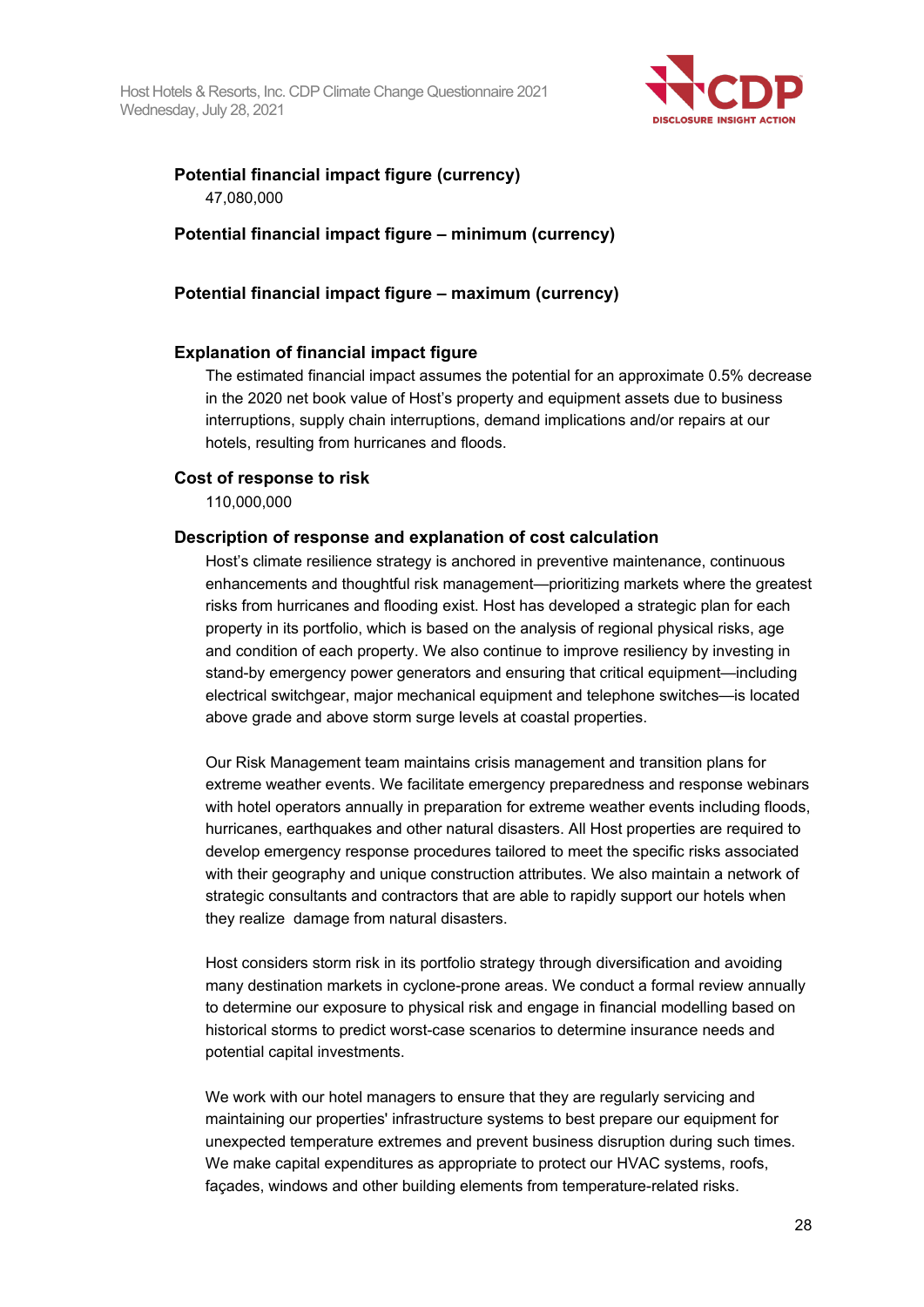**Potential financial impact figure (currency)**

47,080,000

**Potential financial impact figure – minimum (currency)**

**Potential financial impact figure – maximum (currency)**

**Explanation of financial impact figure**

The estimated financial impact assumes the potential for an approximate 0.5% decrease in the 2020 net book value of Host's property and equipment assets due to business interruptions, supply chain interruptions, demand implications and/or repairs at our hotels, resulting from hurricanes and floods.

**Cost of response to risk**

110,000,000

**Description of response and explanation of cost calculation**

Host's climate resilience strategy is anchored in preventive maintenance, continuous enhancements and thoughtful risk management—prioritizing markets where the greatest risks from hurricanes and flooding exist. Host has developed a strategic plan for each property in its portfolio, which is based on the analysis of regional physical risks, age and condition of each property. We also continue to improve resiliency by investing in stand-by emergency power generators and ensuring that critical equipment—including electrical switchgear, major mechanical equipment and telephone switches—is located above grade and above storm surge levels at coastal properties.

Our Risk Management team maintains crisis management and transition plans for extreme weather events. We facilitate emergency preparedness and response webinars with hotel operators annually in preparation for extreme weather events including floods, hurricanes, earthquakes and other natural disasters. All Host properties are required to develop emergency response procedures tailored to meet the specific risks associated with their geography and unique construction attributes. We also maintain a network of strategic consultants and contractors that are able to rapidly support our hotels when they realize damage from natural disasters.

Host considers storm risk in its portfolio strategy through diversification and avoiding many destination markets in cyclone-prone areas. We conduct a formal review annually to determine our exposure to physical risk and engage in financial modelling based on historical storms to predict worst-case scenarios to determine insurance needs and potential capital investments.

We work with our hotel managers to ensure that they are regularly servicing and maintaining our properties' infrastructure systems to best prepare our equipment for unexpected temperature extremes and prevent business disruption during such times. We make capital expenditures as appropriate to protect our HVAC systems, roofs, façades, windows and other building elements from temperature-related risks.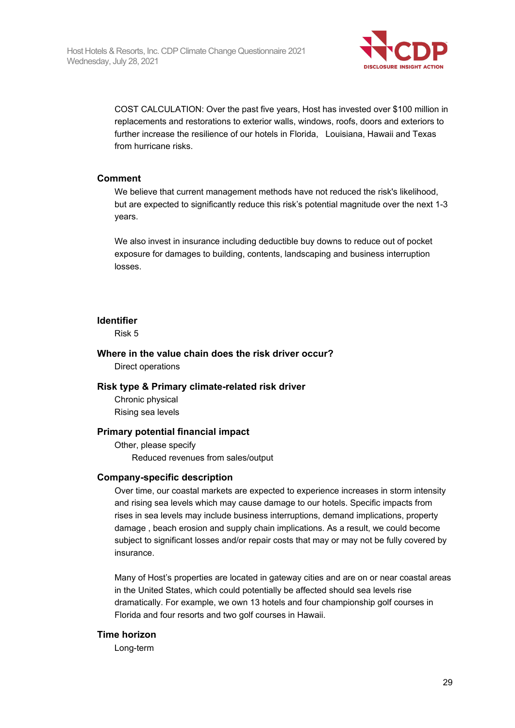COST CALCULATION: Over the past five years, Host has invested over $100 million in replacements and restorations to exterior walls, windows, roofs, doors and exteriors to further increase the resilience of our hotels in Florida, Louisiana, Hawaii and Texas from hurricane risks.

### Comment

We believe that current management methods have not reduced the risk's likelihood, but are expected to significantly reduce this risk's potential magnitude over the next 1-3 years.

We also invest in insurance including deductible buy downs to reduce out of pocket exposure for damages to building, contents, landscaping and business interruption losses.

### Identifier

Risk 5

### Where in the value chain does the risk driver occur?

Direct operations

### Risk type & Primary climate-related risk driver

Chronic physical

Rising sea levels

### Primary potential financial impact

Other, please specify

Reduced revenues from sales/output

### Company-specific description

Over time, our coastal markets are expected to experience increases in storm intensity and rising sea levels which may cause damage to our hotels. Specific impacts from rises in sea levels may include business interruptions, demand implications, property damage , beach erosion and supply chain implications. As a result, we could become subject to significant losses and/or repair costs that may or may not be fully covered by insurance.

Many of Host's properties are located in gateway cities and are on or near coastal areas in the United States, which could potentially be affected should sea levels rise dramatically. For example, we own 13 hotels and four championship golf courses in Florida and four resorts and two golf courses in Hawaii.

### Time horizon

Long-term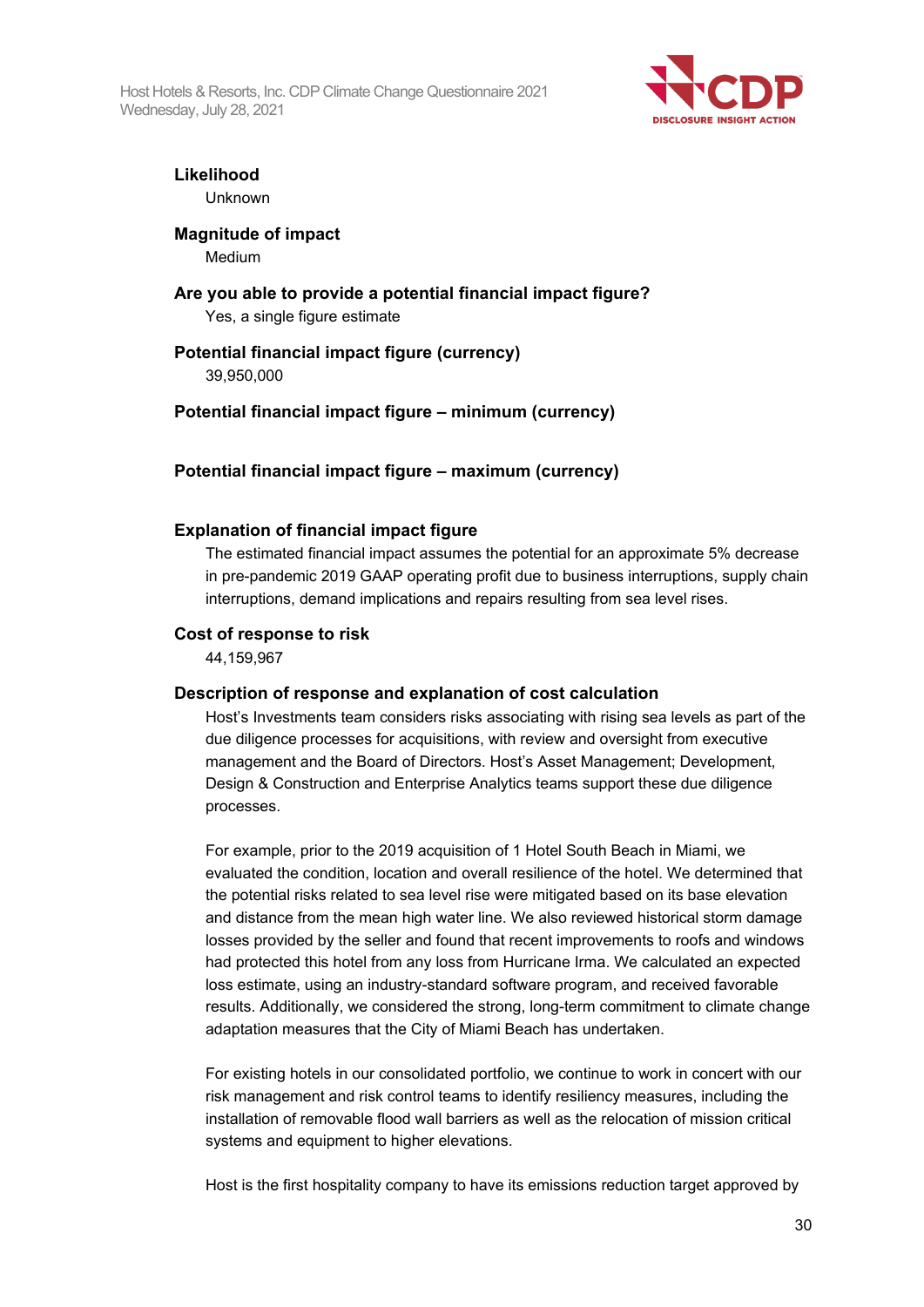**Likelihood**

Unknown

**Magnitude of impact**

Medium

**Are you able to provide a potential financial impact figure?**

Yes, a single figure estimate

**Potential financial impact figure (currency)**

39,950,000

**Potential financial impact figure – minimum (currency)**

**Potential financial impact figure – maximum (currency)**

**Explanation of financial impact figure**

The estimated financial impact assumes the potential for an approximate 5% decrease in pre-pandemic 2019 GAAP operating profit due to business interruptions, supply chain interruptions, demand implications and repairs resulting from sea level rises.

**Cost of response to risk**

44,159,967

**Description of response and explanation of cost calculation**

Host's Investments team considers risks associating with rising sea levels as part of the due diligence processes for acquisitions, with review and oversight from executive management and the Board of Directors. Host's Asset Management; Development, Design & Construction and Enterprise Analytics teams support these due diligence processes.

For example, prior to the 2019 acquisition of 1 Hotel South Beach in Miami, we evaluated the condition, location and overall resilience of the hotel. We determined that the potential risks related to sea level rise were mitigated based on its base elevation and distance from the mean high water line. We also reviewed historical storm damage losses provided by the seller and found that recent improvements to roofs and windows had protected this hotel from any loss from Hurricane Irma. We calculated an expected loss estimate, using an industry-standard software program, and received favorable results. Additionally, we considered the strong, long-term commitment to climate change adaptation measures that the City of Miami Beach has undertaken.

For existing hotels in our consolidated portfolio, we continue to work in concert with our risk management and risk control teams to identify resiliency measures, including the installation of removable flood wall barriers as well as the relocation of mission critical systems and equipment to higher elevations.

Host is the first hospitality company to have its emissions reduction target approved by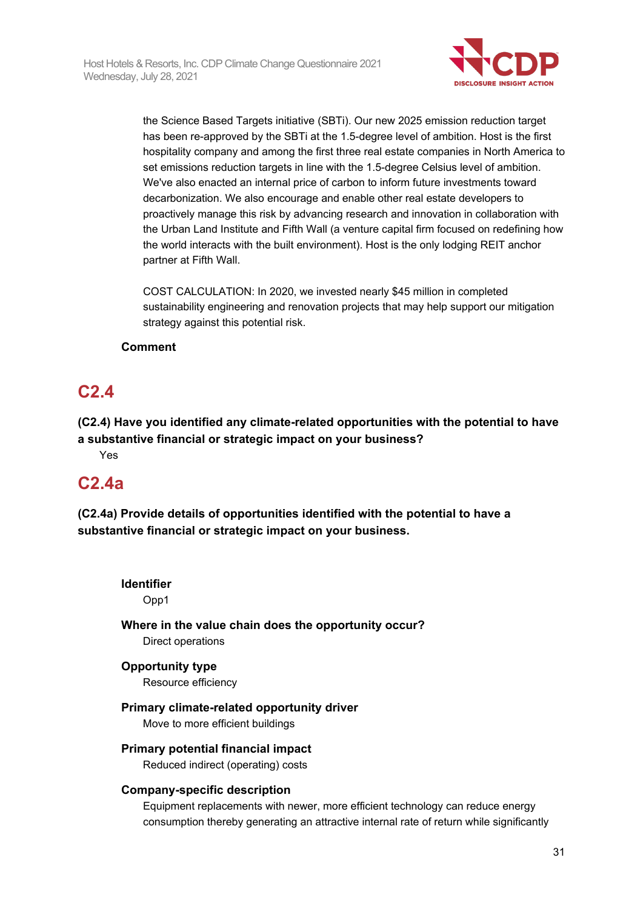the Science Based Targets initiative (SBTi). Our new 2025 emission reduction target has been re-approved by the SBTi at the 1.5-degree level of ambition. Host is the first hospitality company and among the first three real estate companies in North America to set emissions reduction targets in line with the 1.5-degree Celsius level of ambition. We've also enacted an internal price of carbon to inform future investments toward decarbonization. We also encourage and enable other real estate developers to proactively manage this risk by advancing research and innovation in collaboration with the Urban Land Institute and Fifth Wall (a venture capital firm focused on redefining how the world interacts with the built environment). Host is the only lodging REIT anchor partner at Fifth Wall.

COST CALCULATION: In 2020, we invested nearly $45 million in completed sustainability engineering and renovation projects that may help support our mitigation strategy against this potential risk.

**Comment**

## C2.4

**(C2.4) Have you identified any climate-related opportunities with the potential to have a substantive financial or strategic impact on your business?**

Yes

## C2.4a

**(C2.4a) Provide details of opportunities identified with the potential to have a substantive financial or strategic impact on your business.**

**Identifier**

Opp1

**Where in the value chain does the opportunity occur?**

Direct operations

**Opportunity type**

Resource efficiency

**Primary climate-related opportunity driver**

Move to more efficient buildings

**Primary potential financial impact**

Reduced indirect (operating) costs

**Company-specific description**

Equipment replacements with newer, more efficient technology can reduce energy consumption thereby generating an attractive internal rate of return while significantly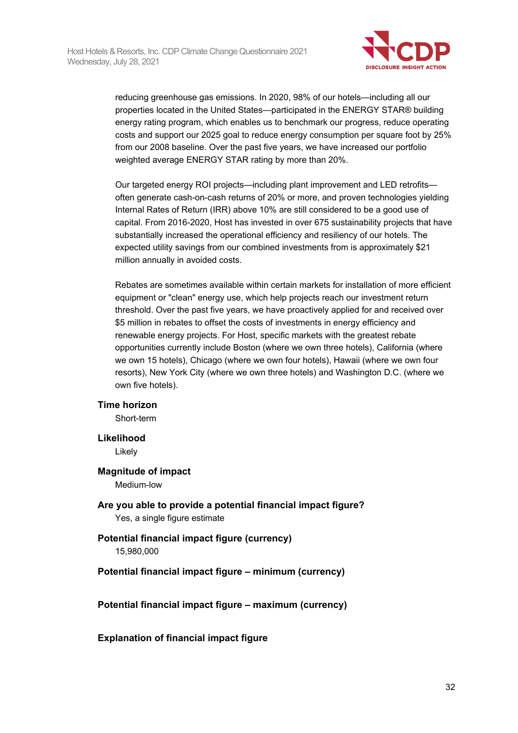reducing greenhouse gas emissions. In 2020, 98% of our hotels—including all our properties located in the United States—participated in the ENERGY STAR® building energy rating program, which enables us to benchmark our progress, reduce operating costs and support our 2025 goal to reduce energy consumption per square foot by 25% from our 2008 baseline. Over the past five years, we have increased our portfolio weighted average ENERGY STAR rating by more than 20%.

Our targeted energy ROI projects—including plant improvement and LED retrofits—often generate cash-on-cash returns of 20% or more, and proven technologies yielding Internal Rates of Return (IRR) above 10% are still considered to be a good use of capital. From 2016-2020, Host has invested in over 675 sustainability projects that have substantially increased the operational efficiency and resiliency of our hotels. The expected utility savings from our combined investments from is approximately $21 million annually in avoided costs.

Rebates are sometimes available within certain markets for installation of more efficient equipment or "clean" energy use, which help projects reach our investment return threshold. Over the past five years, we have proactively applied for and received over $5 million in rebates to offset the costs of investments in energy efficiency and renewable energy projects. For Host, specific markets with the greatest rebate opportunities currently include Boston (where we own three hotels), California (where we own 15 hotels), Chicago (where we own four hotels), Hawaii (where we own four resorts), New York City (where we own three hotels) and Washington D.C. (where we own five hotels).

**Time horizon**

Short-term

**Likelihood**

Likely

**Magnitude of impact**

Medium-low

**Are you able to provide a potential financial impact figure?**

Yes, a single figure estimate

**Potential financial impact figure (currency)**

15,980,000

**Potential financial impact figure – minimum (currency)**

**Potential financial impact figure – maximum (currency)**

**Explanation of financial impact figure**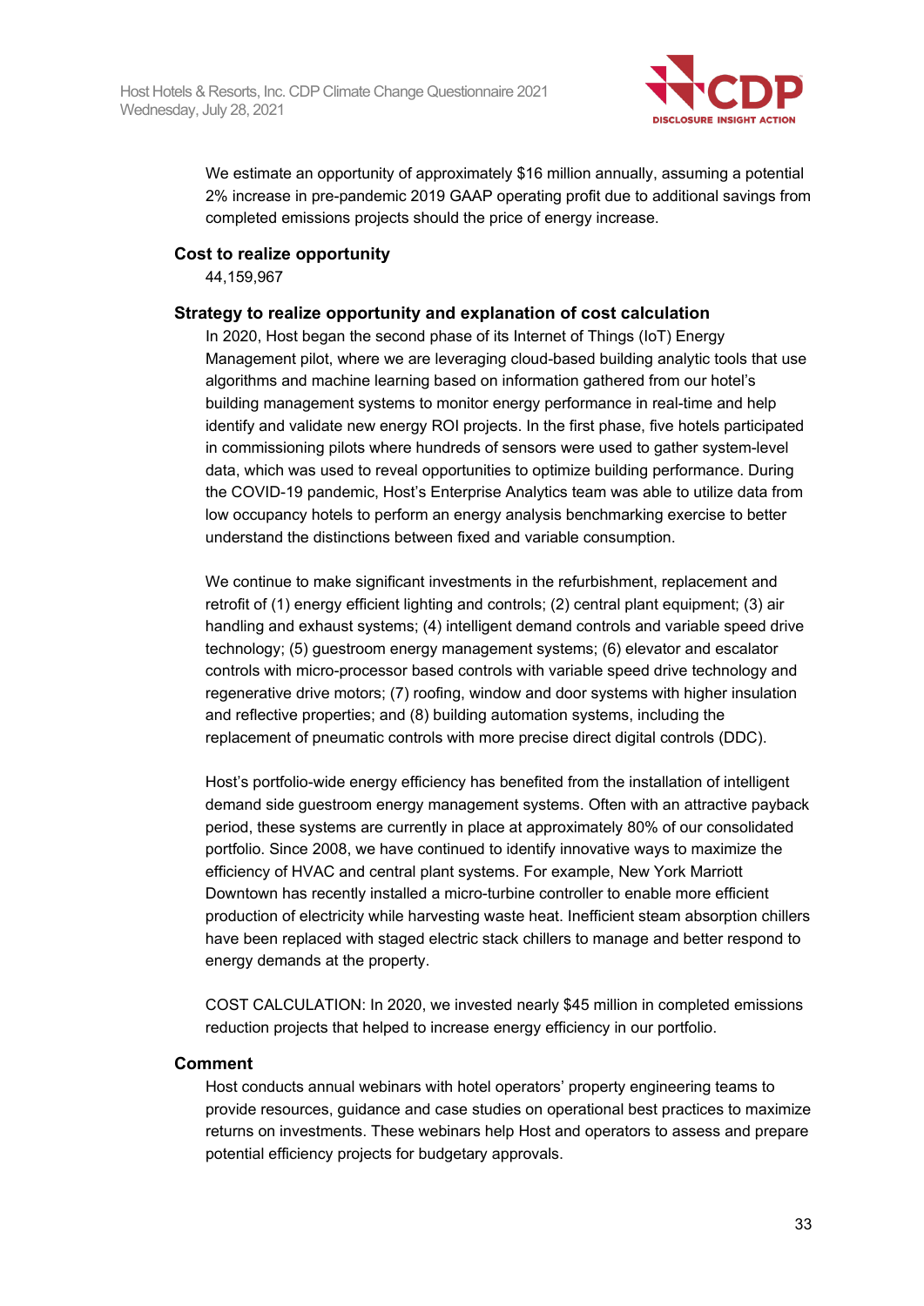We estimate an opportunity of approximately $16 million annually, assuming a potential 2% increase in pre-pandemic 2019 GAAP operating profit due to additional savings from completed emissions projects should the price of energy increase.

**Cost to realize opportunity**

44,159,967

**Strategy to realize opportunity and explanation of cost calculation**

In 2020, Host began the second phase of its Internet of Things (IoT) Energy Management pilot, where we are leveraging cloud-based building analytic tools that use algorithms and machine learning based on information gathered from our hotel's building management systems to monitor energy performance in real-time and help identify and validate new energy ROI projects. In the first phase, five hotels participated in commissioning pilots where hundreds of sensors were used to gather system-level data, which was used to reveal opportunities to optimize building performance. During the COVID-19 pandemic, Host's Enterprise Analytics team was able to utilize data from low occupancy hotels to perform an energy analysis benchmarking exercise to better understand the distinctions between fixed and variable consumption.

We continue to make significant investments in the refurbishment, replacement and retrofit of (1) energy efficient lighting and controls; (2) central plant equipment; (3) air handling and exhaust systems; (4) intelligent demand controls and variable speed drive technology; (5) guestroom energy management systems; (6) elevator and escalator controls with micro-processor based controls with variable speed drive technology and regenerative drive motors; (7) roofing, window and door systems with higher insulation and reflective properties; and (8) building automation systems, including the replacement of pneumatic controls with more precise direct digital controls (DDC).

Host's portfolio-wide energy efficiency has benefited from the installation of intelligent demand side guestroom energy management systems. Often with an attractive payback period, these systems are currently in place at approximately 80% of our consolidated portfolio. Since 2008, we have continued to identify innovative ways to maximize the efficiency of HVAC and central plant systems. For example, New York Marriott Downtown has recently installed a micro-turbine controller to enable more efficient production of electricity while harvesting waste heat. Inefficient steam absorption chillers have been replaced with staged electric stack chillers to manage and better respond to energy demands at the property.

COST CALCULATION: In 2020, we invested nearly $45 million in completed emissions reduction projects that helped to increase energy efficiency in our portfolio.

**Comment**

Host conducts annual webinars with hotel operators' property engineering teams to provide resources, guidance and case studies on operational best practices to maximize returns on investments. These webinars help Host and operators to assess and prepare potential efficiency projects for budgetary approvals.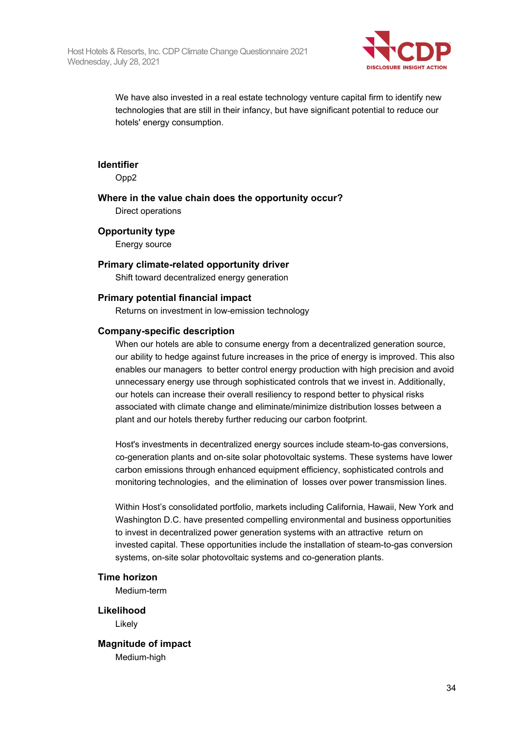We have also invested in a real estate technology venture capital firm to identify new technologies that are still in their infancy, but have significant potential to reduce our hotels' energy consumption.

**Identifier**

Opp2

**Where in the value chain does the opportunity occur?**

Direct operations

**Opportunity type**

Energy source

**Primary climate-related opportunity driver**

Shift toward decentralized energy generation

**Primary potential financial impact**

Returns on investment in low-emission technology

**Company-specific description**

When our hotels are able to consume energy from a decentralized generation source, our ability to hedge against future increases in the price of energy is improved. This also enables our managers to better control energy production with high precision and avoid unnecessary energy use through sophisticated controls that we invest in. Additionally, our hotels can increase their overall resiliency to respond better to physical risks associated with climate change and eliminate/minimize distribution losses between a plant and our hotels thereby further reducing our carbon footprint.

Host's investments in decentralized energy sources include steam-to-gas conversions, co-generation plants and on-site solar photovoltaic systems. These systems have lower carbon emissions through enhanced equipment efficiency, sophisticated controls and monitoring technologies, and the elimination of losses over power transmission lines.

Within Host's consolidated portfolio, markets including California, Hawaii, New York and Washington D.C. have presented compelling environmental and business opportunities to invest in decentralized power generation systems with an attractive return on invested capital. These opportunities include the installation of steam-to-gas conversion systems, on-site solar photovoltaic systems and co-generation plants.

**Time horizon**

Medium-term

**Likelihood**

Likely

**Magnitude of impact**

Medium-high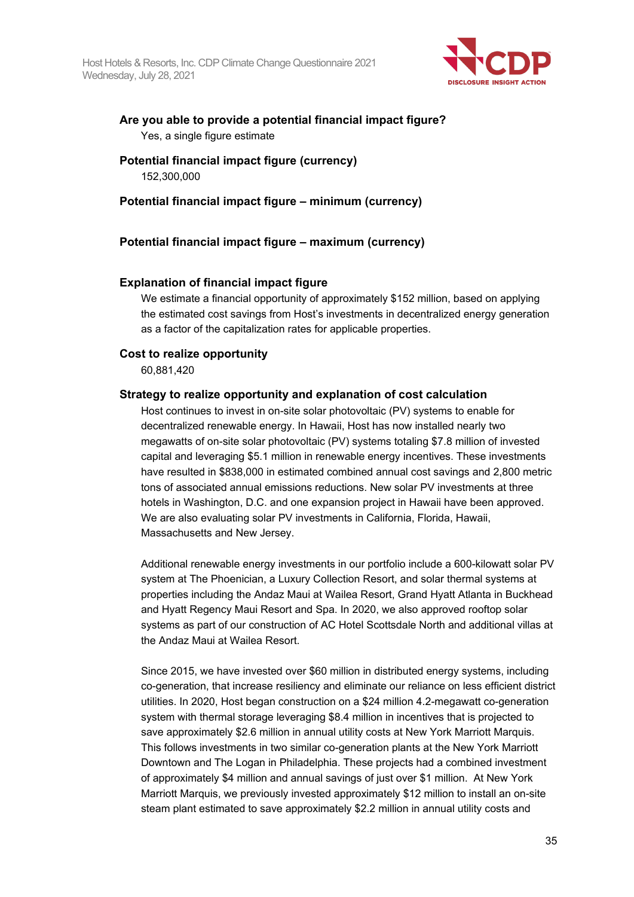**Are you able to provide a potential financial impact figure?**

Yes, a single figure estimate

**Potential financial impact figure (currency)**

152,300,000

**Potential financial impact figure – minimum (currency)**

**Potential financial impact figure – maximum (currency)**

**Explanation of financial impact figure**

We estimate a financial opportunity of approximately $152 million, based on applying the estimated cost savings from Host's investments in decentralized energy generation as a factor of the capitalization rates for applicable properties.

**Cost to realize opportunity**

60,881,420

**Strategy to realize opportunity and explanation of cost calculation**

Host continues to invest in on-site solar photovoltaic (PV) systems to enable for decentralized renewable energy. In Hawaii, Host has now installed nearly two megawatts of on-site solar photovoltaic (PV) systems totaling $7.8 million of invested capital and leveraging $5.1 million in renewable energy incentives. These investments have resulted in $838,000 in estimated combined annual cost savings and 2,800 metric tons of associated annual emissions reductions. New solar PV investments at three hotels in Washington, D.C. and one expansion project in Hawaii have been approved. We are also evaluating solar PV investments in California, Florida, Hawaii, Massachusetts and New Jersey.

Additional renewable energy investments in our portfolio include a 600-kilowatt solar PV system at The Phoenician, a Luxury Collection Resort, and solar thermal systems at properties including the Andaz Maui at Wailea Resort, Grand Hyatt Atlanta in Buckhead and Hyatt Regency Maui Resort and Spa. In 2020, we also approved rooftop solar systems as part of our construction of AC Hotel Scottsdale North and additional villas at the Andaz Maui at Wailea Resort.

Since 2015, we have invested over $60 million in distributed energy systems, including co-generation, that increase resiliency and eliminate our reliance on less efficient district utilities. In 2020, Host began construction on a $24 million 4.2-megawatt co-generation system with thermal storage leveraging $8.4 million in incentives that is projected to save approximately $2.6 million in annual utility costs at New York Marriott Marquis. This follows investments in two similar co-generation plants at the New York Marriott Downtown and The Logan in Philadelphia. These projects had a combined investment of approximately $4 million and annual savings of just over $1 million. At New York Marriott Marquis, we previously invested approximately $12 million to install an on-site steam plant estimated to save approximately $2.2 million in annual utility costs and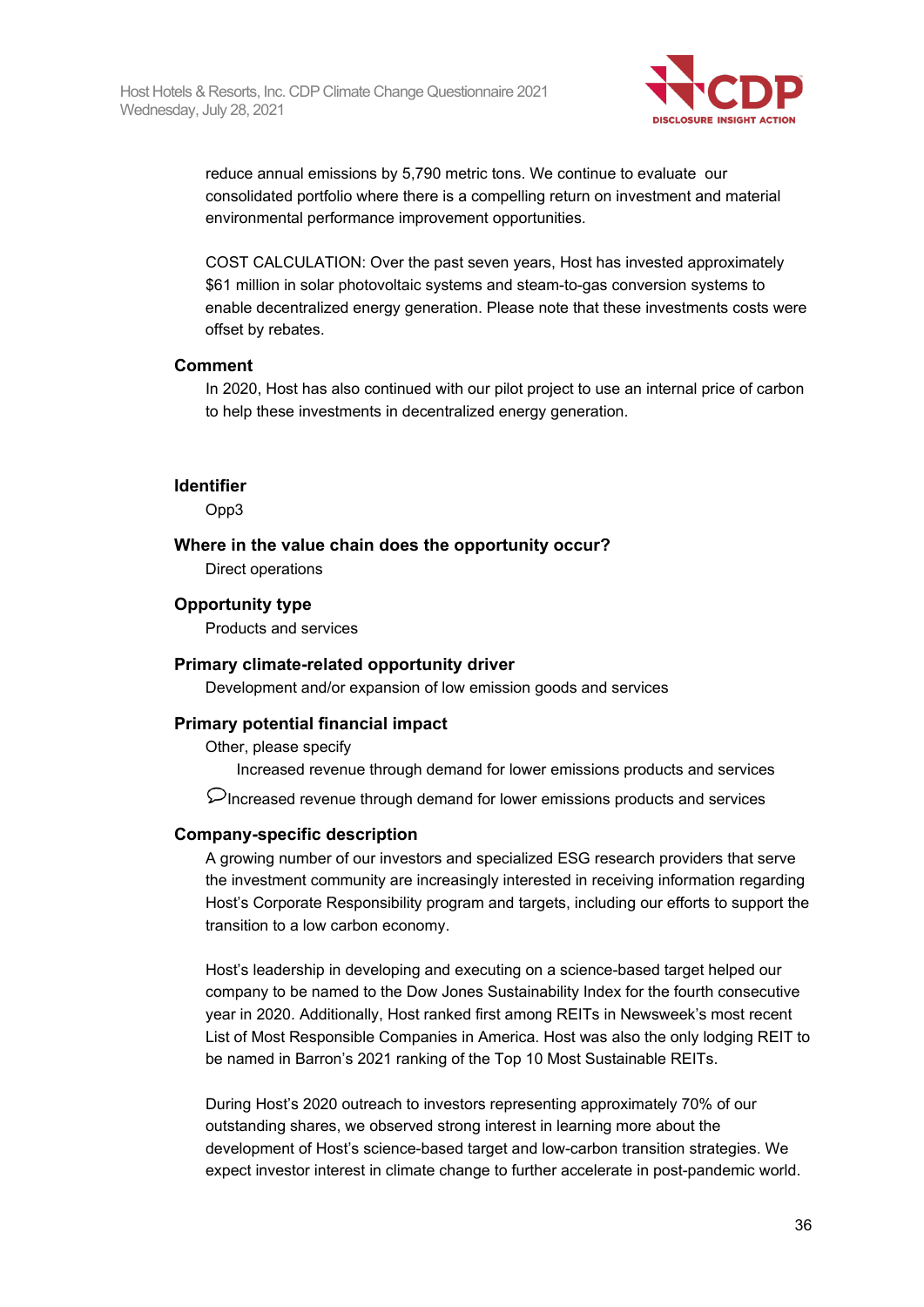reduce annual emissions by 5,790 metric tons. We continue to evaluate our consolidated portfolio where there is a compelling return on investment and material environmental performance improvement opportunities.

COST CALCULATION: Over the past seven years, Host has invested approximately $61 million in solar photovoltaic systems and steam-to-gas conversion systems to enable decentralized energy generation. Please note that these investments costs were offset by rebates.

### Comment

In 2020, Host has also continued with our pilot project to use an internal price of carbon to help these investments in decentralized energy generation.

### Identifier

Opp3

### Where in the value chain does the opportunity occur?

Direct operations

### Opportunity type

Products and services

### Primary climate-related opportunity driver

Development and/or expansion of low emission goods and services

### Primary potential financial impact

Other, please specify

Increased revenue through demand for lower emissions products and services

Increased revenue through demand for lower emissions products and services

### Company-specific description

A growing number of our investors and specialized ESG research providers that serve the investment community are increasingly interested in receiving information regarding Host's Corporate Responsibility program and targets, including our efforts to support the transition to a low carbon economy.

Host's leadership in developing and executing on a science-based target helped our company to be named to the Dow Jones Sustainability Index for the fourth consecutive year in 2020. Additionally, Host ranked first among REITs in Newsweek's most recent List of Most Responsible Companies in America. Host was also the only lodging REIT to be named in Barron's 2021 ranking of the Top 10 Most Sustainable REITs.

During Host's 2020 outreach to investors representing approximately 70% of our outstanding shares, we observed strong interest in learning more about the development of Host's science-based target and low-carbon transition strategies. We expect investor interest in climate change to further accelerate in post-pandemic world.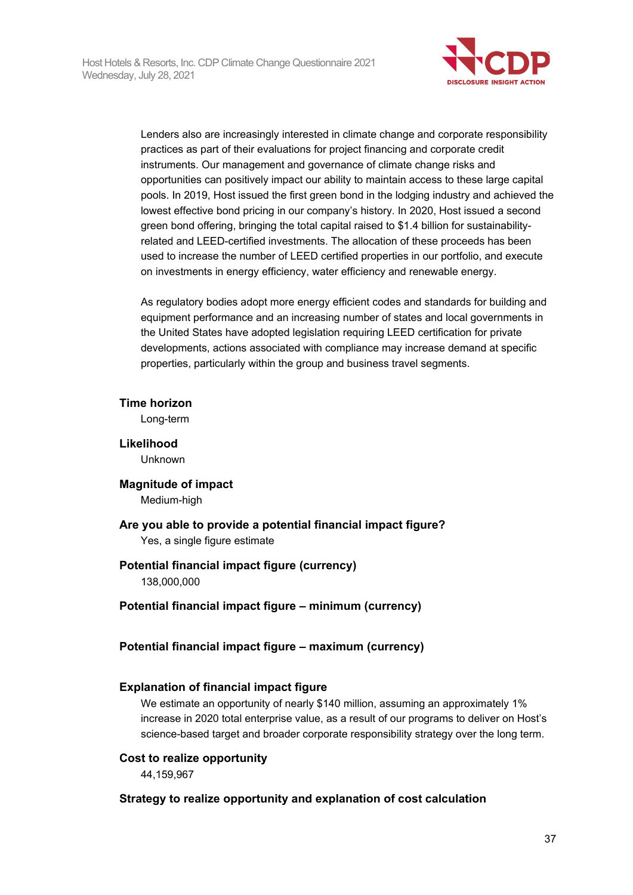Lenders also are increasingly interested in climate change and corporate responsibility practices as part of their evaluations for project financing and corporate credit instruments. Our management and governance of climate change risks and opportunities can positively impact our ability to maintain access to these large capital pools. In 2019, Host issued the first green bond in the lodging industry and achieved the lowest effective bond pricing in our company's history. In 2020, Host issued a second green bond offering, bringing the total capital raised to $1.4 billion for sustainability-related and LEED-certified investments. The allocation of these proceeds has been used to increase the number of LEED certified properties in our portfolio, and execute on investments in energy efficiency, water efficiency and renewable energy.

As regulatory bodies adopt more energy efficient codes and standards for building and equipment performance and an increasing number of states and local governments in the United States have adopted legislation requiring LEED certification for private developments, actions associated with compliance may increase demand at specific properties, particularly within the group and business travel segments.

**Time horizon**

Long-term

**Likelihood**

Unknown

**Magnitude of impact**

Medium-high

**Are you able to provide a potential financial impact figure?**

Yes, a single figure estimate

**Potential financial impact figure (currency)**

138,000,000

**Potential financial impact figure – minimum (currency)**

**Potential financial impact figure – maximum (currency)**

**Explanation of financial impact figure**

We estimate an opportunity of nearly $140 million, assuming an approximately 1% increase in 2020 total enterprise value, as a result of our programs to deliver on Host's science-based target and broader corporate responsibility strategy over the long term.

**Cost to realize opportunity**

44,159,967

**Strategy to realize opportunity and explanation of cost calculation**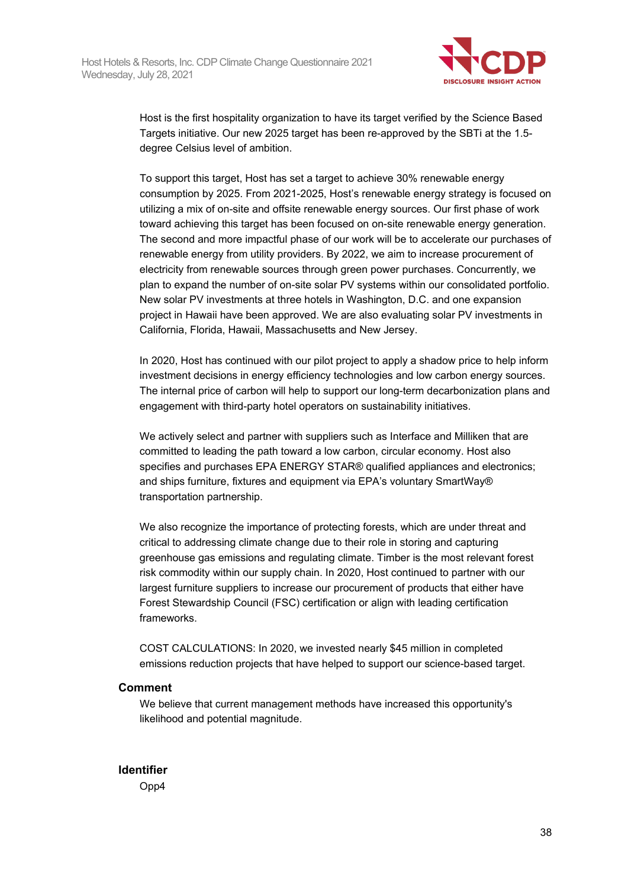Host is the first hospitality organization to have its target verified by the Science Based Targets initiative. Our new 2025 target has been re-approved by the SBTi at the 1.5-degree Celsius level of ambition.

To support this target, Host has set a target to achieve 30% renewable energy consumption by 2025. From 2021-2025, Host's renewable energy strategy is focused on utilizing a mix of on-site and offsite renewable energy sources. Our first phase of work toward achieving this target has been focused on on-site renewable energy generation. The second and more impactful phase of our work will be to accelerate our purchases of renewable energy from utility providers. By 2022, we aim to increase procurement of electricity from renewable sources through green power purchases. Concurrently, we plan to expand the number of on-site solar PV systems within our consolidated portfolio. New solar PV investments at three hotels in Washington, D.C. and one expansion project in Hawaii have been approved. We are also evaluating solar PV investments in California, Florida, Hawaii, Massachusetts and New Jersey.

In 2020, Host has continued with our pilot project to apply a shadow price to help inform investment decisions in energy efficiency technologies and low carbon energy sources. The internal price of carbon will help to support our long-term decarbonization plans and engagement with third-party hotel operators on sustainability initiatives.

We actively select and partner with suppliers such as Interface and Milliken that are committed to leading the path toward a low carbon, circular economy. Host also specifies and purchases EPA ENERGY STAR® qualified appliances and electronics; and ships furniture, fixtures and equipment via EPA's voluntary SmartWay® transportation partnership.

We also recognize the importance of protecting forests, which are under threat and critical to addressing climate change due to their role in storing and capturing greenhouse gas emissions and regulating climate. Timber is the most relevant forest risk commodity within our supply chain. In 2020, Host continued to partner with our largest furniture suppliers to increase our procurement of products that either have Forest Stewardship Council (FSC) certification or align with leading certification frameworks.

COST CALCULATIONS: In 2020, we invested nearly $45 million in completed emissions reduction projects that have helped to support our science-based target.

### Comment

We believe that current management methods have increased this opportunity's likelihood and potential magnitude.

### Identifier

Opp4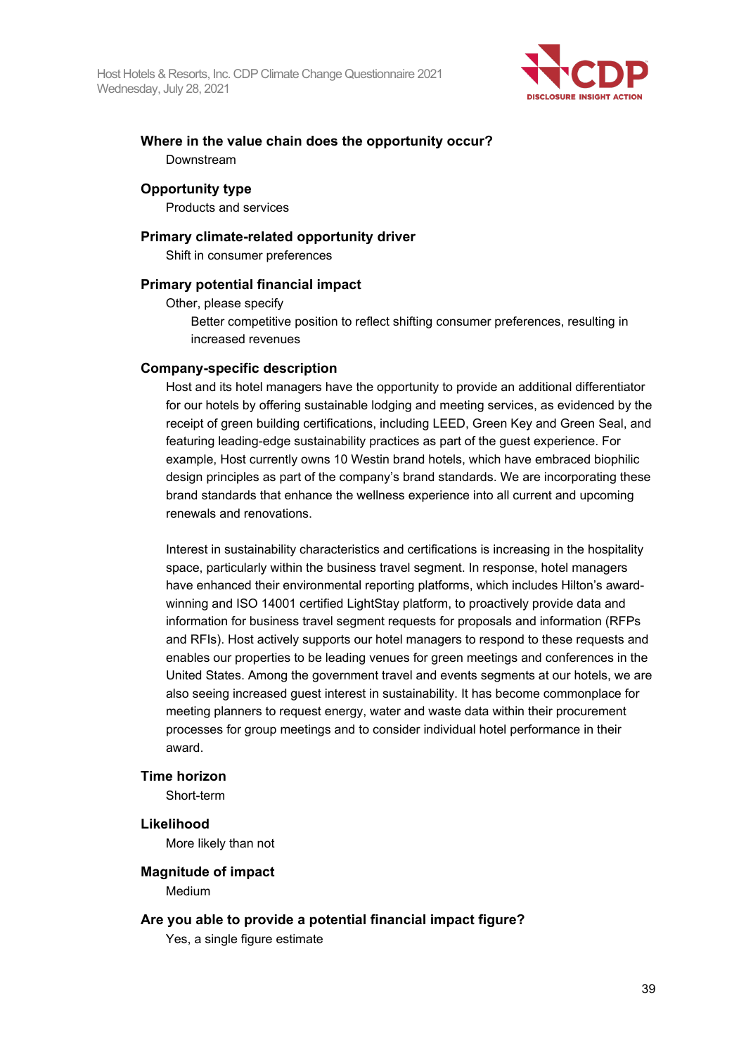**Where in the value chain does the opportunity occur?**

Downstream

**Opportunity type**

Products and services

**Primary climate-related opportunity driver**

Shift in consumer preferences

**Primary potential financial impact**

Other, please specify

Better competitive position to reflect shifting consumer preferences, resulting in increased revenues

**Company-specific description**

Host and its hotel managers have the opportunity to provide an additional differentiator for our hotels by offering sustainable lodging and meeting services, as evidenced by the receipt of green building certifications, including LEED, Green Key and Green Seal, and featuring leading-edge sustainability practices as part of the guest experience. For example, Host currently owns 10 Westin brand hotels, which have embraced biophilic design principles as part of the company's brand standards. We are incorporating these brand standards that enhance the wellness experience into all current and upcoming renewals and renovations.

Interest in sustainability characteristics and certifications is increasing in the hospitality space, particularly within the business travel segment. In response, hotel managers have enhanced their environmental reporting platforms, which includes Hilton's award-winning and ISO 14001 certified LightStay platform, to proactively provide data and information for business travel segment requests for proposals and information (RFPs and RFIs). Host actively supports our hotel managers to respond to these requests and enables our properties to be leading venues for green meetings and conferences in the United States. Among the government travel and events segments at our hotels, we are also seeing increased guest interest in sustainability. It has become commonplace for meeting planners to request energy, water and waste data within their procurement processes for group meetings and to consider individual hotel performance in their award.

**Time horizon**

Short-term

**Likelihood**

More likely than not

**Magnitude of impact**

Medium

**Are you able to provide a potential financial impact figure?**

Yes, a single figure estimate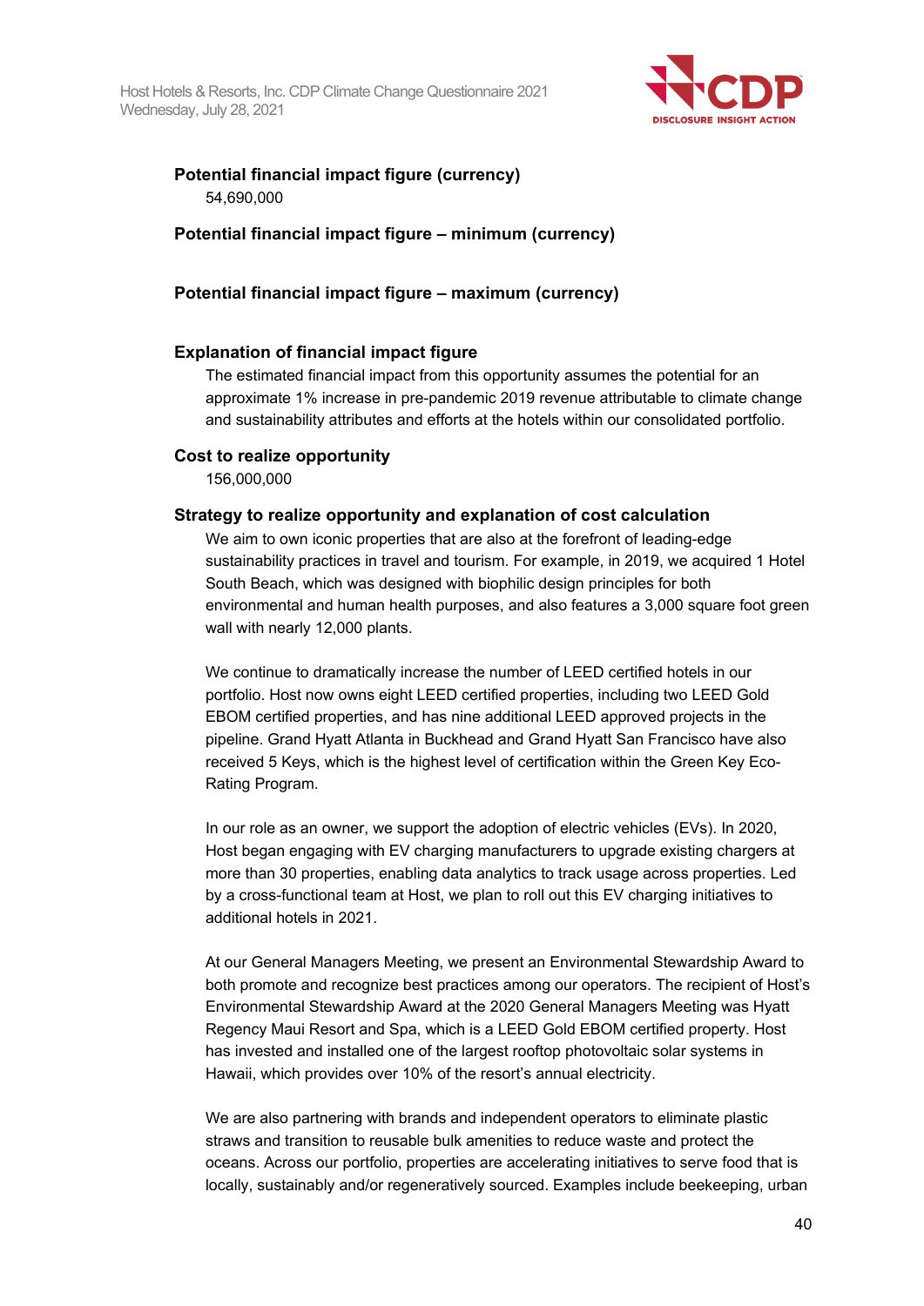**Potential financial impact figure (currency)**

54,690,000

**Potential financial impact figure – minimum (currency)**

**Potential financial impact figure – maximum (currency)**

**Explanation of financial impact figure**

The estimated financial impact from this opportunity assumes the potential for an approximate 1% increase in pre-pandemic 2019 revenue attributable to climate change and sustainability attributes and efforts at the hotels within our consolidated portfolio.

**Cost to realize opportunity**

156,000,000

**Strategy to realize opportunity and explanation of cost calculation**

We aim to own iconic properties that are also at the forefront of leading-edge sustainability practices in travel and tourism. For example, in 2019, we acquired 1 Hotel South Beach, which was designed with biophilic design principles for both environmental and human health purposes, and also features a 3,000 square foot green wall with nearly 12,000 plants.

We continue to dramatically increase the number of LEED certified hotels in our portfolio. Host now owns eight LEED certified properties, including two LEED Gold EBOM certified properties, and has nine additional LEED approved projects in the pipeline. Grand Hyatt Atlanta in Buckhead and Grand Hyatt San Francisco have also received 5 Keys, which is the highest level of certification within the Green Key Eco-Rating Program.

In our role as an owner, we support the adoption of electric vehicles (EVs). In 2020, Host began engaging with EV charging manufacturers to upgrade existing chargers at more than 30 properties, enabling data analytics to track usage across properties. Led by a cross-functional team at Host, we plan to roll out this EV charging initiatives to additional hotels in 2021.

At our General Managers Meeting, we present an Environmental Stewardship Award to both promote and recognize best practices among our operators. The recipient of Host's Environmental Stewardship Award at the 2020 General Managers Meeting was Hyatt Regency Maui Resort and Spa, which is a LEED Gold EBOM certified property. Host has invested and installed one of the largest rooftop photovoltaic solar systems in Hawaii, which provides over 10% of the resort's annual electricity.

We are also partnering with brands and independent operators to eliminate plastic straws and transition to reusable bulk amenities to reduce waste and protect the oceans. Across our portfolio, properties are accelerating initiatives to serve food that is locally, sustainably and/or regeneratively sourced. Examples include beekeeping, urban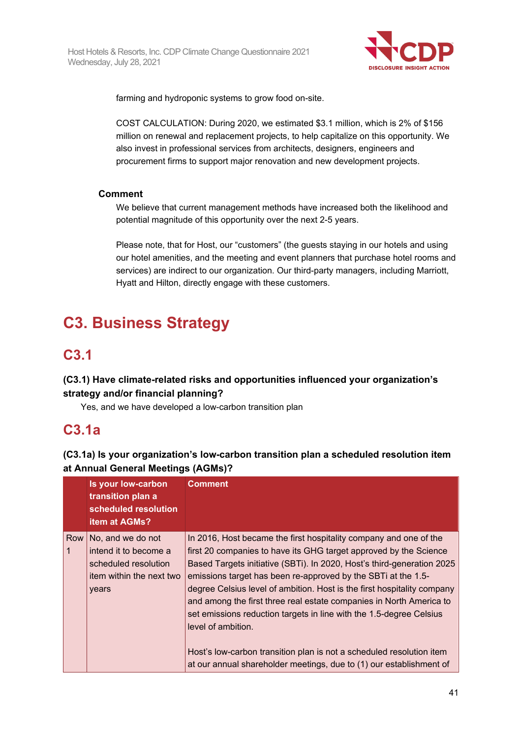farming and hydroponic systems to grow food on-site.

COST CALCULATION: During 2020, we estimated $3.1 million, which is 2% of $156 million on renewal and replacement projects, to help capitalize on this opportunity. We also invest in professional services from architects, designers, engineers and procurement firms to support major renovation and new development projects.

**Comment**

We believe that current management methods have increased both the likelihood and potential magnitude of this opportunity over the next 2-5 years.

Please note, that for Host, our "customers" (the guests staying in our hotels and using our hotel amenities, and the meeting and event planners that purchase hotel rooms and services) are indirect to our organization. Our third-party managers, including Marriott, Hyatt and Hilton, directly engage with these customers.

# C3. Business Strategy

## C3.1

**(C3.1) Have climate-related risks and opportunities influenced your organization's strategy and/or financial planning?**

Yes, and we have developed a low-carbon transition plan

## C3.1a

**(C3.1a) Is your organization's low-carbon transition plan a scheduled resolution item at Annual General Meetings (AGMs)?**

| | Is your low-carbon transition plan a scheduled resolution item at AGMs? | Comment |
|---|---|---|
| Row 1 | No, and we do not intend it to become a scheduled resolution item within the next two years | In 2016, Host became the first hospitality company and one of the first 20 companies to have its GHG target approved by the Science Based Targets initiative (SBTi). In 2020, Host's third-generation 2025 emissions target has been re-approved by the SBTi at the 1.5-degree Celsius level of ambition. Host is the first hospitality company and among the first three real estate companies in North America to set emissions reduction targets in line with the 1.5-degree Celsius level of ambition.<br><br>Host's low-carbon transition plan is not a scheduled resolution item at our annual shareholder meetings, due to (1) our establishment of |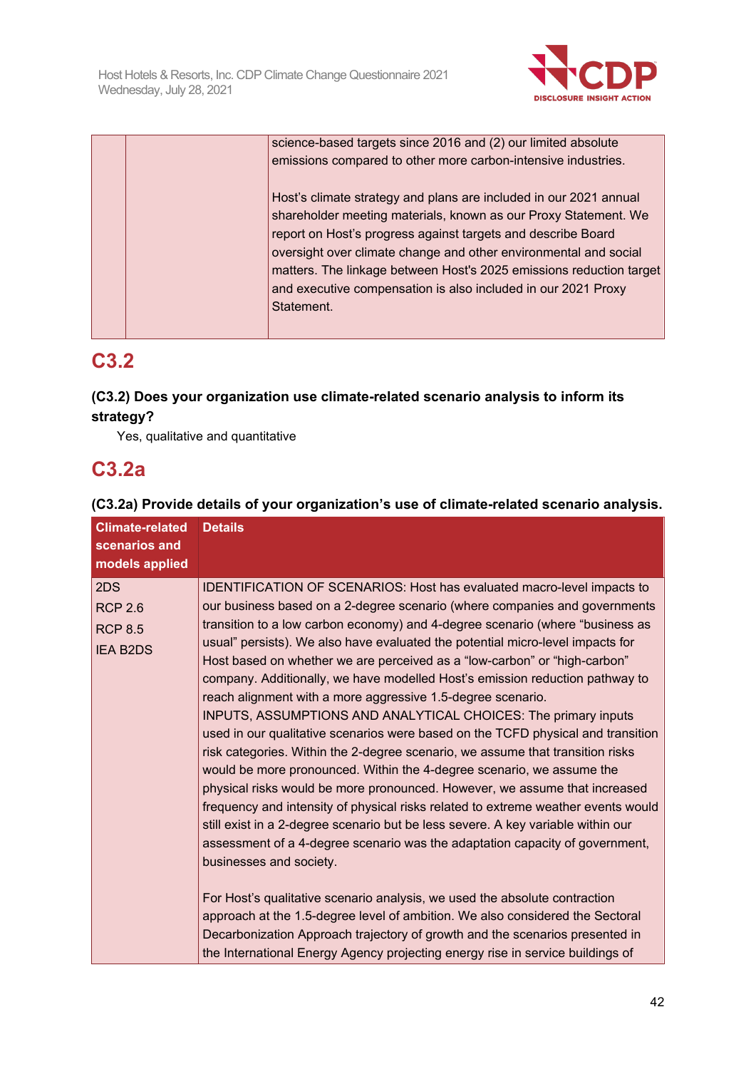| | | science-based targets since 2016 and (2) our limited absolute emissions compared to other more carbon-intensive industries.<br><br>Host's climate strategy and plans are included in our 2021 annual shareholder meeting materials, known as our Proxy Statement. We report on Host's progress against targets and describe Board oversight over climate change and other environmental and social matters. The linkage between Host's 2025 emissions reduction target and executive compensation is also included in our 2021 Proxy Statement. |
|---|---|---|

# C3.2

**(C3.2) Does your organization use climate-related scenario analysis to inform its strategy?**

Yes, qualitative and quantitative

# C3.2a

**(C3.2a) Provide details of your organization's use of climate-related scenario analysis.**

| Climate-related scenarios and models applied | Details |
|---|---|
| 2DS<br>RCP 2.6<br>RCP 8.5<br>IEA B2DS | IDENTIFICATION OF SCENARIOS: Host has evaluated macro-level impacts to our business based on a 2-degree scenario (where companies and governments transition to a low carbon economy) and 4-degree scenario (where "business as usual" persists). We also have evaluated the potential micro-level impacts for Host based on whether we are perceived as a "low-carbon" or "high-carbon" company. Additionally, we have modelled Host's emission reduction pathway to reach alignment with a more aggressive 1.5-degree scenario.<br>INPUTS, ASSUMPTIONS AND ANALYTICAL CHOICES: The primary inputs used in our qualitative scenarios were based on the TCFD physical and transition risk categories. Within the 2-degree scenario, we assume that transition risks would be more pronounced. Within the 4-degree scenario, we assume the physical risks would be more pronounced. However, we assume that increased frequency and intensity of physical risks related to extreme weather events would still exist in a 2-degree scenario but be less severe. A key variable within our assessment of a 4-degree scenario was the adaptation capacity of government, businesses and society.<br><br>For Host's qualitative scenario analysis, we used the absolute contraction approach at the 1.5-degree level of ambition. We also considered the Sectoral Decarbonization Approach trajectory of growth and the scenarios presented in the International Energy Agency projecting energy rise in service buildings of |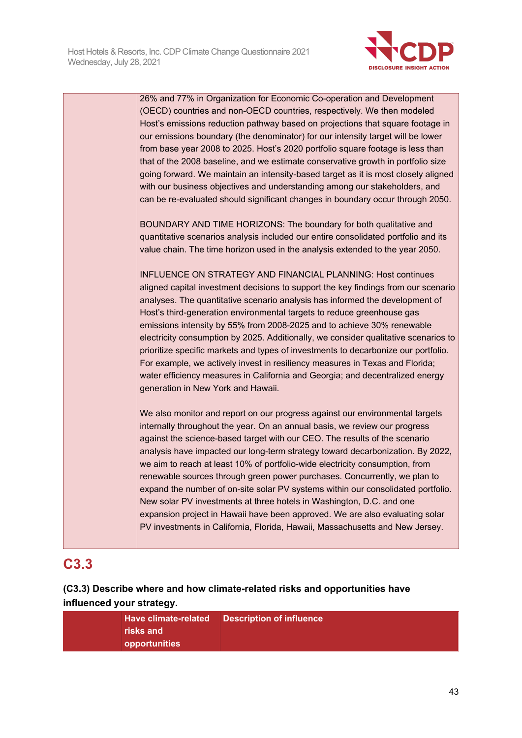| | |
|---|---|
| | 26% and 77% in Organization for Economic Co-operation and Development (OECD) countries and non-OECD countries, respectively. We then modeled Host's emissions reduction pathway based on projections that square footage in our emissions boundary (the denominator) for our intensity target will be lower from base year 2008 to 2025. Host's 2020 portfolio square footage is less than that of the 2008 baseline, and we estimate conservative growth in portfolio size going forward. We maintain an intensity-based target as it is most closely aligned with our business objectives and understanding among our stakeholders, and can be re-evaluated should significant changes in boundary occur through 2050.<br><br>BOUNDARY AND TIME HORIZONS: The boundary for both qualitative and quantitative scenarios analysis included our entire consolidated portfolio and its value chain. The time horizon used in the analysis extended to the year 2050.<br><br>INFLUENCE ON STRATEGY AND FINANCIAL PLANNING: Host continues aligned capital investment decisions to support the key findings from our scenario analyses. The quantitative scenario analysis has informed the development of Host's third-generation environmental targets to reduce greenhouse gas emissions intensity by 55% from 2008-2025 and to achieve 30% renewable electricity consumption by 2025. Additionally, we consider qualitative scenarios to prioritize specific markets and types of investments to decarbonize our portfolio. For example, we actively invest in resiliency measures in Texas and Florida; water efficiency measures in California and Georgia; and decentralized energy generation in New York and Hawaii.<br><br>We also monitor and report on our progress against our environmental targets internally throughout the year. On an annual basis, we review our progress against the science-based target with our CEO. The results of the scenario analysis have impacted our long-term strategy toward decarbonization. By 2022, we aim to reach at least 10% of portfolio-wide electricity consumption, from renewable sources through green power purchases. Concurrently, we plan to expand the number of on-site solar PV systems within our consolidated portfolio. New solar PV investments at three hotels in Washington, D.C. and one expansion project in Hawaii have been approved. We are also evaluating solar PV investments in California, Florida, Hawaii, Massachusetts and New Jersey. |

## C3.3

**(C3.3) Describe where and how climate-related risks and opportunities have influenced your strategy.**

| | Have climate-related risks and opportunities | Description of influence |
|---|---|---|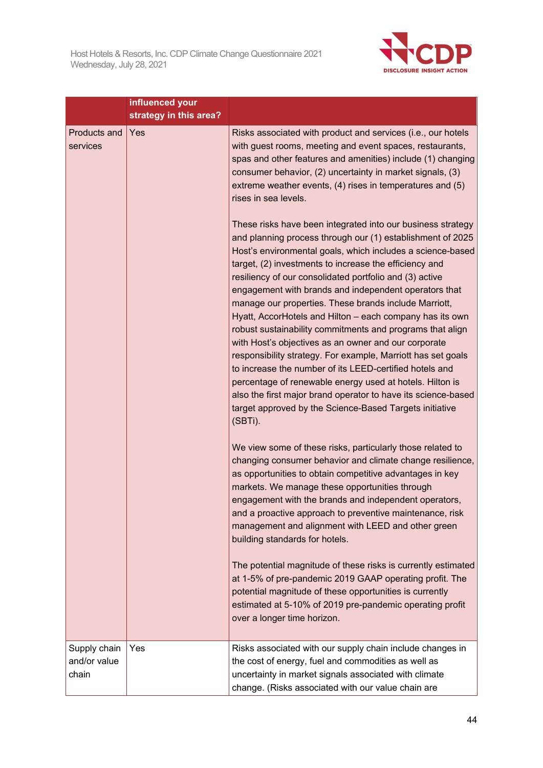| | influenced your strategy in this area? | |
|---|---|---|
| Products and services | Yes | Risks associated with product and services (i.e., our hotels with guest rooms, meeting and event spaces, restaurants, spas and other features and amenities) include (1) changing consumer behavior, (2) uncertainty in market signals, (3) extreme weather events, (4) rises in temperatures and (5) rises in sea levels.<br><br>These risks have been integrated into our business strategy and planning process through our (1) establishment of 2025 Host's environmental goals, which includes a science-based target, (2) investments to increase the efficiency and resiliency of our consolidated portfolio and (3) active engagement with brands and independent operators that manage our properties. These brands include Marriott, Hyatt, AccorHotels and Hilton – each company has its own robust sustainability commitments and programs that align with Host's objectives as an owner and our corporate responsibility strategy. For example, Marriott has set goals to increase the number of its LEED-certified hotels and percentage of renewable energy used at hotels. Hilton is also the first major brand operator to have its science-based target approved by the Science-Based Targets initiative (SBTi).<br><br>We view some of these risks, particularly those related to changing consumer behavior and climate change resilience, as opportunities to obtain competitive advantages in key markets. We manage these opportunities through engagement with the brands and independent operators, and a proactive approach to preventive maintenance, risk management and alignment with LEED and other green building standards for hotels.<br><br>The potential magnitude of these risks is currently estimated at 1-5% of pre-pandemic 2019 GAAP operating profit. The potential magnitude of these opportunities is currently estimated at 5-10% of 2019 pre-pandemic operating profit over a longer time horizon. |
| Supply chain and/or value chain | Yes | Risks associated with our supply chain include changes in the cost of energy, fuel and commodities as well as uncertainty in market signals associated with climate change. (Risks associated with our value chain are |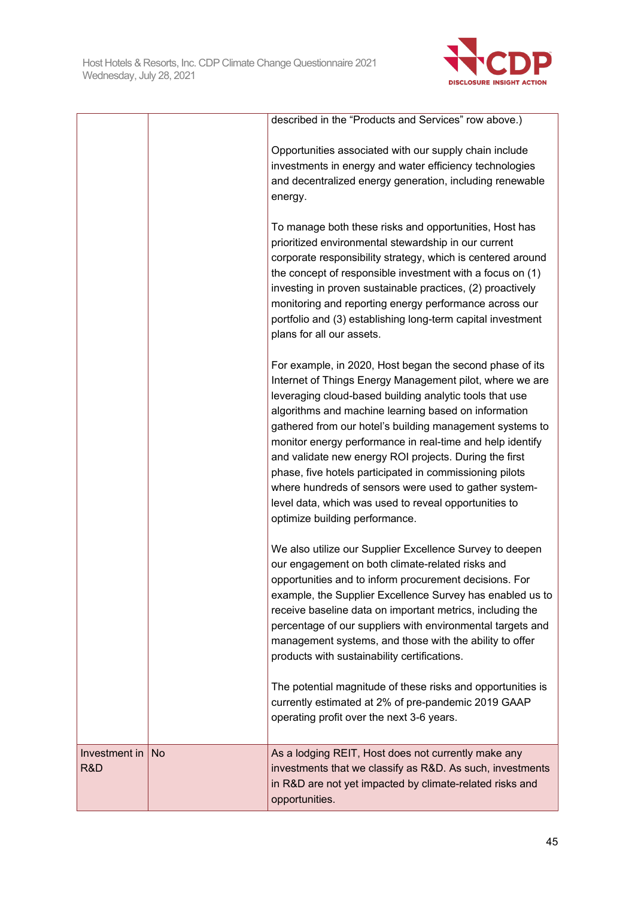| | | |
|---|---|---|
| | | described in the "Products and Services" row above.)<br><br>Opportunities associated with our supply chain include investments in energy and water efficiency technologies and decentralized energy generation, including renewable energy.<br><br>To manage both these risks and opportunities, Host has prioritized environmental stewardship in our current corporate responsibility strategy, which is centered around the concept of responsible investment with a focus on (1) investing in proven sustainable practices, (2) proactively monitoring and reporting energy performance across our portfolio and (3) establishing long-term capital investment plans for all our assets.<br><br>For example, in 2020, Host began the second phase of its Internet of Things Energy Management pilot, where we are leveraging cloud-based building analytic tools that use algorithms and machine learning based on information gathered from our hotel's building management systems to monitor energy performance in real-time and help identify and validate new energy ROI projects. During the first phase, five hotels participated in commissioning pilots where hundreds of sensors were used to gather system-level data, which was used to reveal opportunities to optimize building performance.<br><br>We also utilize our Supplier Excellence Survey to deepen our engagement on both climate-related risks and opportunities and to inform procurement decisions. For example, the Supplier Excellence Survey has enabled us to receive baseline data on important metrics, including the percentage of our suppliers with environmental targets and management systems, and those with the ability to offer products with sustainability certifications.<br><br>The potential magnitude of these risks and opportunities is currently estimated at 2% of pre-pandemic 2019 GAAP operating profit over the next 3-6 years. |
| Investment in R&D | No | As a lodging REIT, Host does not currently make any investments that we classify as R&D. As such, investments in R&D are not yet impacted by climate-related risks and opportunities. |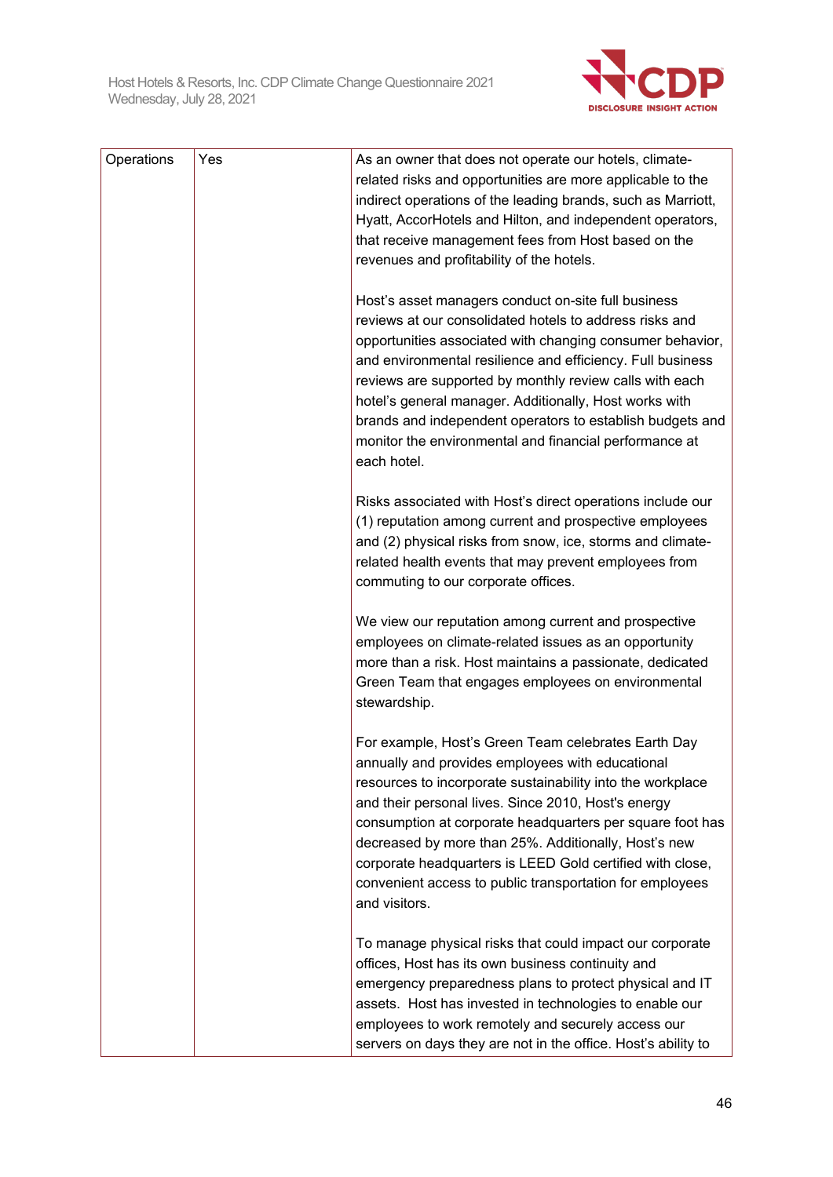| | | |
|---|---|---|
| Operations | Yes | As an owner that does not operate our hotels, climate-related risks and opportunities are more applicable to the indirect operations of the leading brands, such as Marriott, Hyatt, AccorHotels and Hilton, and independent operators, that receive management fees from Host based on the revenues and profitability of the hotels.<br><br>Host's asset managers conduct on-site full business reviews at our consolidated hotels to address risks and opportunities associated with changing consumer behavior, and environmental resilience and efficiency. Full business reviews are supported by monthly review calls with each hotel's general manager. Additionally, Host works with brands and independent operators to establish budgets and monitor the environmental and financial performance at each hotel.<br><br>Risks associated with Host's direct operations include our (1) reputation among current and prospective employees and (2) physical risks from snow, ice, storms and climate-related health events that may prevent employees from commuting to our corporate offices.<br><br>We view our reputation among current and prospective employees on climate-related issues as an opportunity more than a risk. Host maintains a passionate, dedicated Green Team that engages employees on environmental stewardship.<br><br>For example, Host's Green Team celebrates Earth Day annually and provides employees with educational resources to incorporate sustainability into the workplace and their personal lives. Since 2010, Host's energy consumption at corporate headquarters per square foot has decreased by more than 25%. Additionally, Host's new corporate headquarters is LEED Gold certified with close, convenient access to public transportation for employees and visitors.<br><br>To manage physical risks that could impact our corporate offices, Host has its own business continuity and emergency preparedness plans to protect physical and IT assets. Host has invested in technologies to enable our employees to work remotely and securely access our servers on days they are not in the office. Host's ability to |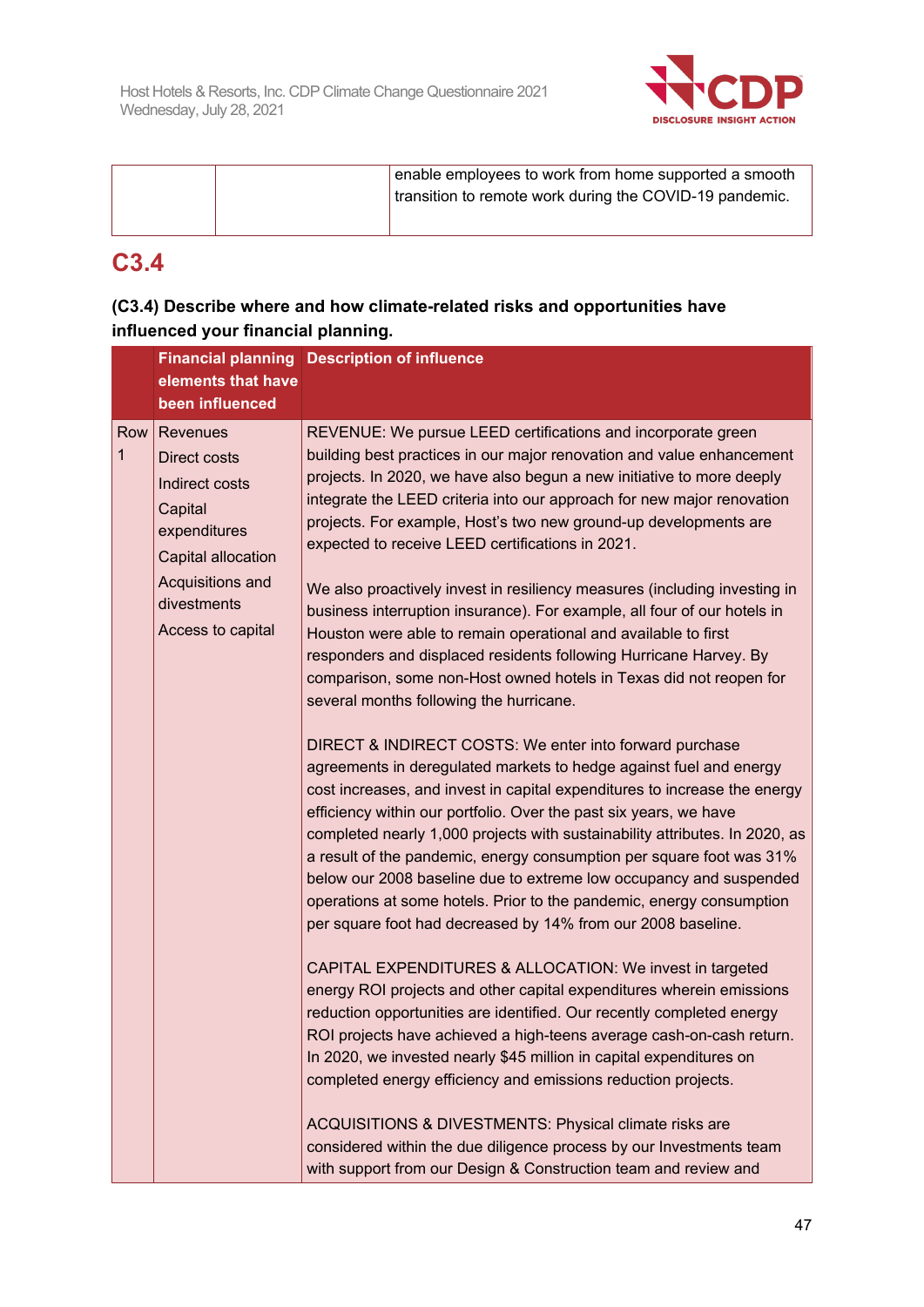| | | |
|---|---|---|
| | | enable employees to work from home supported a smooth transition to remote work during the COVID-19 pandemic. |

## C3.4

**(C3.4) Describe where and how climate-related risks and opportunities have influenced your financial planning.**

| | Financial planning elements that have been influenced | Description of influence |
|---|---|---|
| Row 1 | Revenues<br>Direct costs<br>Indirect costs<br>Capital expenditures<br>Capital allocation<br>Acquisitions and divestments<br>Access to capital | REVENUE: We pursue LEED certifications and incorporate green building best practices in our major renovation and value enhancement projects. In 2020, we have also begun a new initiative to more deeply integrate the LEED criteria into our approach for new major renovation projects. For example, Host's two new ground-up developments are expected to receive LEED certifications in 2021.<br><br>We also proactively invest in resiliency measures (including investing in business interruption insurance). For example, all four of our hotels in Houston were able to remain operational and available to first responders and displaced residents following Hurricane Harvey. By comparison, some non-Host owned hotels in Texas did not reopen for several months following the hurricane.<br><br>DIRECT & INDIRECT COSTS: We enter into forward purchase agreements in deregulated markets to hedge against fuel and energy cost increases, and invest in capital expenditures to increase the energy efficiency within our portfolio. Over the past six years, we have completed nearly 1,000 projects with sustainability attributes. In 2020, as a result of the pandemic, energy consumption per square foot was 31% below our 2008 baseline due to extreme low occupancy and suspended operations at some hotels. Prior to the pandemic, energy consumption per square foot had decreased by 14% from our 2008 baseline.<br><br>CAPITAL EXPENDITURES & ALLOCATION: We invest in targeted energy ROI projects and other capital expenditures wherein emissions reduction opportunities are identified. Our recently completed energy ROI projects have achieved a high-teens average cash-on-cash return. In 2020, we invested nearly $45 million in capital expenditures on completed energy efficiency and emissions reduction projects.<br><br>ACQUISITIONS & DIVESTMENTS: Physical climate risks are considered within the due diligence process by our Investments team with support from our Design & Construction team and review and |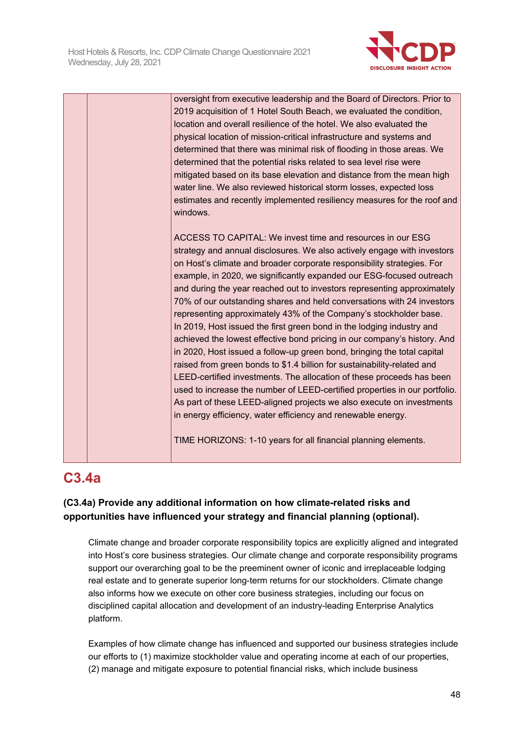|  |  | oversight from executive leadership and the Board of Directors. Prior to 2019 acquisition of 1 Hotel South Beach, we evaluated the condition, location and overall resilience of the hotel. We also evaluated the physical location of mission-critical infrastructure and systems and determined that there was minimal risk of flooding in those areas. We determined that the potential risks related to sea level rise were mitigated based on its base elevation and distance from the mean high water line. We also reviewed historical storm losses, expected loss estimates and recently implemented resiliency measures for the roof and windows.<br><br>ACCESS TO CAPITAL: We invest time and resources in our ESG strategy and annual disclosures. We also actively engage with investors on Host's climate and broader corporate responsibility strategies. For example, in 2020, we significantly expanded our ESG-focused outreach and during the year reached out to investors representing approximately 70% of our outstanding shares and held conversations with 24 investors representing approximately 43% of the Company's stockholder base. In 2019, Host issued the first green bond in the lodging industry and achieved the lowest effective bond pricing in our company's history. And in 2020, Host issued a follow-up green bond, bringing the total capital raised from green bonds to $1.4 billion for sustainability-related and LEED-certified investments. The allocation of these proceeds has been used to increase the number of LEED-certified properties in our portfolio. As part of these LEED-aligned projects we also execute on investments in energy efficiency, water efficiency and renewable energy.<br><br>TIME HORIZONS: 1-10 years for all financial planning elements. |
|---|---|---|

## C3.4a

**(C3.4a) Provide any additional information on how climate-related risks and opportunities have influenced your strategy and financial planning (optional).**

Climate change and broader corporate responsibility topics are explicitly aligned and integrated into Host's core business strategies. Our climate change and corporate responsibility programs support our overarching goal to be the preeminent owner of iconic and irreplaceable lodging real estate and to generate superior long-term returns for our stockholders. Climate change also informs how we execute on other core business strategies, including our focus on disciplined capital allocation and development of an industry-leading Enterprise Analytics platform.

Examples of how climate change has influenced and supported our business strategies include our efforts to (1) maximize stockholder value and operating income at each of our properties, (2) manage and mitigate exposure to potential financial risks, which include business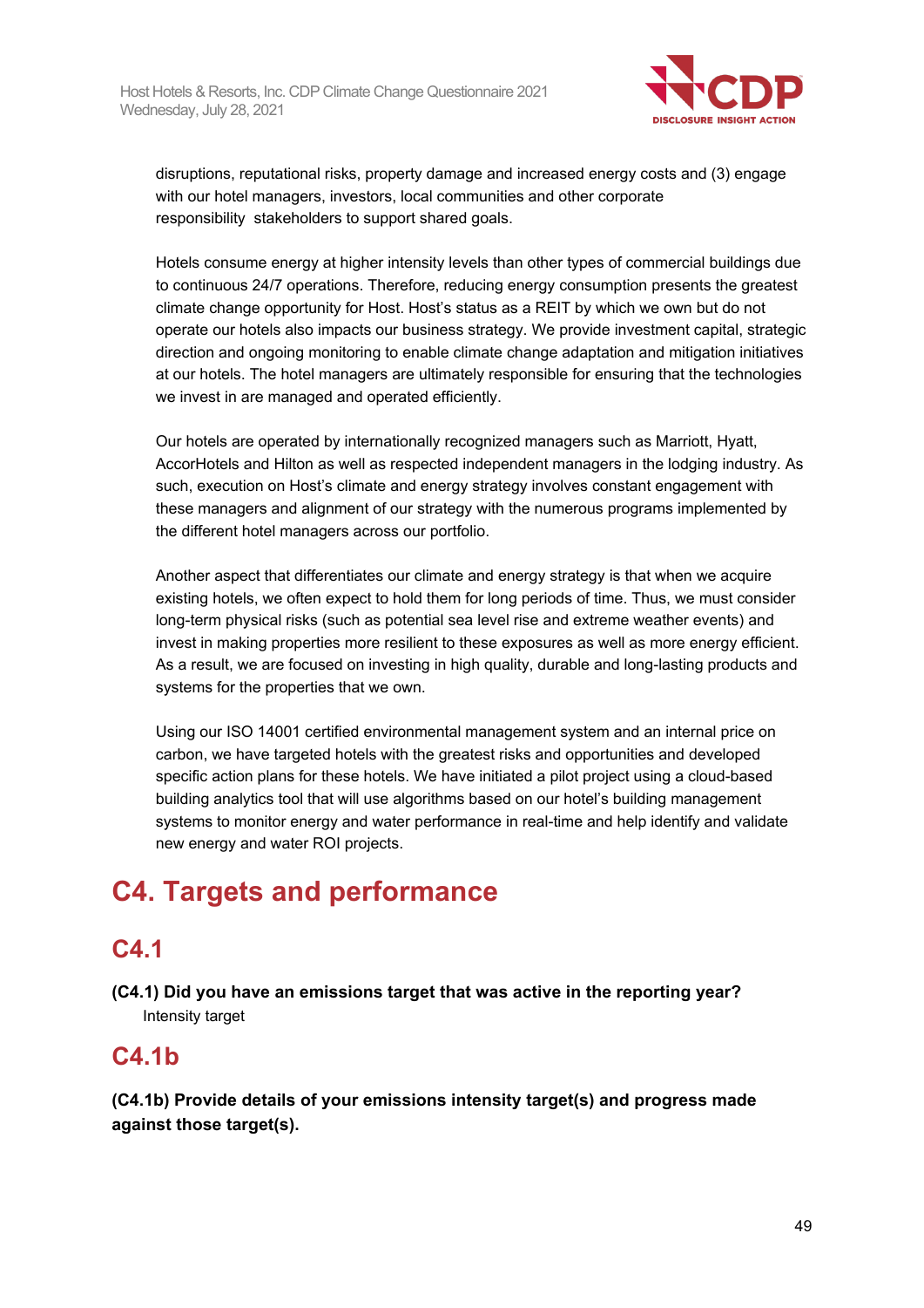disruptions, reputational risks, property damage and increased energy costs and (3) engage with our hotel managers, investors, local communities and other corporate responsibility stakeholders to support shared goals.

Hotels consume energy at higher intensity levels than other types of commercial buildings due to continuous 24/7 operations. Therefore, reducing energy consumption presents the greatest climate change opportunity for Host. Host's status as a REIT by which we own but do not operate our hotels also impacts our business strategy. We provide investment capital, strategic direction and ongoing monitoring to enable climate change adaptation and mitigation initiatives at our hotels. The hotel managers are ultimately responsible for ensuring that the technologies we invest in are managed and operated efficiently.

Our hotels are operated by internationally recognized managers such as Marriott, Hyatt, AccorHotels and Hilton as well as respected independent managers in the lodging industry. As such, execution on Host's climate and energy strategy involves constant engagement with these managers and alignment of our strategy with the numerous programs implemented by the different hotel managers across our portfolio.

Another aspect that differentiates our climate and energy strategy is that when we acquire existing hotels, we often expect to hold them for long periods of time. Thus, we must consider long-term physical risks (such as potential sea level rise and extreme weather events) and invest in making properties more resilient to these exposures as well as more energy efficient. As a result, we are focused on investing in high quality, durable and long-lasting products and systems for the properties that we own.

Using our ISO 14001 certified environmental management system and an internal price on carbon, we have targeted hotels with the greatest risks and opportunities and developed specific action plans for these hotels. We have initiated a pilot project using a cloud-based building analytics tool that will use algorithms based on our hotel's building management systems to monitor energy and water performance in real-time and help identify and validate new energy and water ROI projects.

# C4. Targets and performance

## C4.1

**(C4.1) Did you have an emissions target that was active in the reporting year?**

Intensity target

## C4.1b

**(C4.1b) Provide details of your emissions intensity target(s) and progress made against those target(s).**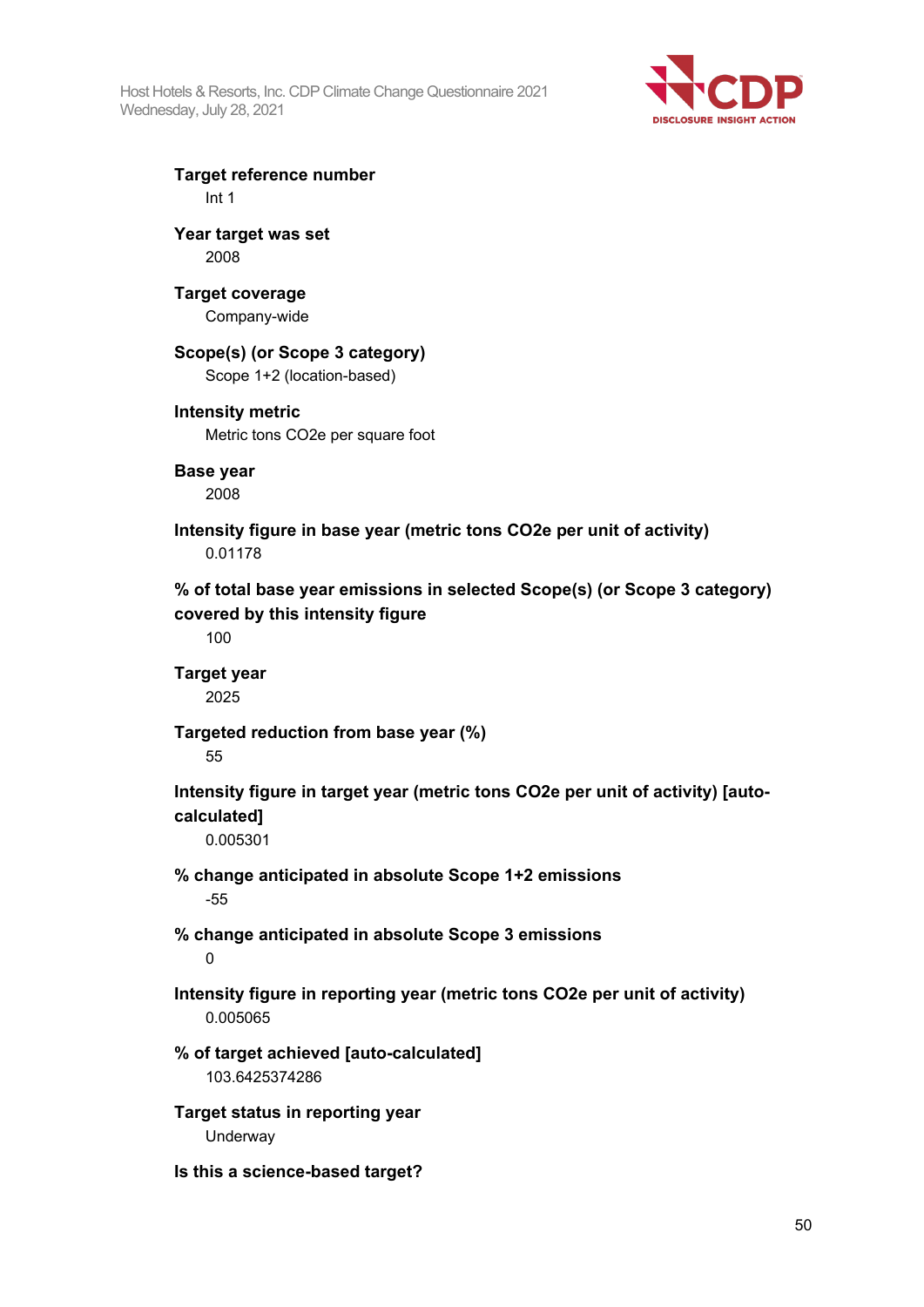**Target reference number**

Int 1

**Year target was set**

2008

**Target coverage**

Company-wide

**Scope(s) (or Scope 3 category)**

Scope 1+2 (location-based)

**Intensity metric**

Metric tons CO2e per square foot

**Base year**

2008

**Intensity figure in base year (metric tons CO2e per unit of activity)**

0.01178

**% of total base year emissions in selected Scope(s) (or Scope 3 category) covered by this intensity figure**

100

**Target year**

2025

**Targeted reduction from base year (%)**

55

**Intensity figure in target year (metric tons CO2e per unit of activity) [auto-calculated]**

0.005301

**% change anticipated in absolute Scope 1+2 emissions**

-55

**% change anticipated in absolute Scope 3 emissions**

0

**Intensity figure in reporting year (metric tons CO2e per unit of activity)**

0.005065

**% of target achieved [auto-calculated]**

103.6425374286

**Target status in reporting year**

Underway

**Is this a science-based target?**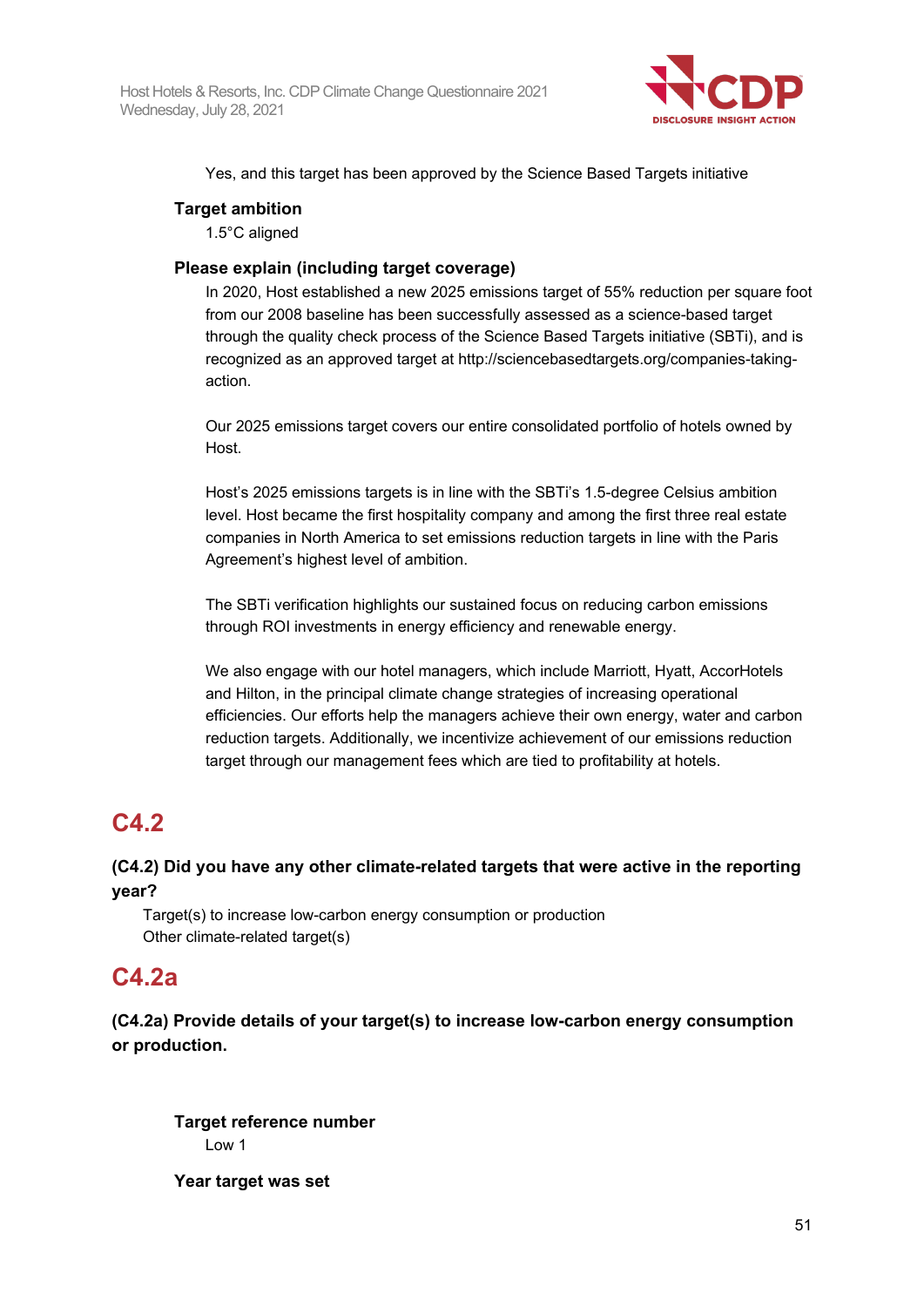Yes, and this target has been approved by the Science Based Targets initiative

**Target ambition**

1.5°C aligned

**Please explain (including target coverage)**

In 2020, Host established a new 2025 emissions target of 55% reduction per square foot from our 2008 baseline has been successfully assessed as a science-based target through the quality check process of the Science Based Targets initiative (SBTi), and is recognized as an approved target at http://sciencebasedtargets.org/companies-taking-action.

Our 2025 emissions target covers our entire consolidated portfolio of hotels owned by Host.

Host's 2025 emissions targets is in line with the SBTi's 1.5-degree Celsius ambition level. Host became the first hospitality company and among the first three real estate companies in North America to set emissions reduction targets in line with the Paris Agreement's highest level of ambition.

The SBTi verification highlights our sustained focus on reducing carbon emissions through ROI investments in energy efficiency and renewable energy.

We also engage with our hotel managers, which include Marriott, Hyatt, AccorHotels and Hilton, in the principal climate change strategies of increasing operational efficiencies. Our efforts help the managers achieve their own energy, water and carbon reduction targets. Additionally, we incentivize achievement of our emissions reduction target through our management fees which are tied to profitability at hotels.

## C4.2

**(C4.2) Did you have any other climate-related targets that were active in the reporting year?**

Target(s) to increase low-carbon energy consumption or production
Other climate-related target(s)

## C4.2a

**(C4.2a) Provide details of your target(s) to increase low-carbon energy consumption or production.**

**Target reference number**

Low 1

**Year target was set**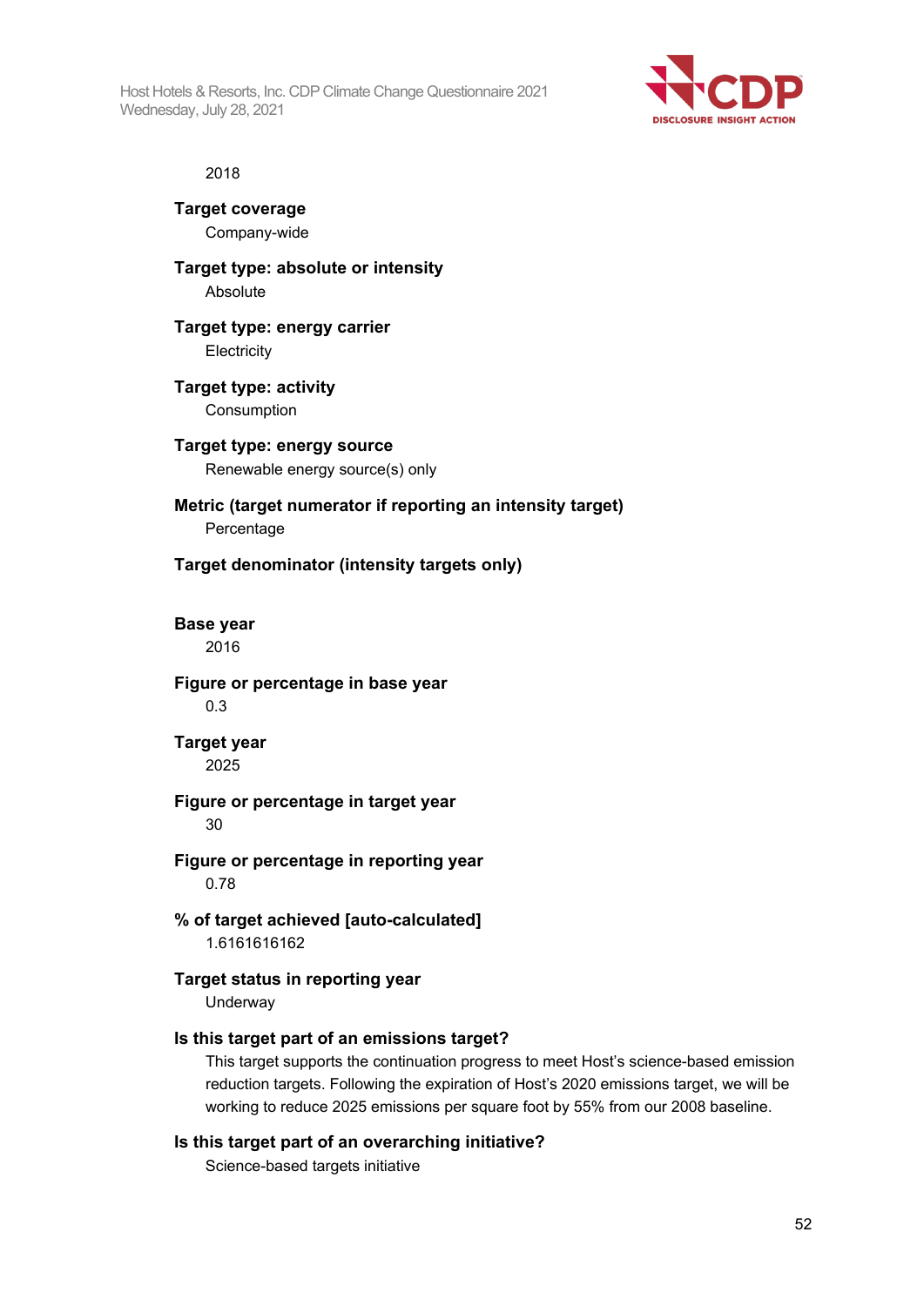2018

**Target coverage**

Company-wide

**Target type: absolute or intensity**

Absolute

**Target type: energy carrier**

Electricity

**Target type: activity**

Consumption

**Target type: energy source**

Renewable energy source(s) only

**Metric (target numerator if reporting an intensity target)**

Percentage

**Target denominator (intensity targets only)**

**Base year**

2016

**Figure or percentage in base year**

0.3

**Target year**

2025

**Figure or percentage in target year**

30

**Figure or percentage in reporting year**

0.78

**% of target achieved [auto-calculated]**

1.6161616162

**Target status in reporting year**

Underway

**Is this target part of an emissions target?**

This target supports the continuation progress to meet Host's science-based emission reduction targets. Following the expiration of Host's 2020 emissions target, we will be working to reduce 2025 emissions per square foot by 55% from our 2008 baseline.

**Is this target part of an overarching initiative?**

Science-based targets initiative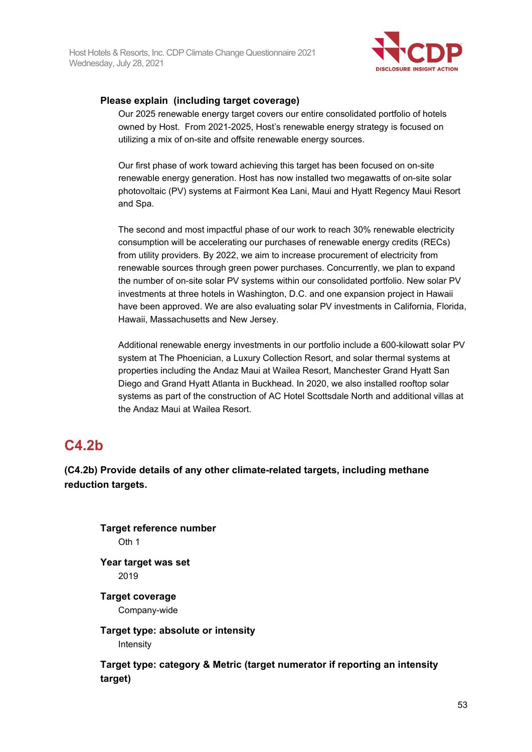**Please explain (including target coverage)**

Our 2025 renewable energy target covers our entire consolidated portfolio of hotels owned by Host. From 2021-2025, Host's renewable energy strategy is focused on utilizing a mix of on-site and offsite renewable energy sources.

Our first phase of work toward achieving this target has been focused on on-site renewable energy generation. Host has now installed two megawatts of on-site solar photovoltaic (PV) systems at Fairmont Kea Lani, Maui and Hyatt Regency Maui Resort and Spa.

The second and most impactful phase of our work to reach 30% renewable electricity consumption will be accelerating our purchases of renewable energy credits (RECs) from utility providers. By 2022, we aim to increase procurement of electricity from renewable sources through green power purchases. Concurrently, we plan to expand the number of on-site solar PV systems within our consolidated portfolio. New solar PV investments at three hotels in Washington, D.C. and one expansion project in Hawaii have been approved. We are also evaluating solar PV investments in California, Florida, Hawaii, Massachusetts and New Jersey.

Additional renewable energy investments in our portfolio include a 600-kilowatt solar PV system at The Phoenician, a Luxury Collection Resort, and solar thermal systems at properties including the Andaz Maui at Wailea Resort, Manchester Grand Hyatt San Diego and Grand Hyatt Atlanta in Buckhead. In 2020, we also installed rooftop solar systems as part of the construction of AC Hotel Scottsdale North and additional villas at the Andaz Maui at Wailea Resort.

## C4.2b

**(C4.2b) Provide details of any other climate-related targets, including methane reduction targets.**

**Target reference number**

Oth 1

**Year target was set**

2019

**Target coverage**

Company-wide

**Target type: absolute or intensity**

Intensity

**Target type: category & Metric (target numerator if reporting an intensity target)**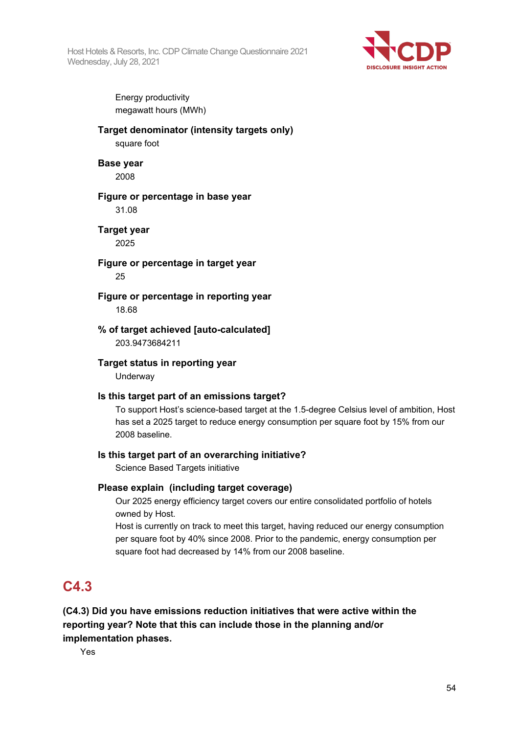Energy productivity
megawatt hours (MWh)

**Target denominator (intensity targets only)**

square foot

**Base year**

2008

**Figure or percentage in base year**

31.08

**Target year**

2025

**Figure or percentage in target year**

25

**Figure or percentage in reporting year**

18.68

**% of target achieved [auto-calculated]**

203.9473684211

**Target status in reporting year**

Underway

**Is this target part of an emissions target?**

To support Host's science-based target at the 1.5-degree Celsius level of ambition, Host has set a 2025 target to reduce energy consumption per square foot by 15% from our 2008 baseline.

**Is this target part of an overarching initiative?**

Science Based Targets initiative

**Please explain (including target coverage)**

Our 2025 energy efficiency target covers our entire consolidated portfolio of hotels owned by Host.
Host is currently on track to meet this target, having reduced our energy consumption per square foot by 40% since 2008. Prior to the pandemic, energy consumption per square foot had decreased by 14% from our 2008 baseline.

## C4.3

**(C4.3) Did you have emissions reduction initiatives that were active within the reporting year? Note that this can include those in the planning and/or implementation phases.**

Yes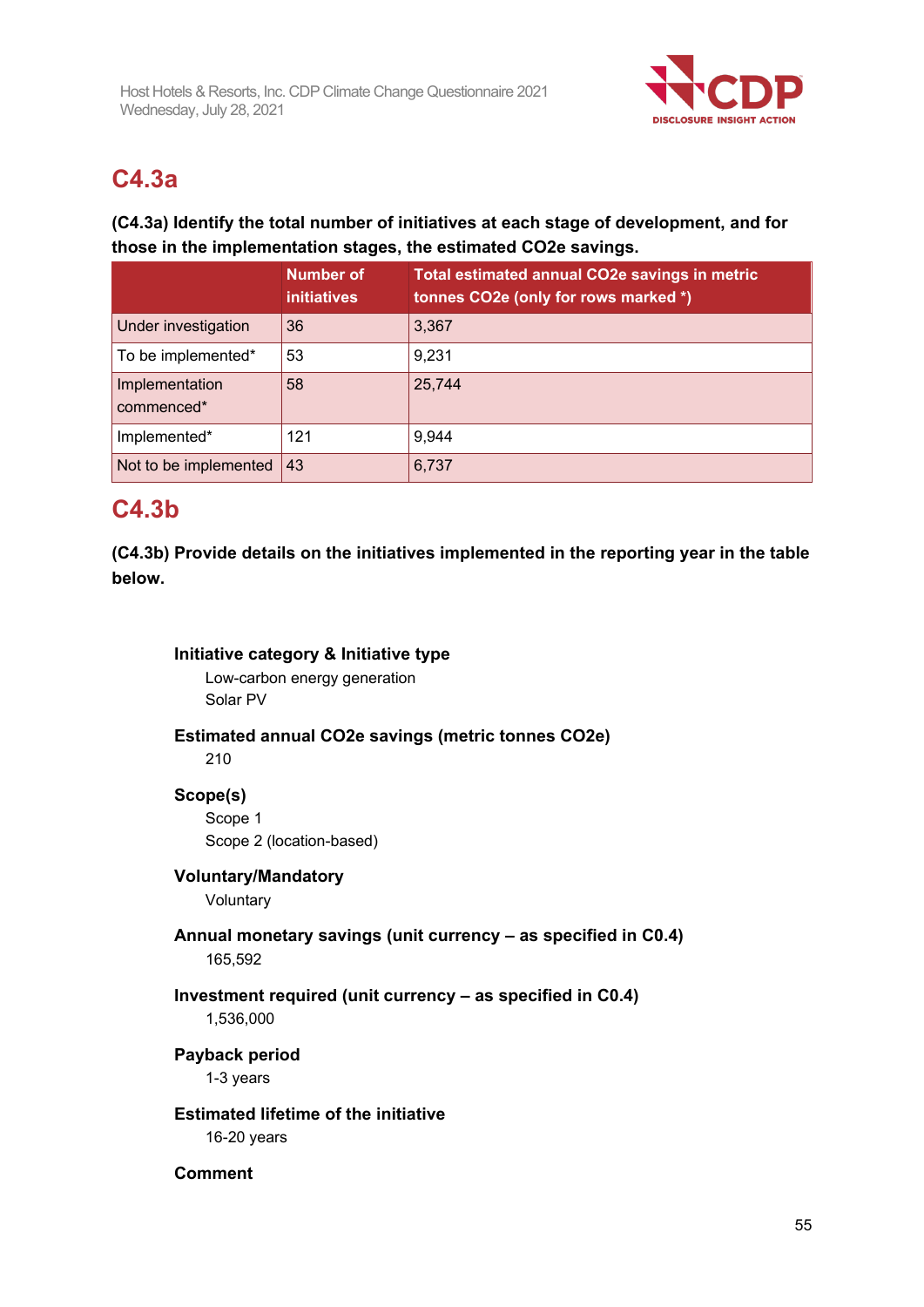## C4.3a

**(C4.3a) Identify the total number of initiatives at each stage of development, and for those in the implementation stages, the estimated CO2e savings.**

| | Number of initiatives | Total estimated annual CO2e savings in metric tonnes CO2e (only for rows marked *) |
|---|---|---|
| Under investigation | 36 | 3,367 |
| To be implemented* | 53 | 9,231 |
| Implementation commenced* | 58 | 25,744 |
| Implemented* | 121 | 9,944 |
| Not to be implemented | 43 | 6,737 |

## C4.3b

**(C4.3b) Provide details on the initiatives implemented in the reporting year in the table below.**

**Initiative category & Initiative type**

Low-carbon energy generation

Solar PV

**Estimated annual CO2e savings (metric tonnes CO2e)**

210

**Scope(s)**

Scope 1

Scope 2 (location-based)

**Voluntary/Mandatory**

Voluntary

**Annual monetary savings (unit currency – as specified in C0.4)**

165,592

**Investment required (unit currency – as specified in C0.4)**

1,536,000

**Payback period**

1-3 years

**Estimated lifetime of the initiative**

16-20 years

**Comment**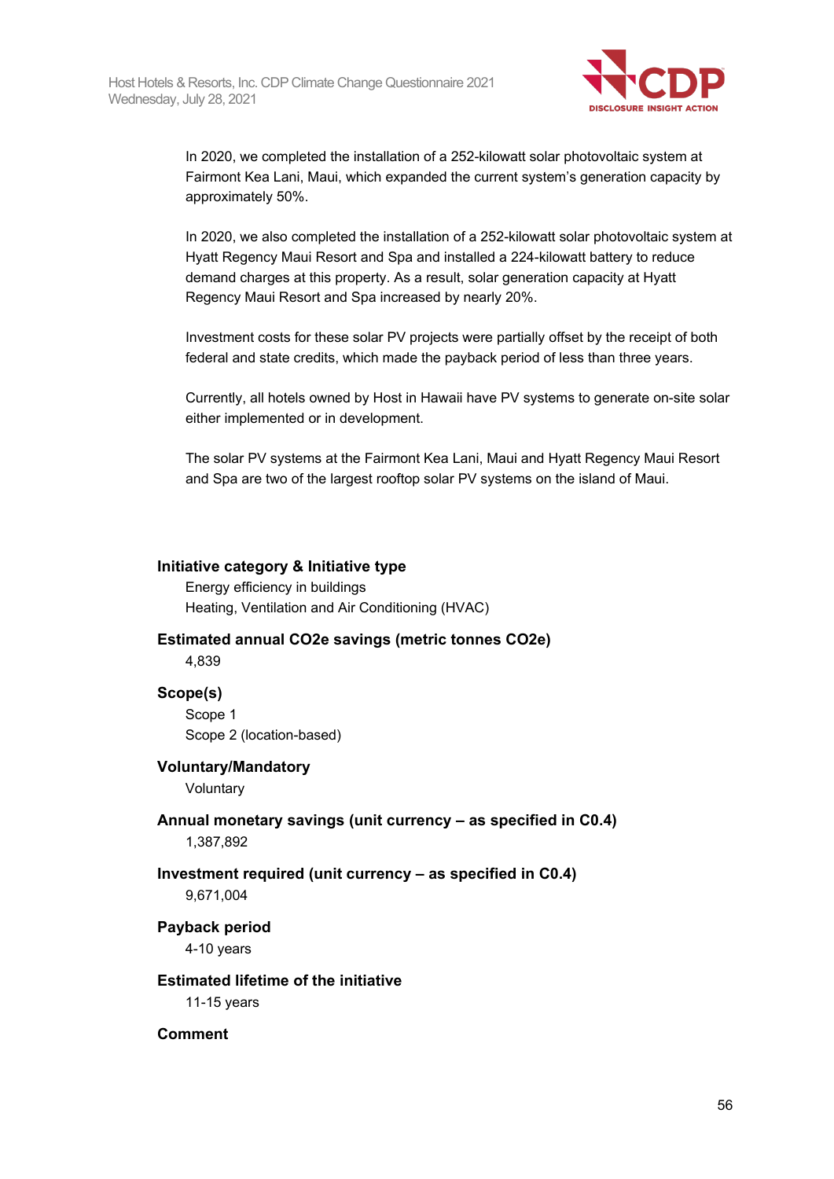In 2020, we completed the installation of a 252-kilowatt solar photovoltaic system at Fairmont Kea Lani, Maui, which expanded the current system's generation capacity by approximately 50%.

In 2020, we also completed the installation of a 252-kilowatt solar photovoltaic system at Hyatt Regency Maui Resort and Spa and installed a 224-kilowatt battery to reduce demand charges at this property. As a result, solar generation capacity at Hyatt Regency Maui Resort and Spa increased by nearly 20%.

Investment costs for these solar PV projects were partially offset by the receipt of both federal and state credits, which made the payback period of less than three years.

Currently, all hotels owned by Host in Hawaii have PV systems to generate on-site solar either implemented or in development.

The solar PV systems at the Fairmont Kea Lani, Maui and Hyatt Regency Maui Resort and Spa are two of the largest rooftop solar PV systems on the island of Maui.

**Initiative category & Initiative type**

Energy efficiency in buildings

Heating, Ventilation and Air Conditioning (HVAC)

**Estimated annual CO2e savings (metric tonnes CO2e)**

4,839

**Scope(s)**

Scope 1

Scope 2 (location-based)

**Voluntary/Mandatory**

Voluntary

**Annual monetary savings (unit currency – as specified in C0.4)**

1,387,892

**Investment required (unit currency – as specified in C0.4)**

9,671,004

**Payback period**

4-10 years

**Estimated lifetime of the initiative**

11-15 years

**Comment**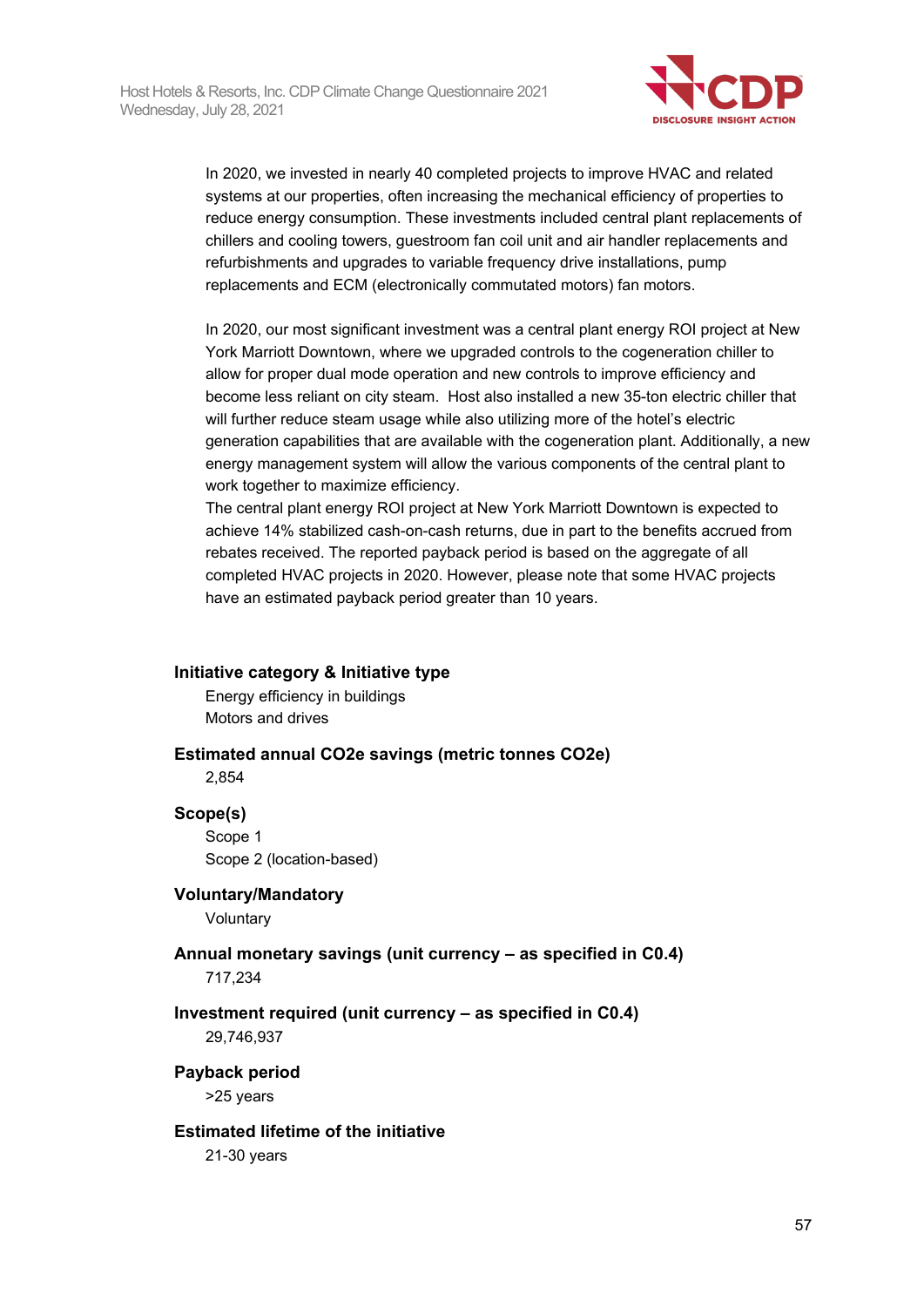In 2020, we invested in nearly 40 completed projects to improve HVAC and related systems at our properties, often increasing the mechanical efficiency of properties to reduce energy consumption. These investments included central plant replacements of chillers and cooling towers, guestroom fan coil unit and air handler replacements and refurbishments and upgrades to variable frequency drive installations, pump replacements and ECM (electronically commutated motors) fan motors.

In 2020, our most significant investment was a central plant energy ROI project at New York Marriott Downtown, where we upgraded controls to the cogeneration chiller to allow for proper dual mode operation and new controls to improve efficiency and become less reliant on city steam. Host also installed a new 35-ton electric chiller that will further reduce steam usage while also utilizing more of the hotel's electric generation capabilities that are available with the cogeneration plant. Additionally, a new energy management system will allow the various components of the central plant to work together to maximize efficiency.
The central plant energy ROI project at New York Marriott Downtown is expected to achieve 14% stabilized cash-on-cash returns, due in part to the benefits accrued from rebates received. The reported payback period is based on the aggregate of all completed HVAC projects in 2020. However, please note that some HVAC projects have an estimated payback period greater than 10 years.

**Initiative category & Initiative type**

Energy efficiency in buildings
Motors and drives

**Estimated annual CO2e savings (metric tonnes CO2e)**

2,854

**Scope(s)**

Scope 1
Scope 2 (location-based)

**Voluntary/Mandatory**

Voluntary

**Annual monetary savings (unit currency – as specified in C0.4)**

717,234

**Investment required (unit currency – as specified in C0.4)**

29,746,937

**Payback period**

>25 years

**Estimated lifetime of the initiative**

21-30 years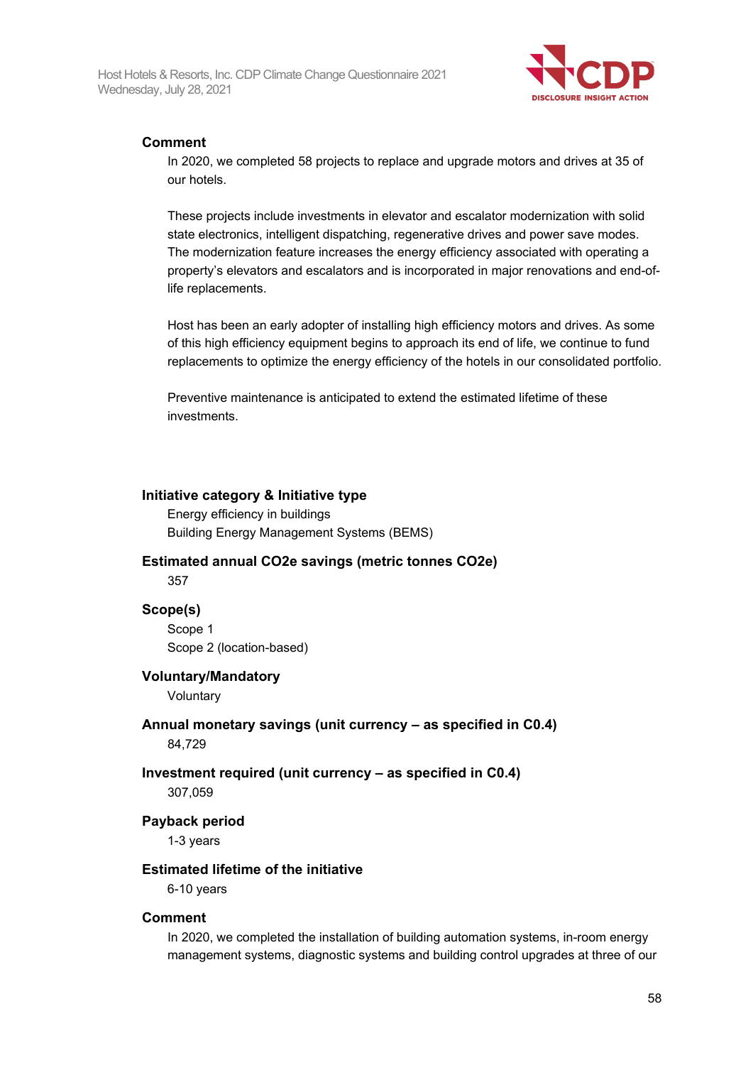#### Comment

In 2020, we completed 58 projects to replace and upgrade motors and drives at 35 of our hotels.

These projects include investments in elevator and escalator modernization with solid state electronics, intelligent dispatching, regenerative drives and power save modes. The modernization feature increases the energy efficiency associated with operating a property's elevators and escalators and is incorporated in major renovations and end-of-life replacements.

Host has been an early adopter of installing high efficiency motors and drives. As some of this high efficiency equipment begins to approach its end of life, we continue to fund replacements to optimize the energy efficiency of the hotels in our consolidated portfolio.

Preventive maintenance is anticipated to extend the estimated lifetime of these investments.

#### Initiative category & Initiative type

Energy efficiency in buildings
Building Energy Management Systems (BEMS)

#### Estimated annual CO2e savings (metric tonnes CO2e)

357

#### Scope(s)

Scope 1
Scope 2 (location-based)

#### Voluntary/Mandatory

Voluntary

#### Annual monetary savings (unit currency – as specified in C0.4)

84,729

#### Investment required (unit currency – as specified in C0.4)

307,059

#### Payback period

1-3 years

#### Estimated lifetime of the initiative

6-10 years

#### Comment

In 2020, we completed the installation of building automation systems, in-room energy management systems, diagnostic systems and building control upgrades at three of our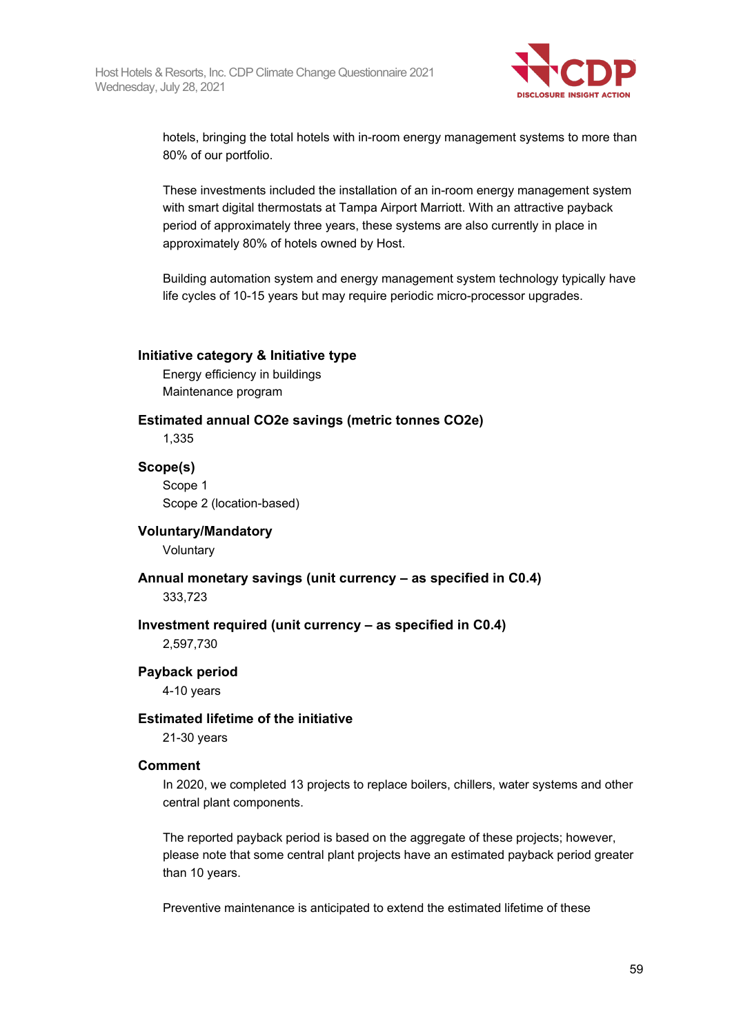hotels, bringing the total hotels with in-room energy management systems to more than 80% of our portfolio.

These investments included the installation of an in-room energy management system with smart digital thermostats at Tampa Airport Marriott. With an attractive payback period of approximately three years, these systems are also currently in place in approximately 80% of hotels owned by Host.

Building automation system and energy management system technology typically have life cycles of 10-15 years but may require periodic micro-processor upgrades.

**Initiative category & Initiative type**

Energy efficiency in buildings

Maintenance program

**Estimated annual CO2e savings (metric tonnes CO2e)**

1,335

**Scope(s)**

Scope 1

Scope 2 (location-based)

**Voluntary/Mandatory**

Voluntary

**Annual monetary savings (unit currency – as specified in C0.4)**

333,723

**Investment required (unit currency – as specified in C0.4)**

2,597,730

**Payback period**

4-10 years

**Estimated lifetime of the initiative**

21-30 years

**Comment**

In 2020, we completed 13 projects to replace boilers, chillers, water systems and other central plant components.

The reported payback period is based on the aggregate of these projects; however, please note that some central plant projects have an estimated payback period greater than 10 years.

Preventive maintenance is anticipated to extend the estimated lifetime of these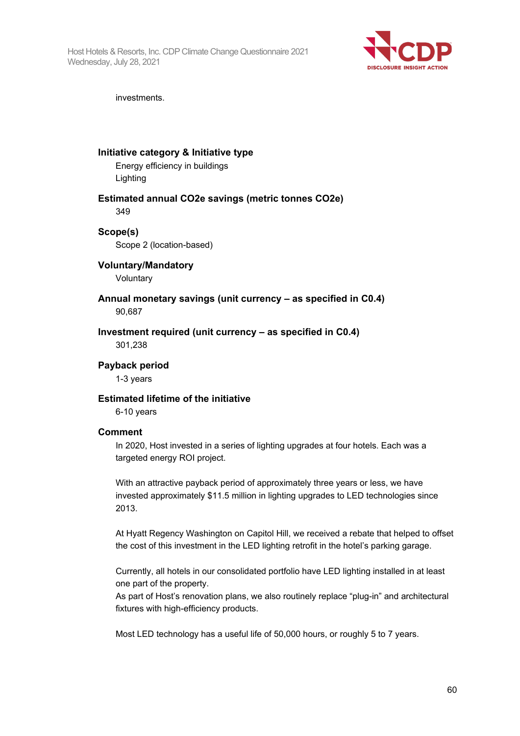investments.

**Initiative category & Initiative type**

Energy efficiency in buildings
Lighting

**Estimated annual CO2e savings (metric tonnes CO2e)**

349

**Scope(s)**

Scope 2 (location-based)

**Voluntary/Mandatory**

Voluntary

**Annual monetary savings (unit currency – as specified in C0.4)**

90,687

**Investment required (unit currency – as specified in C0.4)**

301,238

**Payback period**

1-3 years

**Estimated lifetime of the initiative**

6-10 years

**Comment**

In 2020, Host invested in a series of lighting upgrades at four hotels. Each was a targeted energy ROI project.

With an attractive payback period of approximately three years or less, we have invested approximately $11.5 million in lighting upgrades to LED technologies since 2013.

At Hyatt Regency Washington on Capitol Hill, we received a rebate that helped to offset the cost of this investment in the LED lighting retrofit in the hotel's parking garage.

Currently, all hotels in our consolidated portfolio have LED lighting installed in at least one part of the property.
As part of Host's renovation plans, we also routinely replace "plug-in" and architectural fixtures with high-efficiency products.

Most LED technology has a useful life of 50,000 hours, or roughly 5 to 7 years.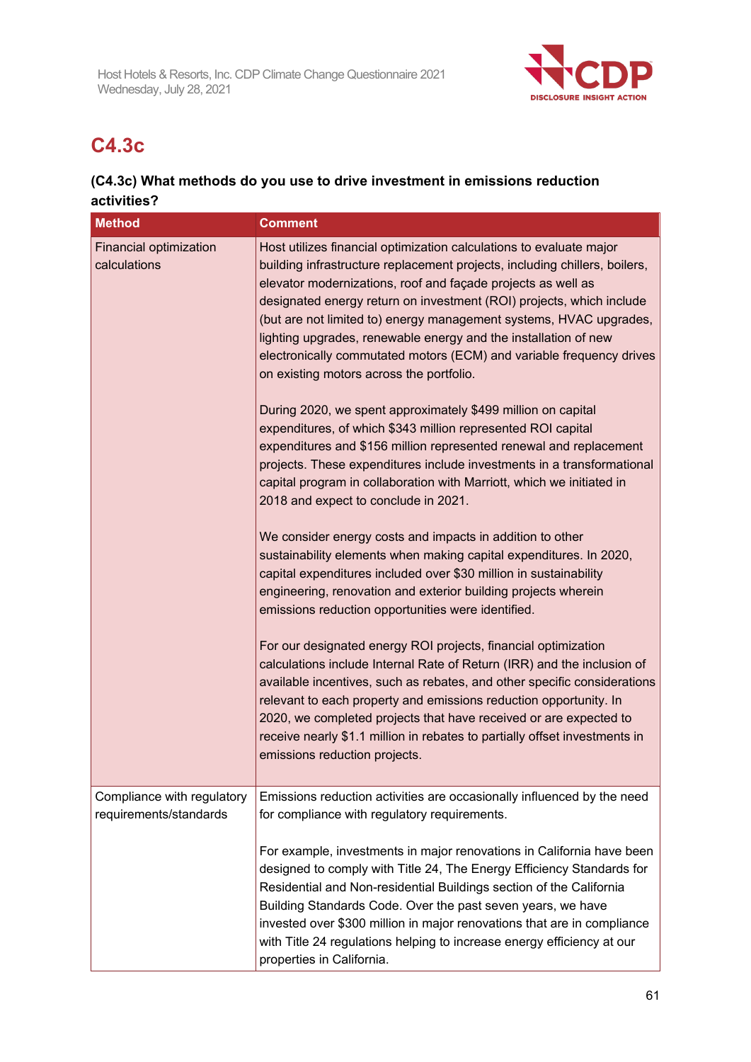## C4.3c

**(C4.3c) What methods do you use to drive investment in emissions reduction activities?**

| Method | Comment |
|---|---|
| Financial optimization calculations | Host utilizes financial optimization calculations to evaluate major building infrastructure replacement projects, including chillers, boilers, elevator modernizations, roof and façade projects as well as designated energy return on investment (ROI) projects, which include (but are not limited to) energy management systems, HVAC upgrades, lighting upgrades, renewable energy and the installation of new electronically commutated motors (ECM) and variable frequency drives on existing motors across the portfolio.<br><br>During 2020, we spent approximately $499 million on capital expenditures, of which $343 million represented ROI capital expenditures and $156 million represented renewal and replacement projects. These expenditures include investments in a transformational capital program in collaboration with Marriott, which we initiated in 2018 and expect to conclude in 2021.<br><br>We consider energy costs and impacts in addition to other sustainability elements when making capital expenditures. In 2020, capital expenditures included over $30 million in sustainability engineering, renovation and exterior building projects wherein emissions reduction opportunities were identified.<br><br>For our designated energy ROI projects, financial optimization calculations include Internal Rate of Return (IRR) and the inclusion of available incentives, such as rebates, and other specific considerations relevant to each property and emissions reduction opportunity. In 2020, we completed projects that have received or are expected to receive nearly $1.1 million in rebates to partially offset investments in emissions reduction projects. |
| Compliance with regulatory requirements/standards | Emissions reduction activities are occasionally influenced by the need for compliance with regulatory requirements.<br><br>For example, investments in major renovations in California have been designed to comply with Title 24, The Energy Efficiency Standards for Residential and Non-residential Buildings section of the California Building Standards Code. Over the past seven years, we have invested over $300 million in major renovations that are in compliance with Title 24 regulations helping to increase energy efficiency at our properties in California. |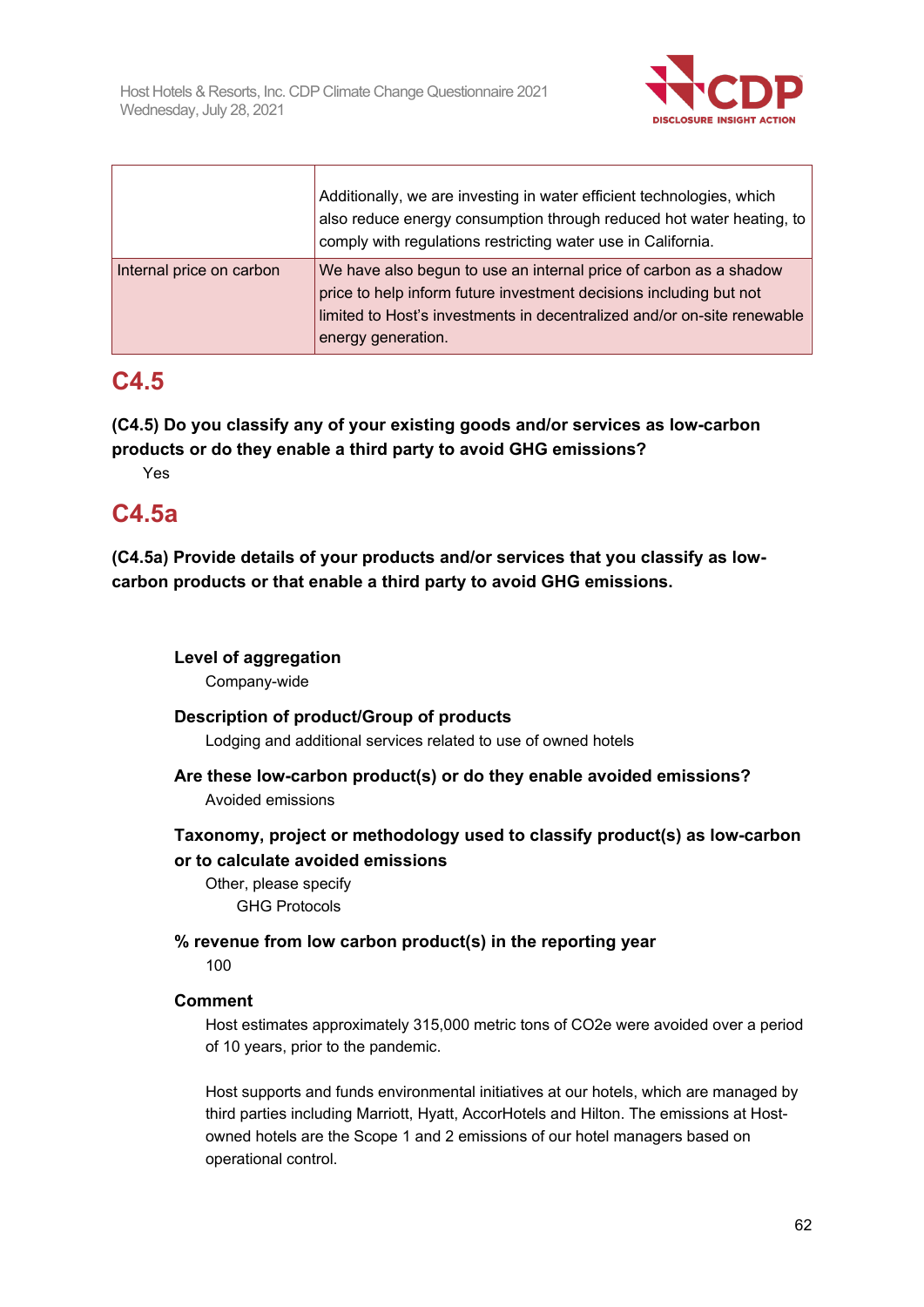|  |  |
|---|---|
|  | Additionally, we are investing in water efficient technologies, which also reduce energy consumption through reduced hot water heating, to comply with regulations restricting water use in California. |
| Internal price on carbon | We have also begun to use an internal price of carbon as a shadow price to help inform future investment decisions including but not limited to Host's investments in decentralized and/or on-site renewable energy generation. |

## C4.5

**(C4.5) Do you classify any of your existing goods and/or services as low-carbon products or do they enable a third party to avoid GHG emissions?**

Yes

## C4.5a

**(C4.5a) Provide details of your products and/or services that you classify as low-carbon products or that enable a third party to avoid GHG emissions.**

**Level of aggregation**

Company-wide

**Description of product/Group of products**

Lodging and additional services related to use of owned hotels

**Are these low-carbon product(s) or do they enable avoided emissions?**

Avoided emissions

**Taxonomy, project or methodology used to classify product(s) as low-carbon or to calculate avoided emissions**

Other, please specify

GHG Protocols

**% revenue from low carbon product(s) in the reporting year**

100

**Comment**

Host estimates approximately 315,000 metric tons of $CO_2e$ were avoided over a period of 10 years, prior to the pandemic.

Host supports and funds environmental initiatives at our hotels, which are managed by third parties including Marriott, Hyatt, AccorHotels and Hilton. The emissions at Host-owned hotels are the Scope 1 and 2 emissions of our hotel managers based on operational control.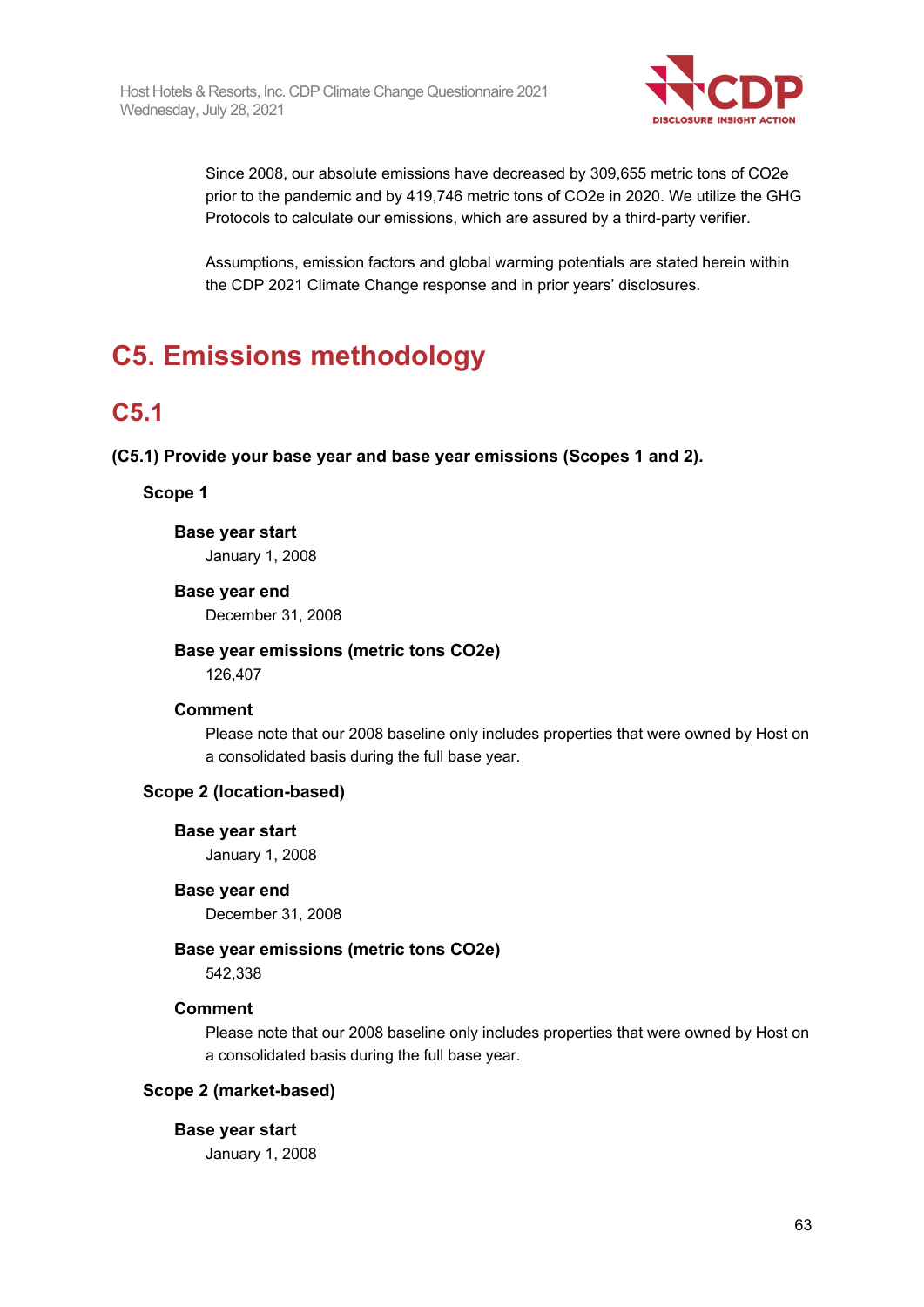Since 2008, our absolute emissions have decreased by 309,655 metric tons of CO2e prior to the pandemic and by 419,746 metric tons of CO2e in 2020. We utilize the GHG Protocols to calculate our emissions, which are assured by a third-party verifier.

Assumptions, emission factors and global warming potentials are stated herein within the CDP 2021 Climate Change response and in prior years' disclosures.

# C5. Emissions methodology

## C5.1

**(C5.1) Provide your base year and base year emissions (Scopes 1 and 2).**

**Scope 1**

**Base year start**

January 1, 2008

**Base year end**

December 31, 2008

**Base year emissions (metric tons CO2e)**

126,407

**Comment**

Please note that our 2008 baseline only includes properties that were owned by Host on a consolidated basis during the full base year.

**Scope 2 (location-based)**

**Base year start**

January 1, 2008

**Base year end**

December 31, 2008

**Base year emissions (metric tons CO2e)**

542,338

**Comment**

Please note that our 2008 baseline only includes properties that were owned by Host on a consolidated basis during the full base year.

**Scope 2 (market-based)**

**Base year start**

January 1, 2008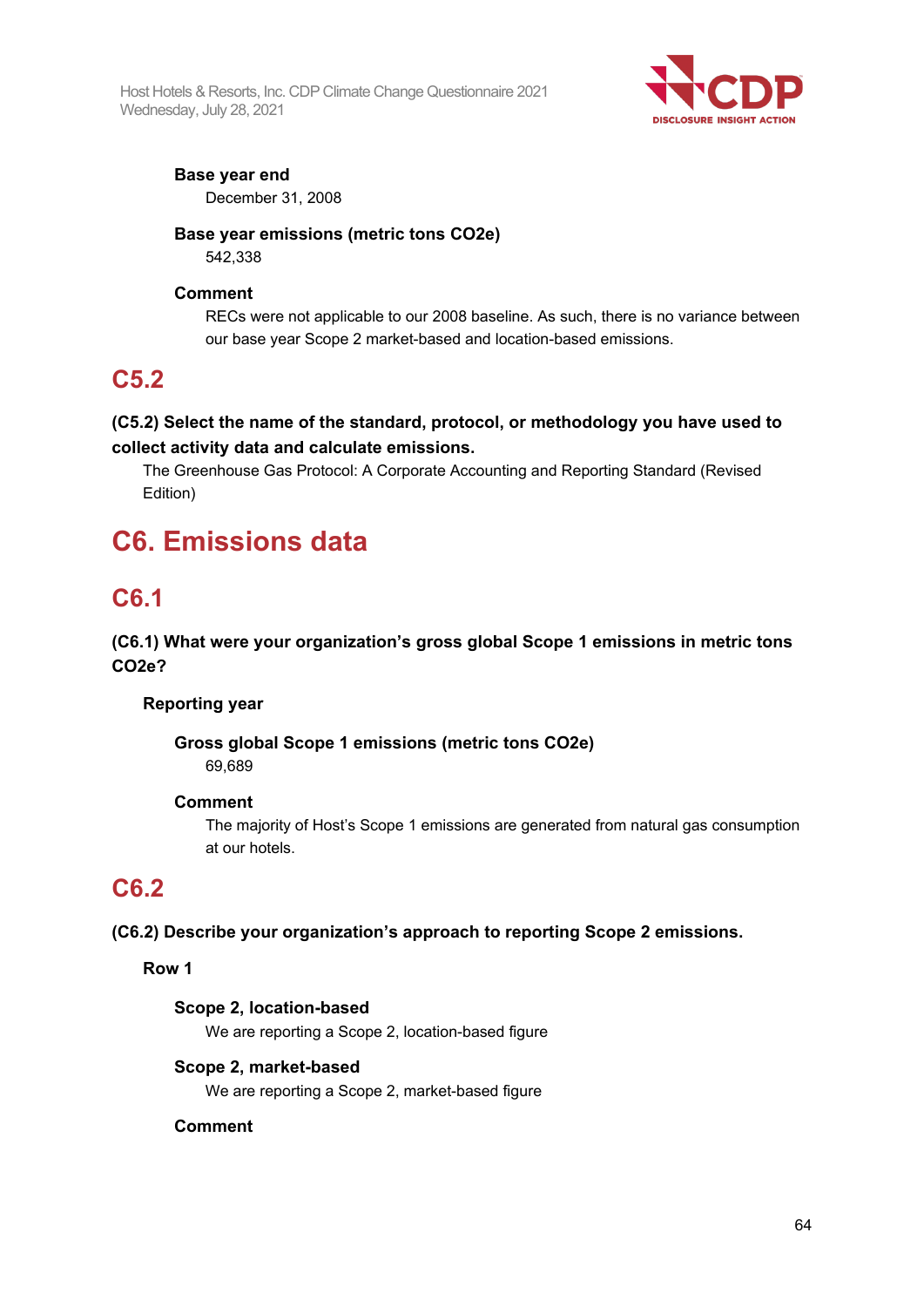**Base year end**

December 31, 2008

**Base year emissions (metric tons CO2e)**

542,338

**Comment**

RECs were not applicable to our 2008 baseline. As such, there is no variance between our base year Scope 2 market-based and location-based emissions.

## C5.2

**(C5.2) Select the name of the standard, protocol, or methodology you have used to collect activity data and calculate emissions.**

The Greenhouse Gas Protocol: A Corporate Accounting and Reporting Standard (Revised Edition)

# C6. Emissions data

## C6.1

**(C6.1) What were your organization's gross global Scope 1 emissions in metric tons CO2e?**

**Reporting year**

**Gross global Scope 1 emissions (metric tons CO2e)**

69,689

**Comment**

The majority of Host's Scope 1 emissions are generated from natural gas consumption at our hotels.

## C6.2

**(C6.2) Describe your organization's approach to reporting Scope 2 emissions.**

**Row 1**

**Scope 2, location-based**

We are reporting a Scope 2, location-based figure

**Scope 2, market-based**

We are reporting a Scope 2, market-based figure

**Comment**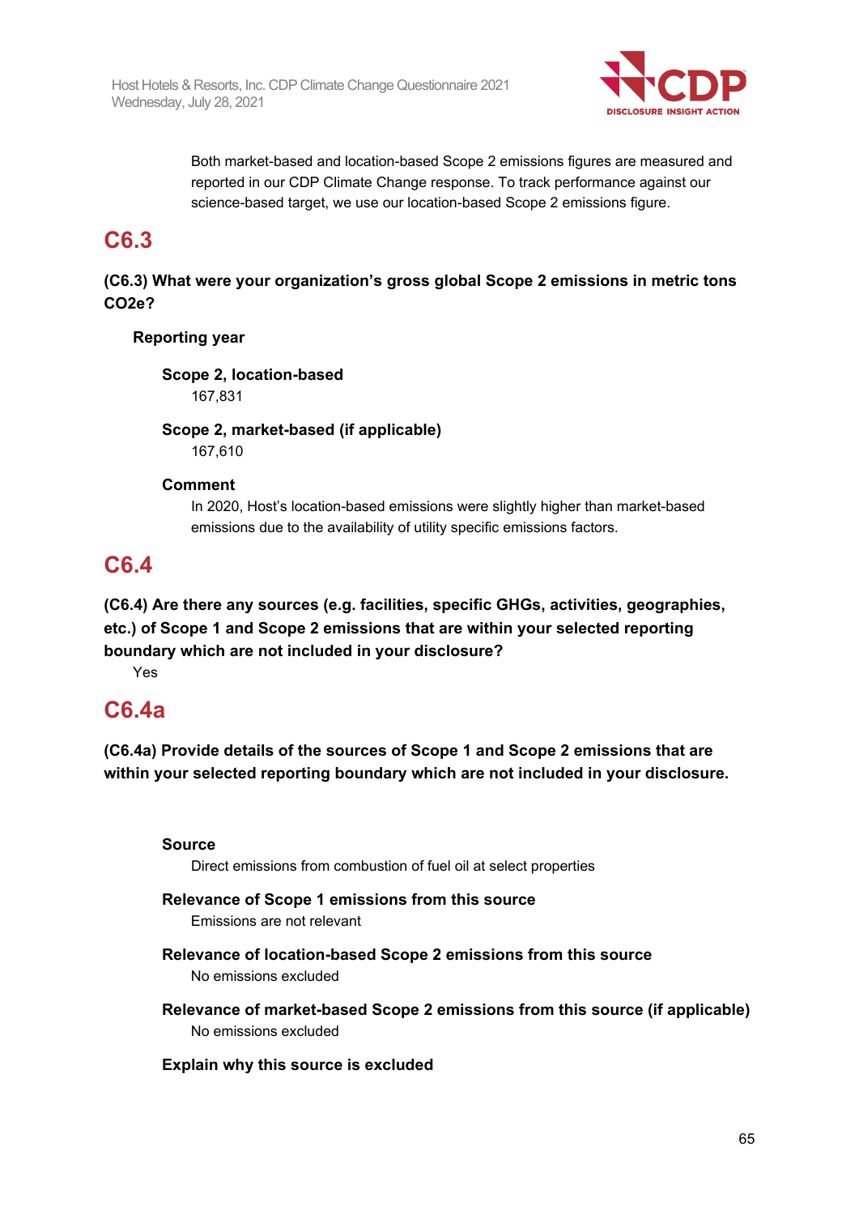Both market-based and location-based Scope 2 emissions figures are measured and reported in our CDP Climate Change response. To track performance against our science-based target, we use our location-based Scope 2 emissions figure.

## C6.3

**(C6.3) What were your organization's gross global Scope 2 emissions in metric tons CO2e?**

**Reporting year**

**Scope 2, location-based**

167,831

**Scope 2, market-based (if applicable)**

167,610

**Comment**

In 2020, Host's location-based emissions were slightly higher than market-based emissions due to the availability of utility specific emissions factors.

## C6.4

**(C6.4) Are there any sources (e.g. facilities, specific GHGs, activities, geographies, etc.) of Scope 1 and Scope 2 emissions that are within your selected reporting boundary which are not included in your disclosure?**

Yes

## C6.4a

**(C6.4a) Provide details of the sources of Scope 1 and Scope 2 emissions that are within your selected reporting boundary which are not included in your disclosure.**

**Source**

Direct emissions from combustion of fuel oil at select properties

**Relevance of Scope 1 emissions from this source**

Emissions are not relevant

**Relevance of location-based Scope 2 emissions from this source**

No emissions excluded

**Relevance of market-based Scope 2 emissions from this source (if applicable)**

No emissions excluded

**Explain why this source is excluded**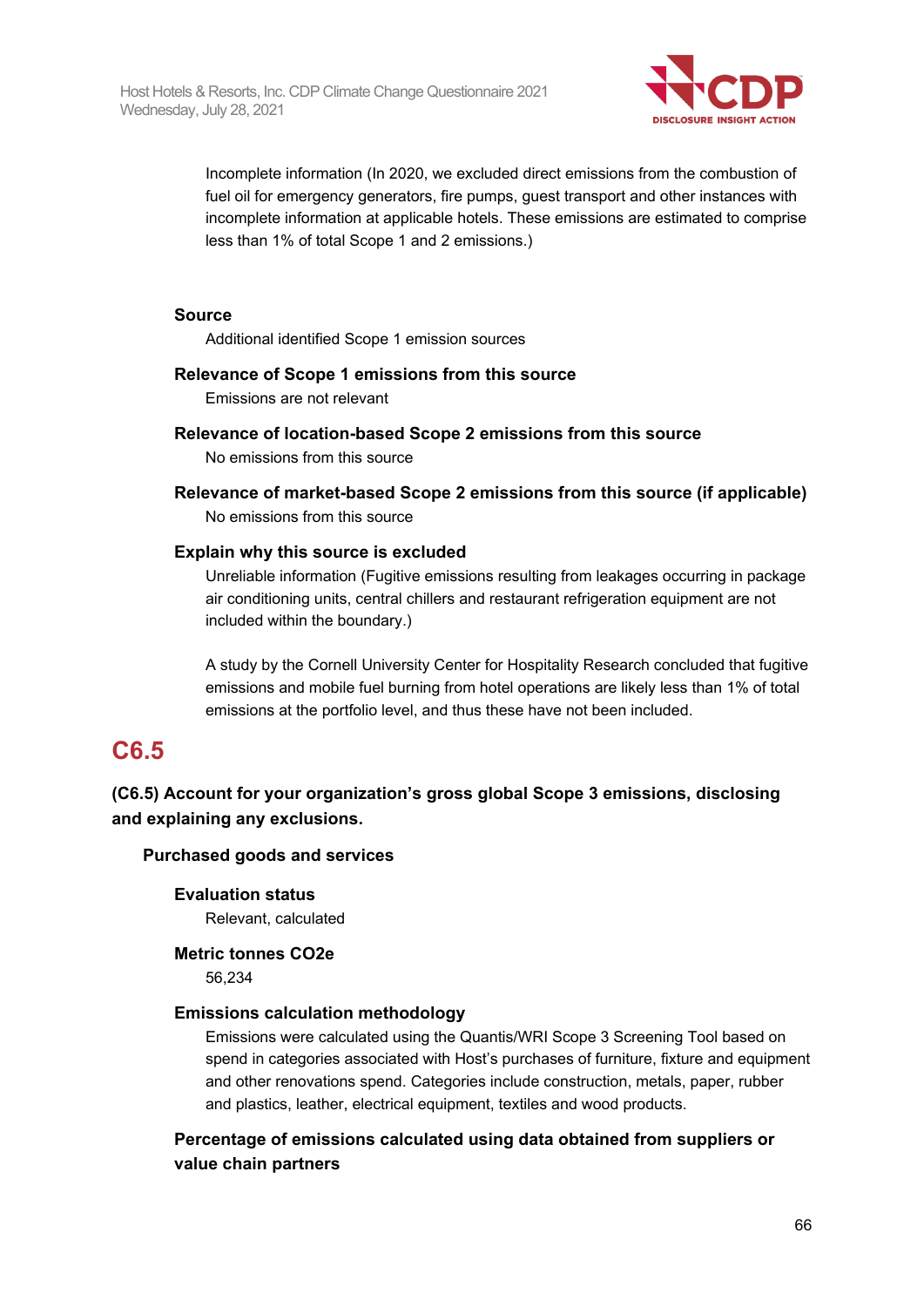Incomplete information (In 2020, we excluded direct emissions from the combustion of fuel oil for emergency generators, fire pumps, guest transport and other instances with incomplete information at applicable hotels. These emissions are estimated to comprise less than 1% of total Scope 1 and 2 emissions.)

**Source**

Additional identified Scope 1 emission sources

**Relevance of Scope 1 emissions from this source**

Emissions are not relevant

**Relevance of location-based Scope 2 emissions from this source**

No emissions from this source

**Relevance of market-based Scope 2 emissions from this source (if applicable)**

No emissions from this source

**Explain why this source is excluded**

Unreliable information (Fugitive emissions resulting from leakages occurring in package air conditioning units, central chillers and restaurant refrigeration equipment are not included within the boundary.)

A study by the Cornell University Center for Hospitality Research concluded that fugitive emissions and mobile fuel burning from hotel operations are likely less than 1% of total emissions at the portfolio level, and thus these have not been included.

## C6.5

### (C6.5) Account for your organization's gross global Scope 3 emissions, disclosing and explaining any exclusions.

**Purchased goods and services**

**Evaluation status**

Relevant, calculated

**Metric tonnes CO2e**

56,234

**Emissions calculation methodology**

Emissions were calculated using the Quantis/WRI Scope 3 Screening Tool based on spend in categories associated with Host's purchases of furniture, fixture and equipment and other renovations spend. Categories include construction, metals, paper, rubber and plastics, leather, electrical equipment, textiles and wood products.

**Percentage of emissions calculated using data obtained from suppliers or value chain partners**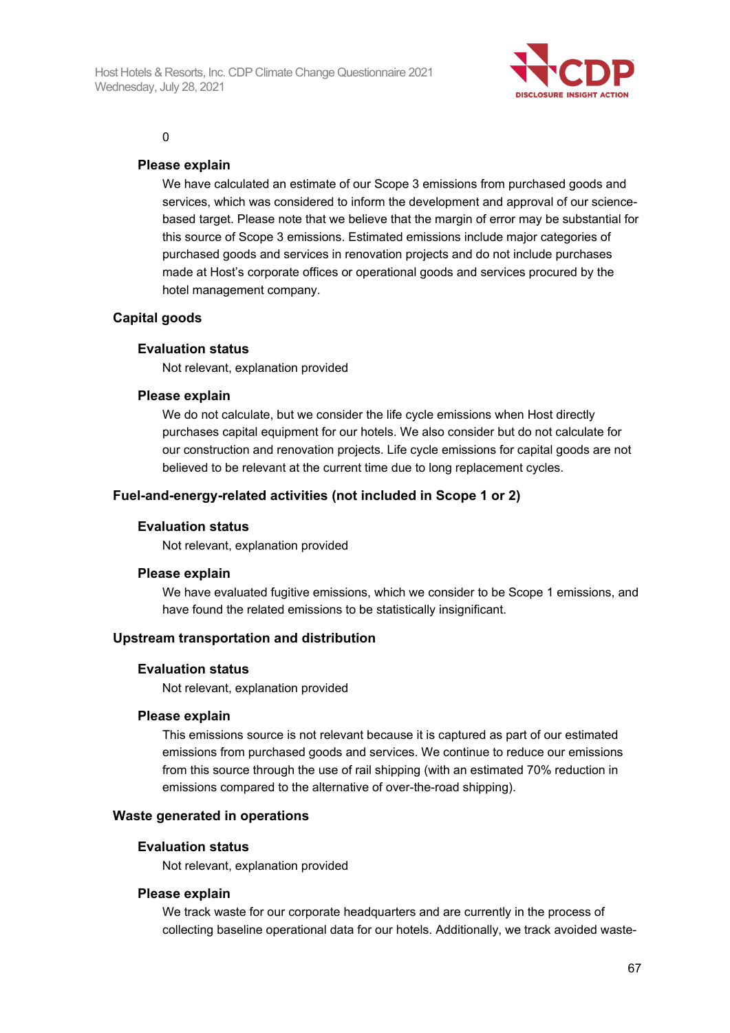0

**Please explain**

We have calculated an estimate of our Scope 3 emissions from purchased goods and services, which was considered to inform the development and approval of our science-based target. Please note that we believe that the margin of error may be substantial for this source of Scope 3 emissions. Estimated emissions include major categories of purchased goods and services in renovation projects and do not include purchases made at Host's corporate offices or operational goods and services procured by the hotel management company.

**Capital goods**

**Evaluation status**

Not relevant, explanation provided

**Please explain**

We do not calculate, but we consider the life cycle emissions when Host directly purchases capital equipment for our hotels. We also consider but do not calculate for our construction and renovation projects. Life cycle emissions for capital goods are not believed to be relevant at the current time due to long replacement cycles.

**Fuel-and-energy-related activities (not included in Scope 1 or 2)**

**Evaluation status**

Not relevant, explanation provided

**Please explain**

We have evaluated fugitive emissions, which we consider to be Scope 1 emissions, and have found the related emissions to be statistically insignificant.

**Upstream transportation and distribution**

**Evaluation status**

Not relevant, explanation provided

**Please explain**

This emissions source is not relevant because it is captured as part of our estimated emissions from purchased goods and services. We continue to reduce our emissions from this source through the use of rail shipping (with an estimated 70% reduction in emissions compared to the alternative of over-the-road shipping).

**Waste generated in operations**

**Evaluation status**

Not relevant, explanation provided

**Please explain**

We track waste for our corporate headquarters and are currently in the process of collecting baseline operational data for our hotels. Additionally, we track avoided waste-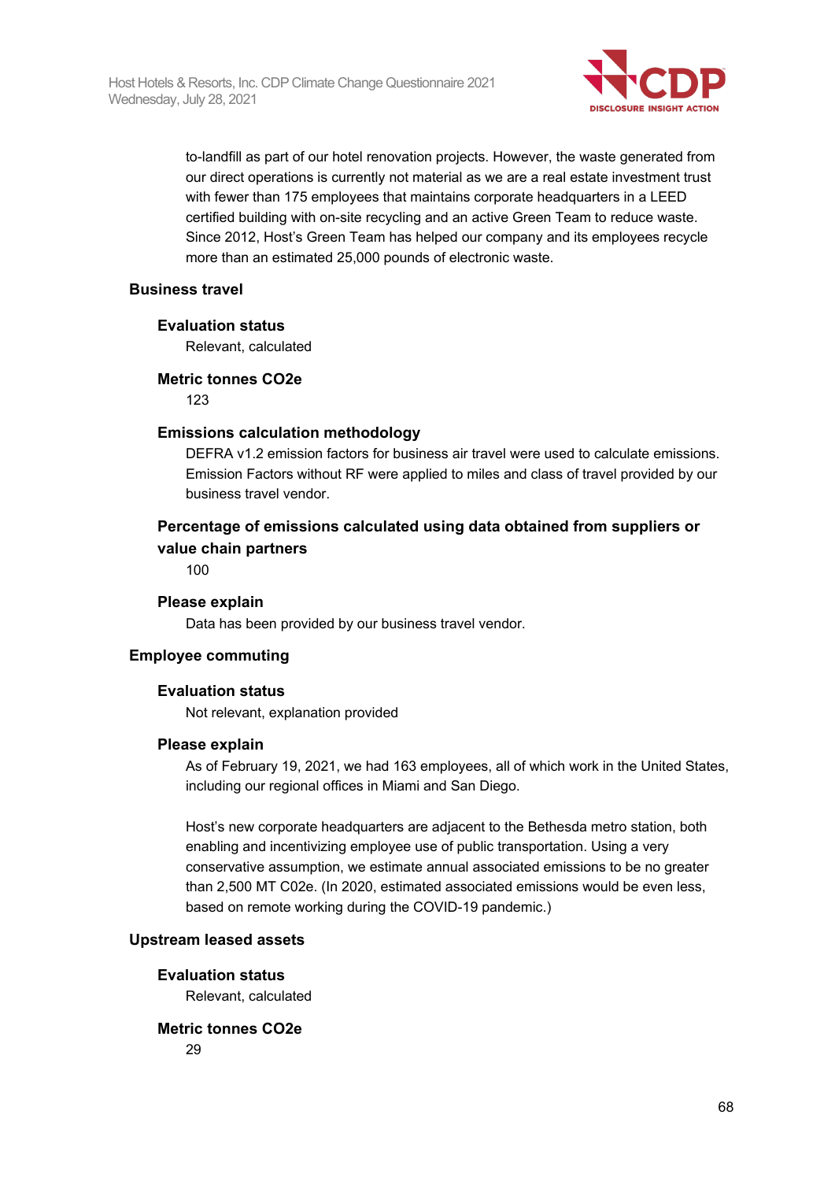to-landfill as part of our hotel renovation projects. However, the waste generated from our direct operations is currently not material as we are a real estate investment trust with fewer than 175 employees that maintains corporate headquarters in a LEED certified building with on-site recycling and an active Green Team to reduce waste. Since 2012, Host's Green Team has helped our company and its employees recycle more than an estimated 25,000 pounds of electronic waste.

### Business travel

**Evaluation status**

Relevant, calculated

**Metric tonnes CO2e**

123

**Emissions calculation methodology**

DEFRA v1.2 emission factors for business air travel were used to calculate emissions. Emission Factors without RF were applied to miles and class of travel provided by our business travel vendor.

**Percentage of emissions calculated using data obtained from suppliers or value chain partners**

100

**Please explain**

Data has been provided by our business travel vendor.

### Employee commuting

**Evaluation status**

Not relevant, explanation provided

**Please explain**

As of February 19, 2021, we had 163 employees, all of which work in the United States, including our regional offices in Miami and San Diego.

Host's new corporate headquarters are adjacent to the Bethesda metro station, both enabling and incentivizing employee use of public transportation. Using a very conservative assumption, we estimate annual associated emissions to be no greater than 2,500 MT C02e. (In 2020, estimated associated emissions would be even less, based on remote working during the COVID-19 pandemic.)

### Upstream leased assets

**Evaluation status**

Relevant, calculated

**Metric tonnes CO2e**

29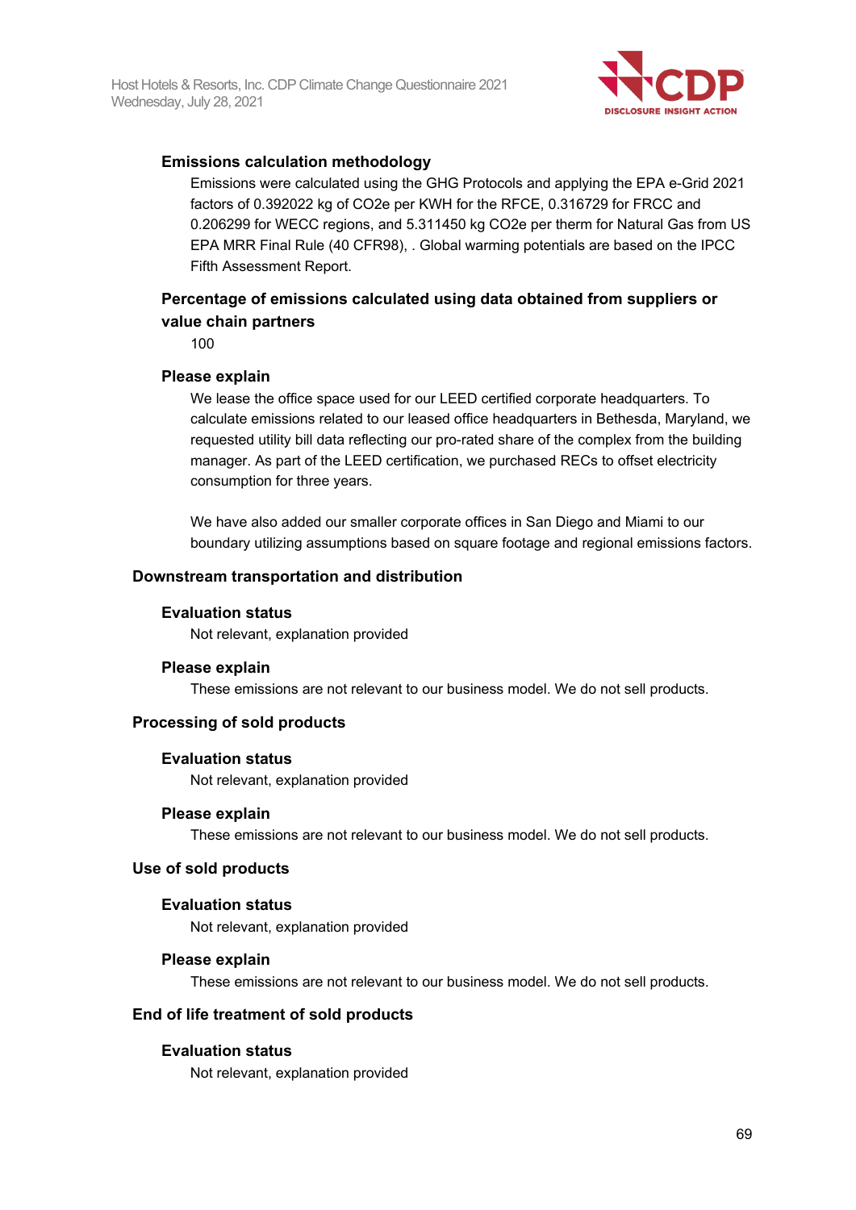#### Emissions calculation methodology

Emissions were calculated using the GHG Protocols and applying the EPA e-Grid 2021 factors of 0.392022 kg of $CO_2e$ per KWH for the RFCE, 0.316729 for FRCC and 0.206299 for WECC regions, and 5.311450 kg $CO_2e$ per therm for Natural Gas from US EPA MRR Final Rule (40 CFR98), . Global warming potentials are based on the IPCC Fifth Assessment Report.

#### Percentage of emissions calculated using data obtained from suppliers or value chain partners

100

#### Please explain

We lease the office space used for our LEED certified corporate headquarters. To calculate emissions related to our leased office headquarters in Bethesda, Maryland, we requested utility bill data reflecting our pro-rated share of the complex from the building manager. As part of the LEED certification, we purchased RECs to offset electricity consumption for three years.

We have also added our smaller corporate offices in San Diego and Miami to our boundary utilizing assumptions based on square footage and regional emissions factors.

### Downstream transportation and distribution

#### Evaluation status

Not relevant, explanation provided

#### Please explain

These emissions are not relevant to our business model. We do not sell products.

### Processing of sold products

#### Evaluation status

Not relevant, explanation provided

#### Please explain

These emissions are not relevant to our business model. We do not sell products.

### Use of sold products

#### Evaluation status

Not relevant, explanation provided

#### Please explain

These emissions are not relevant to our business model. We do not sell products.

### End of life treatment of sold products

#### Evaluation status

Not relevant, explanation provided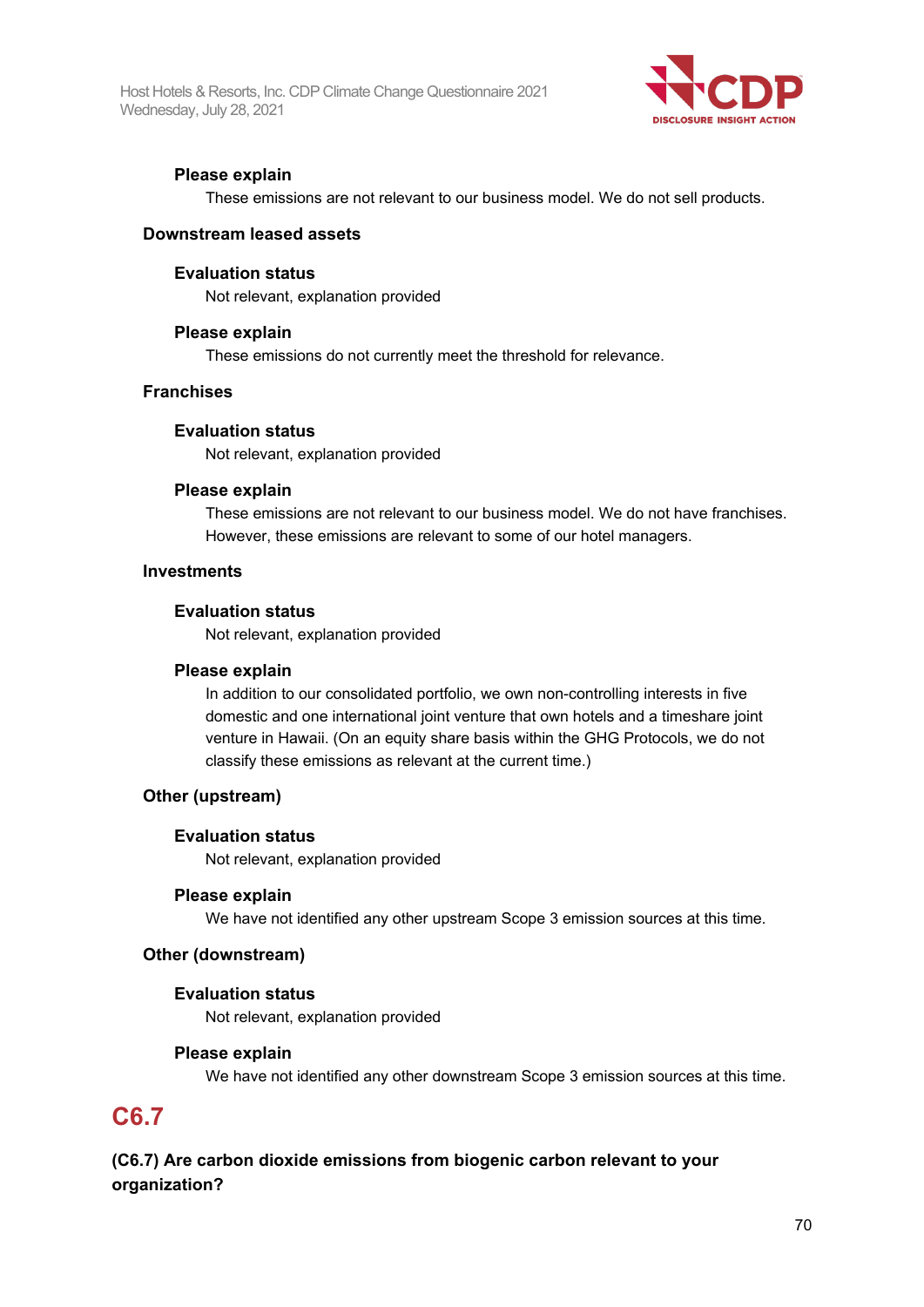**Please explain**

These emissions are not relevant to our business model. We do not sell products.

**Downstream leased assets**

**Evaluation status**

Not relevant, explanation provided

**Please explain**

These emissions do not currently meet the threshold for relevance.

**Franchises**

**Evaluation status**

Not relevant, explanation provided

**Please explain**

These emissions are not relevant to our business model. We do not have franchises. However, these emissions are relevant to some of our hotel managers.

**Investments**

**Evaluation status**

Not relevant, explanation provided

**Please explain**

In addition to our consolidated portfolio, we own non-controlling interests in five domestic and one international joint venture that own hotels and a timeshare joint venture in Hawaii. (On an equity share basis within the GHG Protocols, we do not classify these emissions as relevant at the current time.)

**Other (upstream)**

**Evaluation status**

Not relevant, explanation provided

**Please explain**

We have not identified any other upstream Scope 3 emission sources at this time.

**Other (downstream)**

**Evaluation status**

Not relevant, explanation provided

**Please explain**

We have not identified any other downstream Scope 3 emission sources at this time.

## C6.7

**(C6.7) Are carbon dioxide emissions from biogenic carbon relevant to your organization?**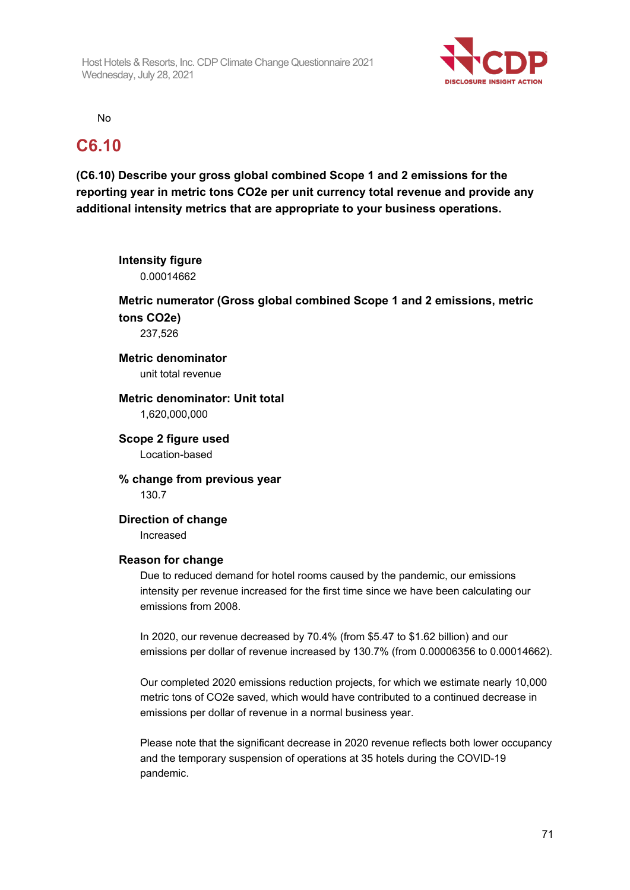No

## C6.10

**(C6.10) Describe your gross global combined Scope 1 and 2 emissions for the reporting year in metric tons CO2e per unit currency total revenue and provide any additional intensity metrics that are appropriate to your business operations.**

**Intensity figure**
0.00014662

**Metric numerator (Gross global combined Scope 1 and 2 emissions, metric tons CO2e)**
237,526

**Metric denominator**
unit total revenue

**Metric denominator: Unit total**
1,620,000,000

**Scope 2 figure used**
Location-based

**% change from previous year**
130.7

**Direction of change**
Increased

**Reason for change**
Due to reduced demand for hotel rooms caused by the pandemic, our emissions intensity per revenue increased for the first time since we have been calculating our emissions from 2008.

In 2020, our revenue decreased by 70.4% (from $5.47 to $1.62 billion) and our emissions per dollar of revenue increased by 130.7% (from 0.00006356 to 0.00014662).

Our completed 2020 emissions reduction projects, for which we estimate nearly 10,000 metric tons of CO2e saved, which would have contributed to a continued decrease in emissions per dollar of revenue in a normal business year.

Please note that the significant decrease in 2020 revenue reflects both lower occupancy and the temporary suspension of operations at 35 hotels during the COVID-19 pandemic.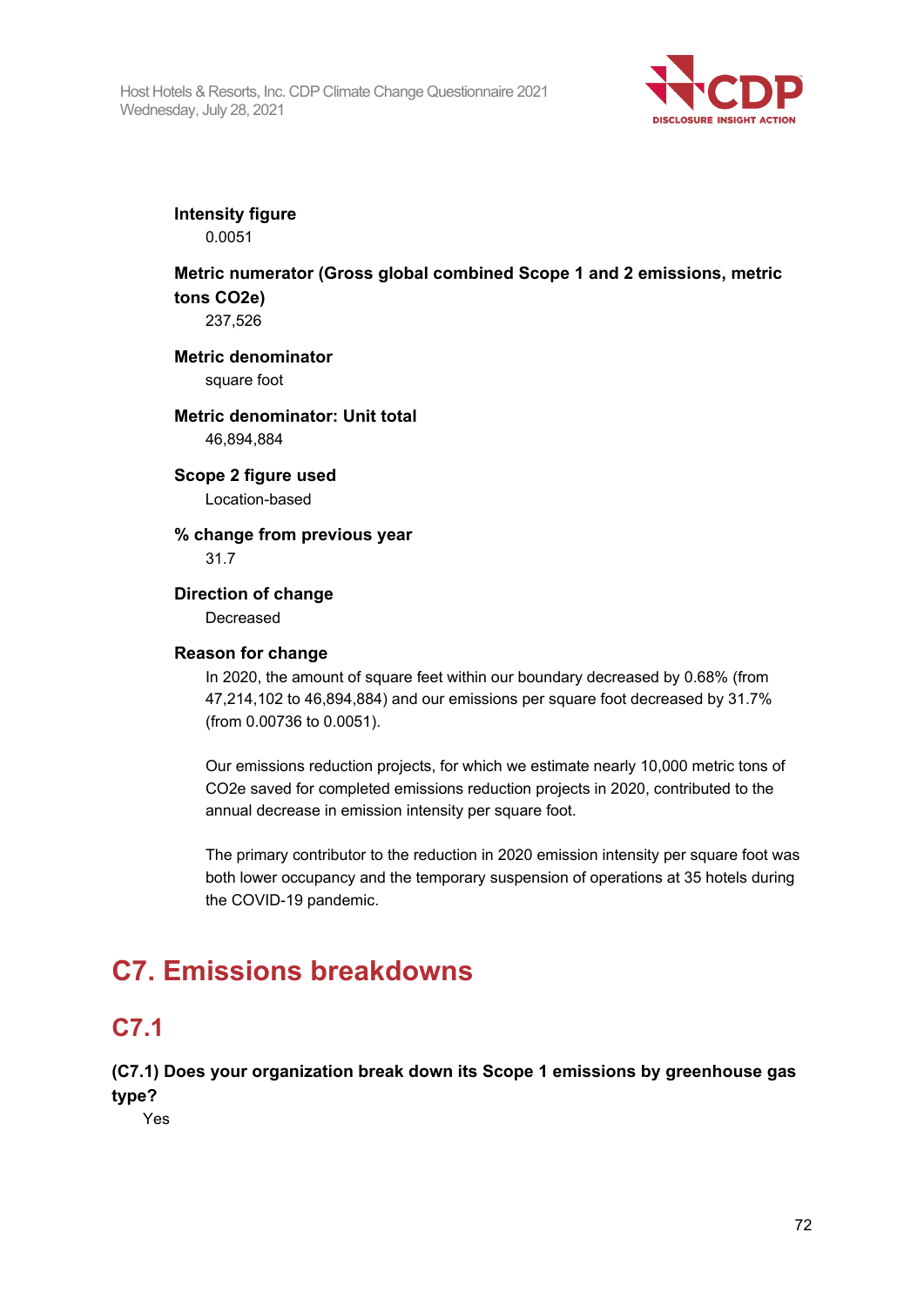**Intensity figure**

0.0051

**Metric numerator (Gross global combined Scope 1 and 2 emissions, metric tons CO2e)**

237,526

**Metric denominator**

square foot

**Metric denominator: Unit total**

46,894,884

**Scope 2 figure used**

Location-based

**% change from previous year**

31.7

**Direction of change**

Decreased

**Reason for change**

In 2020, the amount of square feet within our boundary decreased by 0.68% (from 47,214,102 to 46,894,884) and our emissions per square foot decreased by 31.7% (from 0.00736 to 0.0051).

Our emissions reduction projects, for which we estimate nearly 10,000 metric tons of CO2e saved for completed emissions reduction projects in 2020, contributed to the annual decrease in emission intensity per square foot.

The primary contributor to the reduction in 2020 emission intensity per square foot was both lower occupancy and the temporary suspension of operations at 35 hotels during the COVID-19 pandemic.

# C7. Emissions breakdowns

## C7.1

**(C7.1) Does your organization break down its Scope 1 emissions by greenhouse gas type?**

Yes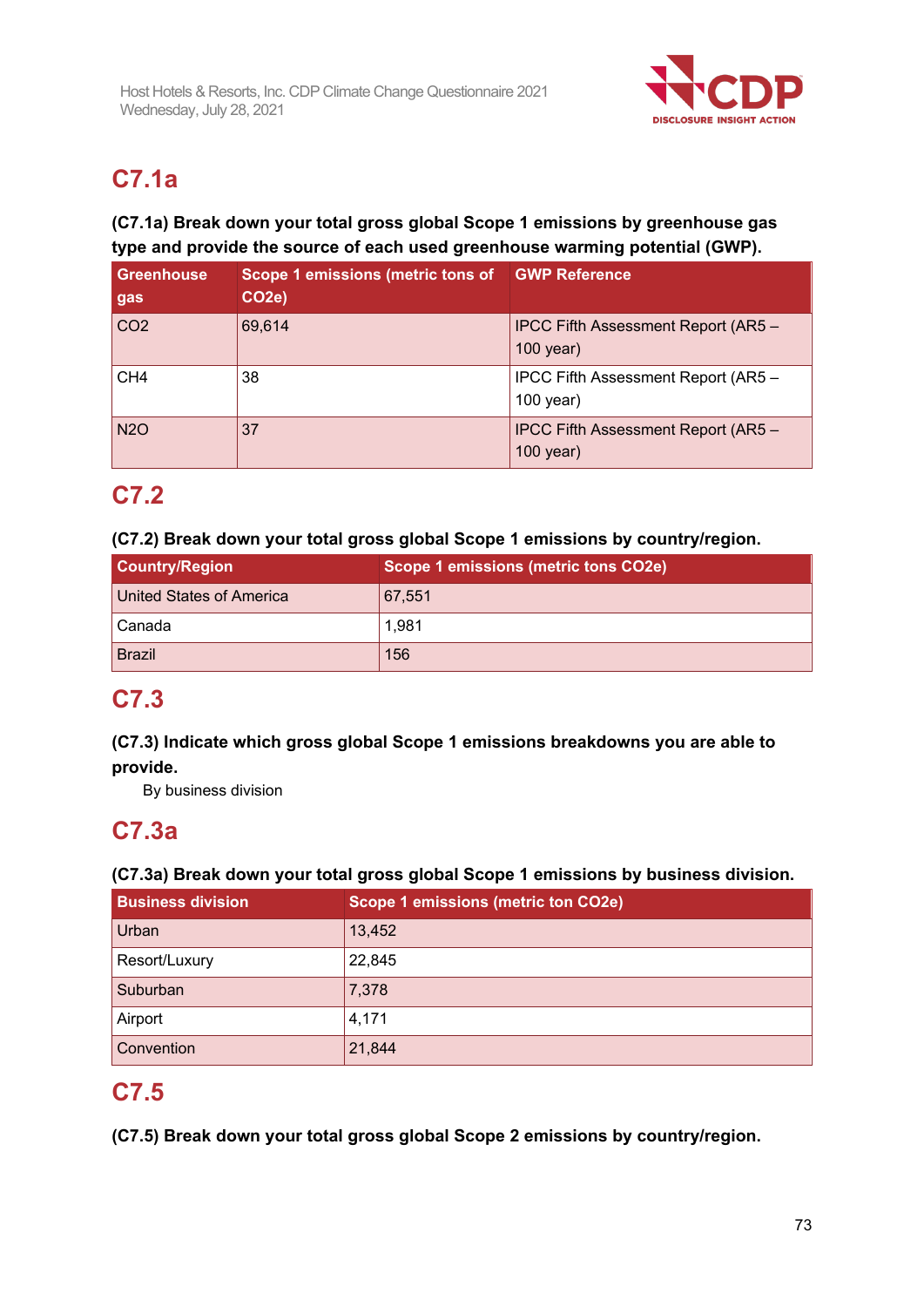## C7.1a

**(C7.1a) Break down your total gross global Scope 1 emissions by greenhouse gas type and provide the source of each used greenhouse warming potential (GWP).**

| Greenhouse gas | Scope 1 emissions (metric tons of CO2e) | GWP Reference |
|---|---|---|
| CO2 | 69,614 | IPCC Fifth Assessment Report (AR5 – 100 year) |
| CH4 | 38 | IPCC Fifth Assessment Report (AR5 – 100 year) |
| N2O | 37 | IPCC Fifth Assessment Report (AR5 – 100 year) |

## C7.2

**(C7.2) Break down your total gross global Scope 1 emissions by country/region.**

| Country/Region | Scope 1 emissions (metric tons CO2e) |
|---|---|
| United States of America | 67,551 |
| Canada | 1,981 |
| Brazil | 156 |

## C7.3

**(C7.3) Indicate which gross global Scope 1 emissions breakdowns you are able to provide.**

By business division

## C7.3a

**(C7.3a) Break down your total gross global Scope 1 emissions by business division.**

| Business division | Scope 1 emissions (metric ton CO2e) |
|---|---|
| Urban | 13,452 |
| Resort/Luxury | 22,845 |
| Suburban | 7,378 |
| Airport | 4,171 |
| Convention | 21,844 |

## C7.5

**(C7.5) Break down your total gross global Scope 2 emissions by country/region.**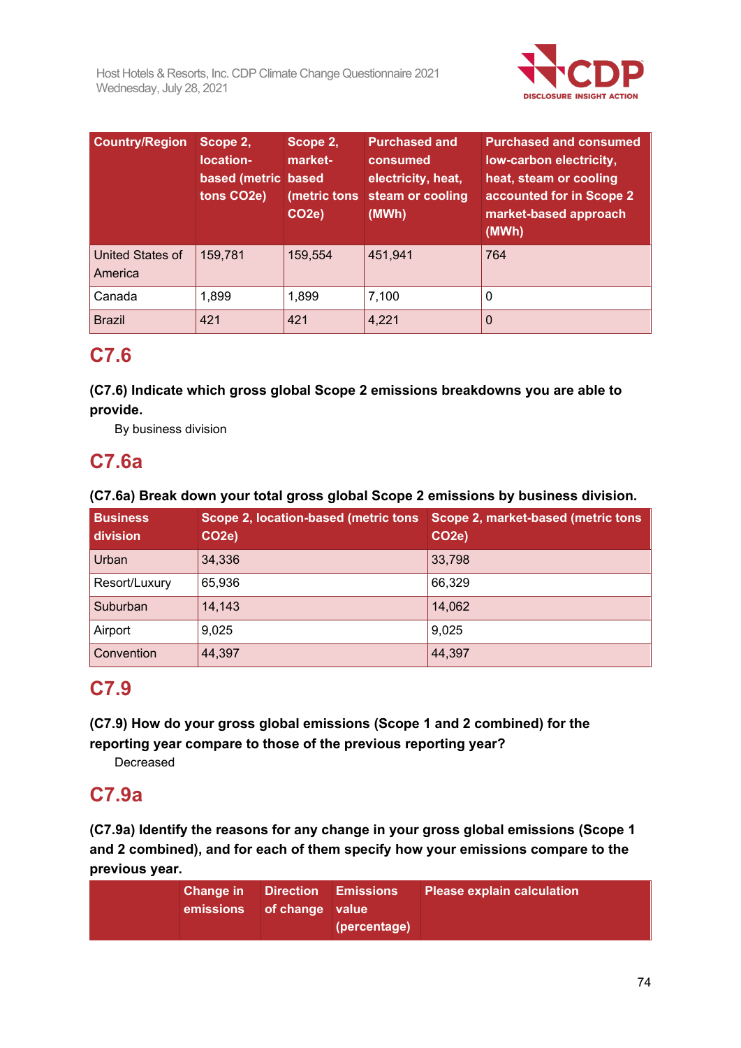| Country/Region | Scope 2, location-based (metric tons CO2e) | Scope 2, market-based (metric tons CO2e) | Purchased and consumed electricity, heat, steam or cooling (MWh) | Purchased and consumed low-carbon electricity, heat, steam or cooling accounted for in Scope 2 market-based approach (MWh) |
|---|---|---|---|---|
| United States of America | 159,781 | 159,554 | 451,941 | 764 |
| Canada | 1,899 | 1,899 | 7,100 | 0 |
| Brazil | 421 | 421 | 4,221 | 0 |

## C7.6

**(C7.6) Indicate which gross global Scope 2 emissions breakdowns you are able to provide.**

By business division

## C7.6a

**(C7.6a) Break down your total gross global Scope 2 emissions by business division.**

| Business division | Scope 2, location-based (metric tons CO2e) | Scope 2, market-based (metric tons CO2e) |
|---|---|---|
| Urban | 34,336 | 33,798 |
| Resort/Luxury | 65,936 | 66,329 |
| Suburban | 14,143 | 14,062 |
| Airport | 9,025 | 9,025 |
| Convention | 44,397 | 44,397 |

## C7.9

**(C7.9) How do your gross global emissions (Scope 1 and 2 combined) for the reporting year compare to those of the previous reporting year?**

Decreased

## C7.9a

**(C7.9a) Identify the reasons for any change in your gross global emissions (Scope 1 and 2 combined), and for each of them specify how your emissions compare to the previous year.**

| | Change in emissions | Direction of change | Emissions value (percentage) | Please explain calculation |
|---|---|---|---|---|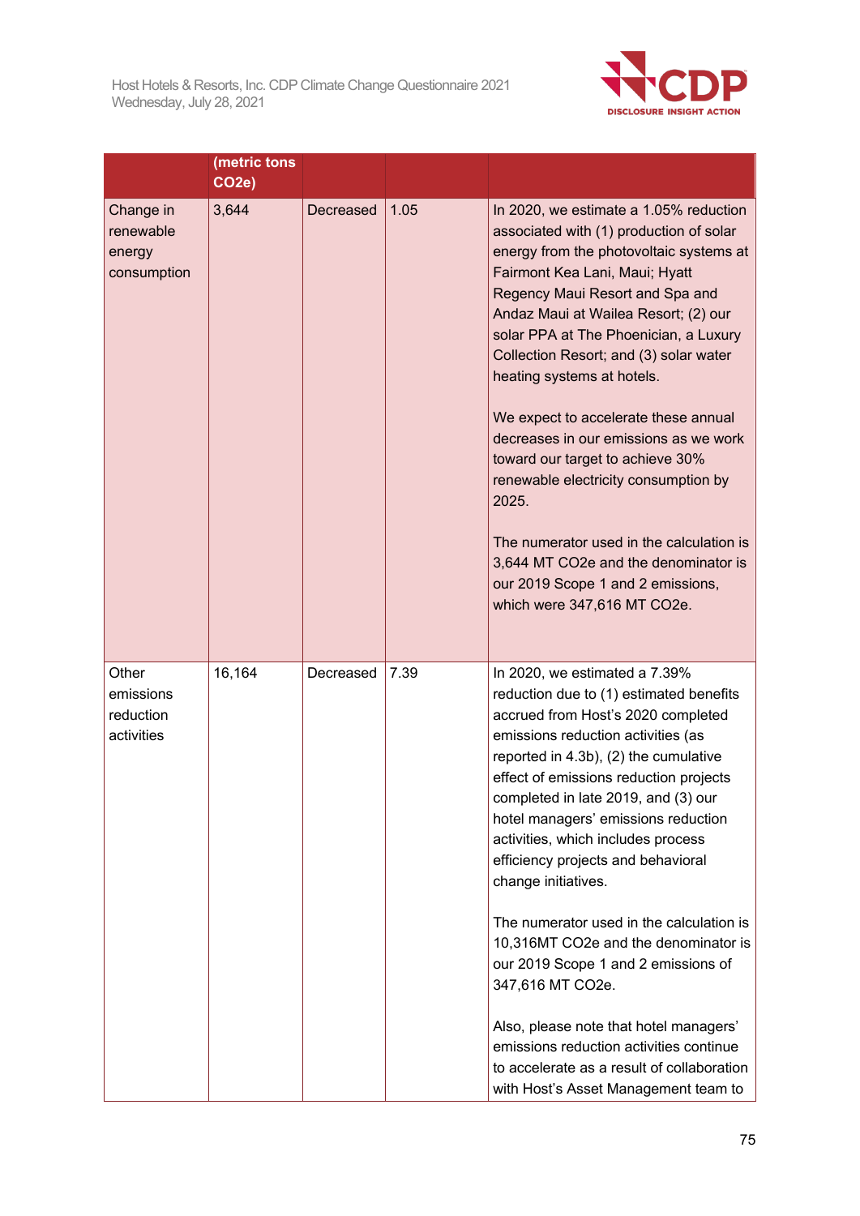| | (metric tons CO2e) | | | |
|---|---|---|---|---|
| Change in renewable energy consumption | 3,644 | Decreased | 1.05 | In 2020, we estimate a 1.05% reduction associated with (1) production of solar energy from the photovoltaic systems at Fairmont Kea Lani, Maui; Hyatt Regency Maui Resort and Spa and Andaz Maui at Wailea Resort; (2) our solar PPA at The Phoenician, a Luxury Collection Resort; and (3) solar water heating systems at hotels.<br><br>We expect to accelerate these annual decreases in our emissions as we work toward our target to achieve 30% renewable electricity consumption by 2025.<br><br>The numerator used in the calculation is 3,644 MT CO2e and the denominator is our 2019 Scope 1 and 2 emissions, which were 347,616 MT CO2e. |
| Other emissions reduction activities | 16,164 | Decreased | 7.39 | In 2020, we estimated a 7.39% reduction due to (1) estimated benefits accrued from Host's 2020 completed emissions reduction activities (as reported in 4.3b), (2) the cumulative effect of emissions reduction projects completed in late 2019, and (3) our hotel managers' emissions reduction activities, which includes process efficiency projects and behavioral change initiatives.<br><br>The numerator used in the calculation is 10,316MT CO2e and the denominator is our 2019 Scope 1 and 2 emissions of 347,616 MT CO2e.<br><br>Also, please note that hotel managers' emissions reduction activities continue to accelerate as a result of collaboration with Host's Asset Management team to |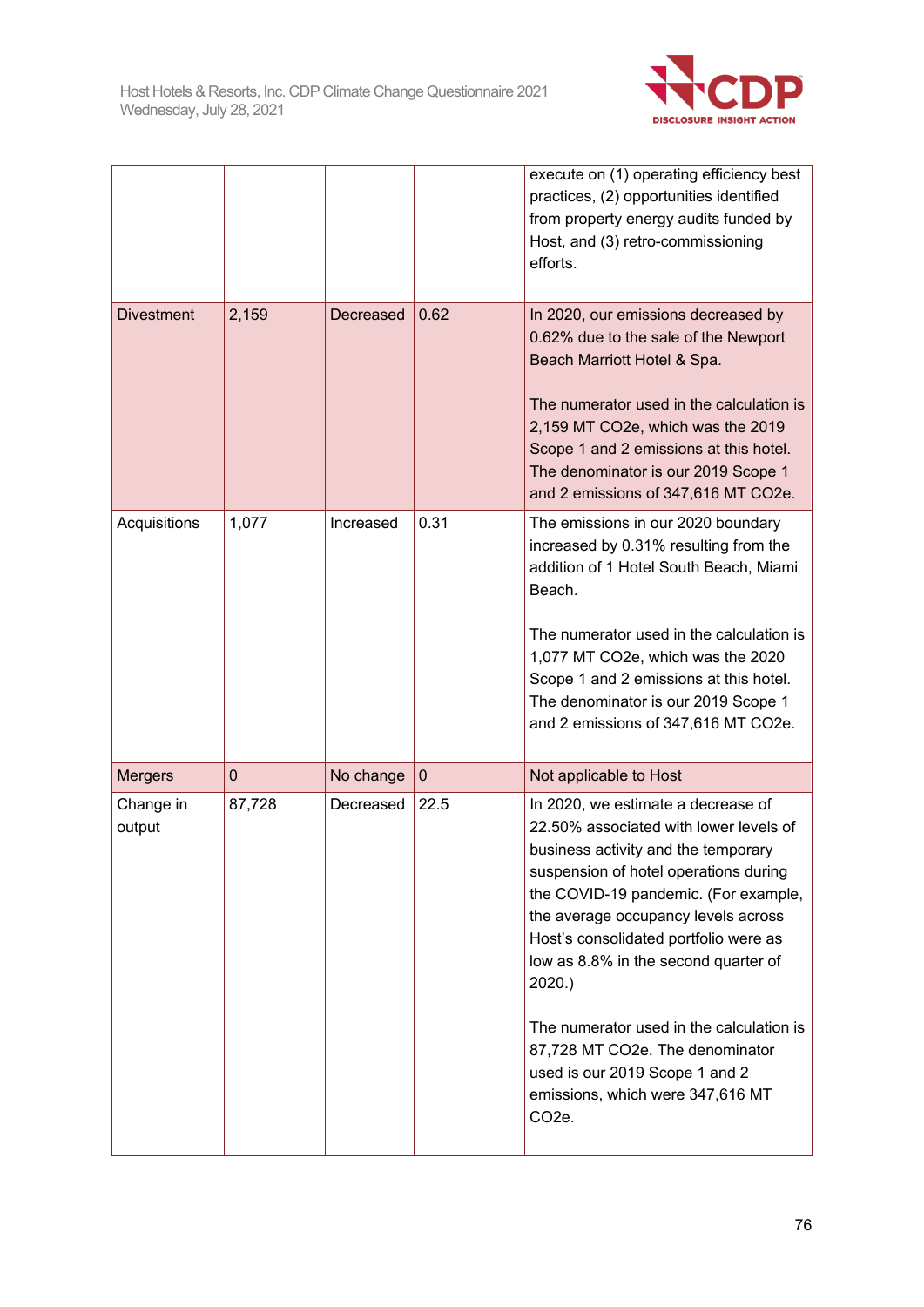| | | | | |
|---|---|---|---|---|
| | | | | execute on (1) operating efficiency best practices, (2) opportunities identified from property energy audits funded by Host, and (3) retro-commissioning efforts. |
| Divestment | 2,159 | Decreased | 0.62 | In 2020, our emissions decreased by 0.62% due to the sale of the Newport Beach Marriott Hotel & Spa.<br><br>The numerator used in the calculation is 2,159 MT CO2e, which was the 2019 Scope 1 and 2 emissions at this hotel. The denominator is our 2019 Scope 1 and 2 emissions of 347,616 MT CO2e. |
| Acquisitions | 1,077 | Increased | 0.31 | The emissions in our 2020 boundary increased by 0.31% resulting from the addition of 1 Hotel South Beach, Miami Beach.<br><br>The numerator used in the calculation is 1,077 MT CO2e, which was the 2020 Scope 1 and 2 emissions at this hotel. The denominator is our 2019 Scope 1 and 2 emissions of 347,616 MT CO2e. |
| Mergers | 0 | No change | 0 | Not applicable to Host |
| Change in output | 87,728 | Decreased | 22.5 | In 2020, we estimate a decrease of 22.50% associated with lower levels of business activity and the temporary suspension of hotel operations during the COVID-19 pandemic. (For example, the average occupancy levels across Host's consolidated portfolio were as low as 8.8% in the second quarter of 2020.)<br><br>The numerator used in the calculation is 87,728 MT CO2e. The denominator used is our 2019 Scope 1 and 2 emissions, which were 347,616 MT CO2e. |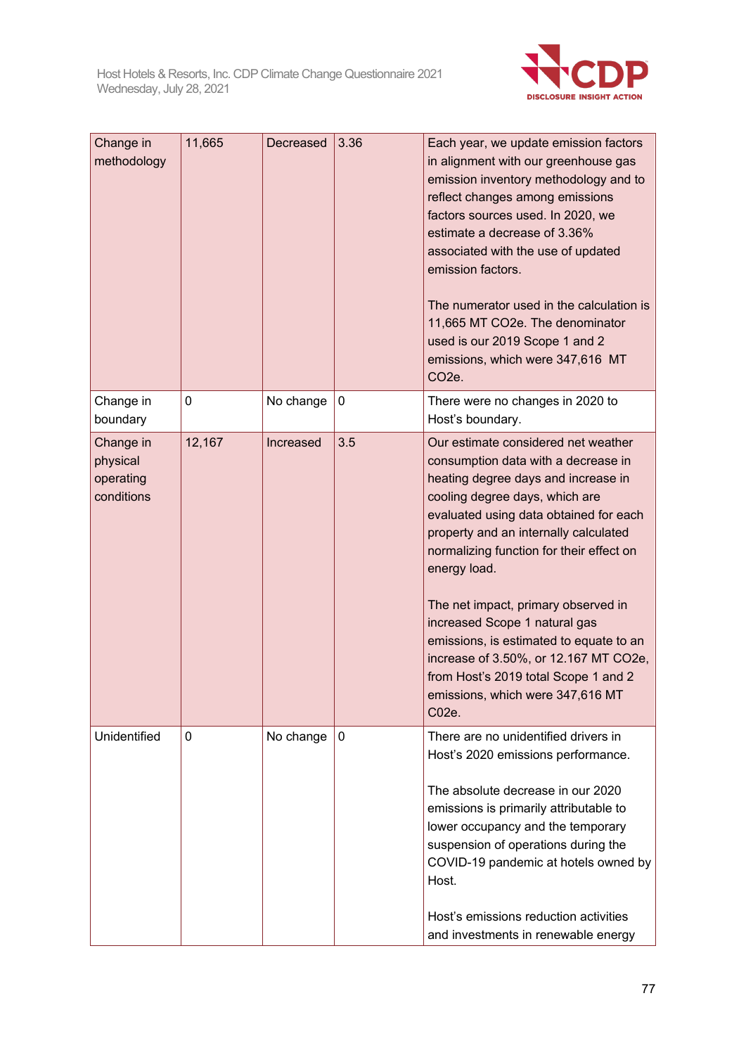| | | | | |
|---|---|---|---|---|
| Change in methodology | 11,665 | Decreased | 3.36 | Each year, we update emission factors in alignment with our greenhouse gas emission inventory methodology and to reflect changes among emissions factors sources used. In 2020, we estimate a decrease of 3.36% associated with the use of updated emission factors.<br><br>The numerator used in the calculation is 11,665 MT CO2e. The denominator used is our 2019 Scope 1 and 2 emissions, which were 347,616 MT CO2e. |
| Change in boundary | 0 | No change | 0 | There were no changes in 2020 to Host's boundary. |
| Change in physical operating conditions | 12,167 | Increased | 3.5 | Our estimate considered net weather consumption data with a decrease in heating degree days and increase in cooling degree days, which are evaluated using data obtained for each property and an internally calculated normalizing function for their effect on energy load.<br><br>The net impact, primary observed in increased Scope 1 natural gas emissions, is estimated to equate to an increase of 3.50%, or 12.167 MT CO2e, from Host's 2019 total Scope 1 and 2 emissions, which were 347,616 MT C02e. |
| Unidentified | 0 | No change | 0 | There are no unidentified drivers in Host's 2020 emissions performance.<br><br>The absolute decrease in our 2020 emissions is primarily attributable to lower occupancy and the temporary suspension of operations during the COVID-19 pandemic at hotels owned by Host.<br><br>Host's emissions reduction activities and investments in renewable energy |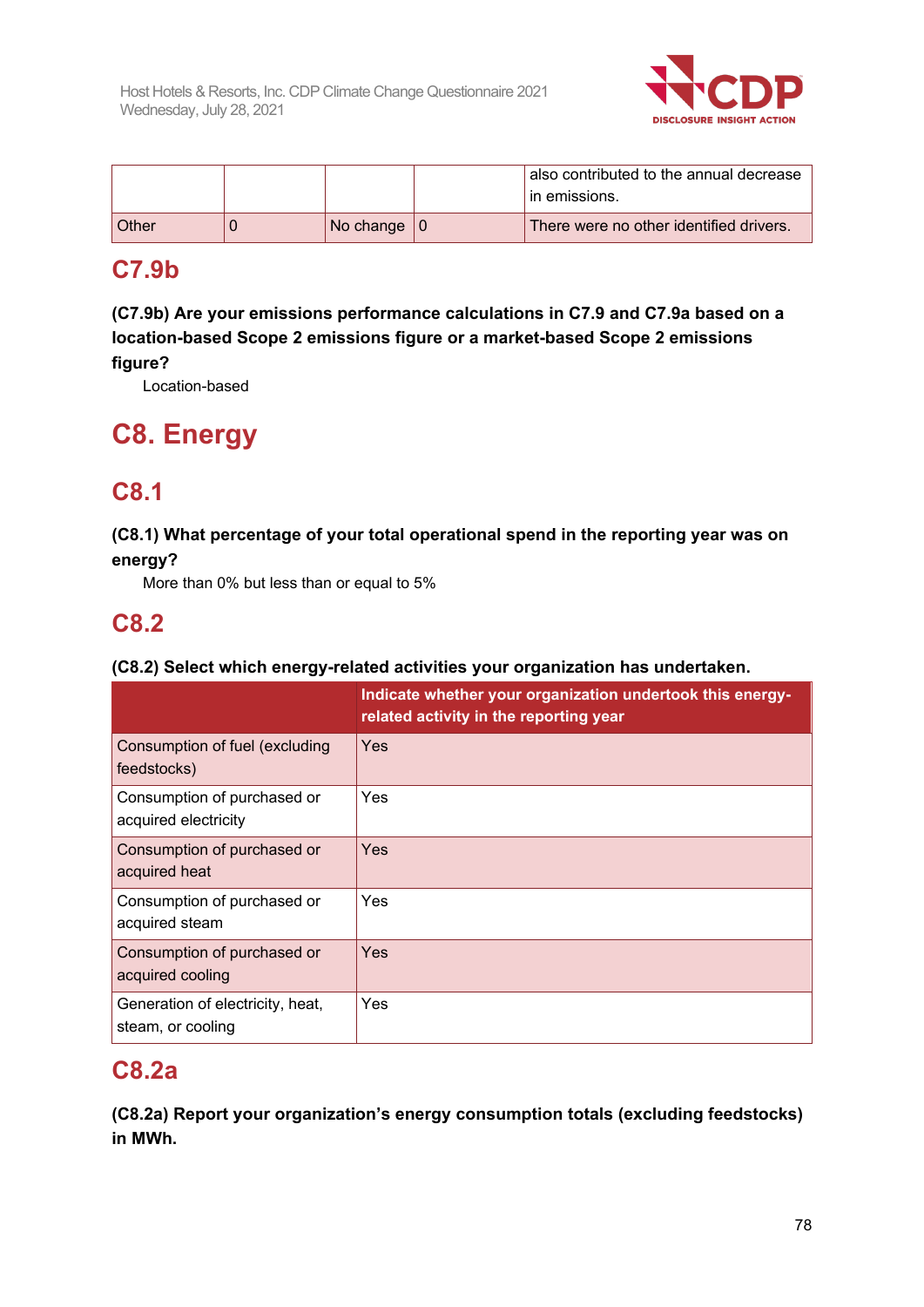|  |  |  |  | also contributed to the annual decrease in emissions. |
|---|---|---|---|---|
| Other | 0 | No change | 0 | There were no other identified drivers. |

## C7.9b

**(C7.9b) Are your emissions performance calculations in C7.9 and C7.9a based on a location-based Scope 2 emissions figure or a market-based Scope 2 emissions figure?**

Location-based

# C8. Energy

## C8.1

**(C8.1) What percentage of your total operational spend in the reporting year was on energy?**

More than 0% but less than or equal to 5%

## C8.2

**(C8.2) Select which energy-related activities your organization has undertaken.**

|  | Indicate whether your organization undertook this energy-related activity in the reporting year |
|---|---|
| Consumption of fuel (excluding feedstocks) | Yes |
| Consumption of purchased or acquired electricity | Yes |
| Consumption of purchased or acquired heat | Yes |
| Consumption of purchased or acquired steam | Yes |
| Consumption of purchased or acquired cooling | Yes |
| Generation of electricity, heat, steam, or cooling | Yes |

## C8.2a

**(C8.2a) Report your organization's energy consumption totals (excluding feedstocks) in MWh.**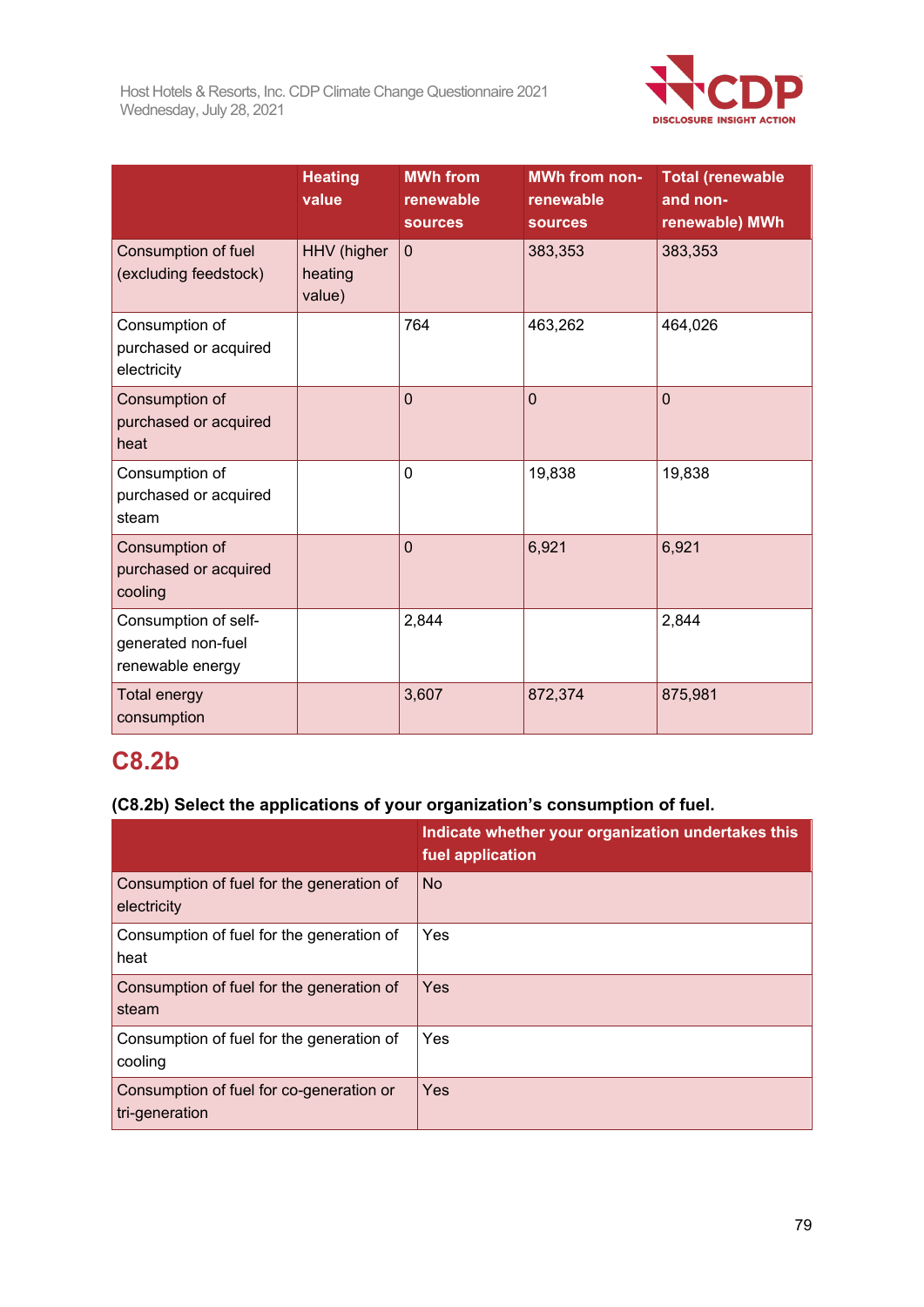| | Heating value | MWh from renewable sources | MWh from non-renewable sources | Total (renewable and non-renewable) MWh |
|---|---|---|---|---|
| Consumption of fuel (excluding feedstock) | HHV (higher heating value) | 0 | 383,353 | 383,353 |
| Consumption of purchased or acquired electricity | | 764 | 463,262 | 464,026 |
| Consumption of purchased or acquired heat | | 0 | 0 | 0 |
| Consumption of purchased or acquired steam | | 0 | 19,838 | 19,838 |
| Consumption of purchased or acquired cooling | | 0 | 6,921 | 6,921 |
| Consumption of self-generated non-fuel renewable energy | | 2,844 | | 2,844 |
| Total energy consumption | | 3,607 | 872,374 | 875,981 |

## C8.2b

**(C8.2b) Select the applications of your organization's consumption of fuel.**

| | Indicate whether your organization undertakes this fuel application |
|---|---|
| Consumption of fuel for the generation of electricity | No |
| Consumption of fuel for the generation of heat | Yes |
| Consumption of fuel for the generation of steam | Yes |
| Consumption of fuel for the generation of cooling | Yes |
| Consumption of fuel for co-generation or tri-generation | Yes |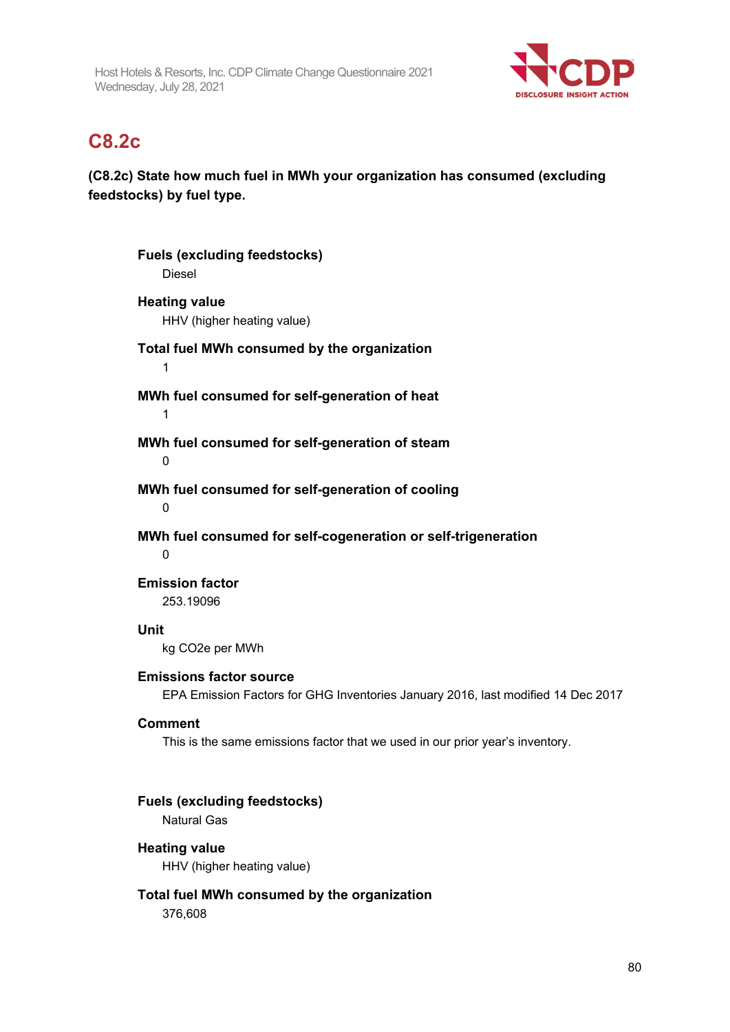## C8.2c

**(C8.2c) State how much fuel in MWh your organization has consumed (excluding feedstocks) by fuel type.**

**Fuels (excluding feedstocks)**
Diesel

**Heating value**
HHV (higher heating value)

**Total fuel MWh consumed by the organization**
1

**MWh fuel consumed for self-generation of heat**
1

**MWh fuel consumed for self-generation of steam**
0

**MWh fuel consumed for self-generation of cooling**
0

**MWh fuel consumed for self-cogeneration or self-trigeneration**
0

**Emission factor**
253.19096

**Unit**
kg CO2e per MWh

**Emissions factor source**
EPA Emission Factors for GHG Inventories January 2016, last modified 14 Dec 2017

**Comment**
This is the same emissions factor that we used in our prior year's inventory.

**Fuels (excluding feedstocks)**
Natural Gas

**Heating value**
HHV (higher heating value)

**Total fuel MWh consumed by the organization**
376,608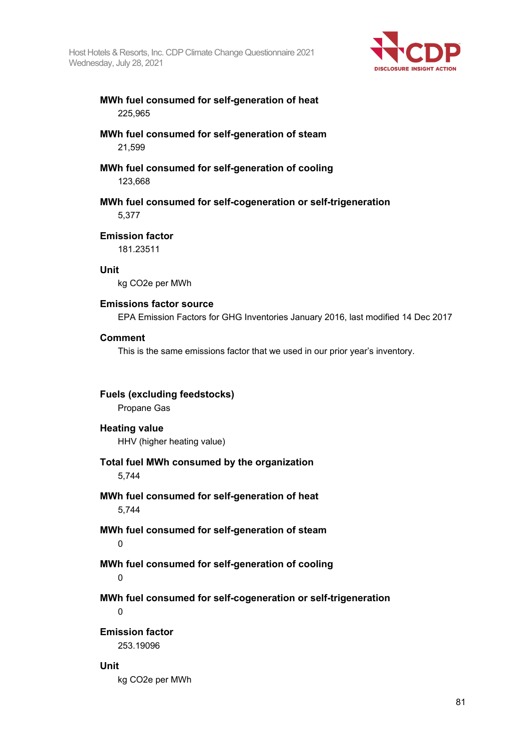**MWh fuel consumed for self-generation of heat**

225,965

**MWh fuel consumed for self-generation of steam**

21,599

**MWh fuel consumed for self-generation of cooling**

123,668

**MWh fuel consumed for self-cogeneration or self-trigeneration**

5,377

**Emission factor**

181.23511

**Unit**

kg CO2e per MWh

**Emissions factor source**

EPA Emission Factors for GHG Inventories January 2016, last modified 14 Dec 2017

**Comment**

This is the same emissions factor that we used in our prior year's inventory.

**Fuels (excluding feedstocks)**

Propane Gas

**Heating value**

HHV (higher heating value)

**Total fuel MWh consumed by the organization**

5,744

**MWh fuel consumed for self-generation of heat**

5,744

**MWh fuel consumed for self-generation of steam**

0

**MWh fuel consumed for self-generation of cooling**

0

**MWh fuel consumed for self-cogeneration or self-trigeneration**

0

**Emission factor**

253.19096

**Unit**

kg CO2e per MWh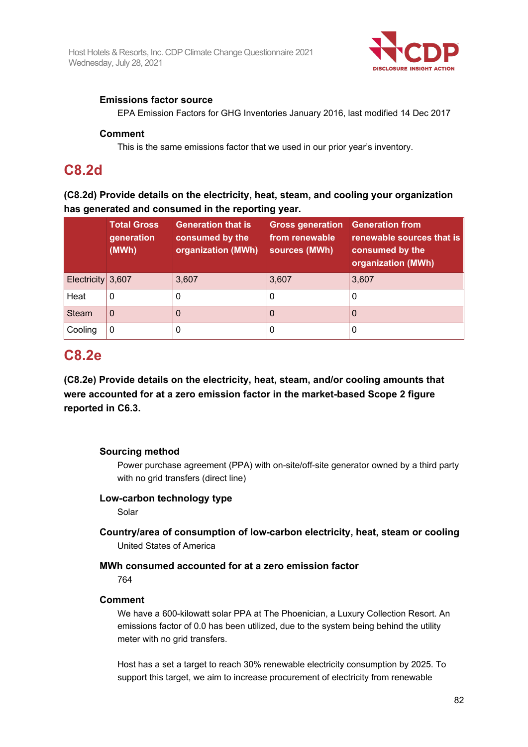**Emissions factor source**

EPA Emission Factors for GHG Inventories January 2016, last modified 14 Dec 2017

**Comment**

This is the same emissions factor that we used in our prior year's inventory.

## C8.2d

**(C8.2d) Provide details on the electricity, heat, steam, and cooling your organization has generated and consumed in the reporting year.**

| | Total Gross generation (MWh) | Generation that is consumed by the organization (MWh) | Gross generation from renewable sources (MWh) | Generation from renewable sources that is consumed by the organization (MWh) |
|---|---|---|---|---|
| Electricity | 3,607 | 3,607 | 3,607 | 3,607 |
| Heat | 0 | 0 | 0 | 0 |
| Steam | 0 | 0 | 0 | 0 |
| Cooling | 0 | 0 | 0 | 0 |

## C8.2e

**(C8.2e) Provide details on the electricity, heat, steam, and/or cooling amounts that were accounted for at a zero emission factor in the market-based Scope 2 figure reported in C6.3.**

**Sourcing method**

Power purchase agreement (PPA) with on-site/off-site generator owned by a third party with no grid transfers (direct line)

**Low-carbon technology type**

Solar

**Country/area of consumption of low-carbon electricity, heat, steam or cooling**

United States of America

**MWh consumed accounted for at a zero emission factor**

764

**Comment**

We have a 600-kilowatt solar PPA at The Phoenician, a Luxury Collection Resort. An emissions factor of 0.0 has been utilized, due to the system being behind the utility meter with no grid transfers.

Host has a set a target to reach 30% renewable electricity consumption by 2025. To support this target, we aim to increase procurement of electricity from renewable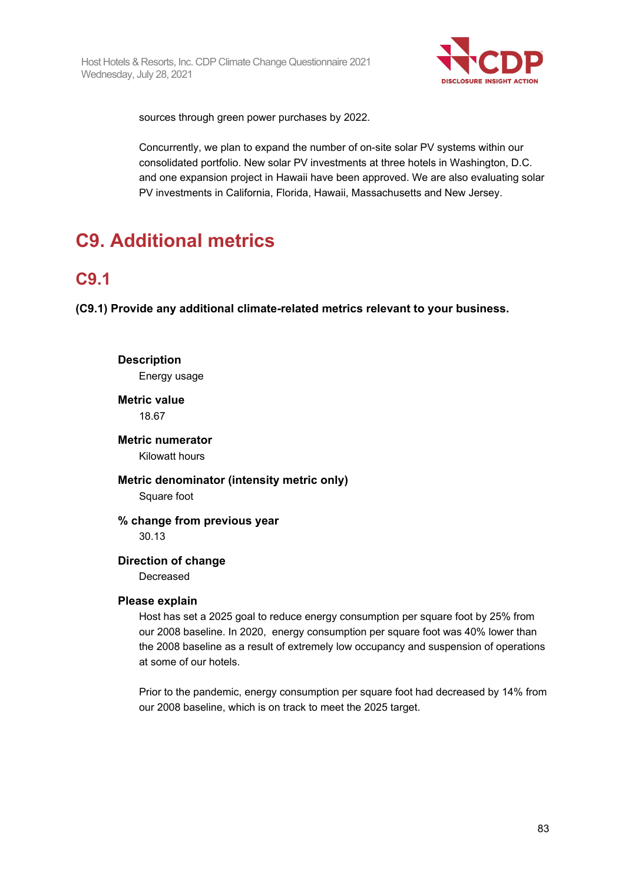sources through green power purchases by 2022.

Concurrently, we plan to expand the number of on-site solar PV systems within our consolidated portfolio. New solar PV investments at three hotels in Washington, D.C. and one expansion project in Hawaii have been approved. We are also evaluating solar PV investments in California, Florida, Hawaii, Massachusetts and New Jersey.

# C9. Additional metrics

## C9.1

**(C9.1) Provide any additional climate-related metrics relevant to your business.**

**Description**
Energy usage

**Metric value**
18.67

**Metric numerator**
Kilowatt hours

**Metric denominator (intensity metric only)**
Square foot

**% change from previous year**
30.13

**Direction of change**
Decreased

**Please explain**
Host has set a 2025 goal to reduce energy consumption per square foot by 25% from our 2008 baseline. In 2020, energy consumption per square foot was 40% lower than the 2008 baseline as a result of extremely low occupancy and suspension of operations at some of our hotels.

Prior to the pandemic, energy consumption per square foot had decreased by 14% from our 2008 baseline, which is on track to meet the 2025 target.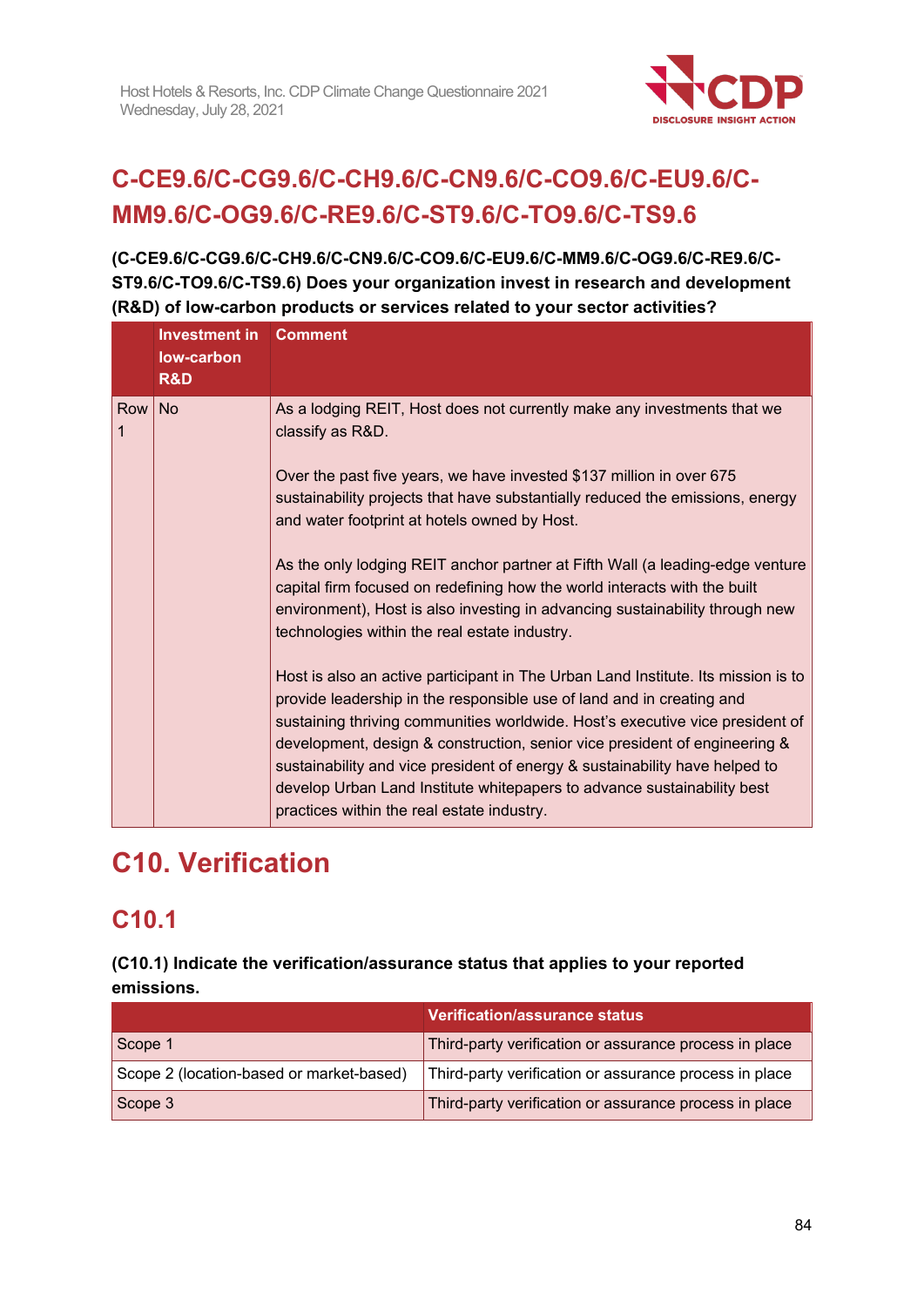## C-CE9.6/C-CG9.6/C-CH9.6/C-CN9.6/C-CO9.6/C-EU9.6/C-MM9.6/C-OG9.6/C-RE9.6/C-ST9.6/C-TO9.6/C-TS9.6

**(C-CE9.6/C-CG9.6/C-CH9.6/C-CN9.6/C-CO9.6/C-EU9.6/C-MM9.6/C-OG9.6/C-RE9.6/C-ST9.6/C-TO9.6/C-TS9.6) Does your organization invest in research and development (R&D) of low-carbon products or services related to your sector activities?**

| | Investment in low-carbon R&D | Comment |
|---|---|---|
| Row 1 | No | As a lodging REIT, Host does not currently make any investments that we classify as R&D.<br><br>Over the past five years, we have invested $137 million in over 675 sustainability projects that have substantially reduced the emissions, energy and water footprint at hotels owned by Host.<br><br>As the only lodging REIT anchor partner at Fifth Wall (a leading-edge venture capital firm focused on redefining how the world interacts with the built environment), Host is also investing in advancing sustainability through new technologies within the real estate industry.<br><br>Host is also an active participant in The Urban Land Institute. Its mission is to provide leadership in the responsible use of land and in creating and sustaining thriving communities worldwide. Host's executive vice president of development, design & construction, senior vice president of engineering & sustainability and vice president of energy & sustainability have helped to develop Urban Land Institute whitepapers to advance sustainability best practices within the real estate industry. |

# C10. Verification

## C10.1

**(C10.1) Indicate the verification/assurance status that applies to your reported emissions.**

| | Verification/assurance status |
|---|---|
| Scope 1 | Third-party verification or assurance process in place |
| Scope 2 (location-based or market-based) | Third-party verification or assurance process in place |
| Scope 3 | Third-party verification or assurance process in place |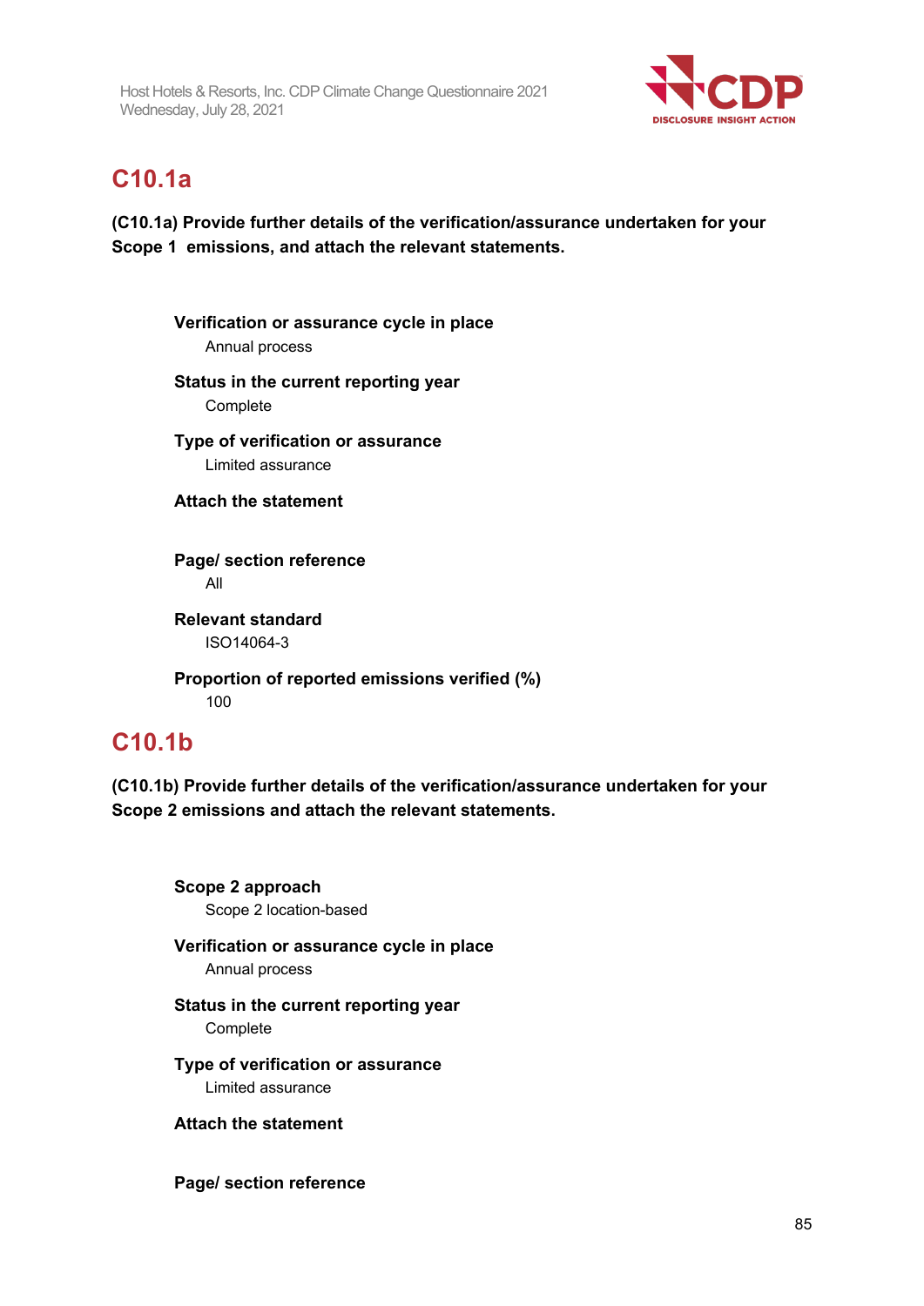## C10.1a

**(C10.1a) Provide further details of the verification/assurance undertaken for your Scope 1 emissions, and attach the relevant statements.**

**Verification or assurance cycle in place**
Annual process

**Status in the current reporting year**
Complete

**Type of verification or assurance**
Limited assurance

**Attach the statement**

**Page/ section reference**
All

**Relevant standard**
ISO14064-3

**Proportion of reported emissions verified (%)**
100

## C10.1b

**(C10.1b) Provide further details of the verification/assurance undertaken for your Scope 2 emissions and attach the relevant statements.**

**Scope 2 approach**
Scope 2 location-based

**Verification or assurance cycle in place**
Annual process

**Status in the current reporting year**
Complete

**Type of verification or assurance**
Limited assurance

**Attach the statement**

**Page/ section reference**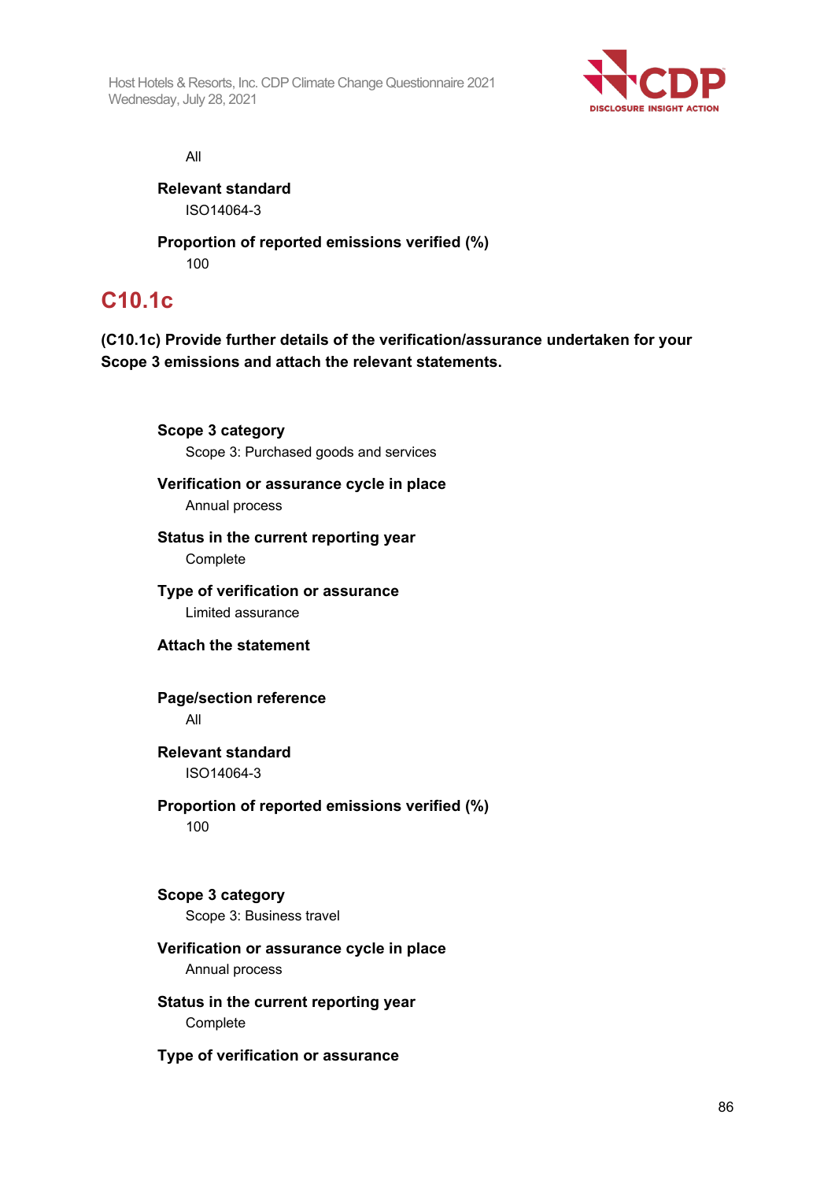All

**Relevant standard**
ISO14064-3

**Proportion of reported emissions verified (%)**
100

## C10.1c

**(C10.1c) Provide further details of the verification/assurance undertaken for your Scope 3 emissions and attach the relevant statements.**

**Scope 3 category**
Scope 3: Purchased goods and services

**Verification or assurance cycle in place**
Annual process

**Status in the current reporting year**
Complete

**Type of verification or assurance**
Limited assurance

**Attach the statement**

**Page/section reference**
All

**Relevant standard**
ISO14064-3

**Proportion of reported emissions verified (%)**
100

**Scope 3 category**
Scope 3: Business travel

**Verification or assurance cycle in place**
Annual process

**Status in the current reporting year**
Complete

**Type of verification or assurance**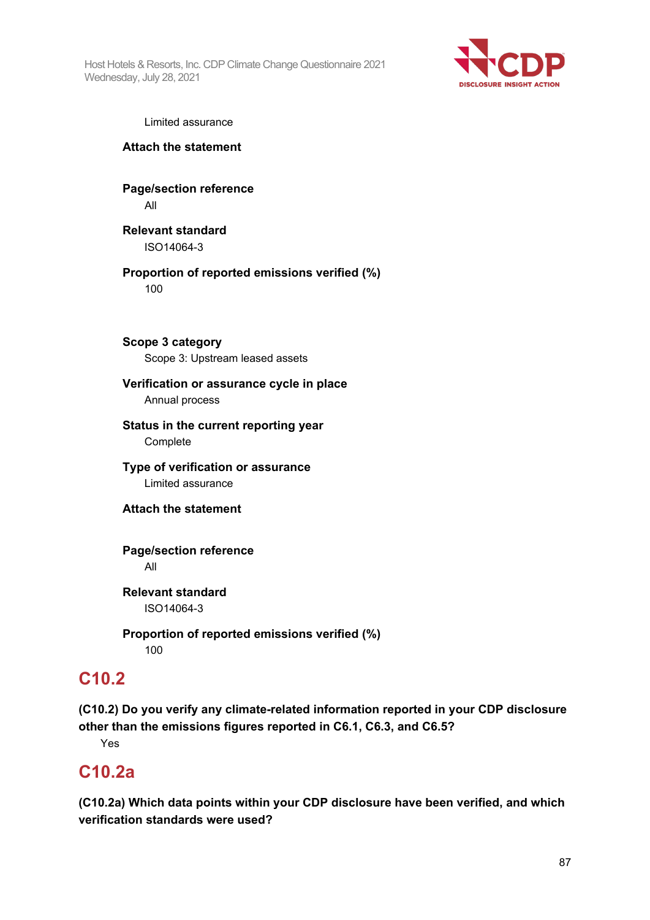Limited assurance

**Attach the statement**

**Page/section reference**
All

**Relevant standard**
ISO14064-3

**Proportion of reported emissions verified (%)**
100

**Scope 3 category**
Scope 3: Upstream leased assets

**Verification or assurance cycle in place**
Annual process

**Status in the current reporting year**
Complete

**Type of verification or assurance**
Limited assurance

**Attach the statement**

**Page/section reference**
All

**Relevant standard**
ISO14064-3

**Proportion of reported emissions verified (%)**
100

## C10.2

**(C10.2) Do you verify any climate-related information reported in your CDP disclosure other than the emissions figures reported in C6.1, C6.3, and C6.5?**

Yes

## C10.2a

**(C10.2a) Which data points within your CDP disclosure have been verified, and which verification standards were used?**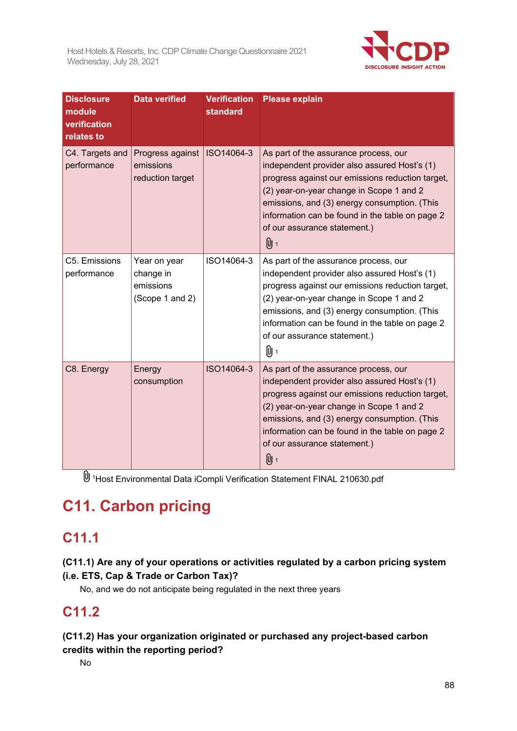| Disclosure module verification relates to | Data verified | Verification standard | Please explain |
|---|---|---|---|
| C4. Targets and performance | Progress against emissions reduction target | ISO14064-3 | As part of the assurance process, our independent provider also assured Host's (1) progress against our emissions reduction target, (2) year-on-year change in Scope 1 and 2 emissions, and (3) energy consumption. (This information can be found in the table on page 2 of our assurance statement.) 1 |
| C5. Emissions performance | Year on year change in emissions (Scope 1 and 2) | ISO14064-3 | As part of the assurance process, our independent provider also assured Host's (1) progress against our emissions reduction target, (2) year-on-year change in Scope 1 and 2 emissions, and (3) energy consumption. (This information can be found in the table on page 2 of our assurance statement.) 1 |
| C8. Energy | Energy consumption | ISO14064-3 | As part of the assurance process, our independent provider also assured Host's (1) progress against our emissions reduction target, (2) year-on-year change in Scope 1 and 2 emissions, and (3) energy consumption. (This information can be found in the table on page 2 of our assurance statement.) 1 |

[1]Host Environmental Data iCompli Verification Statement FINAL 210630.pdf

# C11. Carbon pricing

## C11.1

**(C11.1) Are any of your operations or activities regulated by a carbon pricing system (i.e. ETS, Cap & Trade or Carbon Tax)?**

No, and we do not anticipate being regulated in the next three years

## C11.2

**(C11.2) Has your organization originated or purchased any project-based carbon credits within the reporting period?**

No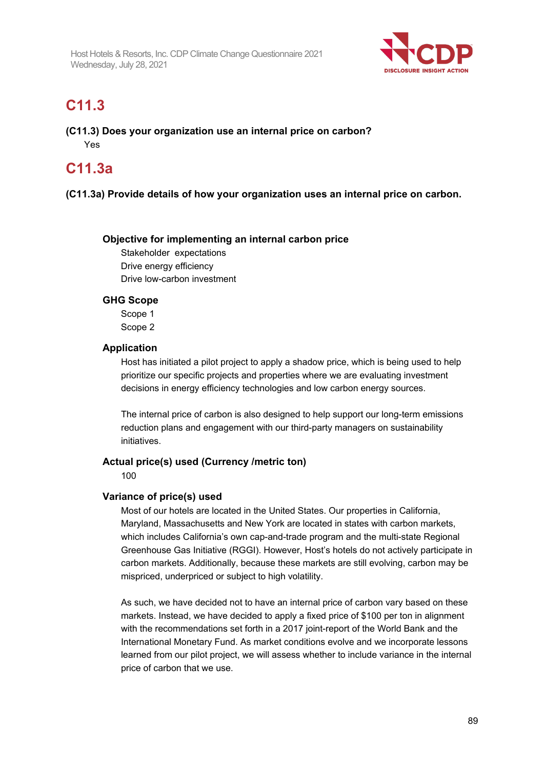## C11.3

**(C11.3) Does your organization use an internal price on carbon?**

Yes

## C11.3a

**(C11.3a) Provide details of how your organization uses an internal price on carbon.**

**Objective for implementing an internal carbon price**

Stakeholder expectations
Drive energy efficiency
Drive low-carbon investment

**GHG Scope**

Scope 1
Scope 2

**Application**

Host has initiated a pilot project to apply a shadow price, which is being used to help prioritize our specific projects and properties where we are evaluating investment decisions in energy efficiency technologies and low carbon energy sources.

The internal price of carbon is also designed to help support our long-term emissions reduction plans and engagement with our third-party managers on sustainability initiatives.

**Actual price(s) used (Currency /metric ton)**

100

**Variance of price(s) used**

Most of our hotels are located in the United States. Our properties in California, Maryland, Massachusetts and New York are located in states with carbon markets, which includes California's own cap-and-trade program and the multi-state Regional Greenhouse Gas Initiative (RGGI). However, Host's hotels do not actively participate in carbon markets. Additionally, because these markets are still evolving, carbon may be mispriced, underpriced or subject to high volatility.

As such, we have decided not to have an internal price of carbon vary based on these markets. Instead, we have decided to apply a fixed price of $100 per ton in alignment with the recommendations set forth in a 2017 joint-report of the World Bank and the International Monetary Fund. As market conditions evolve and we incorporate lessons learned from our pilot project, we will assess whether to include variance in the internal price of carbon that we use.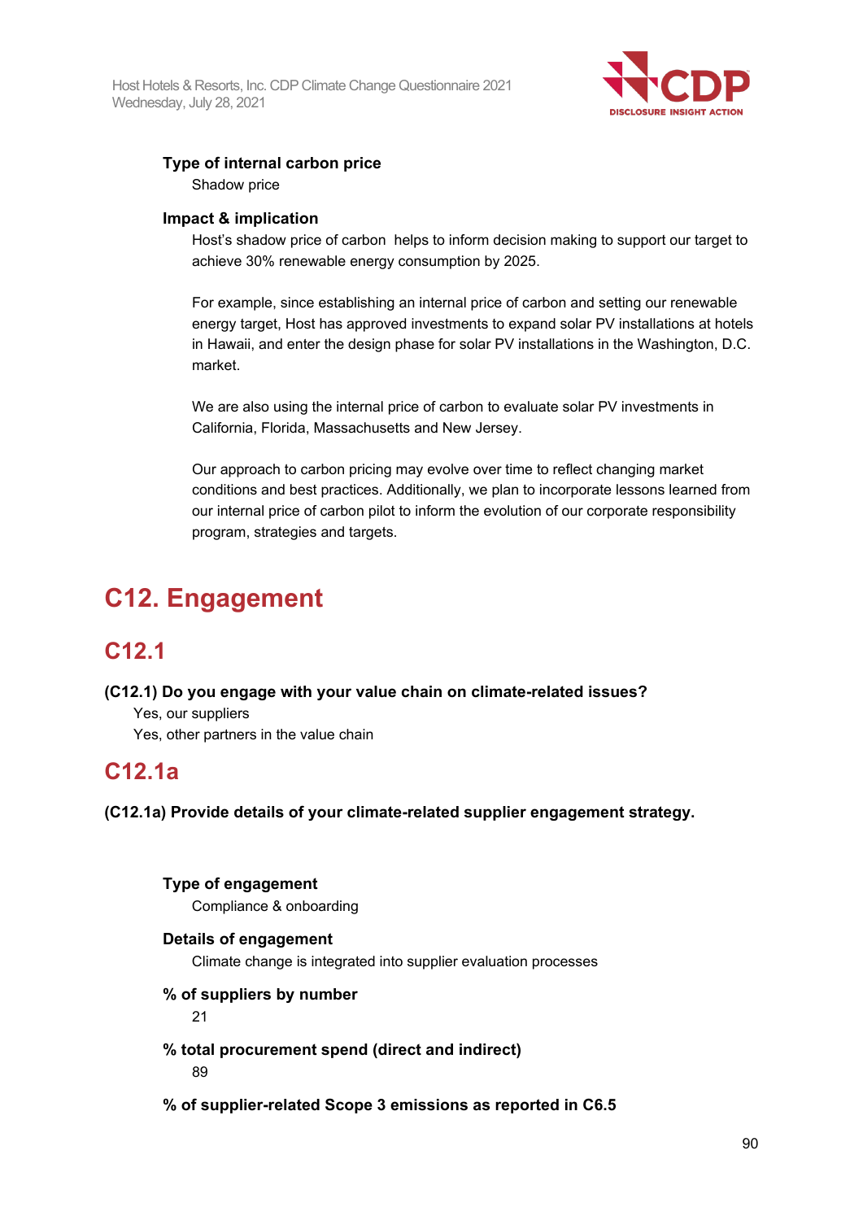**Type of internal carbon price**

Shadow price

**Impact & implication**

Host's shadow price of carbon helps to inform decision making to support our target to achieve 30% renewable energy consumption by 2025.

For example, since establishing an internal price of carbon and setting our renewable energy target, Host has approved investments to expand solar PV installations at hotels in Hawaii, and enter the design phase for solar PV installations in the Washington, D.C. market.

We are also using the internal price of carbon to evaluate solar PV investments in California, Florida, Massachusetts and New Jersey.

Our approach to carbon pricing may evolve over time to reflect changing market conditions and best practices. Additionally, we plan to incorporate lessons learned from our internal price of carbon pilot to inform the evolution of our corporate responsibility program, strategies and targets.

# C12. Engagement

## C12.1

**(C12.1) Do you engage with your value chain on climate-related issues?**

Yes, our suppliers

Yes, other partners in the value chain

## C12.1a

**(C12.1a) Provide details of your climate-related supplier engagement strategy.**

**Type of engagement**

Compliance & onboarding

**Details of engagement**

Climate change is integrated into supplier evaluation processes

**% of suppliers by number**

21

**% total procurement spend (direct and indirect)**

89

**% of supplier-related Scope 3 emissions as reported in C6.5**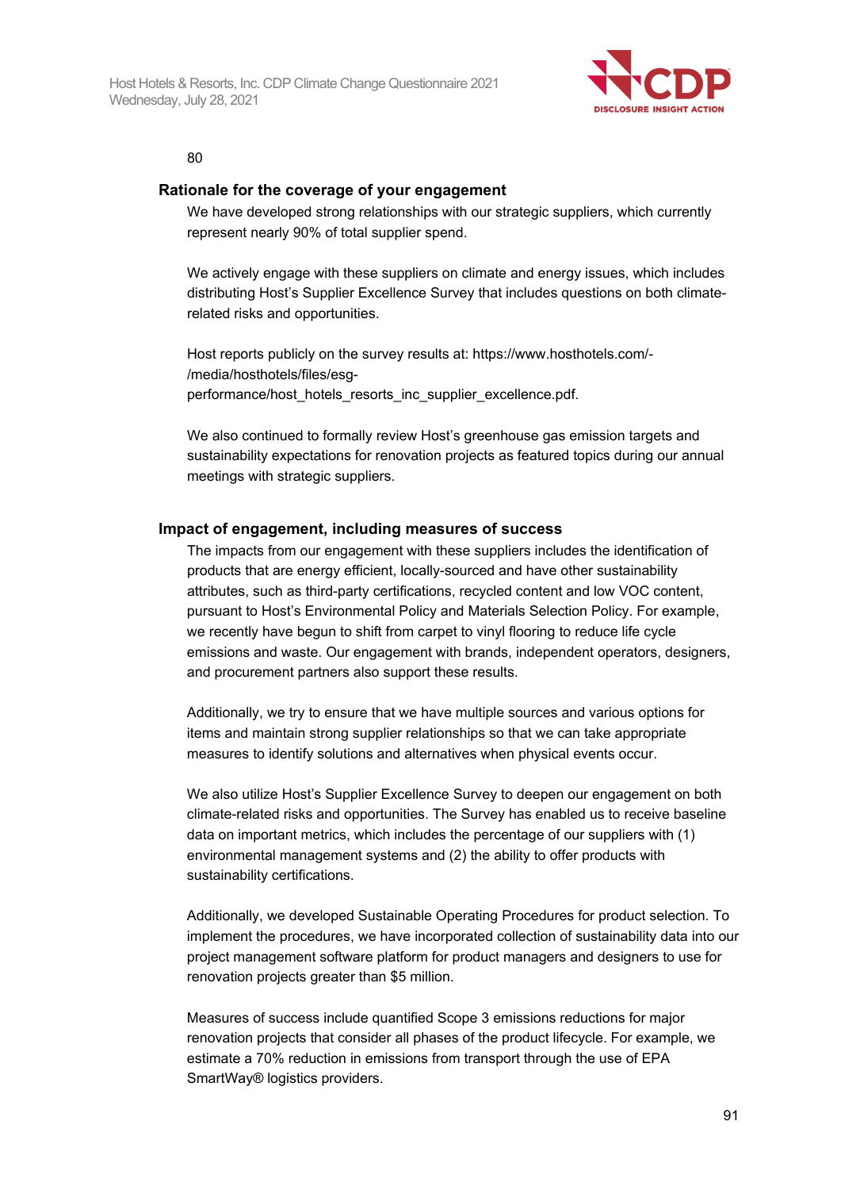80

### Rationale for the coverage of your engagement

We have developed strong relationships with our strategic suppliers, which currently represent nearly 90% of total supplier spend.

We actively engage with these suppliers on climate and energy issues, which includes distributing Host's Supplier Excellence Survey that includes questions on both climate-related risks and opportunities.

Host reports publicly on the survey results at: https://www.hosthotels.com/-/media/hosthotels/files/esg-performance/host_hotels_resorts_inc_supplier_excellence.pdf.

We also continued to formally review Host's greenhouse gas emission targets and sustainability expectations for renovation projects as featured topics during our annual meetings with strategic suppliers.

### Impact of engagement, including measures of success

The impacts from our engagement with these suppliers includes the identification of products that are energy efficient, locally-sourced and have other sustainability attributes, such as third-party certifications, recycled content and low VOC content, pursuant to Host's Environmental Policy and Materials Selection Policy. For example, we recently have begun to shift from carpet to vinyl flooring to reduce life cycle emissions and waste. Our engagement with brands, independent operators, designers, and procurement partners also support these results.

Additionally, we try to ensure that we have multiple sources and various options for items and maintain strong supplier relationships so that we can take appropriate measures to identify solutions and alternatives when physical events occur.

We also utilize Host's Supplier Excellence Survey to deepen our engagement on both climate-related risks and opportunities. The Survey has enabled us to receive baseline data on important metrics, which includes the percentage of our suppliers with (1) environmental management systems and (2) the ability to offer products with sustainability certifications.

Additionally, we developed Sustainable Operating Procedures for product selection. To implement the procedures, we have incorporated collection of sustainability data into our project management software platform for product managers and designers to use for renovation projects greater than $5 million.

Measures of success include quantified Scope 3 emissions reductions for major renovation projects that consider all phases of the product lifecycle. For example, we estimate a 70% reduction in emissions from transport through the use of EPA SmartWay® logistics providers.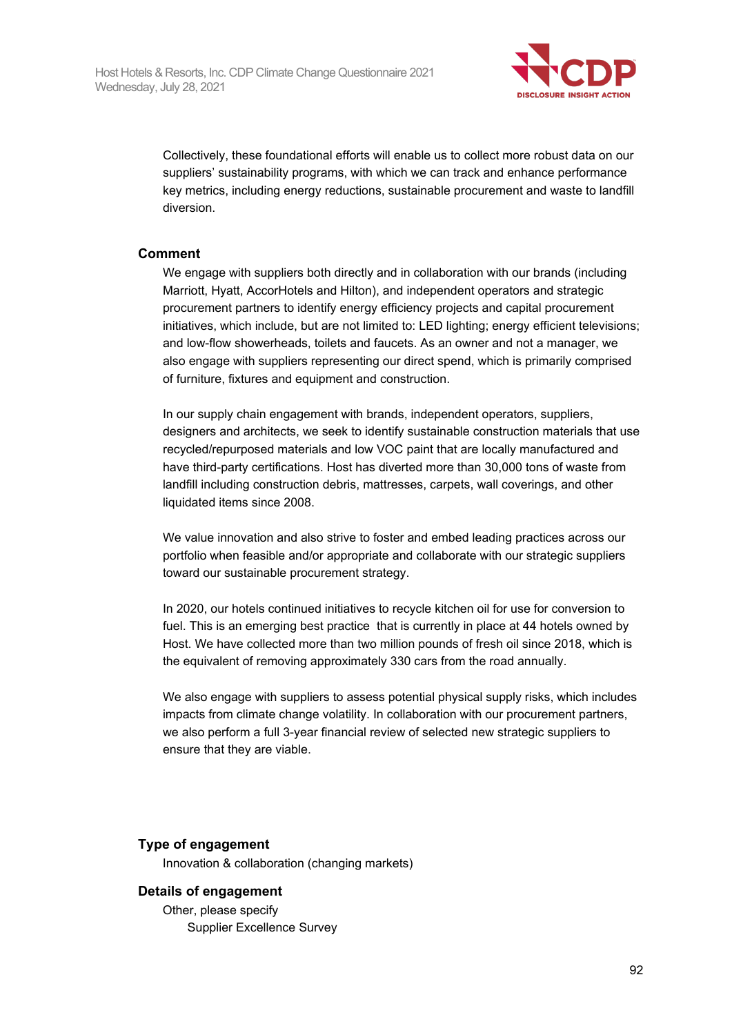Collectively, these foundational efforts will enable us to collect more robust data on our suppliers' sustainability programs, with which we can track and enhance performance key metrics, including energy reductions, sustainable procurement and waste to landfill diversion.

**Comment**

We engage with suppliers both directly and in collaboration with our brands (including Marriott, Hyatt, AccorHotels and Hilton), and independent operators and strategic procurement partners to identify energy efficiency projects and capital procurement initiatives, which include, but are not limited to: LED lighting; energy efficient televisions; and low-flow showerheads, toilets and faucets. As an owner and not a manager, we also engage with suppliers representing our direct spend, which is primarily comprised of furniture, fixtures and equipment and construction.

In our supply chain engagement with brands, independent operators, suppliers, designers and architects, we seek to identify sustainable construction materials that use recycled/repurposed materials and low VOC paint that are locally manufactured and have third-party certifications. Host has diverted more than 30,000 tons of waste from landfill including construction debris, mattresses, carpets, wall coverings, and other liquidated items since 2008.

We value innovation and also strive to foster and embed leading practices across our portfolio when feasible and/or appropriate and collaborate with our strategic suppliers toward our sustainable procurement strategy.

In 2020, our hotels continued initiatives to recycle kitchen oil for use for conversion to fuel. This is an emerging best practice that is currently in place at 44 hotels owned by Host. We have collected more than two million pounds of fresh oil since 2018, which is the equivalent of removing approximately 330 cars from the road annually.

We also engage with suppliers to assess potential physical supply risks, which includes impacts from climate change volatility. In collaboration with our procurement partners, we also perform a full 3-year financial review of selected new strategic suppliers to ensure that they are viable.

**Type of engagement**

Innovation & collaboration (changing markets)

**Details of engagement**

Other, please specify

Supplier Excellence Survey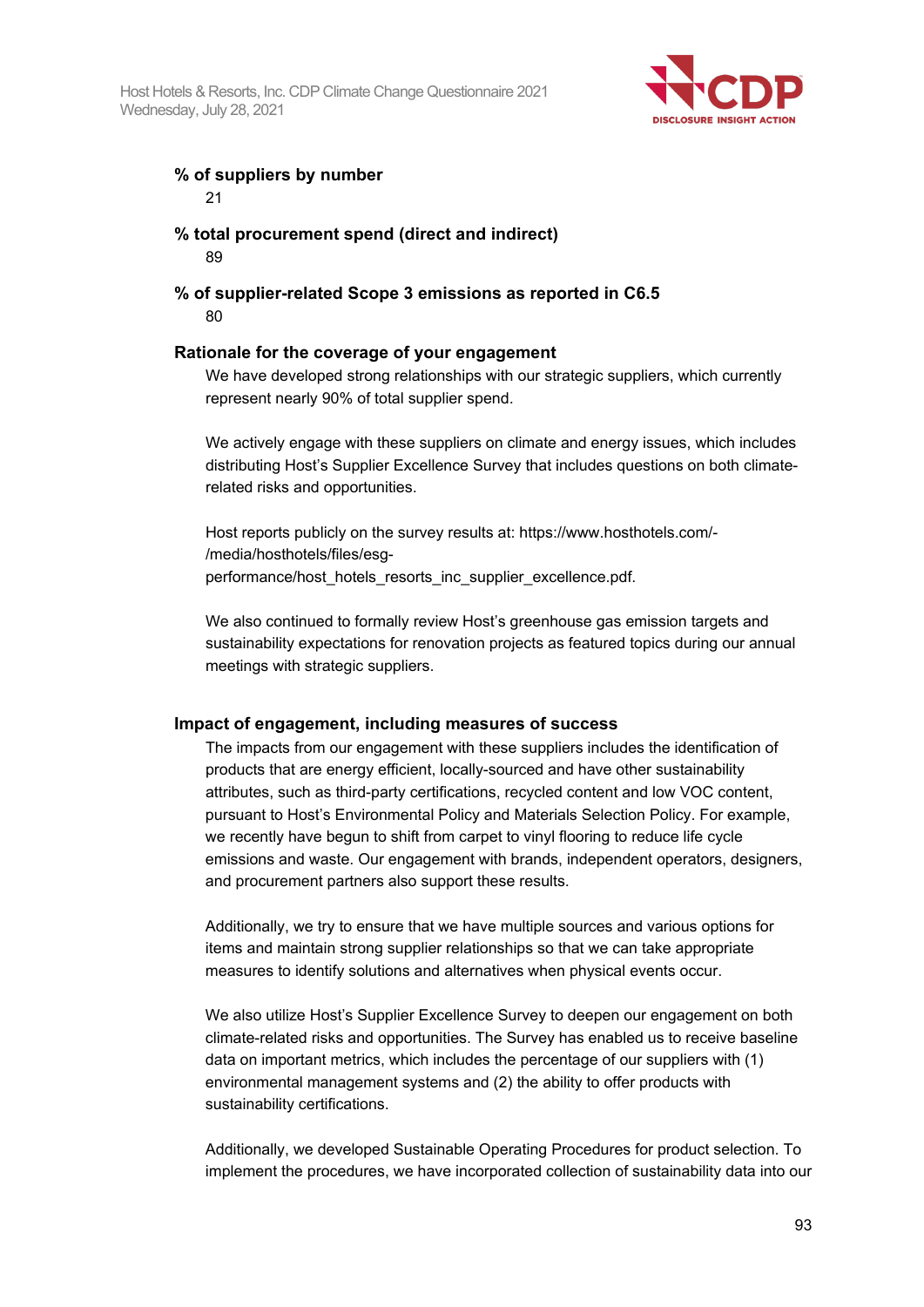**% of suppliers by number**

21

**% total procurement spend (direct and indirect)**

89

**% of supplier-related Scope 3 emissions as reported in C6.5**

80

**Rationale for the coverage of your engagement**

We have developed strong relationships with our strategic suppliers, which currently represent nearly 90% of total supplier spend.

We actively engage with these suppliers on climate and energy issues, which includes distributing Host's Supplier Excellence Survey that includes questions on both climate-related risks and opportunities.

Host reports publicly on the survey results at: https://www.hosthotels.com/-/media/hosthotels/files/esg-performance/host_hotels_resorts_inc_supplier_excellence.pdf.

We also continued to formally review Host's greenhouse gas emission targets and sustainability expectations for renovation projects as featured topics during our annual meetings with strategic suppliers.

**Impact of engagement, including measures of success**

The impacts from our engagement with these suppliers includes the identification of products that are energy efficient, locally-sourced and have other sustainability attributes, such as third-party certifications, recycled content and low VOC content, pursuant to Host's Environmental Policy and Materials Selection Policy. For example, we recently have begun to shift from carpet to vinyl flooring to reduce life cycle emissions and waste. Our engagement with brands, independent operators, designers, and procurement partners also support these results.

Additionally, we try to ensure that we have multiple sources and various options for items and maintain strong supplier relationships so that we can take appropriate measures to identify solutions and alternatives when physical events occur.

We also utilize Host's Supplier Excellence Survey to deepen our engagement on both climate-related risks and opportunities. The Survey has enabled us to receive baseline data on important metrics, which includes the percentage of our suppliers with (1) environmental management systems and (2) the ability to offer products with sustainability certifications.

Additionally, we developed Sustainable Operating Procedures for product selection. To implement the procedures, we have incorporated collection of sustainability data into our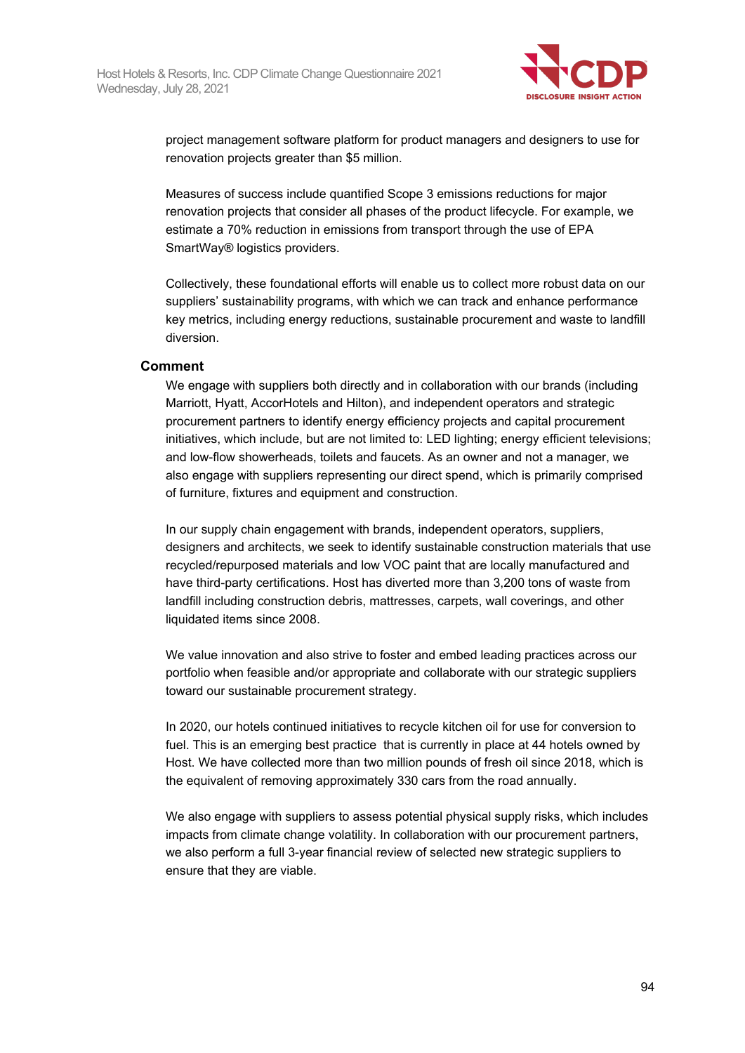project management software platform for product managers and designers to use for renovation projects greater than $5 million.

Measures of success include quantified Scope 3 emissions reductions for major renovation projects that consider all phases of the product lifecycle. For example, we estimate a 70% reduction in emissions from transport through the use of EPA SmartWay® logistics providers.

Collectively, these foundational efforts will enable us to collect more robust data on our suppliers' sustainability programs, with which we can track and enhance performance key metrics, including energy reductions, sustainable procurement and waste to landfill diversion.

**Comment**

We engage with suppliers both directly and in collaboration with our brands (including Marriott, Hyatt, AccorHotels and Hilton), and independent operators and strategic procurement partners to identify energy efficiency projects and capital procurement initiatives, which include, but are not limited to: LED lighting; energy efficient televisions; and low-flow showerheads, toilets and faucets. As an owner and not a manager, we also engage with suppliers representing our direct spend, which is primarily comprised of furniture, fixtures and equipment and construction.

In our supply chain engagement with brands, independent operators, suppliers, designers and architects, we seek to identify sustainable construction materials that use recycled/repurposed materials and low VOC paint that are locally manufactured and have third-party certifications. Host has diverted more than 3,200 tons of waste from landfill including construction debris, mattresses, carpets, wall coverings, and other liquidated items since 2008.

We value innovation and also strive to foster and embed leading practices across our portfolio when feasible and/or appropriate and collaborate with our strategic suppliers toward our sustainable procurement strategy.

In 2020, our hotels continued initiatives to recycle kitchen oil for use for conversion to fuel. This is an emerging best practice that is currently in place at 44 hotels owned by Host. We have collected more than two million pounds of fresh oil since 2018, which is the equivalent of removing approximately 330 cars from the road annually.

We also engage with suppliers to assess potential physical supply risks, which includes impacts from climate change volatility. In collaboration with our procurement partners, we also perform a full 3-year financial review of selected new strategic suppliers to ensure that they are viable.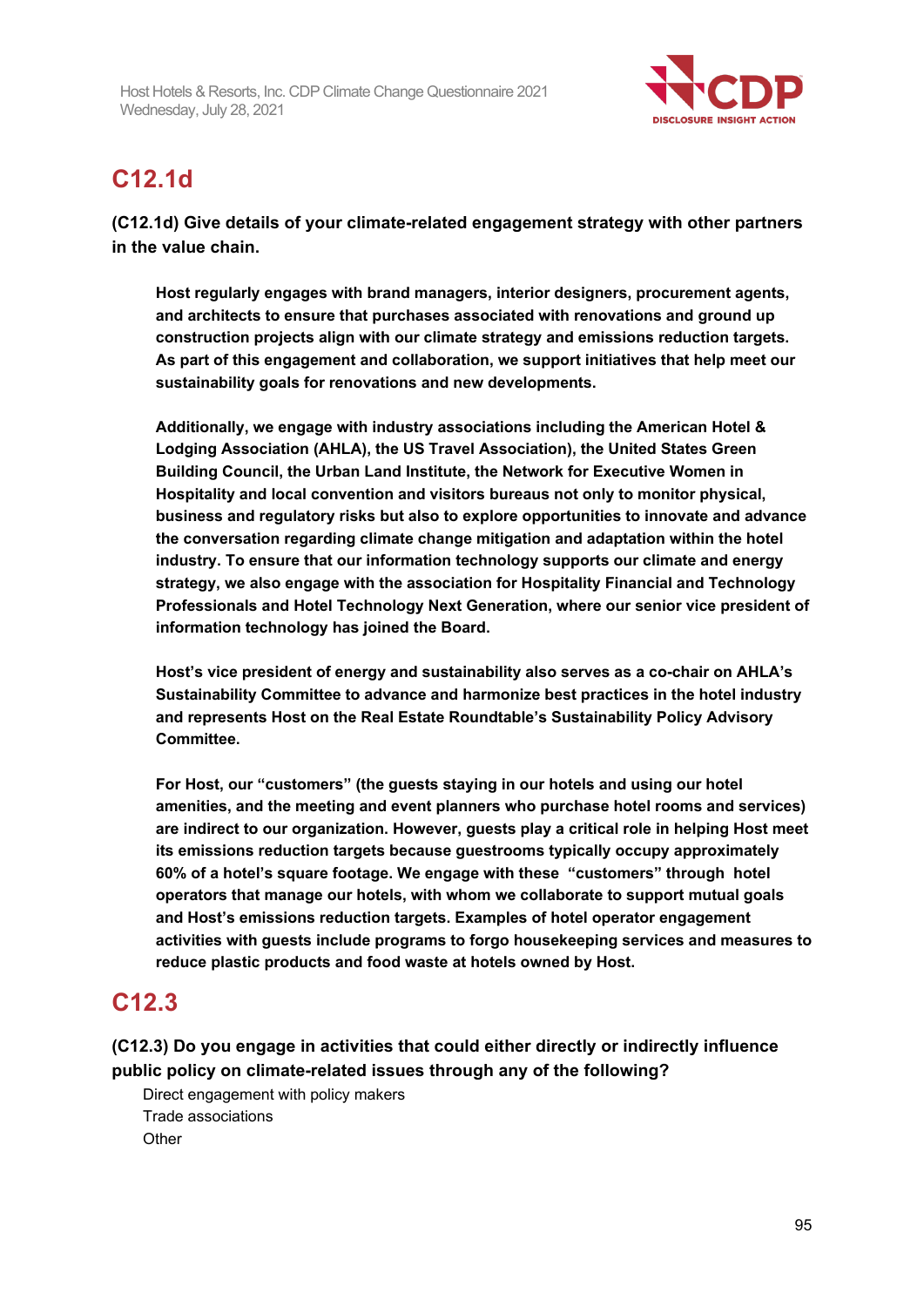## C12.1d

**(C12.1d) Give details of your climate-related engagement strategy with other partners in the value chain.**

**Host regularly engages with brand managers, interior designers, procurement agents, and architects to ensure that purchases associated with renovations and ground up construction projects align with our climate strategy and emissions reduction targets. As part of this engagement and collaboration, we support initiatives that help meet our sustainability goals for renovations and new developments.**

**Additionally, we engage with industry associations including the American Hotel & Lodging Association (AHLA), the US Travel Association), the United States Green Building Council, the Urban Land Institute, the Network for Executive Women in Hospitality and local convention and visitors bureaus not only to monitor physical, business and regulatory risks but also to explore opportunities to innovate and advance the conversation regarding climate change mitigation and adaptation within the hotel industry. To ensure that our information technology supports our climate and energy strategy, we also engage with the association for Hospitality Financial and Technology Professionals and Hotel Technology Next Generation, where our senior vice president of information technology has joined the Board.**

**Host's vice president of energy and sustainability also serves as a co-chair on AHLA's Sustainability Committee to advance and harmonize best practices in the hotel industry and represents Host on the Real Estate Roundtable's Sustainability Policy Advisory Committee.**

**For Host, our "customers" (the guests staying in our hotels and using our hotel amenities, and the meeting and event planners who purchase hotel rooms and services) are indirect to our organization. However, guests play a critical role in helping Host meet its emissions reduction targets because guestrooms typically occupy approximately 60% of a hotel's square footage. We engage with these "customers" through hotel operators that manage our hotels, with whom we collaborate to support mutual goals and Host's emissions reduction targets. Examples of hotel operator engagement activities with guests include programs to forgo housekeeping services and measures to reduce plastic products and food waste at hotels owned by Host.**

## C12.3

**(C12.3) Do you engage in activities that could either directly or indirectly influence public policy on climate-related issues through any of the following?**

Direct engagement with policy makers
Trade associations
Other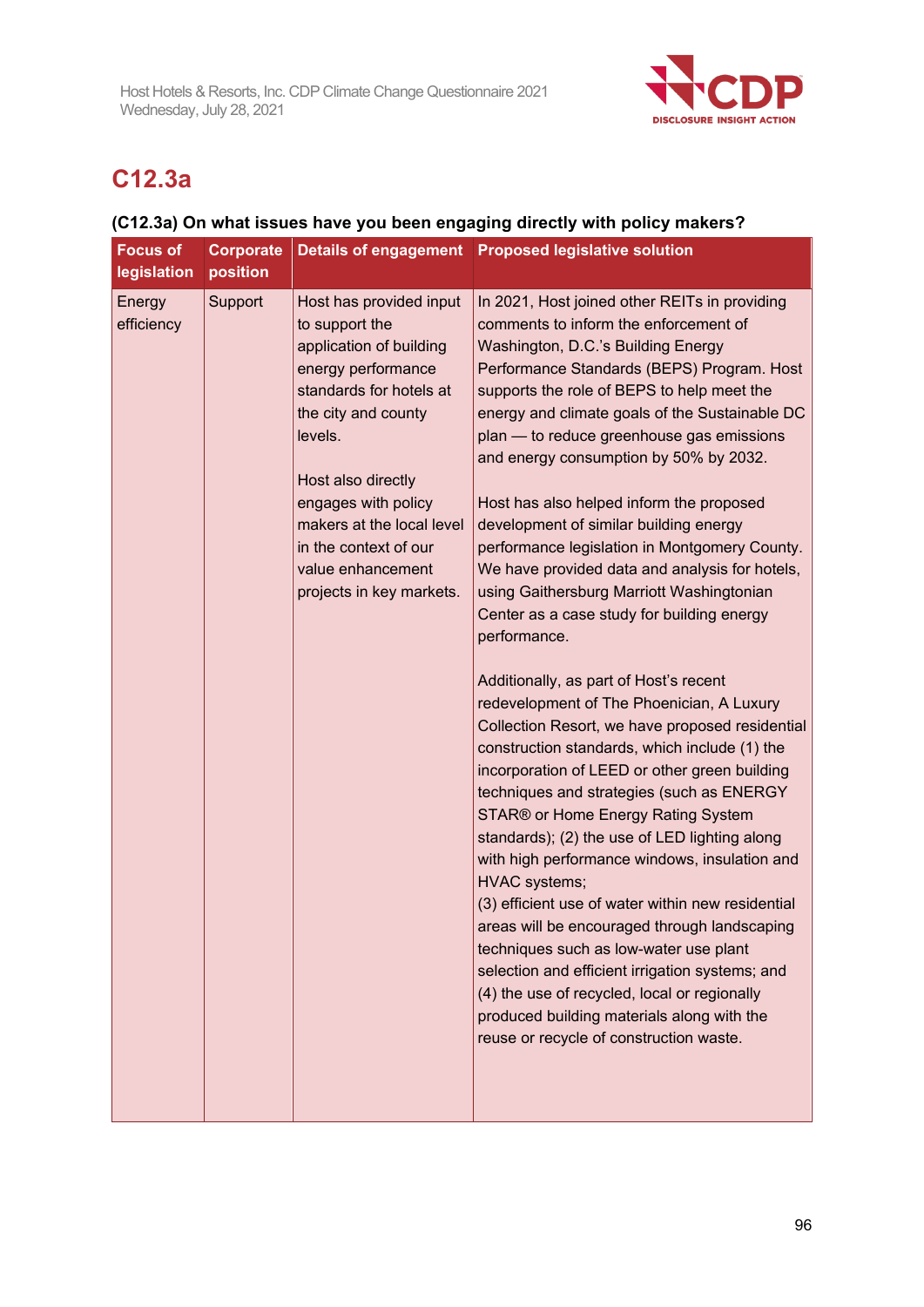## C12.3a

**(C12.3a) On what issues have you been engaging directly with policy makers?**

| Focus of legislation | Corporate position | Details of engagement | Proposed legislative solution |
|---|---|---|---|
| Energy efficiency | Support | Host has provided input to support the application of building energy performance standards for hotels at the city and county levels.<br><br>Host also directly engages with policy makers at the local level in the context of our value enhancement projects in key markets. | In 2021, Host joined other REITs in providing comments to inform the enforcement of Washington, D.C.'s Building Energy Performance Standards (BEPS) Program. Host supports the role of BEPS to help meet the energy and climate goals of the Sustainable DC plan — to reduce greenhouse gas emissions and energy consumption by 50% by 2032.<br><br>Host has also helped inform the proposed development of similar building energy performance legislation in Montgomery County. We have provided data and analysis for hotels, using Gaithersburg Marriott Washingtonian Center as a case study for building energy performance.<br><br>Additionally, as part of Host's recent redevelopment of The Phoenician, A Luxury Collection Resort, we have proposed residential construction standards, which include (1) the incorporation of LEED or other green building techniques and strategies (such as ENERGY STAR® or Home Energy Rating System standards); (2) the use of LED lighting along with high performance windows, insulation and HVAC systems;<br>(3) efficient use of water within new residential areas will be encouraged through landscaping techniques such as low-water use plant selection and efficient irrigation systems; and (4) the use of recycled, local or regionally produced building materials along with the reuse or recycle of construction waste. |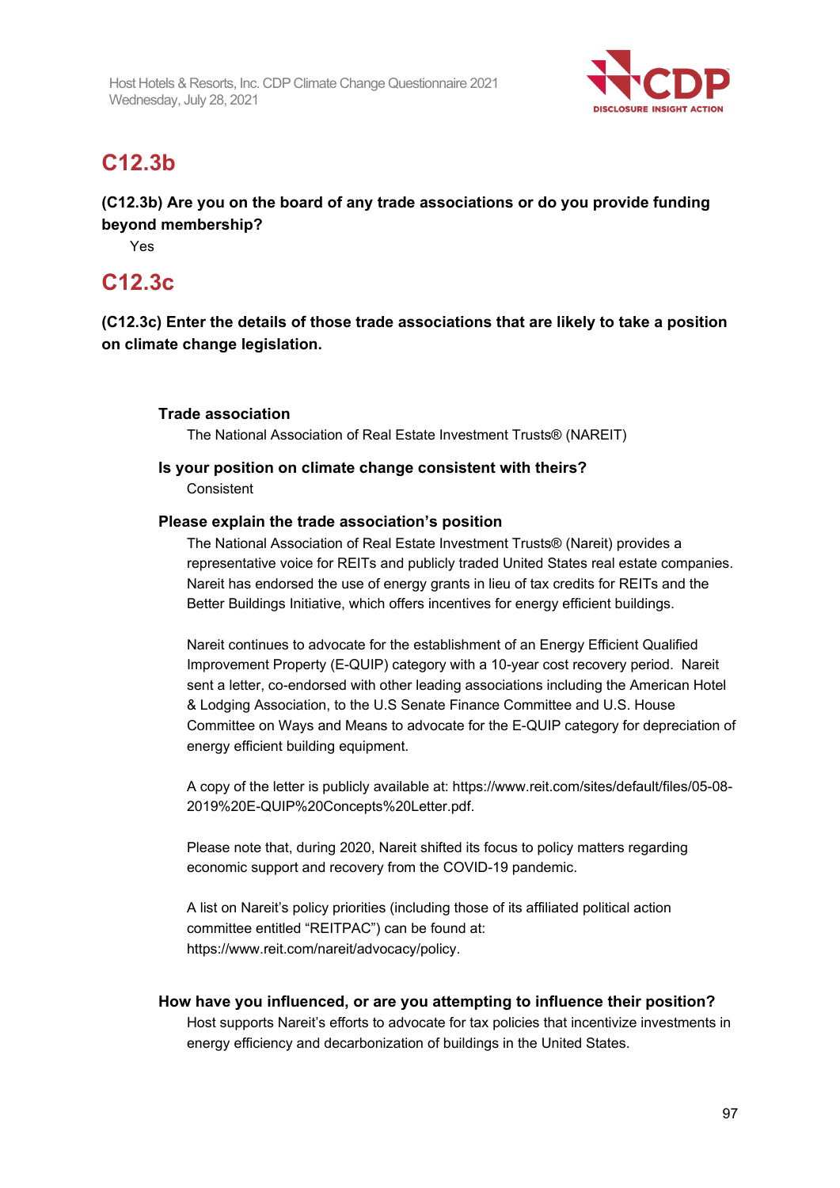## C12.3b

**(C12.3b) Are you on the board of any trade associations or do you provide funding beyond membership?**

Yes

## C12.3c

**(C12.3c) Enter the details of those trade associations that are likely to take a position on climate change legislation.**

**Trade association**

The National Association of Real Estate Investment Trusts® (NAREIT)

**Is your position on climate change consistent with theirs?**

Consistent

**Please explain the trade association's position**

The National Association of Real Estate Investment Trusts® (Nareit) provides a representative voice for REITs and publicly traded United States real estate companies. Nareit has endorsed the use of energy grants in lieu of tax credits for REITs and the Better Buildings Initiative, which offers incentives for energy efficient buildings.

Nareit continues to advocate for the establishment of an Energy Efficient Qualified Improvement Property (E-QUIP) category with a 10-year cost recovery period. Nareit sent a letter, co-endorsed with other leading associations including the American Hotel & Lodging Association, to the U.S Senate Finance Committee and U.S. House Committee on Ways and Means to advocate for the E-QUIP category for depreciation of energy efficient building equipment.

A copy of the letter is publicly available at: https://www.reit.com/sites/default/files/05-08-2019%20E-QUIP%20Concepts%20Letter.pdf.

Please note that, during 2020, Nareit shifted its focus to policy matters regarding economic support and recovery from the COVID-19 pandemic.

A list on Nareit's policy priorities (including those of its affiliated political action committee entitled "REITPAC") can be found at: https://www.reit.com/nareit/advocacy/policy.

**How have you influenced, or are you attempting to influence their position?**

Host supports Nareit's efforts to advocate for tax policies that incentivize investments in energy efficiency and decarbonization of buildings in the United States.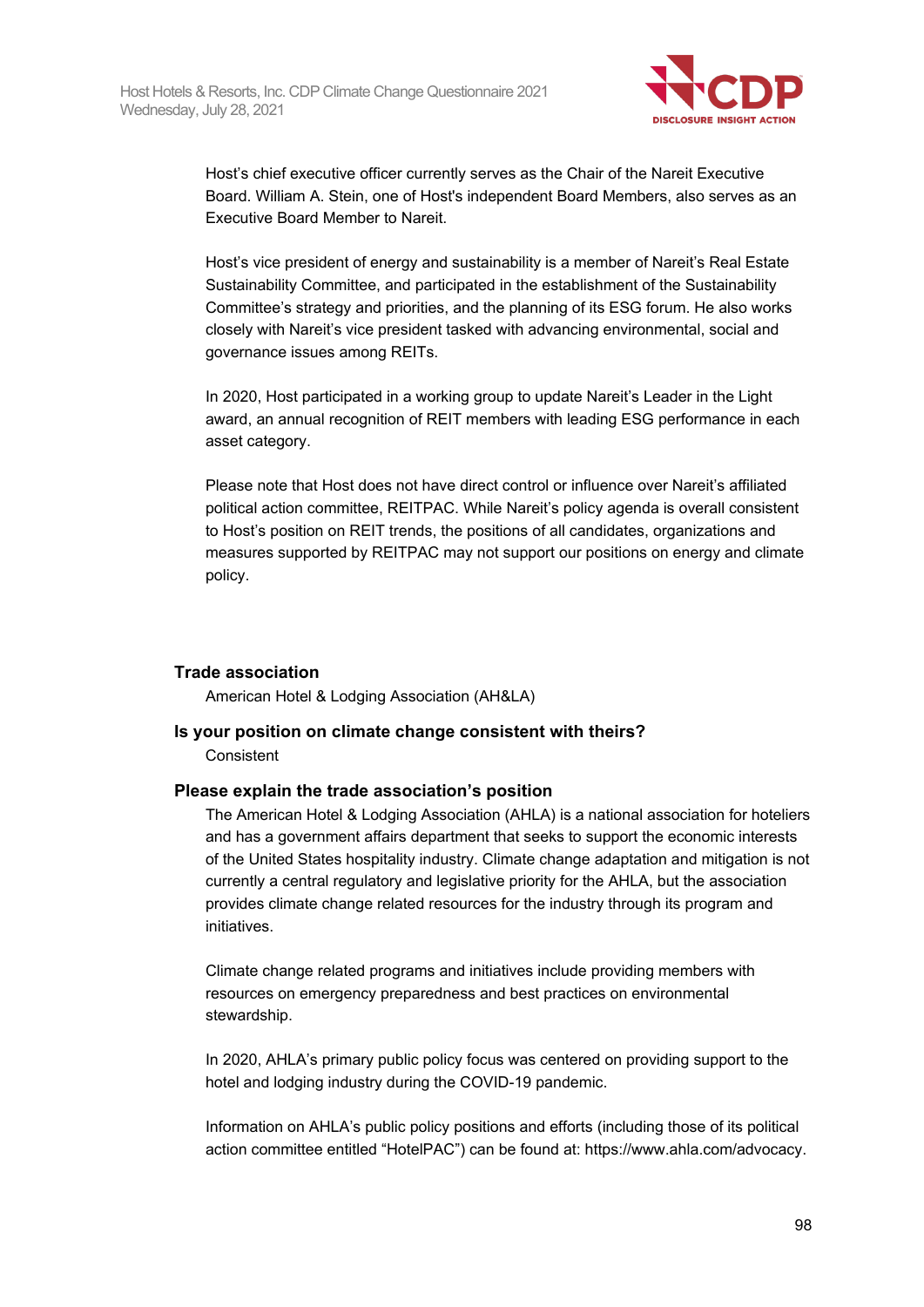Host's chief executive officer currently serves as the Chair of the Nareit Executive Board. William A. Stein, one of Host's independent Board Members, also serves as an Executive Board Member to Nareit.

Host's vice president of energy and sustainability is a member of Nareit's Real Estate Sustainability Committee, and participated in the establishment of the Sustainability Committee's strategy and priorities, and the planning of its ESG forum. He also works closely with Nareit's vice president tasked with advancing environmental, social and governance issues among REITs.

In 2020, Host participated in a working group to update Nareit's Leader in the Light award, an annual recognition of REIT members with leading ESG performance in each asset category.

Please note that Host does not have direct control or influence over Nareit's affiliated political action committee, REITPAC. While Nareit's policy agenda is overall consistent to Host's position on REIT trends, the positions of all candidates, organizations and measures supported by REITPAC may not support our positions on energy and climate policy.

**Trade association**

American Hotel & Lodging Association (AH&LA)

**Is your position on climate change consistent with theirs?**

Consistent

**Please explain the trade association's position**

The American Hotel & Lodging Association (AHLA) is a national association for hoteliers and has a government affairs department that seeks to support the economic interests of the United States hospitality industry. Climate change adaptation and mitigation is not currently a central regulatory and legislative priority for the AHLA, but the association provides climate change related resources for the industry through its program and initiatives.

Climate change related programs and initiatives include providing members with resources on emergency preparedness and best practices on environmental stewardship.

In 2020, AHLA's primary public policy focus was centered on providing support to the hotel and lodging industry during the COVID-19 pandemic.

Information on AHLA's public policy positions and efforts (including those of its political action committee entitled "HotelPAC") can be found at: https://www.ahla.com/advocacy.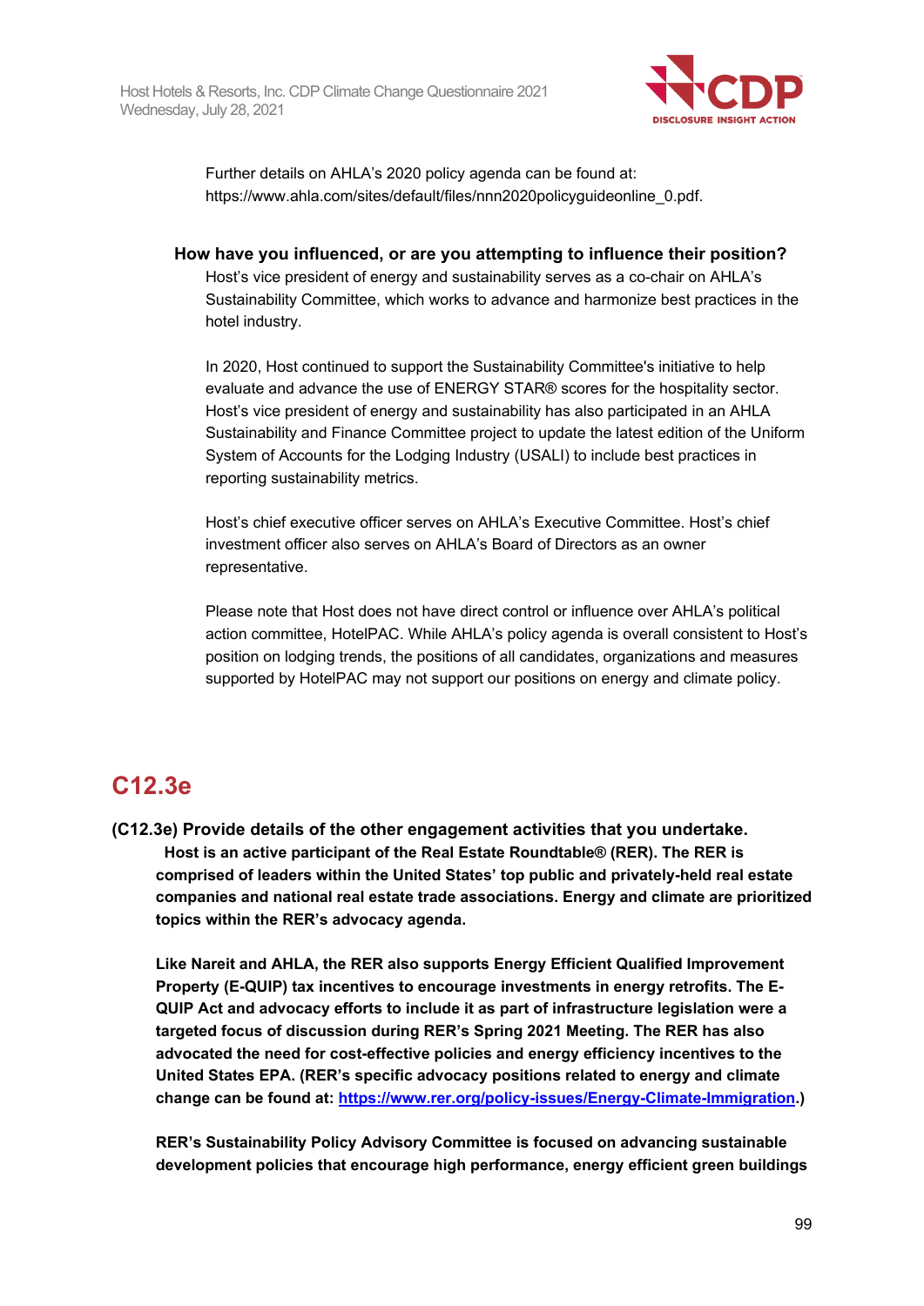Further details on AHLA's 2020 policy agenda can be found at: https://www.ahla.com/sites/default/files/nnn2020policyguideonline_0.pdf.

**How have you influenced, or are you attempting to influence their position?**

Host's vice president of energy and sustainability serves as a co-chair on AHLA's Sustainability Committee, which works to advance and harmonize best practices in the hotel industry.

In 2020, Host continued to support the Sustainability Committee's initiative to help evaluate and advance the use of ENERGY STAR® scores for the hospitality sector. Host's vice president of energy and sustainability has also participated in an AHLA Sustainability and Finance Committee project to update the latest edition of the Uniform System of Accounts for the Lodging Industry (USALI) to include best practices in reporting sustainability metrics.

Host's chief executive officer serves on AHLA's Executive Committee. Host's chief investment officer also serves on AHLA's Board of Directors as an owner representative.

Please note that Host does not have direct control or influence over AHLA's political action committee, HotelPAC. While AHLA's policy agenda is overall consistent to Host's position on lodging trends, the positions of all candidates, organizations and measures supported by HotelPAC may not support our positions on energy and climate policy.

## C12.3e

**(C12.3e) Provide details of the other engagement activities that you undertake.**

**Host is an active participant of the Real Estate Roundtable® (RER). The RER is comprised of leaders within the United States' top public and privately-held real estate companies and national real estate trade associations. Energy and climate are prioritized topics within the RER's advocacy agenda.**

**Like Nareit and AHLA, the RER also supports Energy Efficient Qualified Improvement Property (E-QUIP) tax incentives to encourage investments in energy retrofits. The E-QUIP Act and advocacy efforts to include it as part of infrastructure legislation were a targeted focus of discussion during RER's Spring 2021 Meeting. The RER has also advocated the need for cost-effective policies and energy efficiency incentives to the United States EPA. (RER's specific advocacy positions related to energy and climate change can be found at: https://www.rer.org/policy-issues/Energy-Climate-Immigration.)**

**RER's Sustainability Policy Advisory Committee is focused on advancing sustainable development policies that encourage high performance, energy efficient green buildings**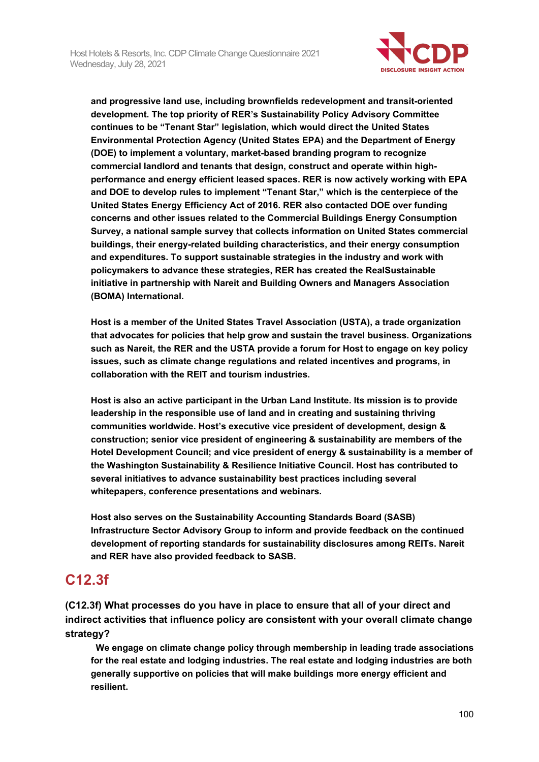**and progressive land use, including brownfields redevelopment and transit-oriented development. The top priority of RER's Sustainability Policy Advisory Committee continues to be "Tenant Star" legislation, which would direct the United States Environmental Protection Agency (United States EPA) and the Department of Energy (DOE) to implement a voluntary, market-based branding program to recognize commercial landlord and tenants that design, construct and operate within high-performance and energy efficient leased spaces. RER is now actively working with EPA and DOE to develop rules to implement "Tenant Star," which is the centerpiece of the United States Energy Efficiency Act of 2016. RER also contacted DOE over funding concerns and other issues related to the Commercial Buildings Energy Consumption Survey, a national sample survey that collects information on United States commercial buildings, their energy-related building characteristics, and their energy consumption and expenditures. To support sustainable strategies in the industry and work with policymakers to advance these strategies, RER has created the RealSustainable initiative in partnership with Nareit and Building Owners and Managers Association (BOMA) International.**

**Host is a member of the United States Travel Association (USTA), a trade organization that advocates for policies that help grow and sustain the travel business. Organizations such as Nareit, the RER and the USTA provide a forum for Host to engage on key policy issues, such as climate change regulations and related incentives and programs, in collaboration with the REIT and tourism industries.**

**Host is also an active participant in the Urban Land Institute. Its mission is to provide leadership in the responsible use of land and in creating and sustaining thriving communities worldwide. Host's executive vice president of development, design & construction; senior vice president of engineering & sustainability are members of the Hotel Development Council; and vice president of energy & sustainability is a member of the Washington Sustainability & Resilience Initiative Council. Host has contributed to several initiatives to advance sustainability best practices including several whitepapers, conference presentations and webinars.**

**Host also serves on the Sustainability Accounting Standards Board (SASB) Infrastructure Sector Advisory Group to inform and provide feedback on the continued development of reporting standards for sustainability disclosures among REITs. Nareit and RER have also provided feedback to SASB.**

## C12.3f

**(C12.3f) What processes do you have in place to ensure that all of your direct and indirect activities that influence policy are consistent with your overall climate change strategy?**

**We engage on climate change policy through membership in leading trade associations for the real estate and lodging industries. The real estate and lodging industries are both generally supportive on policies that will make buildings more energy efficient and resilient.**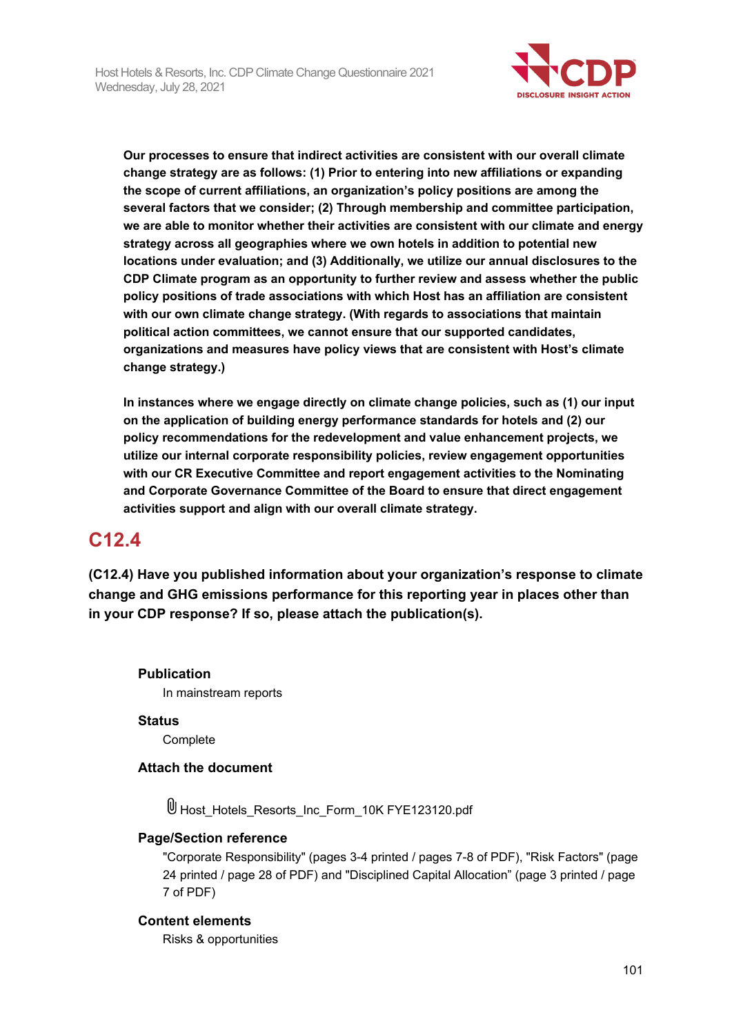**Our processes to ensure that indirect activities are consistent with our overall climate change strategy are as follows: (1) Prior to entering into new affiliations or expanding the scope of current affiliations, an organization's policy positions are among the several factors that we consider; (2) Through membership and committee participation, we are able to monitor whether their activities are consistent with our climate and energy strategy across all geographies where we own hotels in addition to potential new locations under evaluation; and (3) Additionally, we utilize our annual disclosures to the CDP Climate program as an opportunity to further review and assess whether the public policy positions of trade associations with which Host has an affiliation are consistent with our own climate change strategy. (With regards to associations that maintain political action committees, we cannot ensure that our supported candidates, organizations and measures have policy views that are consistent with Host's climate change strategy.)**

**In instances where we engage directly on climate change policies, such as (1) our input on the application of building energy performance standards for hotels and (2) our policy recommendations for the redevelopment and value enhancement projects, we utilize our internal corporate responsibility policies, review engagement opportunities with our CR Executive Committee and report engagement activities to the Nominating and Corporate Governance Committee of the Board to ensure that direct engagement activities support and align with our overall climate strategy.**

## C12.4

**(C12.4) Have you published information about your organization's response to climate change and GHG emissions performance for this reporting year in places other than in your CDP response? If so, please attach the publication(s).**

**Publication**

In mainstream reports

**Status**

Complete

**Attach the document**

Host_Hotels_Resorts_Inc_Form_10K FYE123120.pdf

**Page/Section reference**

"Corporate Responsibility" (pages 3-4 printed / pages 7-8 of PDF), "Risk Factors" (page 24 printed / page 28 of PDF) and "Disciplined Capital Allocation" (page 3 printed / page 7 of PDF)

**Content elements**

Risks & opportunities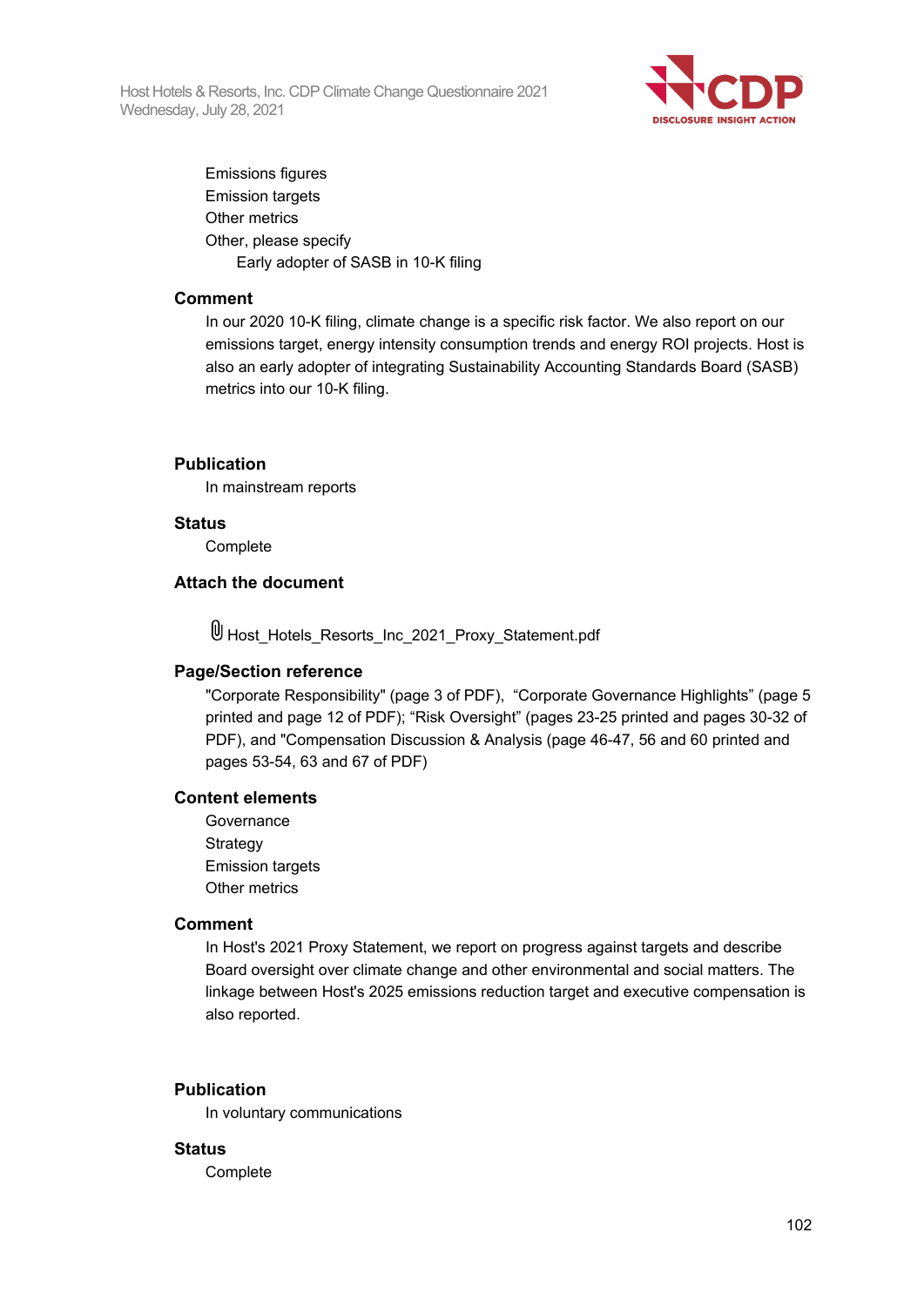Emissions figures
Emission targets
Other metrics
Other, please specify
Early adopter of SASB in 10-K filing

**Comment**

In our 2020 10-K filing, climate change is a specific risk factor. We also report on our emissions target, energy intensity consumption trends and energy ROI projects. Host is also an early adopter of integrating Sustainability Accounting Standards Board (SASB) metrics into our 10-K filing.

**Publication**

In mainstream reports

**Status**

Complete

**Attach the document**

Host_Hotels_Resorts_Inc_2021_Proxy_Statement.pdf

**Page/Section reference**

"Corporate Responsibility" (page 3 of PDF), "Corporate Governance Highlights" (page 5 printed and page 12 of PDF); "Risk Oversight" (pages 23-25 printed and pages 30-32 of PDF), and "Compensation Discussion & Analysis (page 46-47, 56 and 60 printed and pages 53-54, 63 and 67 of PDF)

**Content elements**

Governance
Strategy
Emission targets
Other metrics

**Comment**

In Host's 2021 Proxy Statement, we report on progress against targets and describe Board oversight over climate change and other environmental and social matters. The linkage between Host's 2025 emissions reduction target and executive compensation is also reported.

**Publication**

In voluntary communications

**Status**

Complete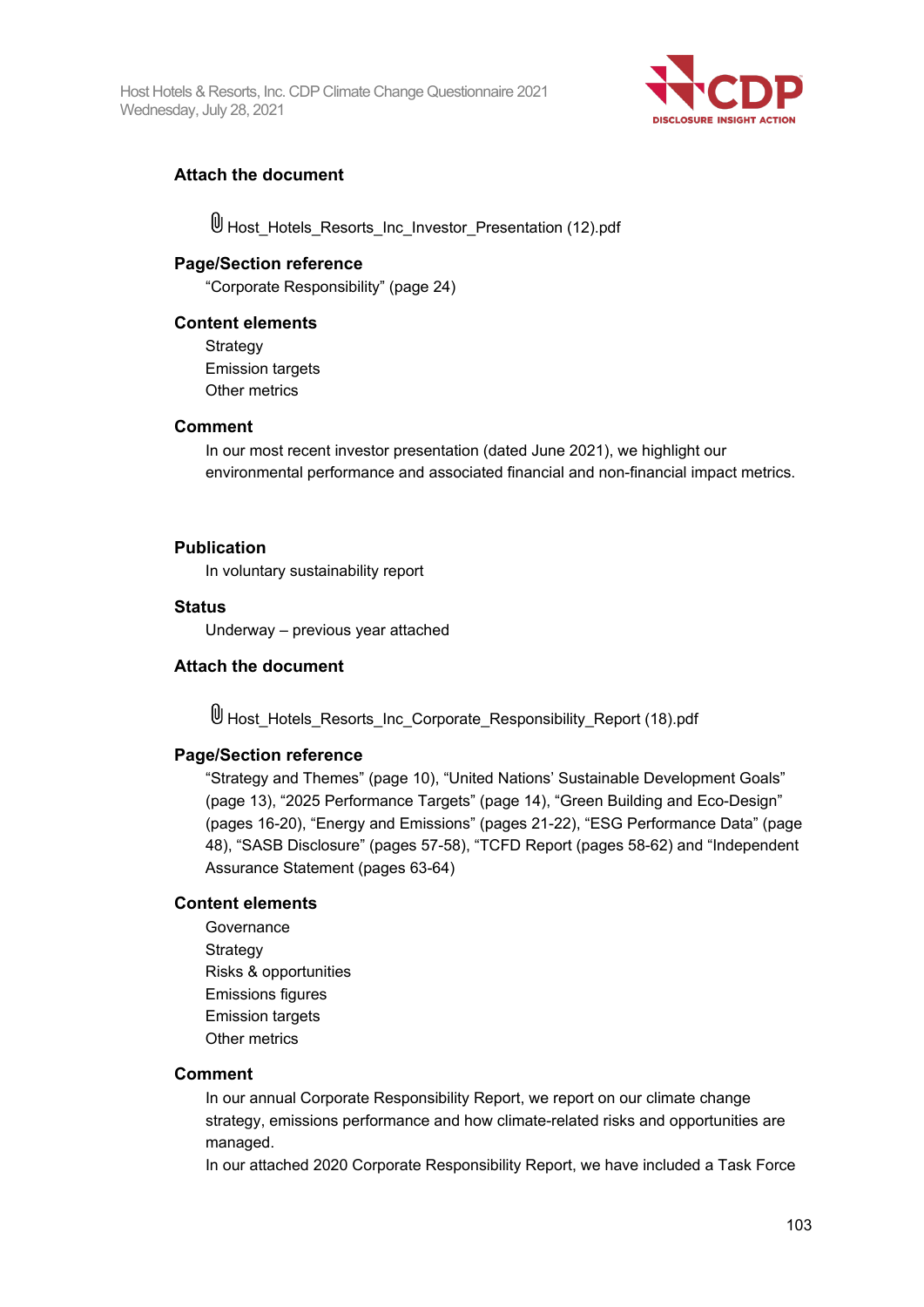### Attach the document

Host_Hotels_Resorts_Inc_Investor_Presentation (12).pdf

### Page/Section reference

"Corporate Responsibility" (page 24)

### Content elements

Strategy
Emission targets
Other metrics

### Comment

In our most recent investor presentation (dated June 2021), we highlight our environmental performance and associated financial and non-financial impact metrics.

### Publication

In voluntary sustainability report

### Status

Underway – previous year attached

### Attach the document

Host_Hotels_Resorts_Inc_Corporate_Responsibility_Report (18).pdf

### Page/Section reference

"Strategy and Themes" (page 10), "United Nations' Sustainable Development Goals" (page 13), "2025 Performance Targets" (page 14), "Green Building and Eco-Design" (pages 16-20), "Energy and Emissions" (pages 21-22), "ESG Performance Data" (page 48), "SASB Disclosure" (pages 57-58), "TCFD Report (pages 58-62) and "Independent Assurance Statement (pages 63-64)

### Content elements

Governance
Strategy
Risks & opportunities
Emissions figures
Emission targets
Other metrics

### Comment

In our annual Corporate Responsibility Report, we report on our climate change strategy, emissions performance and how climate-related risks and opportunities are managed.
In our attached 2020 Corporate Responsibility Report, we have included a Task Force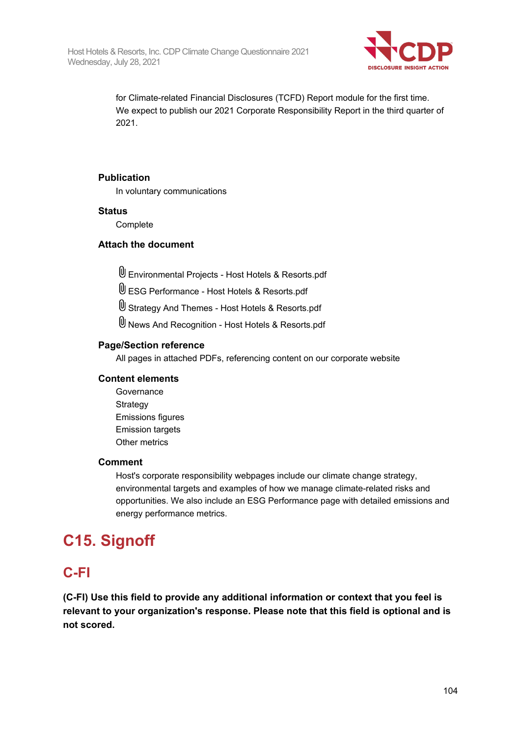for Climate-related Financial Disclosures (TCFD) Report module for the first time. We expect to publish our 2021 Corporate Responsibility Report in the third quarter of 2021.

**Publication**

In voluntary communications

**Status**

Complete

**Attach the document**

Environmental Projects - Host Hotels & Resorts.pdf
ESG Performance - Host Hotels & Resorts.pdf
Strategy And Themes - Host Hotels & Resorts.pdf
News And Recognition - Host Hotels & Resorts.pdf

**Page/Section reference**

All pages in attached PDFs, referencing content on our corporate website

**Content elements**

Governance
Strategy
Emissions figures
Emission targets
Other metrics

**Comment**

Host's corporate responsibility webpages include our climate change strategy, environmental targets and examples of how we manage climate-related risks and opportunities. We also include an ESG Performance page with detailed emissions and energy performance metrics.

# C15. Signoff

## C-FI

**(C-FI) Use this field to provide any additional information or context that you feel is relevant to your organization's response. Please note that this field is optional and is not scored.**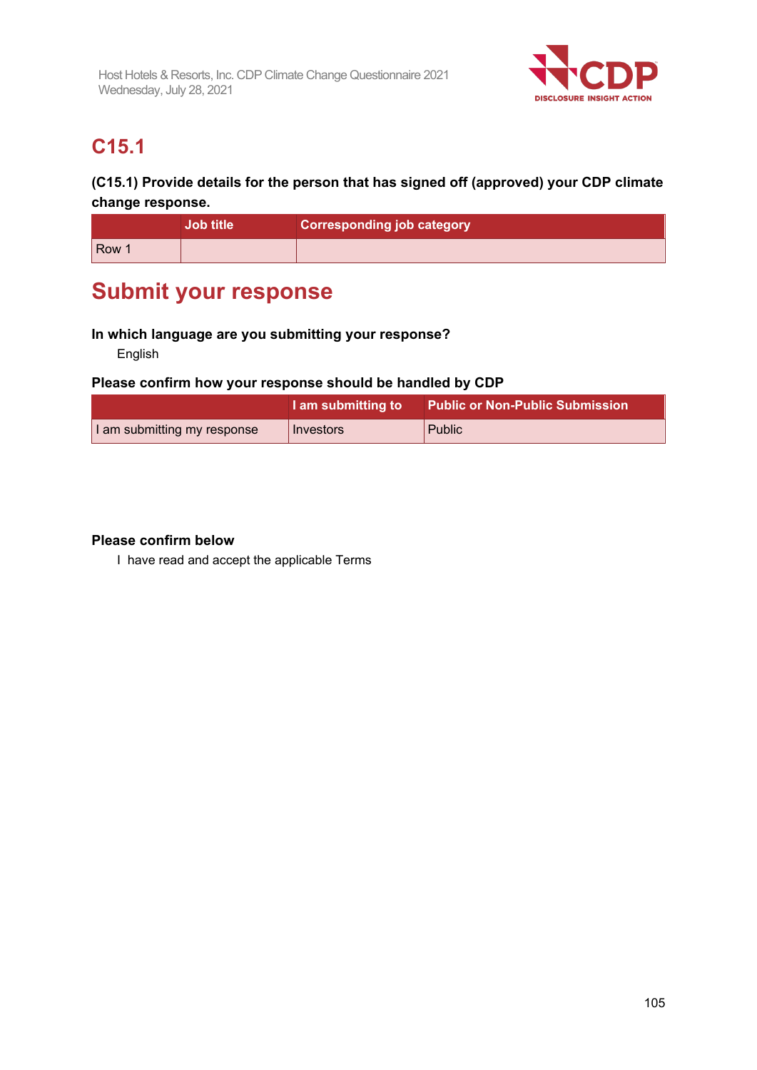## C15.1

**(C15.1) Provide details for the person that has signed off (approved) your CDP climate change response.**

| | Job title | Corresponding job category |
|---|---|---|
| Row 1 | | |

# Submit your response

**In which language are you submitting your response?**

English

**Please confirm how your response should be handled by CDP**

| | I am submitting to | Public or Non-Public Submission |
|---|---|---|
| I am submitting my response | Investors | Public |

**Please confirm below**

I have read and accept the applicable Terms